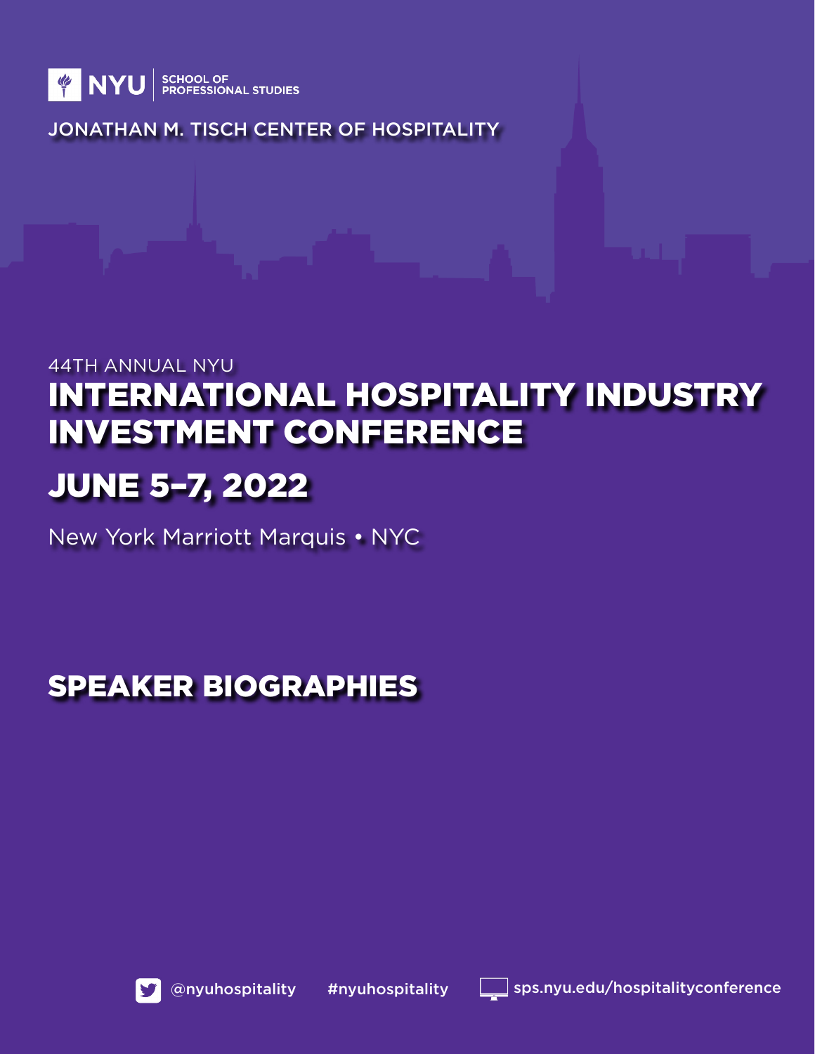NYU | SCHOOL OF PROFESSIONAL STUDIES

JONATHAN M. TISCH CENTER OF HOSPITALITY

44TH ANNUAL NYU

# INTERNATIONAL HOSPITALITY INDUSTRY INVESTMENT CONFERENCE

## JUNE 5–7, 2022

New York Marriott Marquis • NYC

# SPEAKER BIOGRAPHIES

@nyuhospitality #nyuhospitality sps.nyu.edu/hospitalityconference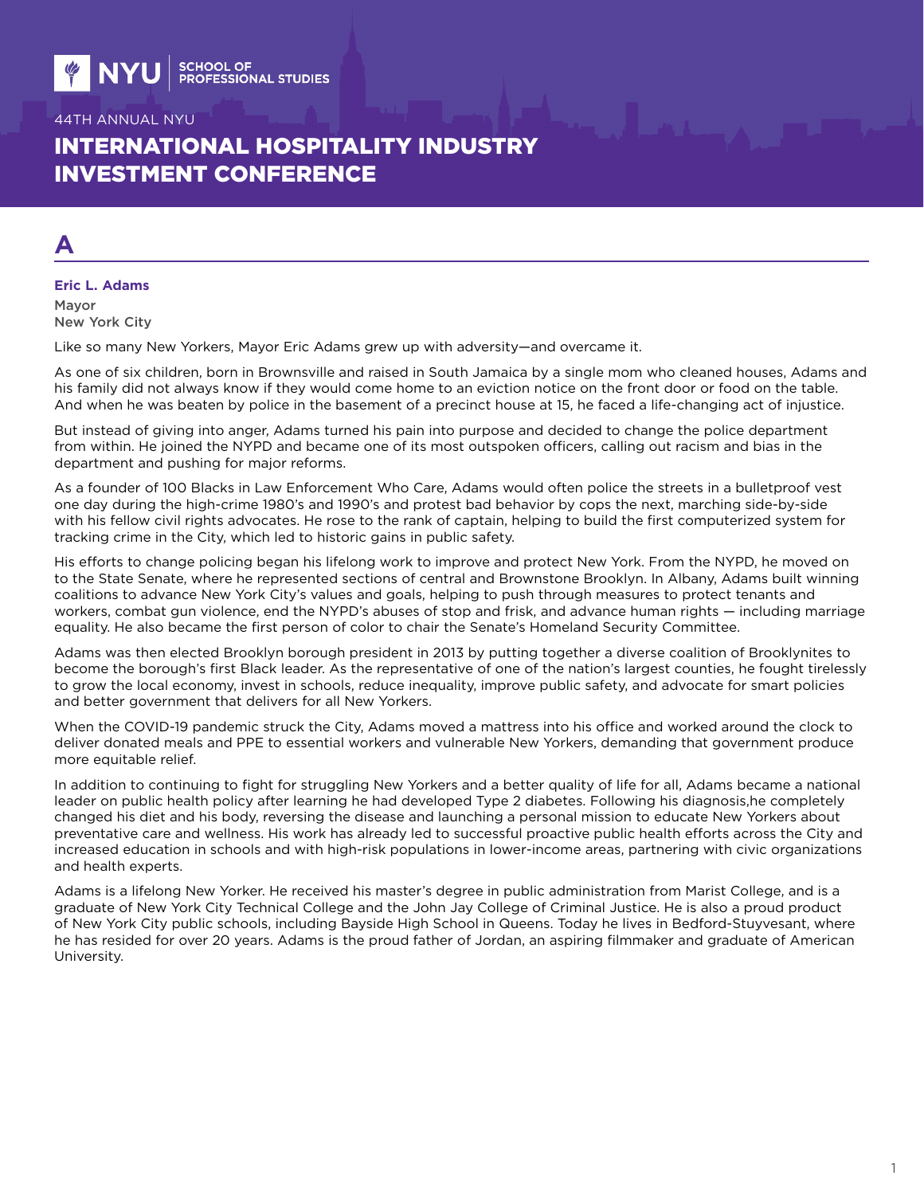44TH ANNUAL NYU

# INTERNATIONAL HOSPITALITY INDUSTRY INVESTMENT CONFERENCE

## A

**Eric L. Adams**

Mayor
New York City

Like so many New Yorkers, Mayor Eric Adams grew up with adversity—and overcame it.

As one of six children, born in Brownsville and raised in South Jamaica by a single mom who cleaned houses, Adams and his family did not always know if they would come home to an eviction notice on the front door or food on the table. And when he was beaten by police in the basement of a precinct house at 15, he faced a life-changing act of injustice.

But instead of giving into anger, Adams turned his pain into purpose and decided to change the police department from within. He joined the NYPD and became one of its most outspoken officers, calling out racism and bias in the department and pushing for major reforms.

As a founder of 100 Blacks in Law Enforcement Who Care, Adams would often police the streets in a bulletproof vest one day during the high-crime 1980's and 1990's and protest bad behavior by cops the next, marching side-by-side with his fellow civil rights advocates. He rose to the rank of captain, helping to build the first computerized system for tracking crime in the City, which led to historic gains in public safety.

His efforts to change policing began his lifelong work to improve and protect New York. From the NYPD, he moved on to the State Senate, where he represented sections of central and Brownstone Brooklyn. In Albany, Adams built winning coalitions to advance New York City's values and goals, helping to push through measures to protect tenants and workers, combat gun violence, end the NYPD's abuses of stop and frisk, and advance human rights — including marriage equality. He also became the first person of color to chair the Senate's Homeland Security Committee.

Adams was then elected Brooklyn borough president in 2013 by putting together a diverse coalition of Brooklynites to become the borough's first Black leader. As the representative of one of the nation's largest counties, he fought tirelessly to grow the local economy, invest in schools, reduce inequality, improve public safety, and advocate for smart policies and better government that delivers for all New Yorkers.

When the COVID-19 pandemic struck the City, Adams moved a mattress into his office and worked around the clock to deliver donated meals and PPE to essential workers and vulnerable New Yorkers, demanding that government produce more equitable relief.

In addition to continuing to fight for struggling New Yorkers and a better quality of life for all, Adams became a national leader on public health policy after learning he had developed Type 2 diabetes. Following his diagnosis,he completely changed his diet and his body, reversing the disease and launching a personal mission to educate New Yorkers about preventative care and wellness. His work has already led to successful proactive public health efforts across the City and increased education in schools and with high-risk populations in lower-income areas, partnering with civic organizations and health experts.

Adams is a lifelong New Yorker. He received his master's degree in public administration from Marist College, and is a graduate of New York City Technical College and the John Jay College of Criminal Justice. He is also a proud product of New York City public schools, including Bayside High School in Queens. Today he lives in Bedford-Stuyvesant, where he has resided for over 20 years. Adams is the proud father of Jordan, an aspiring filmmaker and graduate of American University.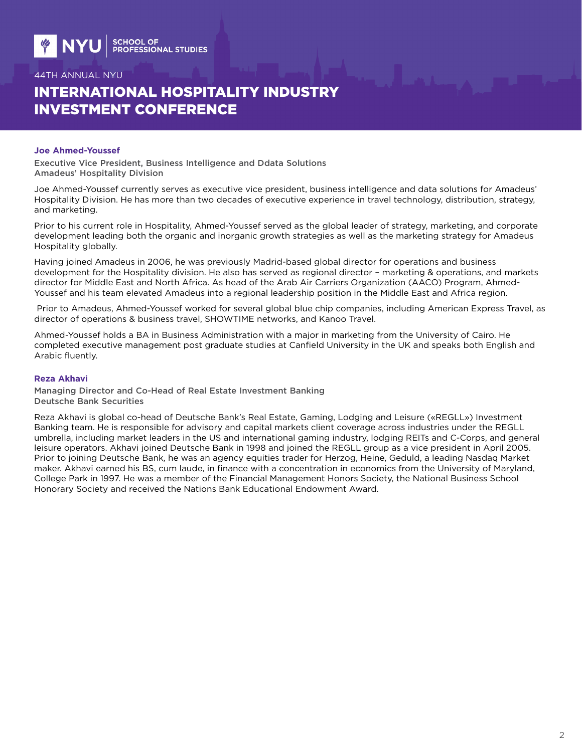# 44TH ANNUAL NYU

# INTERNATIONAL HOSPITALITY INDUSTRY INVESTMENT CONFERENCE

### Joe Ahmed-Youssef

**Executive Vice President, Business Intelligence and Ddata Solutions**
**Amadeus' Hospitality Division**

Joe Ahmed-Youssef currently serves as executive vice president, business intelligence and data solutions for Amadeus' Hospitality Division. He has more than two decades of executive experience in travel technology, distribution, strategy, and marketing.

Prior to his current role in Hospitality, Ahmed-Youssef served as the global leader of strategy, marketing, and corporate development leading both the organic and inorganic growth strategies as well as the marketing strategy for Amadeus Hospitality globally.

Having joined Amadeus in 2006, he was previously Madrid-based global director for operations and business development for the Hospitality division. He also has served as regional director – marketing & operations, and markets director for Middle East and North Africa. As head of the Arab Air Carriers Organization (AACO) Program, Ahmed-Youssef and his team elevated Amadeus into a regional leadership position in the Middle East and Africa region.

Prior to Amadeus, Ahmed-Youssef worked for several global blue chip companies, including American Express Travel, as director of operations & business travel, SHOWTIME networks, and Kanoo Travel.

Ahmed-Youssef holds a BA in Business Administration with a major in marketing from the University of Cairo. He completed executive management post graduate studies at Canfield University in the UK and speaks both English and Arabic fluently.

### Reza Akhavi

**Managing Director and Co-Head of Real Estate Investment Banking**
**Deutsche Bank Securities**

Reza Akhavi is global co-head of Deutsche Bank's Real Estate, Gaming, Lodging and Leisure («REGLL») Investment Banking team. He is responsible for advisory and capital markets client coverage across industries under the REGLL umbrella, including market leaders in the US and international gaming industry, lodging REITs and C-Corps, and general leisure operators. Akhavi joined Deutsche Bank in 1998 and joined the REGLL group as a vice president in April 2005. Prior to joining Deutsche Bank, he was an agency equities trader for Herzog, Heine, Geduld, a leading Nasdaq Market maker. Akhavi earned his BS, cum laude, in finance with a concentration in economics from the University of Maryland, College Park in 1997. He was a member of the Financial Management Honors Society, the National Business School Honorary Society and received the Nations Bank Educational Endowment Award.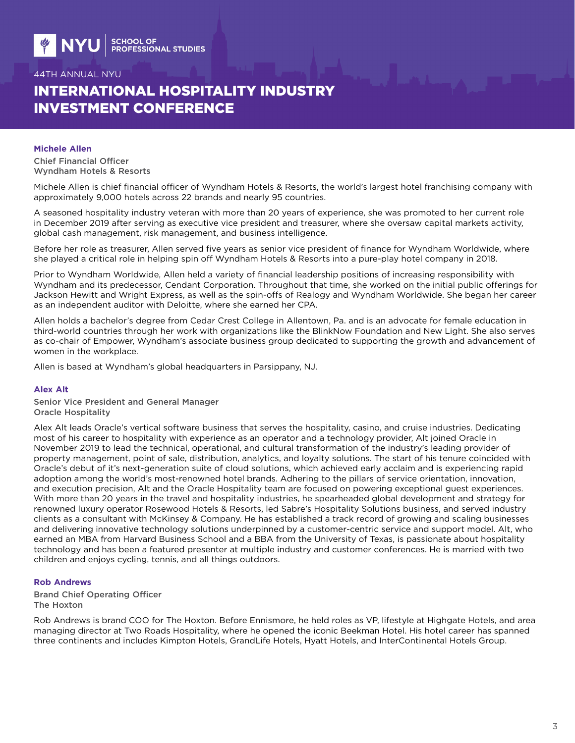### Michele Allen

**Chief Financial Officer**
**Wyndham Hotels & Resorts**

Michele Allen is chief financial officer of Wyndham Hotels & Resorts, the world's largest hotel franchising company with approximately 9,000 hotels across 22 brands and nearly 95 countries.

A seasoned hospitality industry veteran with more than 20 years of experience, she was promoted to her current role in December 2019 after serving as executive vice president and treasurer, where she oversaw capital markets activity, global cash management, risk management, and business intelligence.

Before her role as treasurer, Allen served five years as senior vice president of finance for Wyndham Worldwide, where she played a critical role in helping spin off Wyndham Hotels & Resorts into a pure-play hotel company in 2018.

Prior to Wyndham Worldwide, Allen held a variety of financial leadership positions of increasing responsibility with Wyndham and its predecessor, Cendant Corporation. Throughout that time, she worked on the initial public offerings for Jackson Hewitt and Wright Express, as well as the spin-offs of Realogy and Wyndham Worldwide. She began her career as an independent auditor with Deloitte, where she earned her CPA.

Allen holds a bachelor's degree from Cedar Crest College in Allentown, Pa. and is an advocate for female education in third-world countries through her work with organizations like the BlinkNow Foundation and New Light. She also serves as co-chair of Empower, Wyndham's associate business group dedicated to supporting the growth and advancement of women in the workplace.

Allen is based at Wyndham's global headquarters in Parsippany, NJ.

### Alex Alt

**Senior Vice President and General Manager**
**Oracle Hospitality**

Alex Alt leads Oracle's vertical software business that serves the hospitality, casino, and cruise industries. Dedicating most of his career to hospitality with experience as an operator and a technology provider, Alt joined Oracle in November 2019 to lead the technical, operational, and cultural transformation of the industry's leading provider of property management, point of sale, distribution, analytics, and loyalty solutions. The start of his tenure coincided with Oracle's debut of it's next-generation suite of cloud solutions, which achieved early acclaim and is experiencing rapid adoption among the world's most-renowned hotel brands. Adhering to the pillars of service orientation, innovation, and execution precision, Alt and the Oracle Hospitality team are focused on powering exceptional guest experiences. With more than 20 years in the travel and hospitality industries, he spearheaded global development and strategy for renowned luxury operator Rosewood Hotels & Resorts, led Sabre's Hospitality Solutions business, and served industry clients as a consultant with McKinsey & Company. He has established a track record of growing and scaling businesses and delivering innovative technology solutions underpinned by a customer-centric service and support model. Alt, who earned an MBA from Harvard Business School and a BBA from the University of Texas, is passionate about hospitality technology and has been a featured presenter at multiple industry and customer conferences. He is married with two children and enjoys cycling, tennis, and all things outdoors.

### Rob Andrews

**Brand Chief Operating Officer**
**The Hoxton**

Rob Andrews is brand COO for The Hoxton. Before Ennismore, he held roles as VP, lifestyle at Highgate Hotels, and area managing director at Two Roads Hospitality, where he opened the iconic Beekman Hotel. His hotel career has spanned three continents and includes Kimpton Hotels, GrandLife Hotels, Hyatt Hotels, and InterContinental Hotels Group.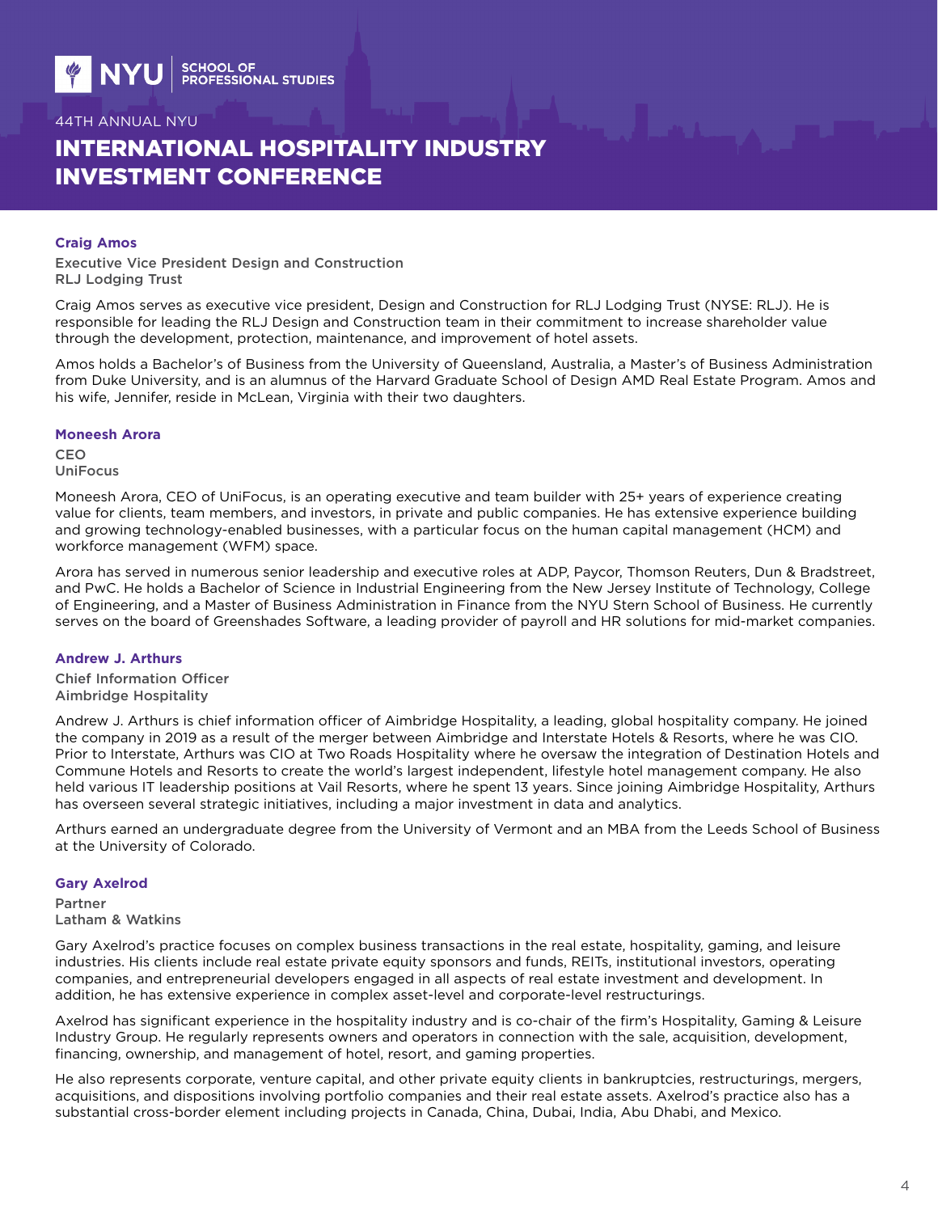### Craig Amos

**Executive Vice President Design and Construction**
**RLJ Lodging Trust**

Craig Amos serves as executive vice president, Design and Construction for RLJ Lodging Trust (NYSE: RLJ). He is responsible for leading the RLJ Design and Construction team in their commitment to increase shareholder value through the development, protection, maintenance, and improvement of hotel assets.

Amos holds a Bachelor's of Business from the University of Queensland, Australia, a Master's of Business Administration from Duke University, and is an alumnus of the Harvard Graduate School of Design AMD Real Estate Program. Amos and his wife, Jennifer, reside in McLean, Virginia with their two daughters.

### Moneesh Arora

**CEO**
**UniFocus**

Moneesh Arora, CEO of UniFocus, is an operating executive and team builder with 25+ years of experience creating value for clients, team members, and investors, in private and public companies. He has extensive experience building and growing technology-enabled businesses, with a particular focus on the human capital management (HCM) and workforce management (WFM) space.

Arora has served in numerous senior leadership and executive roles at ADP, Paycor, Thomson Reuters, Dun & Bradstreet, and PwC. He holds a Bachelor of Science in Industrial Engineering from the New Jersey Institute of Technology, College of Engineering, and a Master of Business Administration in Finance from the NYU Stern School of Business. He currently serves on the board of Greenshades Software, a leading provider of payroll and HR solutions for mid-market companies.

### Andrew J. Arthurs

**Chief Information Officer**
**Aimbridge Hospitality**

Andrew J. Arthurs is chief information officer of Aimbridge Hospitality, a leading, global hospitality company. He joined the company in 2019 as a result of the merger between Aimbridge and Interstate Hotels & Resorts, where he was CIO. Prior to Interstate, Arthurs was CIO at Two Roads Hospitality where he oversaw the integration of Destination Hotels and Commune Hotels and Resorts to create the world's largest independent, lifestyle hotel management company. He also held various IT leadership positions at Vail Resorts, where he spent 13 years. Since joining Aimbridge Hospitality, Arthurs has overseen several strategic initiatives, including a major investment in data and analytics.

Arthurs earned an undergraduate degree from the University of Vermont and an MBA from the Leeds School of Business at the University of Colorado.

### Gary Axelrod

**Partner**
**Latham & Watkins**

Gary Axelrod's practice focuses on complex business transactions in the real estate, hospitality, gaming, and leisure industries. His clients include real estate private equity sponsors and funds, REITs, institutional investors, operating companies, and entrepreneurial developers engaged in all aspects of real estate investment and development. In addition, he has extensive experience in complex asset-level and corporate-level restructurings.

Axelrod has significant experience in the hospitality industry and is co-chair of the firm's Hospitality, Gaming & Leisure Industry Group. He regularly represents owners and operators in connection with the sale, acquisition, development, financing, ownership, and management of hotel, resort, and gaming properties.

He also represents corporate, venture capital, and other private equity clients in bankruptcies, restructurings, mergers, acquisitions, and dispositions involving portfolio companies and their real estate assets. Axelrod's practice also has a substantial cross-border element including projects in Canada, China, Dubai, India, Abu Dhabi, and Mexico.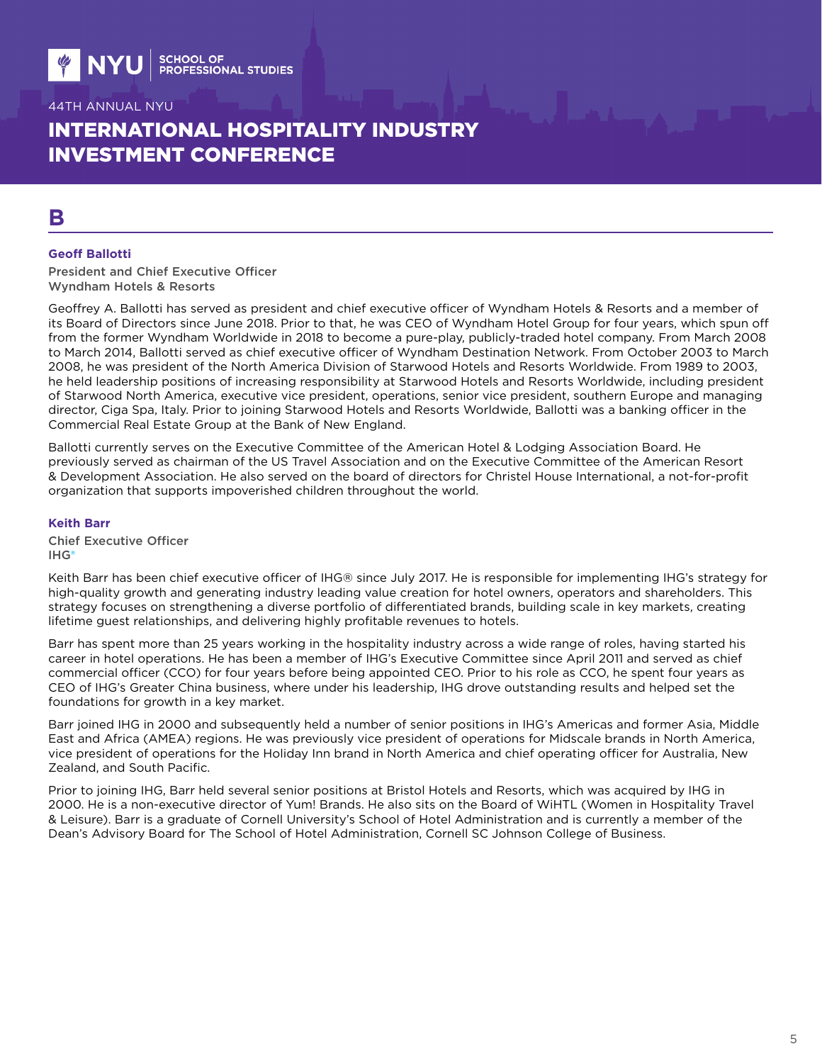# B

### Geoff Ballotti

President and Chief Executive Officer
Wyndham Hotels & Resorts

Geoffrey A. Ballotti has served as president and chief executive officer of Wyndham Hotels & Resorts and a member of its Board of Directors since June 2018. Prior to that, he was CEO of Wyndham Hotel Group for four years, which spun off from the former Wyndham Worldwide in 2018 to become a pure-play, publicly-traded hotel company. From March 2008 to March 2014, Ballotti served as chief executive officer of Wyndham Destination Network. From October 2003 to March 2008, he was president of the North America Division of Starwood Hotels and Resorts Worldwide. From 1989 to 2003, he held leadership positions of increasing responsibility at Starwood Hotels and Resorts Worldwide, including president of Starwood North America, executive vice president, operations, senior vice president, southern Europe and managing director, Ciga Spa, Italy. Prior to joining Starwood Hotels and Resorts Worldwide, Ballotti was a banking officer in the Commercial Real Estate Group at the Bank of New England.

Ballotti currently serves on the Executive Committee of the American Hotel & Lodging Association Board. He previously served as chairman of the US Travel Association and on the Executive Committee of the American Resort & Development Association. He also served on the board of directors for Christel House International, a not-for-profit organization that supports impoverished children throughout the world.

### Keith Barr

Chief Executive Officer
IHG®

Keith Barr has been chief executive officer of IHG® since July 2017. He is responsible for implementing IHG's strategy for high-quality growth and generating industry leading value creation for hotel owners, operators and shareholders. This strategy focuses on strengthening a diverse portfolio of differentiated brands, building scale in key markets, creating lifetime guest relationships, and delivering highly profitable revenues to hotels.

Barr has spent more than 25 years working in the hospitality industry across a wide range of roles, having started his career in hotel operations. He has been a member of IHG's Executive Committee since April 2011 and served as chief commercial officer (CCO) for four years before being appointed CEO. Prior to his role as CCO, he spent four years as CEO of IHG's Greater China business, where under his leadership, IHG drove outstanding results and helped set the foundations for growth in a key market.

Barr joined IHG in 2000 and subsequently held a number of senior positions in IHG's Americas and former Asia, Middle East and Africa (AMEA) regions. He was previously vice president of operations for Midscale brands in North America, vice president of operations for the Holiday Inn brand in North America and chief operating officer for Australia, New Zealand, and South Pacific.

Prior to joining IHG, Barr held several senior positions at Bristol Hotels and Resorts, which was acquired by IHG in 2000. He is a non-executive director of Yum! Brands. He also sits on the Board of WiHTL (Women in Hospitality Travel & Leisure). Barr is a graduate of Cornell University's School of Hotel Administration and is currently a member of the Dean's Advisory Board for The School of Hotel Administration, Cornell SC Johnson College of Business.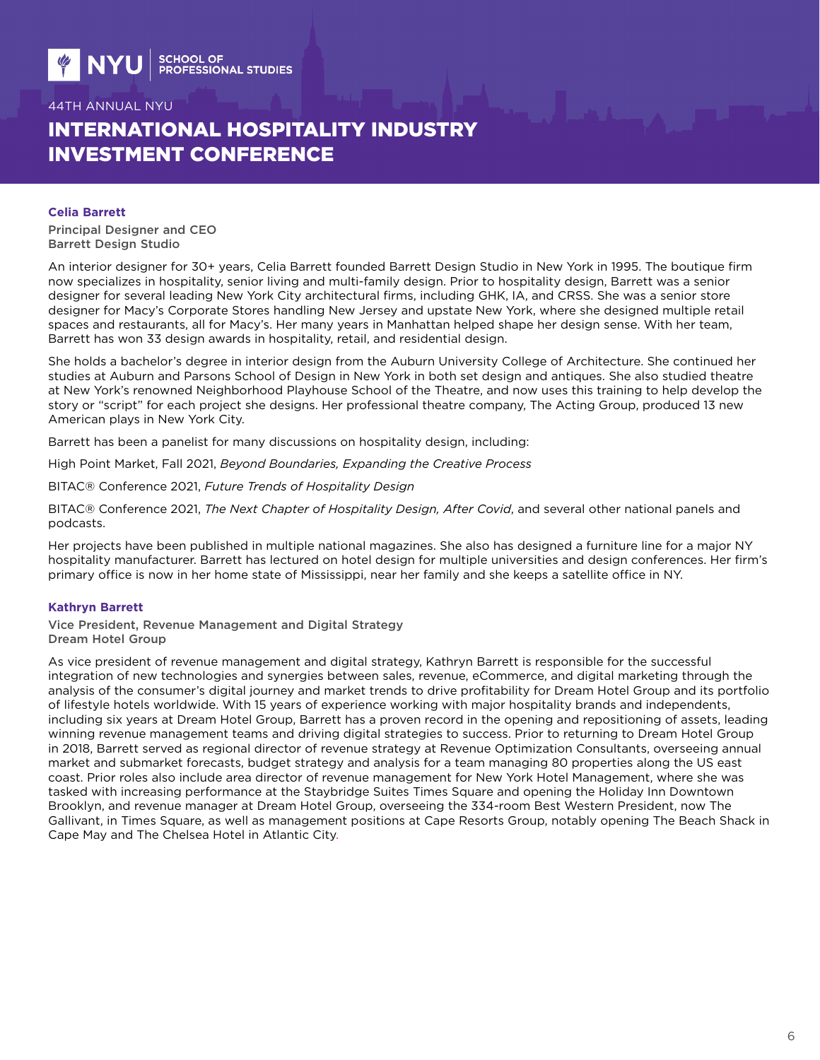## Celia Barrett

**Principal Designer and CEO**
**Barrett Design Studio**

An interior designer for 30+ years, Celia Barrett founded Barrett Design Studio in New York in 1995. The boutique firm now specializes in hospitality, senior living and multi-family design. Prior to hospitality design, Barrett was a senior designer for several leading New York City architectural firms, including GHK, IA, and CRSS. She was a senior store designer for Macy's Corporate Stores handling New Jersey and upstate New York, where she designed multiple retail spaces and restaurants, all for Macy's. Her many years in Manhattan helped shape her design sense. With her team, Barrett has won 33 design awards in hospitality, retail, and residential design.

She holds a bachelor's degree in interior design from the Auburn University College of Architecture. She continued her studies at Auburn and Parsons School of Design in New York in both set design and antiques. She also studied theatre at New York's renowned Neighborhood Playhouse School of the Theatre, and now uses this training to help develop the story or "script" for each project she designs. Her professional theatre company, The Acting Group, produced 13 new American plays in New York City.

Barrett has been a panelist for many discussions on hospitality design, including:

High Point Market, Fall 2021, *Beyond Boundaries, Expanding the Creative Process*

BITAC® Conference 2021, *Future Trends of Hospitality Design*

BITAC® Conference 2021, *The Next Chapter of Hospitality Design, After Covid*, and several other national panels and podcasts.

Her projects have been published in multiple national magazines. She also has designed a furniture line for a major NY hospitality manufacturer. Barrett has lectured on hotel design for multiple universities and design conferences. Her firm's primary office is now in her home state of Mississippi, near her family and she keeps a satellite office in NY.

## Kathryn Barrett

**Vice President, Revenue Management and Digital Strategy**
**Dream Hotel Group**

As vice president of revenue management and digital strategy, Kathryn Barrett is responsible for the successful integration of new technologies and synergies between sales, revenue, eCommerce, and digital marketing through the analysis of the consumer's digital journey and market trends to drive profitability for Dream Hotel Group and its portfolio of lifestyle hotels worldwide. With 15 years of experience working with major hospitality brands and independents, including six years at Dream Hotel Group, Barrett has a proven record in the opening and repositioning of assets, leading winning revenue management teams and driving digital strategies to success. Prior to returning to Dream Hotel Group in 2018, Barrett served as regional director of revenue strategy at Revenue Optimization Consultants, overseeing annual market and submarket forecasts, budget strategy and analysis for a team managing 80 properties along the US east coast. Prior roles also include area director of revenue management for New York Hotel Management, where she was tasked with increasing performance at the Staybridge Suites Times Square and opening the Holiday Inn Downtown Brooklyn, and revenue manager at Dream Hotel Group, overseeing the 334-room Best Western President, now The Gallivant, in Times Square, as well as management positions at Cape Resorts Group, notably opening The Beach Shack in Cape May and The Chelsea Hotel in Atlantic City.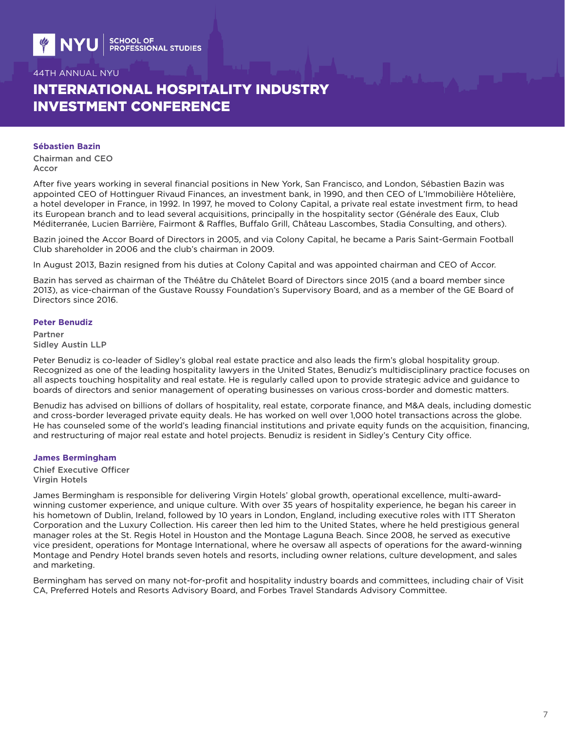**Sébastien Bazin**

Chairman and CEO
Accor

After five years working in several financial positions in New York, San Francisco, and London, Sébastien Bazin was appointed CEO of Hottinguer Rivaud Finances, an investment bank, in 1990, and then CEO of L'Immobilière Hôtelière, a hotel developer in France, in 1992. In 1997, he moved to Colony Capital, a private real estate investment firm, to head its European branch and to lead several acquisitions, principally in the hospitality sector (Générale des Eaux, Club Méditerranée, Lucien Barrière, Fairmont & Raffles, Buffalo Grill, Château Lascombes, Stadia Consulting, and others).

Bazin joined the Accor Board of Directors in 2005, and via Colony Capital, he became a Paris Saint-Germain Football Club shareholder in 2006 and the club's chairman in 2009.

In August 2013, Bazin resigned from his duties at Colony Capital and was appointed chairman and CEO of Accor.

Bazin has served as chairman of the Théâtre du Châtelet Board of Directors since 2015 (and a board member since 2013), as vice-chairman of the Gustave Roussy Foundation's Supervisory Board, and as a member of the GE Board of Directors since 2016.

**Peter Benudiz**

Partner
Sidley Austin LLP

Peter Benudiz is co-leader of Sidley's global real estate practice and also leads the firm's global hospitality group. Recognized as one of the leading hospitality lawyers in the United States, Benudiz's multidisciplinary practice focuses on all aspects touching hospitality and real estate. He is regularly called upon to provide strategic advice and guidance to boards of directors and senior management of operating businesses on various cross-border and domestic matters.

Benudiz has advised on billions of dollars of hospitality, real estate, corporate finance, and M&A deals, including domestic and cross-border leveraged private equity deals. He has worked on well over 1,000 hotel transactions across the globe. He has counseled some of the world's leading financial institutions and private equity funds on the acquisition, financing, and restructuring of major real estate and hotel projects. Benudiz is resident in Sidley's Century City office.

**James Bermingham**

Chief Executive Officer
Virgin Hotels

James Bermingham is responsible for delivering Virgin Hotels' global growth, operational excellence, multi-award-winning customer experience, and unique culture. With over 35 years of hospitality experience, he began his career in his hometown of Dublin, Ireland, followed by 10 years in London, England, including executive roles with ITT Sheraton Corporation and the Luxury Collection. His career then led him to the United States, where he held prestigious general manager roles at the St. Regis Hotel in Houston and the Montage Laguna Beach. Since 2008, he served as executive vice president, operations for Montage International, where he oversaw all aspects of operations for the award-winning Montage and Pendry Hotel brands seven hotels and resorts, including owner relations, culture development, and sales and marketing.

Bermingham has served on many not-for-profit and hospitality industry boards and committees, including chair of Visit CA, Preferred Hotels and Resorts Advisory Board, and Forbes Travel Standards Advisory Committee.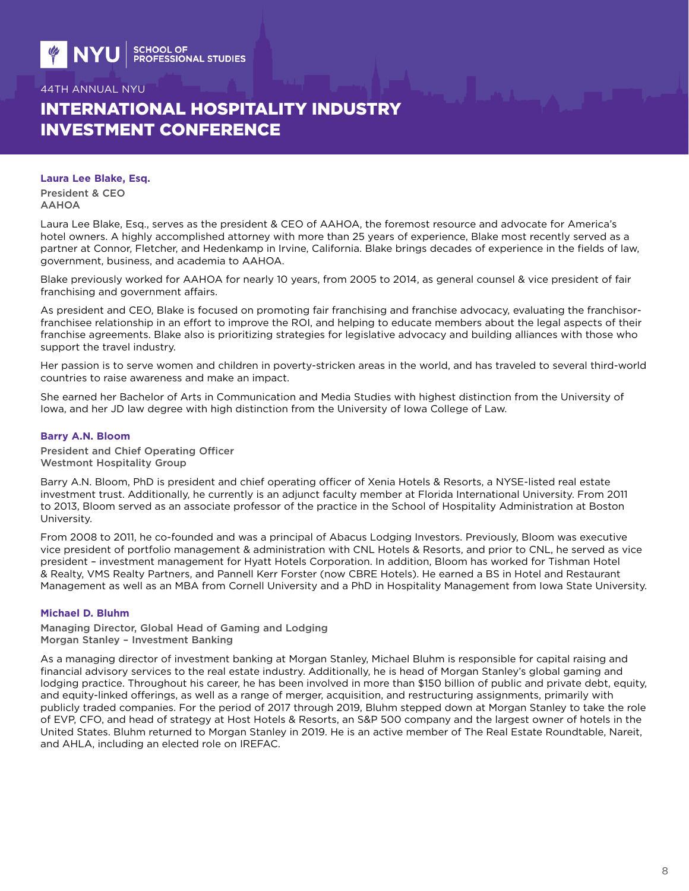**Laura Lee Blake, Esq.**

President & CEO
AAHOA

Laura Lee Blake, Esq., serves as the president & CEO of AAHOA, the foremost resource and advocate for America's hotel owners. A highly accomplished attorney with more than 25 years of experience, Blake most recently served as a partner at Connor, Fletcher, and Hedenkamp in Irvine, California. Blake brings decades of experience in the fields of law, government, business, and academia to AAHOA.

Blake previously worked for AAHOA for nearly 10 years, from 2005 to 2014, as general counsel & vice president of fair franchising and government affairs.

As president and CEO, Blake is focused on promoting fair franchising and franchise advocacy, evaluating the franchisor-franchisee relationship in an effort to improve the ROI, and helping to educate members about the legal aspects of their franchise agreements. Blake also is prioritizing strategies for legislative advocacy and building alliances with those who support the travel industry.

Her passion is to serve women and children in poverty-stricken areas in the world, and has traveled to several third-world countries to raise awareness and make an impact.

She earned her Bachelor of Arts in Communication and Media Studies with highest distinction from the University of Iowa, and her JD law degree with high distinction from the University of Iowa College of Law.

**Barry A.N. Bloom**

President and Chief Operating Officer
Westmont Hospitality Group

Barry A.N. Bloom, PhD is president and chief operating officer of Xenia Hotels & Resorts, a NYSE-listed real estate investment trust. Additionally, he currently is an adjunct faculty member at Florida International University. From 2011 to 2013, Bloom served as an associate professor of the practice in the School of Hospitality Administration at Boston University.

From 2008 to 2011, he co-founded and was a principal of Abacus Lodging Investors. Previously, Bloom was executive vice president of portfolio management & administration with CNL Hotels & Resorts, and prior to CNL, he served as vice president – investment management for Hyatt Hotels Corporation. In addition, Bloom has worked for Tishman Hotel & Realty, VMS Realty Partners, and Pannell Kerr Forster (now CBRE Hotels). He earned a BS in Hotel and Restaurant Management as well as an MBA from Cornell University and a PhD in Hospitality Management from Iowa State University.

**Michael D. Bluhm**

Managing Director, Global Head of Gaming and Lodging
Morgan Stanley – Investment Banking

As a managing director of investment banking at Morgan Stanley, Michael Bluhm is responsible for capital raising and financial advisory services to the real estate industry. Additionally, he is head of Morgan Stanley's global gaming and lodging practice. Throughout his career, he has been involved in more than $150 billion of public and private debt, equity, and equity-linked offerings, as well as a range of merger, acquisition, and restructuring assignments, primarily with publicly traded companies. For the period of 2017 through 2019, Bluhm stepped down at Morgan Stanley to take the role of EVP, CFO, and head of strategy at Host Hotels & Resorts, an S&P 500 company and the largest owner of hotels in the United States. Bluhm returned to Morgan Stanley in 2019. He is an active member of The Real Estate Roundtable, Nareit, and AHLA, including an elected role on IREFAC.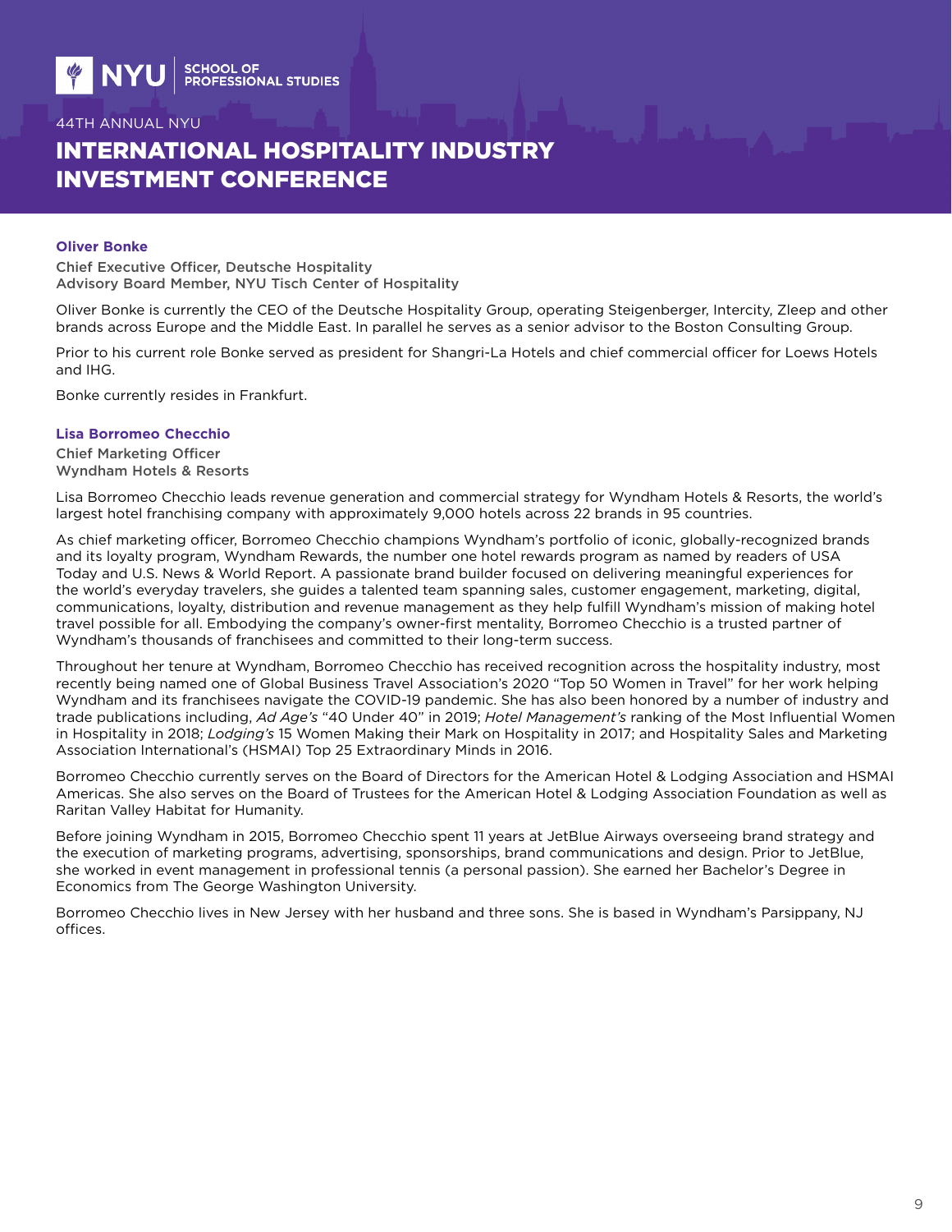**Oliver Bonke**

Chief Executive Officer, Deutsche Hospitality
Advisory Board Member, NYU Tisch Center of Hospitality

Oliver Bonke is currently the CEO of the Deutsche Hospitality Group, operating Steigenberger, Intercity, Zleep and other brands across Europe and the Middle East. In parallel he serves as a senior advisor to the Boston Consulting Group.

Prior to his current role Bonke served as president for Shangri-La Hotels and chief commercial officer for Loews Hotels and IHG.

Bonke currently resides in Frankfurt.

**Lisa Borromeo Checchio**

Chief Marketing Officer
Wyndham Hotels & Resorts

Lisa Borromeo Checchio leads revenue generation and commercial strategy for Wyndham Hotels & Resorts, the world's largest hotel franchising company with approximately 9,000 hotels across 22 brands in 95 countries.

As chief marketing officer, Borromeo Checchio champions Wyndham's portfolio of iconic, globally-recognized brands and its loyalty program, Wyndham Rewards, the number one hotel rewards program as named by readers of USA Today and U.S. News & World Report. A passionate brand builder focused on delivering meaningful experiences for the world's everyday travelers, she guides a talented team spanning sales, customer engagement, marketing, digital, communications, loyalty, distribution and revenue management as they help fulfill Wyndham's mission of making hotel travel possible for all. Embodying the company's owner-first mentality, Borromeo Checchio is a trusted partner of Wyndham's thousands of franchisees and committed to their long-term success.

Throughout her tenure at Wyndham, Borromeo Checchio has received recognition across the hospitality industry, most recently being named one of Global Business Travel Association's 2020 "Top 50 Women in Travel" for her work helping Wyndham and its franchisees navigate the COVID-19 pandemic. She has also been honored by a number of industry and trade publications including, *Ad Age's* "40 Under 40" in 2019; *Hotel Management's* ranking of the Most Influential Women in Hospitality in 2018; *Lodging's* 15 Women Making their Mark on Hospitality in 2017; and Hospitality Sales and Marketing Association International's (HSMAI) Top 25 Extraordinary Minds in 2016.

Borromeo Checchio currently serves on the Board of Directors for the American Hotel & Lodging Association and HSMAI Americas. She also serves on the Board of Trustees for the American Hotel & Lodging Association Foundation as well as Raritan Valley Habitat for Humanity.

Before joining Wyndham in 2015, Borromeo Checchio spent 11 years at JetBlue Airways overseeing brand strategy and the execution of marketing programs, advertising, sponsorships, brand communications and design. Prior to JetBlue, she worked in event management in professional tennis (a personal passion). She earned her Bachelor's Degree in Economics from The George Washington University.

Borromeo Checchio lives in New Jersey with her husband and three sons. She is based in Wyndham's Parsippany, NJ offices.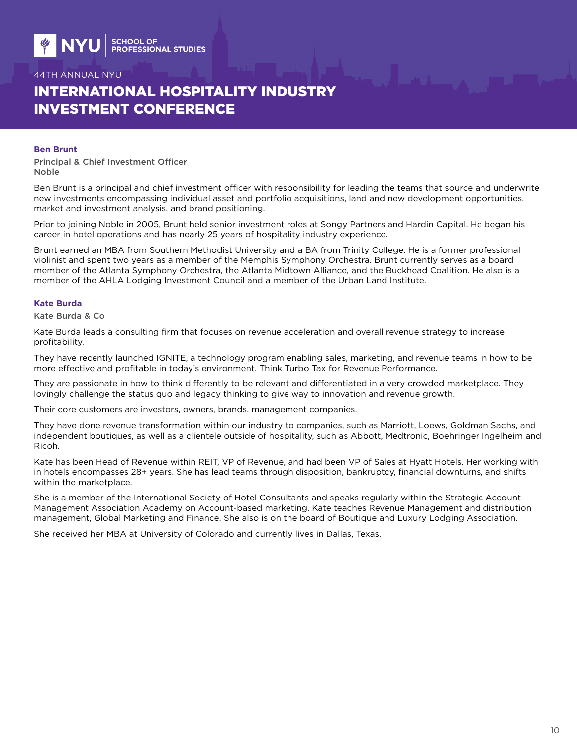### Ben Brunt

Principal & Chief Investment Officer
Noble

Ben Brunt is a principal and chief investment officer with responsibility for leading the teams that source and underwrite new investments encompassing individual asset and portfolio acquisitions, land and new development opportunities, market and investment analysis, and brand positioning.

Prior to joining Noble in 2005, Brunt held senior investment roles at Songy Partners and Hardin Capital. He began his career in hotel operations and has nearly 25 years of hospitality industry experience.

Brunt earned an MBA from Southern Methodist University and a BA from Trinity College. He is a former professional violinist and spent two years as a member of the Memphis Symphony Orchestra. Brunt currently serves as a board member of the Atlanta Symphony Orchestra, the Atlanta Midtown Alliance, and the Buckhead Coalition. He also is a member of the AHLA Lodging Investment Council and a member of the Urban Land Institute.

### Kate Burda

Kate Burda & Co

Kate Burda leads a consulting firm that focuses on revenue acceleration and overall revenue strategy to increase profitability.

They have recently launched IGNITE, a technology program enabling sales, marketing, and revenue teams in how to be more effective and profitable in today's environment. Think Turbo Tax for Revenue Performance.

They are passionate in how to think differently to be relevant and differentiated in a very crowded marketplace. They lovingly challenge the status quo and legacy thinking to give way to innovation and revenue growth.

Their core customers are investors, owners, brands, management companies.

They have done revenue transformation within our industry to companies, such as Marriott, Loews, Goldman Sachs, and independent boutiques, as well as a clientele outside of hospitality, such as Abbott, Medtronic, Boehringer Ingelheim and Ricoh.

Kate has been Head of Revenue within REIT, VP of Revenue, and had been VP of Sales at Hyatt Hotels. Her working with in hotels encompasses 28+ years. She has lead teams through disposition, bankruptcy, financial downturns, and shifts within the marketplace.

She is a member of the International Society of Hotel Consultants and speaks regularly within the Strategic Account Management Association Academy on Account-based marketing. Kate teaches Revenue Management and distribution management, Global Marketing and Finance. She also is on the board of Boutique and Luxury Lodging Association.

She received her MBA at University of Colorado and currently lives in Dallas, Texas.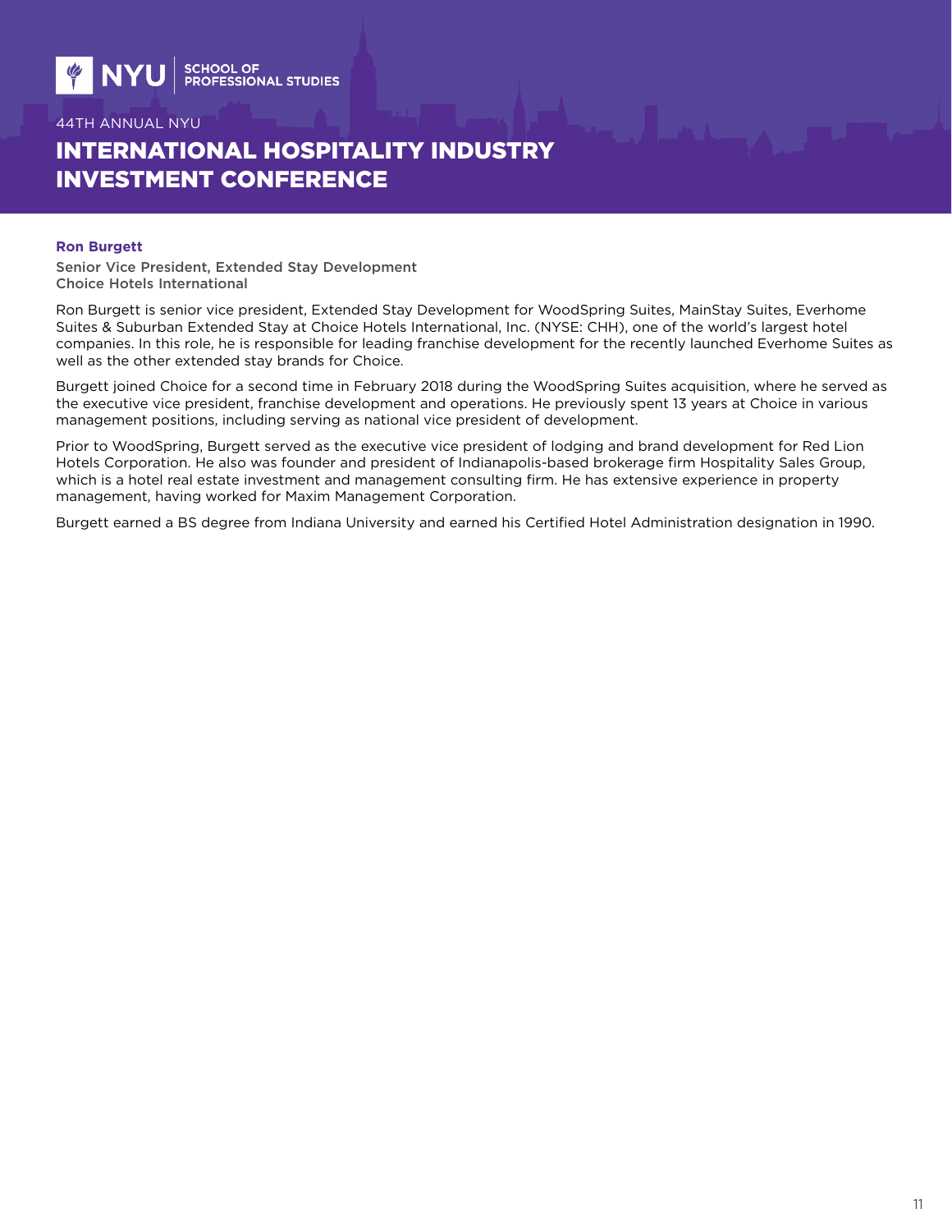## Ron Burgett

Senior Vice President, Extended Stay Development
Choice Hotels International

Ron Burgett is senior vice president, Extended Stay Development for WoodSpring Suites, MainStay Suites, Everhome Suites & Suburban Extended Stay at Choice Hotels International, Inc. (NYSE: CHH), one of the world's largest hotel companies. In this role, he is responsible for leading franchise development for the recently launched Everhome Suites as well as the other extended stay brands for Choice.

Burgett joined Choice for a second time in February 2018 during the WoodSpring Suites acquisition, where he served as the executive vice president, franchise development and operations. He previously spent 13 years at Choice in various management positions, including serving as national vice president of development.

Prior to WoodSpring, Burgett served as the executive vice president of lodging and brand development for Red Lion Hotels Corporation. He also was founder and president of Indianapolis-based brokerage firm Hospitality Sales Group, which is a hotel real estate investment and management consulting firm. He has extensive experience in property management, having worked for Maxim Management Corporation.

Burgett earned a BS degree from Indiana University and earned his Certified Hotel Administration designation in 1990.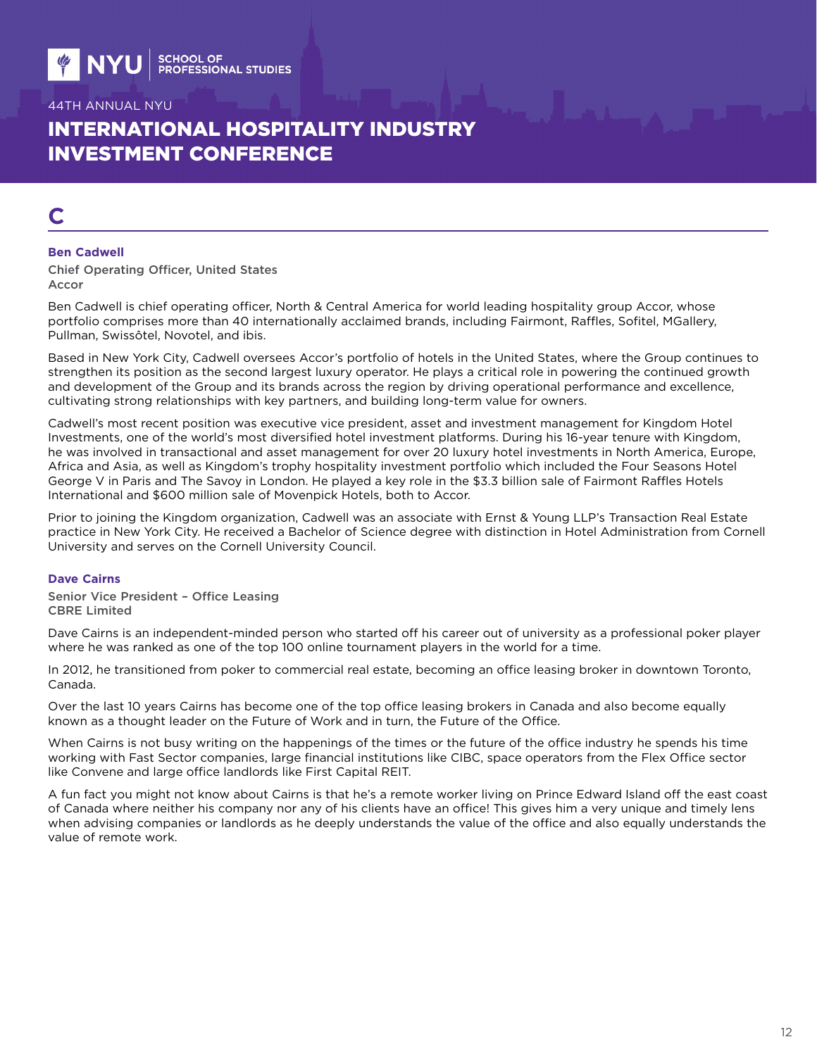# C

### Ben Cadwell

Chief Operating Officer, United States
Accor

Ben Cadwell is chief operating officer, North & Central America for world leading hospitality group Accor, whose portfolio comprises more than 40 internationally acclaimed brands, including Fairmont, Raffles, Sofitel, MGallery, Pullman, Swissôtel, Novotel, and ibis.

Based in New York City, Cadwell oversees Accor's portfolio of hotels in the United States, where the Group continues to strengthen its position as the second largest luxury operator. He plays a critical role in powering the continued growth and development of the Group and its brands across the region by driving operational performance and excellence, cultivating strong relationships with key partners, and building long-term value for owners.

Cadwell's most recent position was executive vice president, asset and investment management for Kingdom Hotel Investments, one of the world's most diversified hotel investment platforms. During his 16-year tenure with Kingdom, he was involved in transactional and asset management for over 20 luxury hotel investments in North America, Europe, Africa and Asia, as well as Kingdom's trophy hospitality investment portfolio which included the Four Seasons Hotel George V in Paris and The Savoy in London. He played a key role in the $3.3 billion sale of Fairmont Raffles Hotels International and $600 million sale of Movenpick Hotels, both to Accor.

Prior to joining the Kingdom organization, Cadwell was an associate with Ernst & Young LLP's Transaction Real Estate practice in New York City. He received a Bachelor of Science degree with distinction in Hotel Administration from Cornell University and serves on the Cornell University Council.

### Dave Cairns

Senior Vice President – Office Leasing
CBRE Limited

Dave Cairns is an independent-minded person who started off his career out of university as a professional poker player where he was ranked as one of the top 100 online tournament players in the world for a time.

In 2012, he transitioned from poker to commercial real estate, becoming an office leasing broker in downtown Toronto, Canada.

Over the last 10 years Cairns has become one of the top office leasing brokers in Canada and also become equally known as a thought leader on the Future of Work and in turn, the Future of the Office.

When Cairns is not busy writing on the happenings of the times or the future of the office industry he spends his time working with Fast Sector companies, large financial institutions like CIBC, space operators from the Flex Office sector like Convene and large office landlords like First Capital REIT.

A fun fact you might not know about Cairns is that he's a remote worker living on Prince Edward Island off the east coast of Canada where neither his company nor any of his clients have an office! This gives him a very unique and timely lens when advising companies or landlords as he deeply understands the value of the office and also equally understands the value of remote work.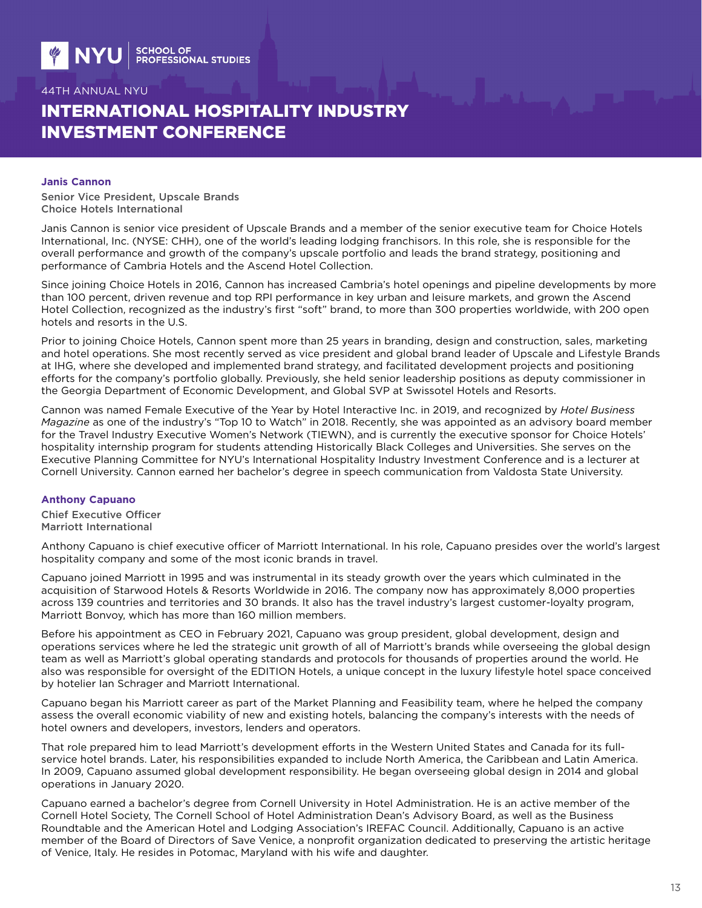### Janis Cannon

**Senior Vice President, Upscale Brands**
**Choice Hotels International**

Janis Cannon is senior vice president of Upscale Brands and a member of the senior executive team for Choice Hotels International, Inc. (NYSE: CHH), one of the world's leading lodging franchisors. In this role, she is responsible for the overall performance and growth of the company's upscale portfolio and leads the brand strategy, positioning and performance of Cambria Hotels and the Ascend Hotel Collection.

Since joining Choice Hotels in 2016, Cannon has increased Cambria's hotel openings and pipeline developments by more than 100 percent, driven revenue and top RPI performance in key urban and leisure markets, and grown the Ascend Hotel Collection, recognized as the industry's first "soft" brand, to more than 300 properties worldwide, with 200 open hotels and resorts in the U.S.

Prior to joining Choice Hotels, Cannon spent more than 25 years in branding, design and construction, sales, marketing and hotel operations. She most recently served as vice president and global brand leader of Upscale and Lifestyle Brands at IHG, where she developed and implemented brand strategy, and facilitated development projects and positioning efforts for the company's portfolio globally. Previously, she held senior leadership positions as deputy commissioner in the Georgia Department of Economic Development, and Global SVP at Swissotel Hotels and Resorts.

Cannon was named Female Executive of the Year by Hotel Interactive Inc. in 2019, and recognized by *Hotel Business Magazine* as one of the industry's "Top 10 to Watch" in 2018. Recently, she was appointed as an advisory board member for the Travel Industry Executive Women's Network (TIEWN), and is currently the executive sponsor for Choice Hotels' hospitality internship program for students attending Historically Black Colleges and Universities. She serves on the Executive Planning Committee for NYU's International Hospitality Industry Investment Conference and is a lecturer at Cornell University. Cannon earned her bachelor's degree in speech communication from Valdosta State University.

### Anthony Capuano

**Chief Executive Officer**
**Marriott International**

Anthony Capuano is chief executive officer of Marriott International. In his role, Capuano presides over the world's largest hospitality company and some of the most iconic brands in travel.

Capuano joined Marriott in 1995 and was instrumental in its steady growth over the years which culminated in the acquisition of Starwood Hotels & Resorts Worldwide in 2016. The company now has approximately 8,000 properties across 139 countries and territories and 30 brands. It also has the travel industry's largest customer-loyalty program, Marriott Bonvoy, which has more than 160 million members.

Before his appointment as CEO in February 2021, Capuano was group president, global development, design and operations services where he led the strategic unit growth of all of Marriott's brands while overseeing the global design team as well as Marriott's global operating standards and protocols for thousands of properties around the world. He also was responsible for oversight of the EDITION Hotels, a unique concept in the luxury lifestyle hotel space conceived by hotelier Ian Schrager and Marriott International.

Capuano began his Marriott career as part of the Market Planning and Feasibility team, where he helped the company assess the overall economic viability of new and existing hotels, balancing the company's interests with the needs of hotel owners and developers, investors, lenders and operators.

That role prepared him to lead Marriott's development efforts in the Western United States and Canada for its full-service hotel brands. Later, his responsibilities expanded to include North America, the Caribbean and Latin America. In 2009, Capuano assumed global development responsibility. He began overseeing global design in 2014 and global operations in January 2020.

Capuano earned a bachelor's degree from Cornell University in Hotel Administration. He is an active member of the Cornell Hotel Society, The Cornell School of Hotel Administration Dean's Advisory Board, as well as the Business Roundtable and the American Hotel and Lodging Association's IREFAC Council. Additionally, Capuano is an active member of the Board of Directors of Save Venice, a nonprofit organization dedicated to preserving the artistic heritage of Venice, Italy. He resides in Potomac, Maryland with his wife and daughter.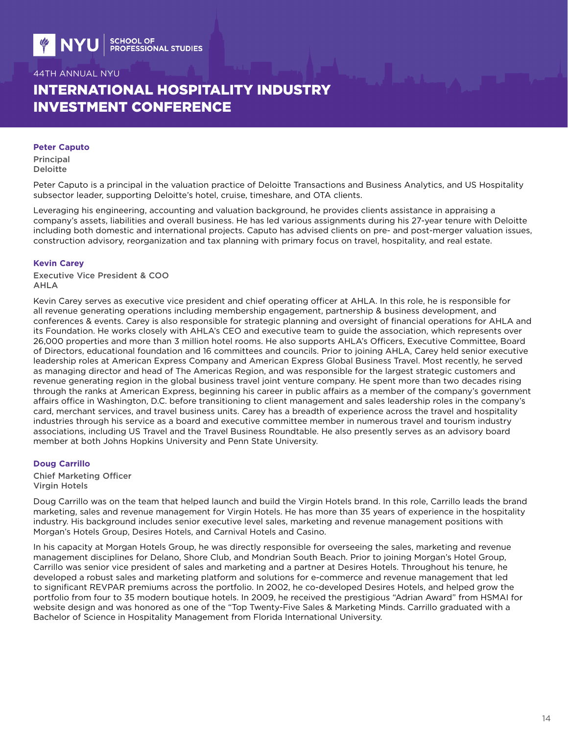**Peter Caputo**

Principal
Deloitte

Peter Caputo is a principal in the valuation practice of Deloitte Transactions and Business Analytics, and US Hospitality subsector leader, supporting Deloitte's hotel, cruise, timeshare, and OTA clients.

Leveraging his engineering, accounting and valuation background, he provides clients assistance in appraising a company's assets, liabilities and overall business. He has led various assignments during his 27-year tenure with Deloitte including both domestic and international projects. Caputo has advised clients on pre- and post-merger valuation issues, construction advisory, reorganization and tax planning with primary focus on travel, hospitality, and real estate.

**Kevin Carey**

Executive Vice President & COO
AHLA

Kevin Carey serves as executive vice president and chief operating officer at AHLA. In this role, he is responsible for all revenue generating operations including membership engagement, partnership & business development, and conferences & events. Carey is also responsible for strategic planning and oversight of financial operations for AHLA and its Foundation. He works closely with AHLA's CEO and executive team to guide the association, which represents over 26,000 properties and more than 3 million hotel rooms. He also supports AHLA's Officers, Executive Committee, Board of Directors, educational foundation and 16 committees and councils. Prior to joining AHLA, Carey held senior executive leadership roles at American Express Company and American Express Global Business Travel. Most recently, he served as managing director and head of The Americas Region, and was responsible for the largest strategic customers and revenue generating region in the global business travel joint venture company. He spent more than two decades rising through the ranks at American Express, beginning his career in public affairs as a member of the company's government affairs office in Washington, D.C. before transitioning to client management and sales leadership roles in the company's card, merchant services, and travel business units. Carey has a breadth of experience across the travel and hospitality industries through his service as a board and executive committee member in numerous travel and tourism industry associations, including US Travel and the Travel Business Roundtable. He also presently serves as an advisory board member at both Johns Hopkins University and Penn State University.

**Doug Carrillo**

Chief Marketing Officer
Virgin Hotels

Doug Carrillo was on the team that helped launch and build the Virgin Hotels brand. In this role, Carrillo leads the brand marketing, sales and revenue management for Virgin Hotels. He has more than 35 years of experience in the hospitality industry. His background includes senior executive level sales, marketing and revenue management positions with Morgan's Hotels Group, Desires Hotels, and Carnival Hotels and Casino.

In his capacity at Morgan Hotels Group, he was directly responsible for overseeing the sales, marketing and revenue management disciplines for Delano, Shore Club, and Mondrian South Beach. Prior to joining Morgan's Hotel Group, Carrillo was senior vice president of sales and marketing and a partner at Desires Hotels. Throughout his tenure, he developed a robust sales and marketing platform and solutions for e-commerce and revenue management that led to significant REVPAR premiums across the portfolio. In 2002, he co-developed Desires Hotels, and helped grow the portfolio from four to 35 modern boutique hotels. In 2009, he received the prestigious "Adrian Award" from HSMAI for website design and was honored as one of the "Top Twenty-Five Sales & Marketing Minds. Carrillo graduated with a Bachelor of Science in Hospitality Management from Florida International University.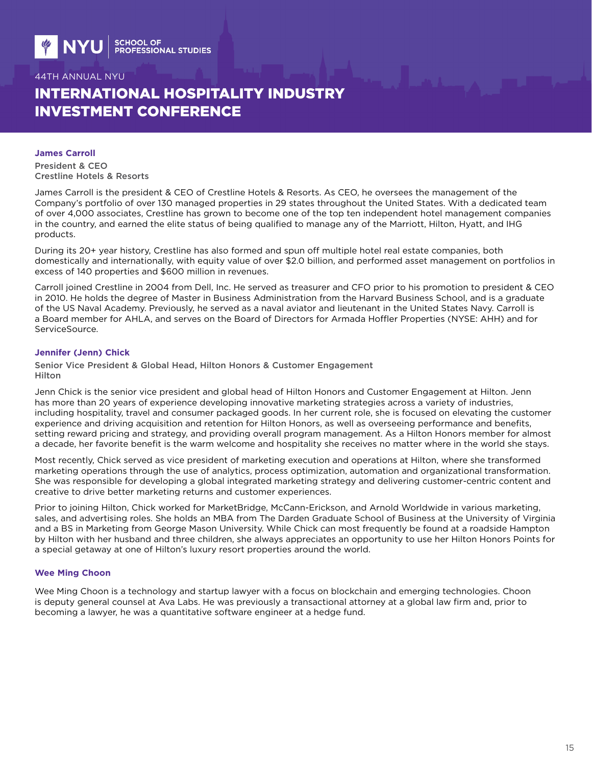### James Carroll

**President & CEO**
**Crestline Hotels & Resorts**

James Carroll is the president & CEO of Crestline Hotels & Resorts. As CEO, he oversees the management of the Company's portfolio of over 130 managed properties in 29 states throughout the United States. With a dedicated team of over 4,000 associates, Crestline has grown to become one of the top ten independent hotel management companies in the country, and earned the elite status of being qualified to manage any of the Marriott, Hilton, Hyatt, and IHG products.

During its 20+ year history, Crestline has also formed and spun off multiple hotel real estate companies, both domestically and internationally, with equity value of over $2.0 billion, and performed asset management on portfolios in excess of 140 properties and $600 million in revenues.

Carroll joined Crestline in 2004 from Dell, Inc. He served as treasurer and CFO prior to his promotion to president & CEO in 2010. He holds the degree of Master in Business Administration from the Harvard Business School, and is a graduate of the US Naval Academy. Previously, he served as a naval aviator and lieutenant in the United States Navy. Carroll is a Board member for AHLA, and serves on the Board of Directors for Armada Hoffler Properties (NYSE: AHH) and for ServiceSource.

### Jennifer (Jenn) Chick

**Senior Vice President & Global Head, Hilton Honors & Customer Engagement**
**Hilton**

Jenn Chick is the senior vice president and global head of Hilton Honors and Customer Engagement at Hilton. Jenn has more than 20 years of experience developing innovative marketing strategies across a variety of industries, including hospitality, travel and consumer packaged goods. In her current role, she is focused on elevating the customer experience and driving acquisition and retention for Hilton Honors, as well as overseeing performance and benefits, setting reward pricing and strategy, and providing overall program management. As a Hilton Honors member for almost a decade, her favorite benefit is the warm welcome and hospitality she receives no matter where in the world she stays.

Most recently, Chick served as vice president of marketing execution and operations at Hilton, where she transformed marketing operations through the use of analytics, process optimization, automation and organizational transformation. She was responsible for developing a global integrated marketing strategy and delivering customer-centric content and creative to drive better marketing returns and customer experiences.

Prior to joining Hilton, Chick worked for MarketBridge, McCann-Erickson, and Arnold Worldwide in various marketing, sales, and advertising roles. She holds an MBA from The Darden Graduate School of Business at the University of Virginia and a BS in Marketing from George Mason University. While Chick can most frequently be found at a roadside Hampton by Hilton with her husband and three children, she always appreciates an opportunity to use her Hilton Honors Points for a special getaway at one of Hilton's luxury resort properties around the world.

### Wee Ming Choon

Wee Ming Choon is a technology and startup lawyer with a focus on blockchain and emerging technologies. Choon is deputy general counsel at Ava Labs. He was previously a transactional attorney at a global law firm and, prior to becoming a lawyer, he was a quantitative software engineer at a hedge fund.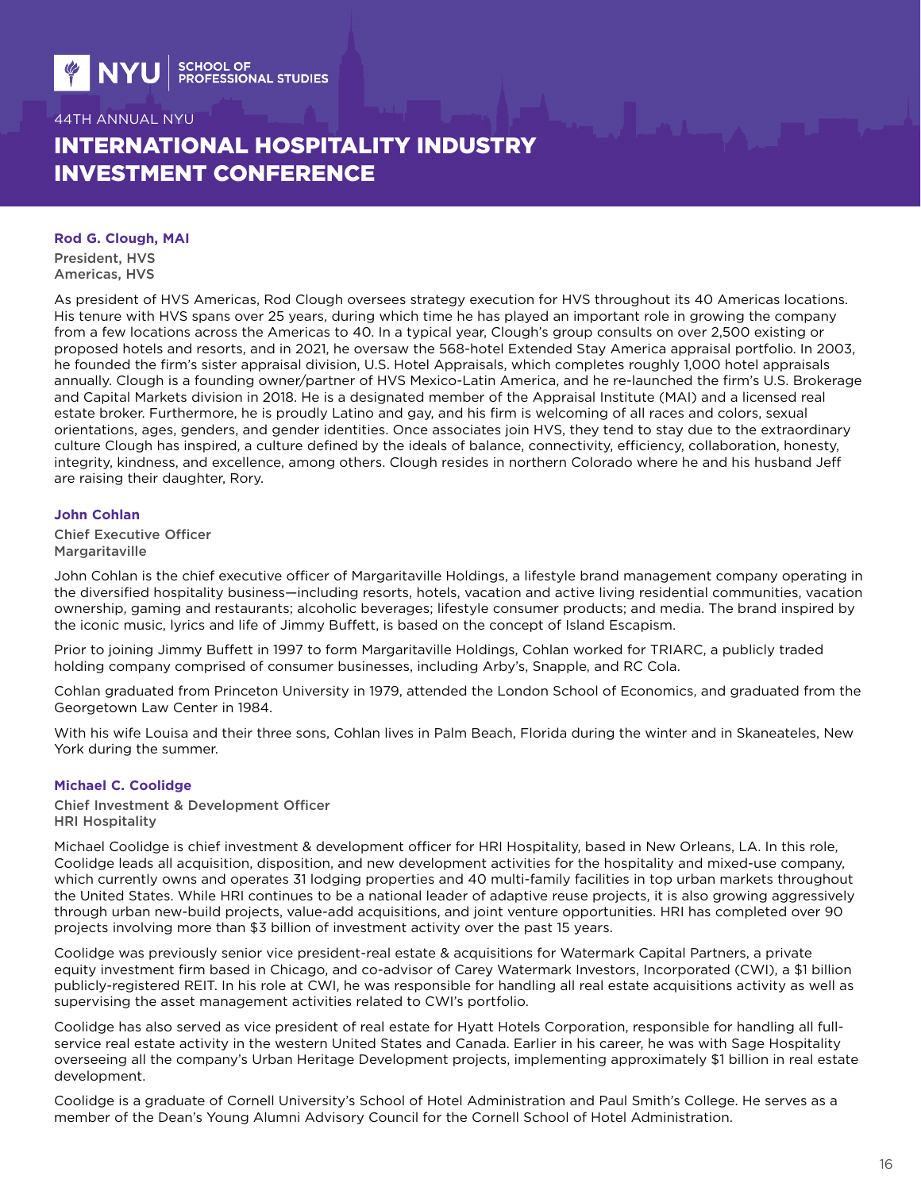**Rod G. Clough, MAI**

President, HVS
Americas, HVS

As president of HVS Americas, Rod Clough oversees strategy execution for HVS throughout its 40 Americas locations. His tenure with HVS spans over 25 years, during which time he has played an important role in growing the company from a few locations across the Americas to 40. In a typical year, Clough's group consults on over 2,500 existing or proposed hotels and resorts, and in 2021, he oversaw the 568-hotel Extended Stay America appraisal portfolio. In 2003, he founded the firm's sister appraisal division, U.S. Hotel Appraisals, which completes roughly 1,000 hotel appraisals annually. Clough is a founding owner/partner of HVS Mexico-Latin America, and he re-launched the firm's U.S. Brokerage and Capital Markets division in 2018. He is a designated member of the Appraisal Institute (MAI) and a licensed real estate broker. Furthermore, he is proudly Latino and gay, and his firm is welcoming of all races and colors, sexual orientations, ages, genders, and gender identities. Once associates join HVS, they tend to stay due to the extraordinary culture Clough has inspired, a culture defined by the ideals of balance, connectivity, efficiency, collaboration, honesty, integrity, kindness, and excellence, among others. Clough resides in northern Colorado where he and his husband Jeff are raising their daughter, Rory.

**John Cohlan**

Chief Executive Officer
Margaritaville

John Cohlan is the chief executive officer of Margaritaville Holdings, a lifestyle brand management company operating in the diversified hospitality business—including resorts, hotels, vacation and active living residential communities, vacation ownership, gaming and restaurants; alcoholic beverages; lifestyle consumer products; and media. The brand inspired by the iconic music, lyrics and life of Jimmy Buffett, is based on the concept of Island Escapism.

Prior to joining Jimmy Buffett in 1997 to form Margaritaville Holdings, Cohlan worked for TRIARC, a publicly traded holding company comprised of consumer businesses, including Arby's, Snapple, and RC Cola.

Cohlan graduated from Princeton University in 1979, attended the London School of Economics, and graduated from the Georgetown Law Center in 1984.

With his wife Louisa and their three sons, Cohlan lives in Palm Beach, Florida during the winter and in Skaneateles, New York during the summer.

**Michael C. Coolidge**

Chief Investment & Development Officer
HRI Hospitality

Michael Coolidge is chief investment & development officer for HRI Hospitality, based in New Orleans, LA. In this role, Coolidge leads all acquisition, disposition, and new development activities for the hospitality and mixed-use company, which currently owns and operates 31 lodging properties and 40 multi-family facilities in top urban markets throughout the United States. While HRI continues to be a national leader of adaptive reuse projects, it is also growing aggressively through urban new-build projects, value-add acquisitions, and joint venture opportunities. HRI has completed over 90 projects involving more than $3 billion of investment activity over the past 15 years.

Coolidge was previously senior vice president-real estate & acquisitions for Watermark Capital Partners, a private equity investment firm based in Chicago, and co-advisor of Carey Watermark Investors, Incorporated (CWI), a $1 billion publicly-registered REIT. In his role at CWI, he was responsible for handling all real estate acquisitions activity as well as supervising the asset management activities related to CWI's portfolio.

Coolidge has also served as vice president of real estate for Hyatt Hotels Corporation, responsible for handling all full-service real estate activity in the western United States and Canada. Earlier in his career, he was with Sage Hospitality overseeing all the company's Urban Heritage Development projects, implementing approximately $1 billion in real estate development.

Coolidge is a graduate of Cornell University's School of Hotel Administration and Paul Smith's College. He serves as a member of the Dean's Young Alumni Advisory Council for the Cornell School of Hotel Administration.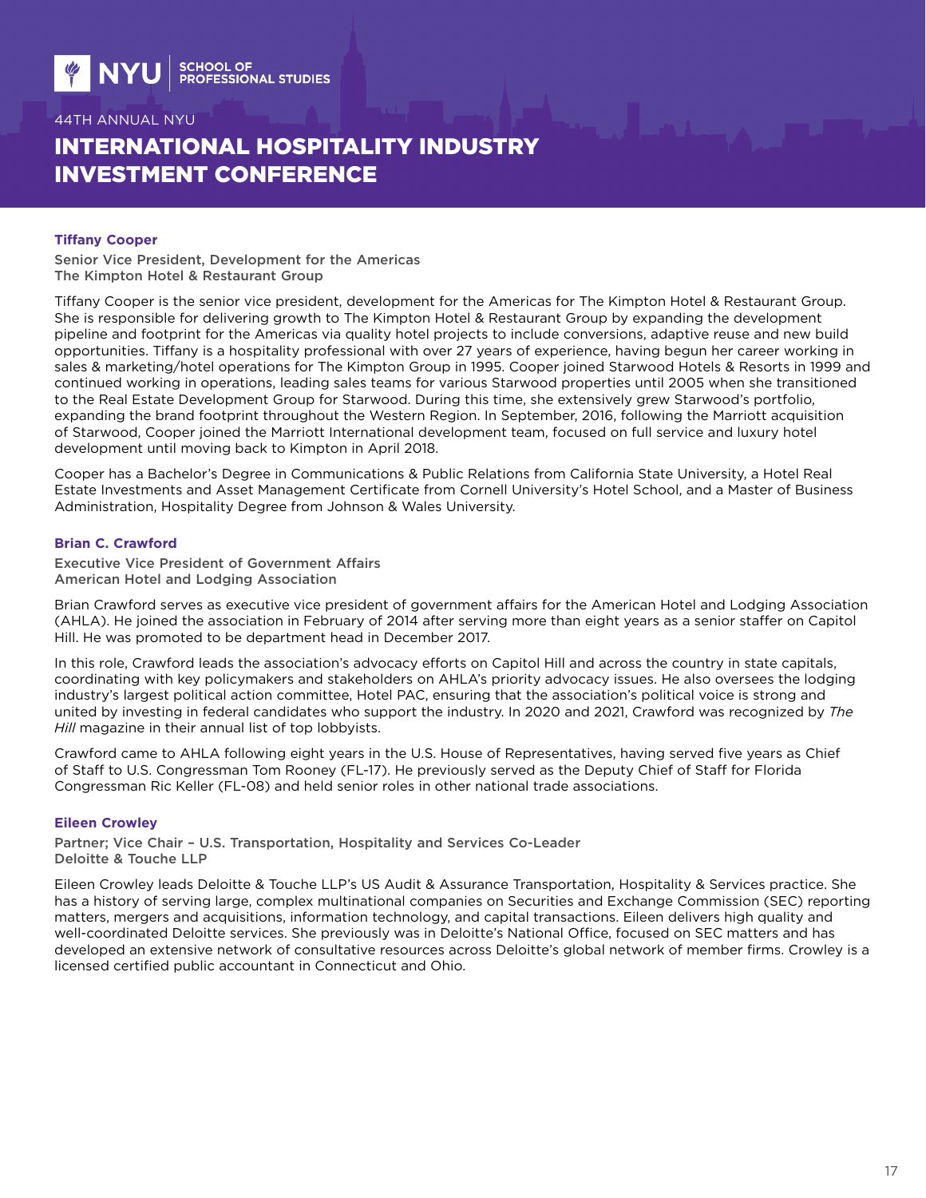### Tiffany Cooper

Senior Vice President, Development for the Americas
The Kimpton Hotel & Restaurant Group

Tiffany Cooper is the senior vice president, development for the Americas for The Kimpton Hotel & Restaurant Group. She is responsible for delivering growth to The Kimpton Hotel & Restaurant Group by expanding the development pipeline and footprint for the Americas via quality hotel projects to include conversions, adaptive reuse and new build opportunities. Tiffany is a hospitality professional with over 27 years of experience, having begun her career working in sales & marketing/hotel operations for The Kimpton Group in 1995. Cooper joined Starwood Hotels & Resorts in 1999 and continued working in operations, leading sales teams for various Starwood properties until 2005 when she transitioned to the Real Estate Development Group for Starwood. During this time, she extensively grew Starwood's portfolio, expanding the brand footprint throughout the Western Region. In September, 2016, following the Marriott acquisition of Starwood, Cooper joined the Marriott International development team, focused on full service and luxury hotel development until moving back to Kimpton in April 2018.

Cooper has a Bachelor's Degree in Communications & Public Relations from California State University, a Hotel Real Estate Investments and Asset Management Certificate from Cornell University's Hotel School, and a Master of Business Administration, Hospitality Degree from Johnson & Wales University.

### Brian C. Crawford

Executive Vice President of Government Affairs
American Hotel and Lodging Association

Brian Crawford serves as executive vice president of government affairs for the American Hotel and Lodging Association (AHLA). He joined the association in February of 2014 after serving more than eight years as a senior staffer on Capitol Hill. He was promoted to be department head in December 2017.

In this role, Crawford leads the association's advocacy efforts on Capitol Hill and across the country in state capitals, coordinating with key policymakers and stakeholders on AHLA's priority advocacy issues. He also oversees the lodging industry's largest political action committee, Hotel PAC, ensuring that the association's political voice is strong and united by investing in federal candidates who support the industry. In 2020 and 2021, Crawford was recognized by *The Hill* magazine in their annual list of top lobbyists.

Crawford came to AHLA following eight years in the U.S. House of Representatives, having served five years as Chief of Staff to U.S. Congressman Tom Rooney (FL-17). He previously served as the Deputy Chief of Staff for Florida Congressman Ric Keller (FL-08) and held senior roles in other national trade associations.

### Eileen Crowley

Partner; Vice Chair – U.S. Transportation, Hospitality and Services Co-Leader
Deloitte & Touche LLP

Eileen Crowley leads Deloitte & Touche LLP's US Audit & Assurance Transportation, Hospitality & Services practice. She has a history of serving large, complex multinational companies on Securities and Exchange Commission (SEC) reporting matters, mergers and acquisitions, information technology, and capital transactions. Eileen delivers high quality and well-coordinated Deloitte services. She previously was in Deloitte's National Office, focused on SEC matters and has developed an extensive network of consultative resources across Deloitte's global network of member firms. Crowley is a licensed certified public accountant in Connecticut and Ohio.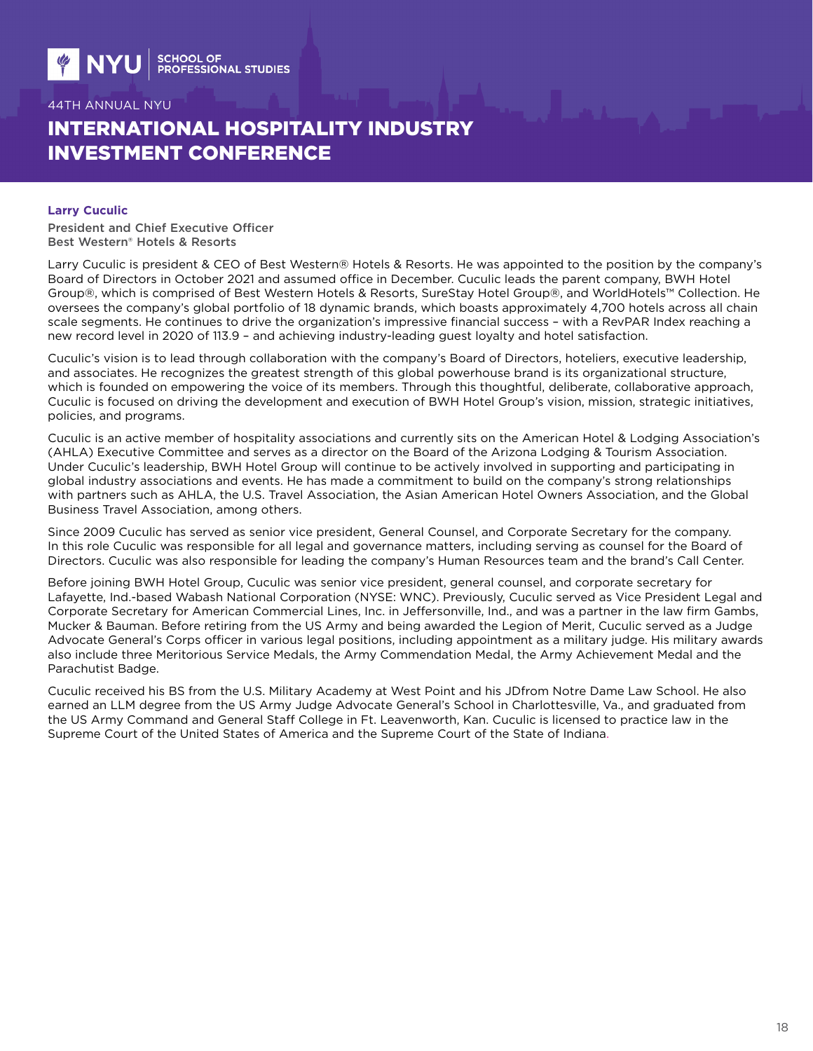44TH ANNUAL NYU

# INTERNATIONAL HOSPITALITY INDUSTRY INVESTMENT CONFERENCE

## Larry Cuculic

**President and Chief Executive Officer**
**Best Western® Hotels & Resorts**

Larry Cuculic is president & CEO of Best Western® Hotels & Resorts. He was appointed to the position by the company's Board of Directors in October 2021 and assumed office in December. Cuculic leads the parent company, BWH Hotel Group®, which is comprised of Best Western Hotels & Resorts, SureStay Hotel Group®, and WorldHotels™ Collection. He oversees the company's global portfolio of 18 dynamic brands, which boasts approximately 4,700 hotels across all chain scale segments. He continues to drive the organization's impressive financial success – with a RevPAR Index reaching a new record level in 2020 of 113.9 – and achieving industry-leading guest loyalty and hotel satisfaction.

Cuculic's vision is to lead through collaboration with the company's Board of Directors, hoteliers, executive leadership, and associates. He recognizes the greatest strength of this global powerhouse brand is its organizational structure, which is founded on empowering the voice of its members. Through this thoughtful, deliberate, collaborative approach, Cuculic is focused on driving the development and execution of BWH Hotel Group's vision, mission, strategic initiatives, policies, and programs.

Cuculic is an active member of hospitality associations and currently sits on the American Hotel & Lodging Association's (AHLA) Executive Committee and serves as a director on the Board of the Arizona Lodging & Tourism Association. Under Cuculic's leadership, BWH Hotel Group will continue to be actively involved in supporting and participating in global industry associations and events. He has made a commitment to build on the company's strong relationships with partners such as AHLA, the U.S. Travel Association, the Asian American Hotel Owners Association, and the Global Business Travel Association, among others.

Since 2009 Cuculic has served as senior vice president, General Counsel, and Corporate Secretary for the company. In this role Cuculic was responsible for all legal and governance matters, including serving as counsel for the Board of Directors. Cuculic was also responsible for leading the company's Human Resources team and the brand's Call Center.

Before joining BWH Hotel Group, Cuculic was senior vice president, general counsel, and corporate secretary for Lafayette, Ind.-based Wabash National Corporation (NYSE: WNC). Previously, Cuculic served as Vice President Legal and Corporate Secretary for American Commercial Lines, Inc. in Jeffersonville, Ind., and was a partner in the law firm Gambs, Mucker & Bauman. Before retiring from the US Army and being awarded the Legion of Merit, Cuculic served as a Judge Advocate General's Corps officer in various legal positions, including appointment as a military judge. His military awards also include three Meritorious Service Medals, the Army Commendation Medal, the Army Achievement Medal and the Parachutist Badge.

Cuculic received his BS from the U.S. Military Academy at West Point and his JDfrom Notre Dame Law School. He also earned an LLM degree from the US Army Judge Advocate General's School in Charlottesville, Va., and graduated from the US Army Command and General Staff College in Ft. Leavenworth, Kan. Cuculic is licensed to practice law in the Supreme Court of the United States of America and the Supreme Court of the State of Indiana.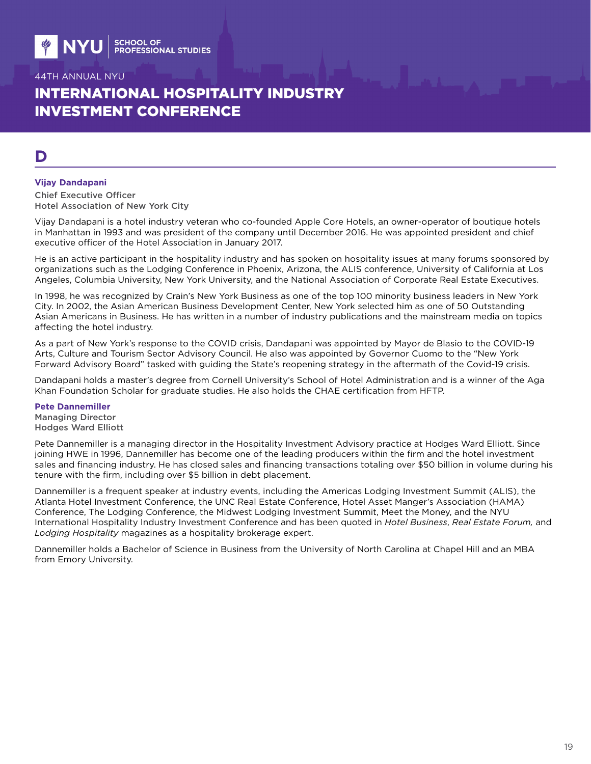# D

### Vijay Dandapani

Chief Executive Officer
Hotel Association of New York City

Vijay Dandapani is a hotel industry veteran who co-founded Apple Core Hotels, an owner-operator of boutique hotels in Manhattan in 1993 and was president of the company until December 2016. He was appointed president and chief executive officer of the Hotel Association in January 2017.

He is an active participant in the hospitality industry and has spoken on hospitality issues at many forums sponsored by organizations such as the Lodging Conference in Phoenix, Arizona, the ALIS conference, University of California at Los Angeles, Columbia University, New York University, and the National Association of Corporate Real Estate Executives.

In 1998, he was recognized by Crain's New York Business as one of the top 100 minority business leaders in New York City. In 2002, the Asian American Business Development Center, New York selected him as one of 50 Outstanding Asian Americans in Business. He has written in a number of industry publications and the mainstream media on topics affecting the hotel industry.

As a part of New York's response to the COVID crisis, Dandapani was appointed by Mayor de Blasio to the COVID-19 Arts, Culture and Tourism Sector Advisory Council. He also was appointed by Governor Cuomo to the "New York Forward Advisory Board" tasked with guiding the State's reopening strategy in the aftermath of the Covid-19 crisis.

Dandapani holds a master's degree from Cornell University's School of Hotel Administration and is a winner of the Aga Khan Foundation Scholar for graduate studies. He also holds the CHAE certification from HFTP.

### Pete Dannemiller

Managing Director
Hodges Ward Elliott

Pete Dannemiller is a managing director in the Hospitality Investment Advisory practice at Hodges Ward Elliott. Since joining HWE in 1996, Dannemiller has become one of the leading producers within the firm and the hotel investment sales and financing industry. He has closed sales and financing transactions totaling over $50 billion in volume during his tenure with the firm, including over $5 billion in debt placement.

Dannemiller is a frequent speaker at industry events, including the Americas Lodging Investment Summit (ALIS), the Atlanta Hotel Investment Conference, the UNC Real Estate Conference, Hotel Asset Manger's Association (HAMA) Conference, The Lodging Conference, the Midwest Lodging Investment Summit, Meet the Money, and the NYU International Hospitality Industry Investment Conference and has been quoted in *Hotel Business*, *Real Estate Forum,* and *Lodging Hospitality* magazines as a hospitality brokerage expert.

Dannemiller holds a Bachelor of Science in Business from the University of North Carolina at Chapel Hill and an MBA from Emory University.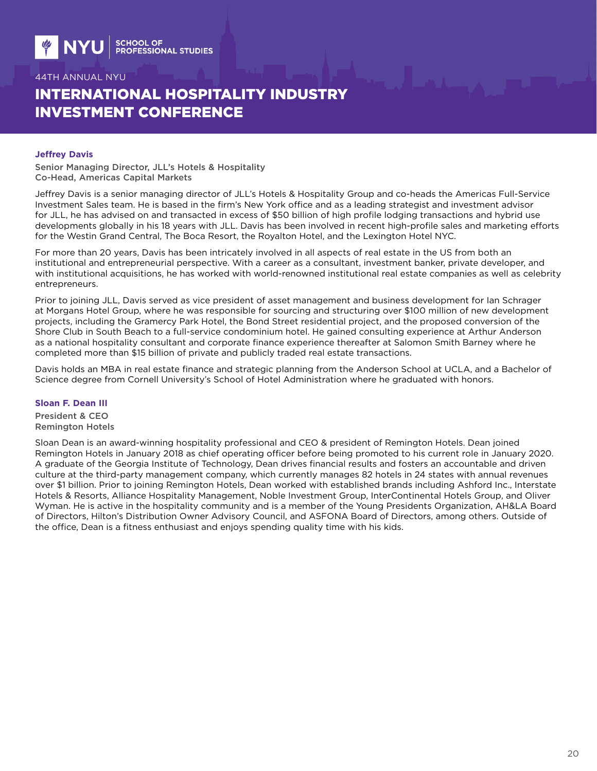### Jeffrey Davis

**Senior Managing Director, JLL's Hotels & Hospitality**
**Co-Head, Americas Capital Markets**

Jeffrey Davis is a senior managing director of JLL's Hotels & Hospitality Group and co-heads the Americas Full-Service Investment Sales team. He is based in the firm's New York office and as a leading strategist and investment advisor for JLL, he has advised on and transacted in excess of $50 billion of high profile lodging transactions and hybrid use developments globally in his 18 years with JLL. Davis has been involved in recent high-profile sales and marketing efforts for the Westin Grand Central, The Boca Resort, the Royalton Hotel, and the Lexington Hotel NYC.

For more than 20 years, Davis has been intricately involved in all aspects of real estate in the US from both an institutional and entrepreneurial perspective. With a career as a consultant, investment banker, private developer, and with institutional acquisitions, he has worked with world-renowned institutional real estate companies as well as celebrity entrepreneurs.

Prior to joining JLL, Davis served as vice president of asset management and business development for Ian Schrager at Morgans Hotel Group, where he was responsible for sourcing and structuring over $100 million of new development projects, including the Gramercy Park Hotel, the Bond Street residential project, and the proposed conversion of the Shore Club in South Beach to a full-service condominium hotel. He gained consulting experience at Arthur Anderson as a national hospitality consultant and corporate finance experience thereafter at Salomon Smith Barney where he completed more than $15 billion of private and publicly traded real estate transactions.

Davis holds an MBA in real estate finance and strategic planning from the Anderson School at UCLA, and a Bachelor of Science degree from Cornell University's School of Hotel Administration where he graduated with honors.

### Sloan F. Dean III

**President & CEO**
**Remington Hotels**

Sloan Dean is an award-winning hospitality professional and CEO & president of Remington Hotels. Dean joined Remington Hotels in January 2018 as chief operating officer before being promoted to his current role in January 2020. A graduate of the Georgia Institute of Technology, Dean drives financial results and fosters an accountable and driven culture at the third-party management company, which currently manages 82 hotels in 24 states with annual revenues over $1 billion. Prior to joining Remington Hotels, Dean worked with established brands including Ashford Inc., Interstate Hotels & Resorts, Alliance Hospitality Management, Noble Investment Group, InterContinental Hotels Group, and Oliver Wyman. He is active in the hospitality community and is a member of the Young Presidents Organization, AH&LA Board of Directors, Hilton's Distribution Owner Advisory Council, and ASFONA Board of Directors, among others. Outside of the office, Dean is a fitness enthusiast and enjoys spending quality time with his kids.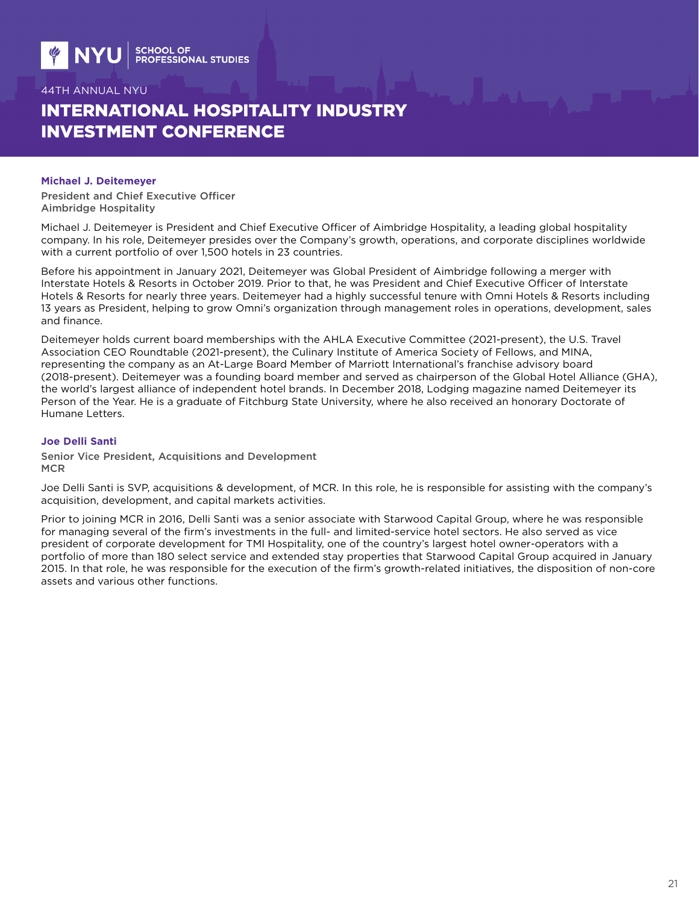### Michael J. Deitemeyer

President and Chief Executive Officer
Aimbridge Hospitality

Michael J. Deitemeyer is President and Chief Executive Officer of Aimbridge Hospitality, a leading global hospitality company. In his role, Deitemeyer presides over the Company's growth, operations, and corporate disciplines worldwide with a current portfolio of over 1,500 hotels in 23 countries.

Before his appointment in January 2021, Deitemeyer was Global President of Aimbridge following a merger with Interstate Hotels & Resorts in October 2019. Prior to that, he was President and Chief Executive Officer of Interstate Hotels & Resorts for nearly three years. Deitemeyer had a highly successful tenure with Omni Hotels & Resorts including 13 years as President, helping to grow Omni's organization through management roles in operations, development, sales and finance.

Deitemeyer holds current board memberships with the AHLA Executive Committee (2021-present), the U.S. Travel Association CEO Roundtable (2021-present), the Culinary Institute of America Society of Fellows, and MINA, representing the company as an At-Large Board Member of Marriott International's franchise advisory board (2018-present). Deitemeyer was a founding board member and served as chairperson of the Global Hotel Alliance (GHA), the world's largest alliance of independent hotel brands. In December 2018, Lodging magazine named Deitemeyer its Person of the Year. He is a graduate of Fitchburg State University, where he also received an honorary Doctorate of Humane Letters.

### Joe Delli Santi

Senior Vice President, Acquisitions and Development
MCR

Joe Delli Santi is SVP, acquisitions & development, of MCR. In this role, he is responsible for assisting with the company's acquisition, development, and capital markets activities.

Prior to joining MCR in 2016, Delli Santi was a senior associate with Starwood Capital Group, where he was responsible for managing several of the firm's investments in the full- and limited-service hotel sectors. He also served as vice president of corporate development for TMI Hospitality, one of the country's largest hotel owner-operators with a portfolio of more than 180 select service and extended stay properties that Starwood Capital Group acquired in January 2015. In that role, he was responsible for the execution of the firm's growth-related initiatives, the disposition of non-core assets and various other functions.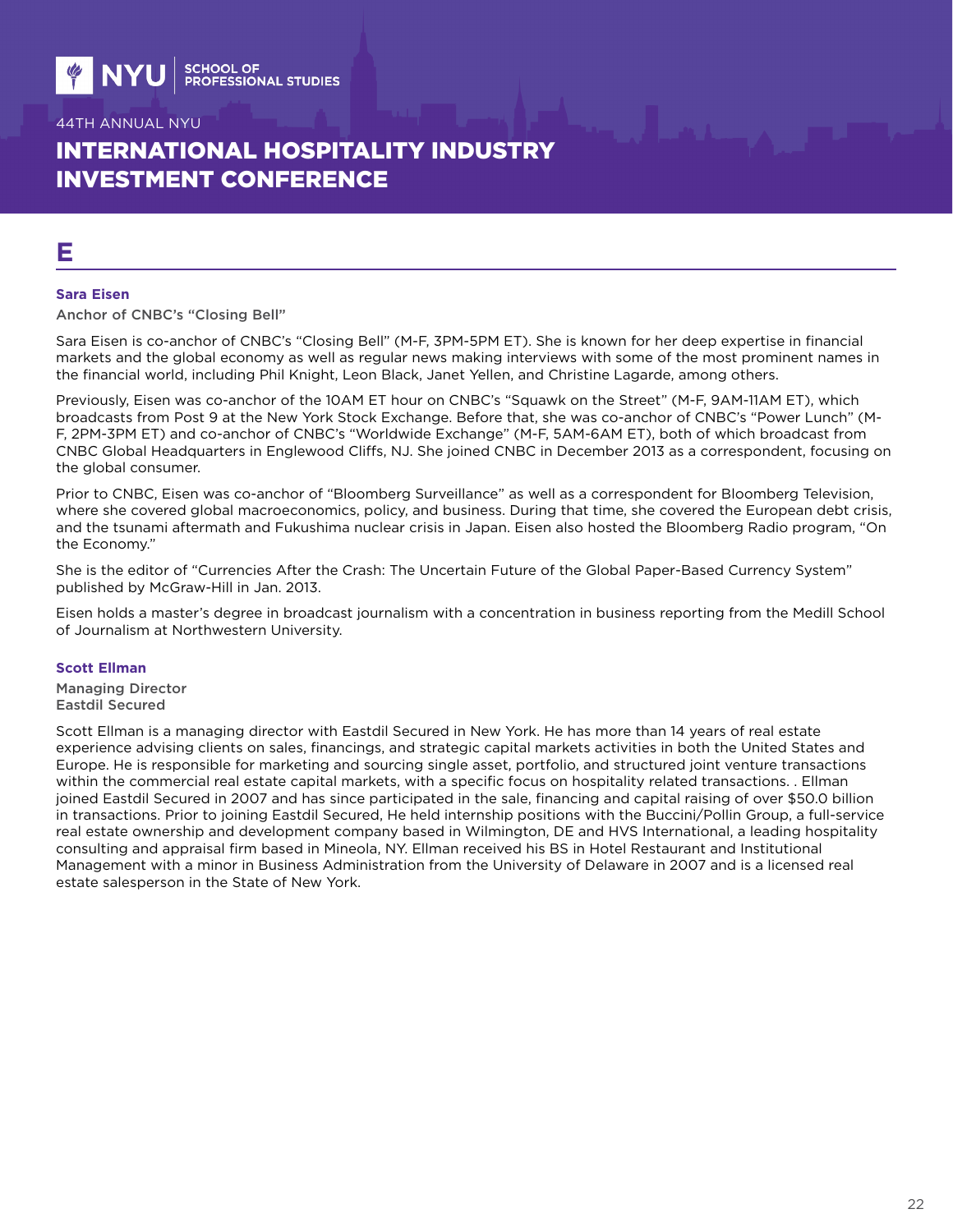# E

### Sara Eisen

Anchor of CNBC's "Closing Bell"

Sara Eisen is co-anchor of CNBC's "Closing Bell" (M-F, 3PM-5PM ET). She is known for her deep expertise in financial markets and the global economy as well as regular news making interviews with some of the most prominent names in the financial world, including Phil Knight, Leon Black, Janet Yellen, and Christine Lagarde, among others.

Previously, Eisen was co-anchor of the 10AM ET hour on CNBC's "Squawk on the Street" (M-F, 9AM-11AM ET), which broadcasts from Post 9 at the New York Stock Exchange. Before that, she was co-anchor of CNBC's "Power Lunch" (M-F, 2PM-3PM ET) and co-anchor of CNBC's "Worldwide Exchange" (M-F, 5AM-6AM ET), both of which broadcast from CNBC Global Headquarters in Englewood Cliffs, NJ. She joined CNBC in December 2013 as a correspondent, focusing on the global consumer.

Prior to CNBC, Eisen was co-anchor of "Bloomberg Surveillance" as well as a correspondent for Bloomberg Television, where she covered global macroeconomics, policy, and business. During that time, she covered the European debt crisis, and the tsunami aftermath and Fukushima nuclear crisis in Japan. Eisen also hosted the Bloomberg Radio program, "On the Economy."

She is the editor of "Currencies After the Crash: The Uncertain Future of the Global Paper-Based Currency System" published by McGraw-Hill in Jan. 2013.

Eisen holds a master's degree in broadcast journalism with a concentration in business reporting from the Medill School of Journalism at Northwestern University.

### Scott Ellman

Managing Director
Eastdil Secured

Scott Ellman is a managing director with Eastdil Secured in New York. He has more than 14 years of real estate experience advising clients on sales, financings, and strategic capital markets activities in both the United States and Europe. He is responsible for marketing and sourcing single asset, portfolio, and structured joint venture transactions within the commercial real estate capital markets, with a specific focus on hospitality related transactions. . Ellman joined Eastdil Secured in 2007 and has since participated in the sale, financing and capital raising of over $50.0 billion in transactions. Prior to joining Eastdil Secured, He held internship positions with the Buccini/Pollin Group, a full-service real estate ownership and development company based in Wilmington, DE and HVS International, a leading hospitality consulting and appraisal firm based in Mineola, NY. Ellman received his BS in Hotel Restaurant and Institutional Management with a minor in Business Administration from the University of Delaware in 2007 and is a licensed real estate salesperson in the State of New York.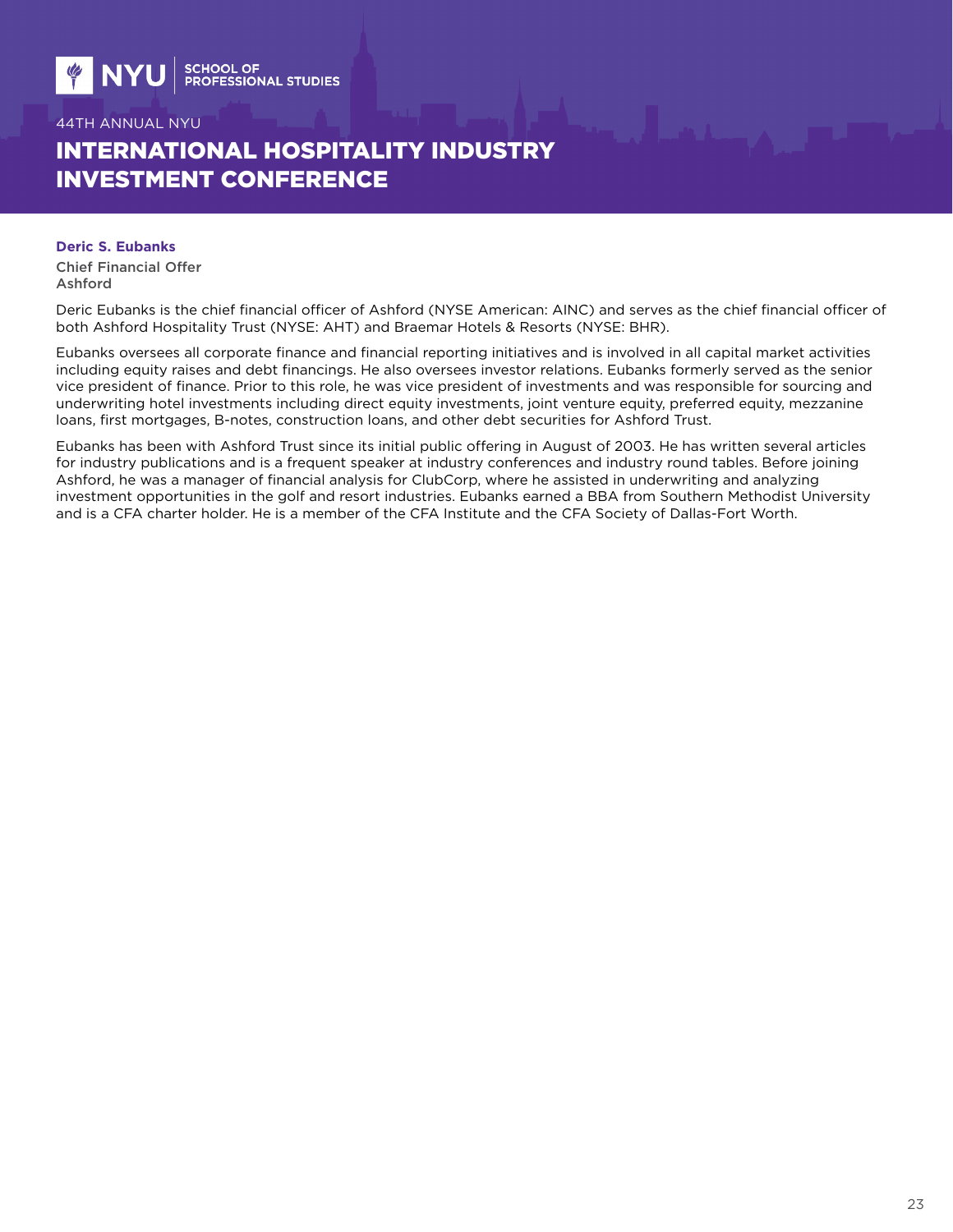**Deric S. Eubanks**

Chief Financial Offer
Ashford

Deric Eubanks is the chief financial officer of Ashford (NYSE American: AINC) and serves as the chief financial officer of both Ashford Hospitality Trust (NYSE: AHT) and Braemar Hotels & Resorts (NYSE: BHR).

Eubanks oversees all corporate finance and financial reporting initiatives and is involved in all capital market activities including equity raises and debt financings. He also oversees investor relations. Eubanks formerly served as the senior vice president of finance. Prior to this role, he was vice president of investments and was responsible for sourcing and underwriting hotel investments including direct equity investments, joint venture equity, preferred equity, mezzanine loans, first mortgages, B-notes, construction loans, and other debt securities for Ashford Trust.

Eubanks has been with Ashford Trust since its initial public offering in August of 2003. He has written several articles for industry publications and is a frequent speaker at industry conferences and industry round tables. Before joining Ashford, he was a manager of financial analysis for ClubCorp, where he assisted in underwriting and analyzing investment opportunities in the golf and resort industries. Eubanks earned a BBA from Southern Methodist University and is a CFA charter holder. He is a member of the CFA Institute and the CFA Society of Dallas-Fort Worth.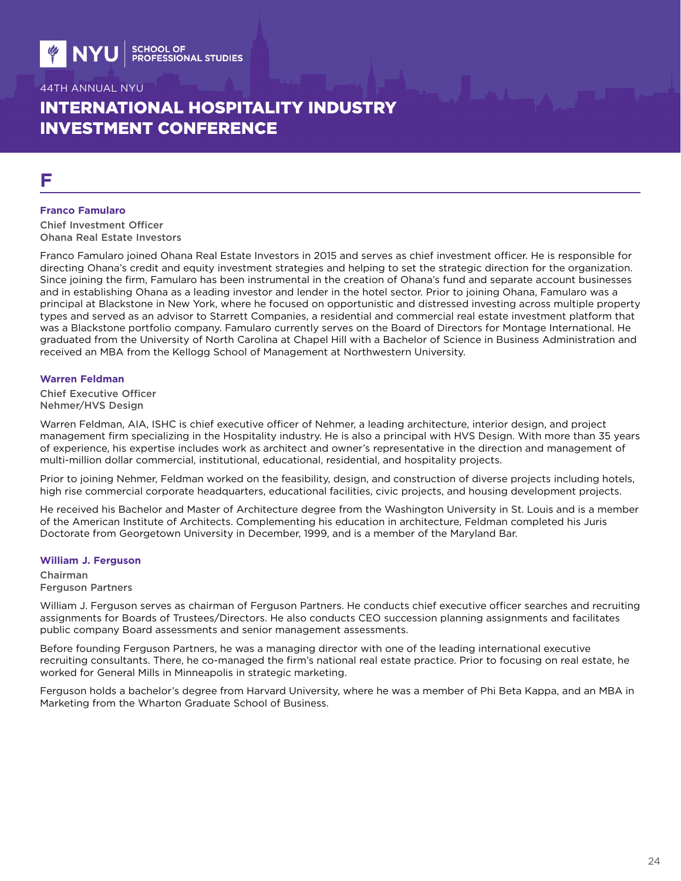# F

### Franco Famularo

Chief Investment Officer
Ohana Real Estate Investors

Franco Famularo joined Ohana Real Estate Investors in 2015 and serves as chief investment officer. He is responsible for directing Ohana's credit and equity investment strategies and helping to set the strategic direction for the organization. Since joining the firm, Famularo has been instrumental in the creation of Ohana's fund and separate account businesses and in establishing Ohana as a leading investor and lender in the hotel sector. Prior to joining Ohana, Famularo was a principal at Blackstone in New York, where he focused on opportunistic and distressed investing across multiple property types and served as an advisor to Starrett Companies, a residential and commercial real estate investment platform that was a Blackstone portfolio company. Famularo currently serves on the Board of Directors for Montage International. He graduated from the University of North Carolina at Chapel Hill with a Bachelor of Science in Business Administration and received an MBA from the Kellogg School of Management at Northwestern University.

### Warren Feldman

Chief Executive Officer
Nehmer/HVS Design

Warren Feldman, AIA, ISHC is chief executive officer of Nehmer, a leading architecture, interior design, and project management firm specializing in the Hospitality industry. He is also a principal with HVS Design. With more than 35 years of experience, his expertise includes work as architect and owner's representative in the direction and management of multi-million dollar commercial, institutional, educational, residential, and hospitality projects.

Prior to joining Nehmer, Feldman worked on the feasibility, design, and construction of diverse projects including hotels, high rise commercial corporate headquarters, educational facilities, civic projects, and housing development projects.

He received his Bachelor and Master of Architecture degree from the Washington University in St. Louis and is a member of the American Institute of Architects. Complementing his education in architecture, Feldman completed his Juris Doctorate from Georgetown University in December, 1999, and is a member of the Maryland Bar.

### William J. Ferguson

Chairman
Ferguson Partners

William J. Ferguson serves as chairman of Ferguson Partners. He conducts chief executive officer searches and recruiting assignments for Boards of Trustees/Directors. He also conducts CEO succession planning assignments and facilitates public company Board assessments and senior management assessments.

Before founding Ferguson Partners, he was a managing director with one of the leading international executive recruiting consultants. There, he co-managed the firm's national real estate practice. Prior to focusing on real estate, he worked for General Mills in Minneapolis in strategic marketing.

Ferguson holds a bachelor's degree from Harvard University, where he was a member of Phi Beta Kappa, and an MBA in Marketing from the Wharton Graduate School of Business.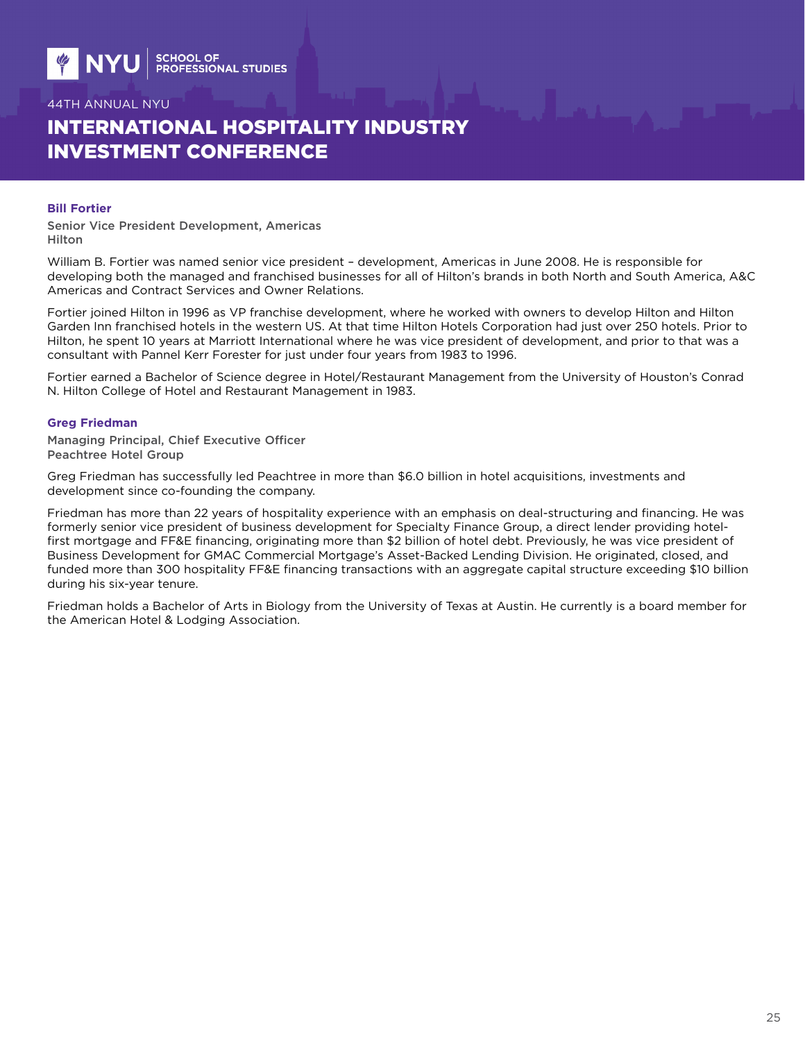## Bill Fortier

**Senior Vice President Development, Americas**
**Hilton**

William B. Fortier was named senior vice president – development, Americas in June 2008. He is responsible for developing both the managed and franchised businesses for all of Hilton's brands in both North and South America, A&C Americas and Contract Services and Owner Relations.

Fortier joined Hilton in 1996 as VP franchise development, where he worked with owners to develop Hilton and Hilton Garden Inn franchised hotels in the western US. At that time Hilton Hotels Corporation had just over 250 hotels. Prior to Hilton, he spent 10 years at Marriott International where he was vice president of development, and prior to that was a consultant with Pannel Kerr Forester for just under four years from 1983 to 1996.

Fortier earned a Bachelor of Science degree in Hotel/Restaurant Management from the University of Houston's Conrad N. Hilton College of Hotel and Restaurant Management in 1983.

## Greg Friedman

**Managing Principal, Chief Executive Officer**
**Peachtree Hotel Group**

Greg Friedman has successfully led Peachtree in more than $6.0 billion in hotel acquisitions, investments and development since co-founding the company.

Friedman has more than 22 years of hospitality experience with an emphasis on deal-structuring and financing. He was formerly senior vice president of business development for Specialty Finance Group, a direct lender providing hotel-first mortgage and FF&E financing, originating more than $2 billion of hotel debt. Previously, he was vice president of Business Development for GMAC Commercial Mortgage's Asset-Backed Lending Division. He originated, closed, and funded more than 300 hospitality FF&E financing transactions with an aggregate capital structure exceeding $10 billion during his six-year tenure.

Friedman holds a Bachelor of Arts in Biology from the University of Texas at Austin. He currently is a board member for the American Hotel & Lodging Association.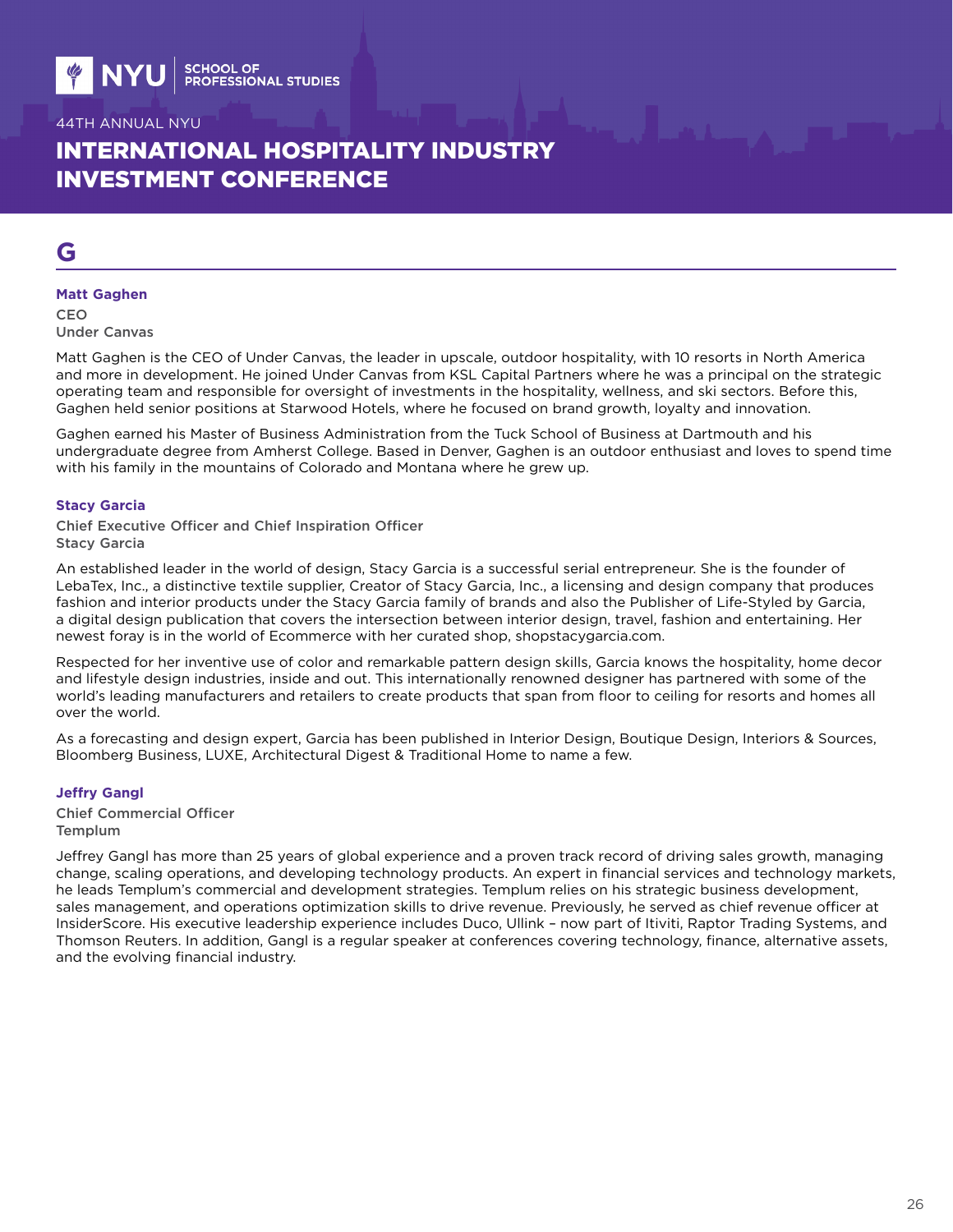# G

### Matt Gaghen

**CEO**
**Under Canvas**

Matt Gaghen is the CEO of Under Canvas, the leader in upscale, outdoor hospitality, with 10 resorts in North America and more in development. He joined Under Canvas from KSL Capital Partners where he was a principal on the strategic operating team and responsible for oversight of investments in the hospitality, wellness, and ski sectors. Before this, Gaghen held senior positions at Starwood Hotels, where he focused on brand growth, loyalty and innovation.

Gaghen earned his Master of Business Administration from the Tuck School of Business at Dartmouth and his undergraduate degree from Amherst College. Based in Denver, Gaghen is an outdoor enthusiast and loves to spend time with his family in the mountains of Colorado and Montana where he grew up.

### Stacy Garcia

**Chief Executive Officer and Chief Inspiration Officer**
**Stacy Garcia**

An established leader in the world of design, Stacy Garcia is a successful serial entrepreneur. She is the founder of LebaTex, Inc., a distinctive textile supplier, Creator of Stacy Garcia, Inc., a licensing and design company that produces fashion and interior products under the Stacy Garcia family of brands and also the Publisher of Life-Styled by Garcia, a digital design publication that covers the intersection between interior design, travel, fashion and entertaining. Her newest foray is in the world of Ecommerce with her curated shop, shopstacygarcia.com.

Respected for her inventive use of color and remarkable pattern design skills, Garcia knows the hospitality, home decor and lifestyle design industries, inside and out. This internationally renowned designer has partnered with some of the world's leading manufacturers and retailers to create products that span from floor to ceiling for resorts and homes all over the world.

As a forecasting and design expert, Garcia has been published in Interior Design, Boutique Design, Interiors & Sources, Bloomberg Business, LUXE, Architectural Digest & Traditional Home to name a few.

### Jeffry Gangl

**Chief Commercial Officer**
**Templum**

Jeffrey Gangl has more than 25 years of global experience and a proven track record of driving sales growth, managing change, scaling operations, and developing technology products. An expert in financial services and technology markets, he leads Templum's commercial and development strategies. Templum relies on his strategic business development, sales management, and operations optimization skills to drive revenue. Previously, he served as chief revenue officer at InsiderScore. His executive leadership experience includes Duco, Ullink – now part of Itiviti, Raptor Trading Systems, and Thomson Reuters. In addition, Gangl is a regular speaker at conferences covering technology, finance, alternative assets, and the evolving financial industry.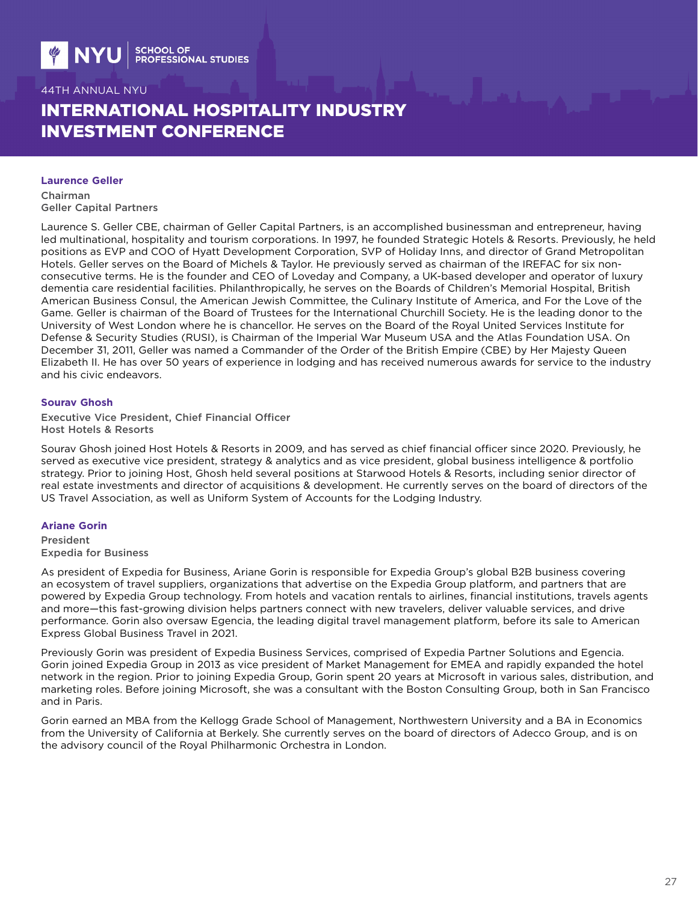### Laurence Geller

Chairman
Geller Capital Partners

Laurence S. Geller CBE, chairman of Geller Capital Partners, is an accomplished businessman and entrepreneur, having led multinational, hospitality and tourism corporations. In 1997, he founded Strategic Hotels & Resorts. Previously, he held positions as EVP and COO of Hyatt Development Corporation, SVP of Holiday Inns, and director of Grand Metropolitan Hotels. Geller serves on the Board of Michels & Taylor. He previously served as chairman of the IREFAC for six non-consecutive terms. He is the founder and CEO of Loveday and Company, a UK-based developer and operator of luxury dementia care residential facilities. Philanthropically, he serves on the Boards of Children's Memorial Hospital, British American Business Consul, the American Jewish Committee, the Culinary Institute of America, and For the Love of the Game. Geller is chairman of the Board of Trustees for the International Churchill Society. He is the leading donor to the University of West London where he is chancellor. He serves on the Board of the Royal United Services Institute for Defense & Security Studies (RUSI), is Chairman of the Imperial War Museum USA and the Atlas Foundation USA. On December 31, 2011, Geller was named a Commander of the Order of the British Empire (CBE) by Her Majesty Queen Elizabeth II. He has over 50 years of experience in lodging and has received numerous awards for service to the industry and his civic endeavors.

### Sourav Ghosh

Executive Vice President, Chief Financial Officer
Host Hotels & Resorts

Sourav Ghosh joined Host Hotels & Resorts in 2009, and has served as chief financial officer since 2020. Previously, he served as executive vice president, strategy & analytics and as vice president, global business intelligence & portfolio strategy. Prior to joining Host, Ghosh held several positions at Starwood Hotels & Resorts, including senior director of real estate investments and director of acquisitions & development. He currently serves on the board of directors of the US Travel Association, as well as Uniform System of Accounts for the Lodging Industry.

### Ariane Gorin

President
Expedia for Business

As president of Expedia for Business, Ariane Gorin is responsible for Expedia Group's global B2B business covering an ecosystem of travel suppliers, organizations that advertise on the Expedia Group platform, and partners that are powered by Expedia Group technology. From hotels and vacation rentals to airlines, financial institutions, travels agents and more—this fast-growing division helps partners connect with new travelers, deliver valuable services, and drive performance. Gorin also oversaw Egencia, the leading digital travel management platform, before its sale to American Express Global Business Travel in 2021.

Previously Gorin was president of Expedia Business Services, comprised of Expedia Partner Solutions and Egencia. Gorin joined Expedia Group in 2013 as vice president of Market Management for EMEA and rapidly expanded the hotel network in the region. Prior to joining Expedia Group, Gorin spent 20 years at Microsoft in various sales, distribution, and marketing roles. Before joining Microsoft, she was a consultant with the Boston Consulting Group, both in San Francisco and in Paris.

Gorin earned an MBA from the Kellogg Grade School of Management, Northwestern University and a BA in Economics from the University of California at Berkely. She currently serves on the board of directors of Adecco Group, and is on the advisory council of the Royal Philharmonic Orchestra in London.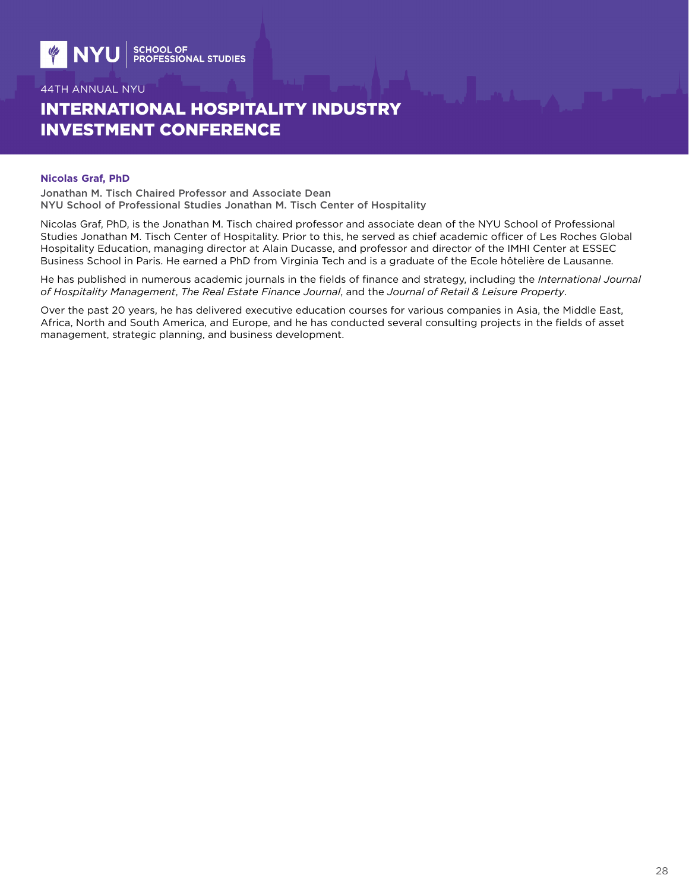**Nicolas Graf, PhD**

Jonathan M. Tisch Chaired Professor and Associate Dean
NYU School of Professional Studies Jonathan M. Tisch Center of Hospitality

Nicolas Graf, PhD, is the Jonathan M. Tisch chaired professor and associate dean of the NYU School of Professional Studies Jonathan M. Tisch Center of Hospitality. Prior to this, he served as chief academic officer of Les Roches Global Hospitality Education, managing director at Alain Ducasse, and professor and director of the IMHI Center at ESSEC Business School in Paris. He earned a PhD from Virginia Tech and is a graduate of the Ecole hôtelière de Lausanne.

He has published in numerous academic journals in the fields of finance and strategy, including the *International Journal of Hospitality Management*, *The Real Estate Finance Journal*, and the *Journal of Retail & Leisure Property*.

Over the past 20 years, he has delivered executive education courses for various companies in Asia, the Middle East, Africa, North and South America, and Europe, and he has conducted several consulting projects in the fields of asset management, strategic planning, and business development.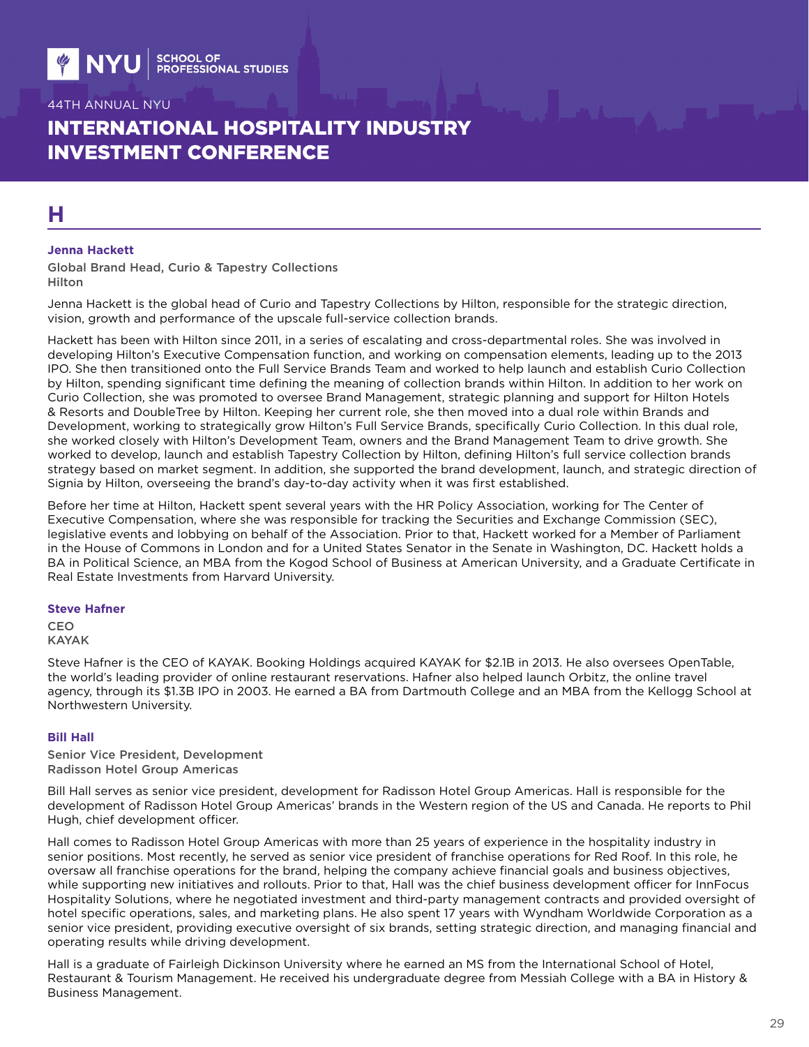# H

### Jenna Hackett

Global Brand Head, Curio & Tapestry Collections
Hilton

Jenna Hackett is the global head of Curio and Tapestry Collections by Hilton, responsible for the strategic direction, vision, growth and performance of the upscale full-service collection brands.

Hackett has been with Hilton since 2011, in a series of escalating and cross-departmental roles. She was involved in developing Hilton's Executive Compensation function, and working on compensation elements, leading up to the 2013 IPO. She then transitioned onto the Full Service Brands Team and worked to help launch and establish Curio Collection by Hilton, spending significant time defining the meaning of collection brands within Hilton. In addition to her work on Curio Collection, she was promoted to oversee Brand Management, strategic planning and support for Hilton Hotels & Resorts and DoubleTree by Hilton. Keeping her current role, she then moved into a dual role within Brands and Development, working to strategically grow Hilton's Full Service Brands, specifically Curio Collection. In this dual role, she worked closely with Hilton's Development Team, owners and the Brand Management Team to drive growth. She worked to develop, launch and establish Tapestry Collection by Hilton, defining Hilton's full service collection brands strategy based on market segment. In addition, she supported the brand development, launch, and strategic direction of Signia by Hilton, overseeing the brand's day-to-day activity when it was first established.

Before her time at Hilton, Hackett spent several years with the HR Policy Association, working for The Center of Executive Compensation, where she was responsible for tracking the Securities and Exchange Commission (SEC), legislative events and lobbying on behalf of the Association. Prior to that, Hackett worked for a Member of Parliament in the House of Commons in London and for a United States Senator in the Senate in Washington, DC. Hackett holds a BA in Political Science, an MBA from the Kogod School of Business at American University, and a Graduate Certificate in Real Estate Investments from Harvard University.

### Steve Hafner

CEO
KAYAK

Steve Hafner is the CEO of KAYAK. Booking Holdings acquired KAYAK for $2.1B in 2013. He also oversees OpenTable, the world's leading provider of online restaurant reservations. Hafner also helped launch Orbitz, the online travel agency, through its $1.3B IPO in 2003. He earned a BA from Dartmouth College and an MBA from the Kellogg School at Northwestern University.

### Bill Hall

Senior Vice President, Development
Radisson Hotel Group Americas

Bill Hall serves as senior vice president, development for Radisson Hotel Group Americas. Hall is responsible for the development of Radisson Hotel Group Americas' brands in the Western region of the US and Canada. He reports to Phil Hugh, chief development officer.

Hall comes to Radisson Hotel Group Americas with more than 25 years of experience in the hospitality industry in senior positions. Most recently, he served as senior vice president of franchise operations for Red Roof. In this role, he oversaw all franchise operations for the brand, helping the company achieve financial goals and business objectives, while supporting new initiatives and rollouts. Prior to that, Hall was the chief business development officer for InnFocus Hospitality Solutions, where he negotiated investment and third-party management contracts and provided oversight of hotel specific operations, sales, and marketing plans. He also spent 17 years with Wyndham Worldwide Corporation as a senior vice president, providing executive oversight of six brands, setting strategic direction, and managing financial and operating results while driving development.

Hall is a graduate of Fairleigh Dickinson University where he earned an MS from the International School of Hotel, Restaurant & Tourism Management. He received his undergraduate degree from Messiah College with a BA in History & Business Management.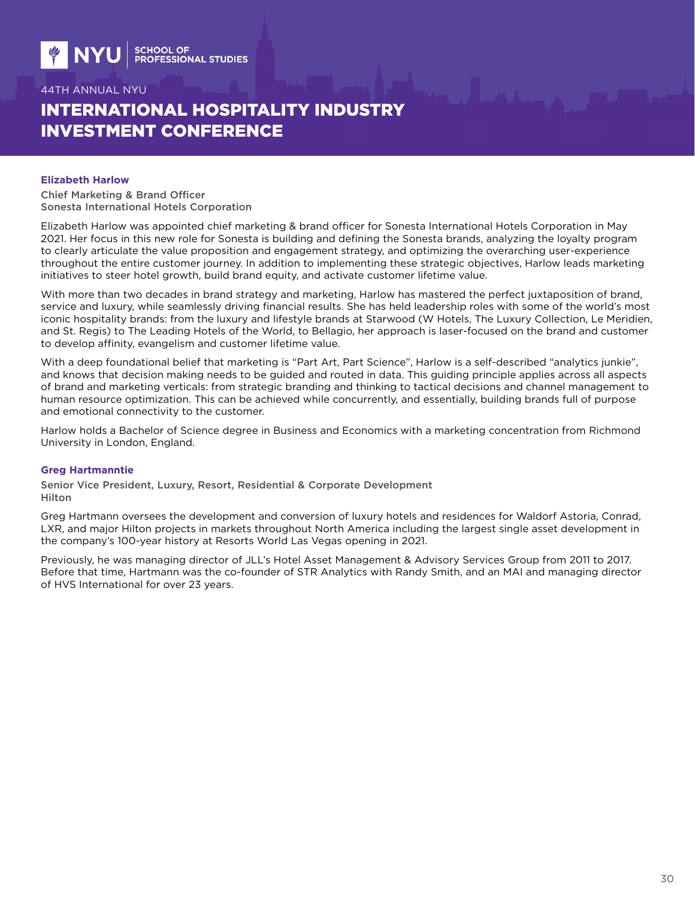**Elizabeth Harlow**

Chief Marketing & Brand Officer
Sonesta International Hotels Corporation

Elizabeth Harlow was appointed chief marketing & brand officer for Sonesta International Hotels Corporation in May 2021. Her focus in this new role for Sonesta is building and defining the Sonesta brands, analyzing the loyalty program to clearly articulate the value proposition and engagement strategy, and optimizing the overarching user-experience throughout the entire customer journey. In addition to implementing these strategic objectives, Harlow leads marketing initiatives to steer hotel growth, build brand equity, and activate customer lifetime value.

With more than two decades in brand strategy and marketing, Harlow has mastered the perfect juxtaposition of brand, service and luxury, while seamlessly driving financial results. She has held leadership roles with some of the world's most iconic hospitality brands: from the luxury and lifestyle brands at Starwood (W Hotels, The Luxury Collection, Le Meridien, and St. Regis) to The Leading Hotels of the World, to Bellagio, her approach is laser-focused on the brand and customer to develop affinity, evangelism and customer lifetime value.

With a deep foundational belief that marketing is "Part Art, Part Science", Harlow is a self-described "analytics junkie", and knows that decision making needs to be guided and routed in data. This guiding principle applies across all aspects of brand and marketing verticals: from strategic branding and thinking to tactical decisions and channel management to human resource optimization. This can be achieved while concurrently, and essentially, building brands full of purpose and emotional connectivity to the customer.

Harlow holds a Bachelor of Science degree in Business and Economics with a marketing concentration from Richmond University in London, England.

**Greg Hartmanntie**

Senior Vice President, Luxury, Resort, Residential & Corporate Development
Hilton

Greg Hartmann oversees the development and conversion of luxury hotels and residences for Waldorf Astoria, Conrad, LXR, and major Hilton projects in markets throughout North America including the largest single asset development in the company's 100-year history at Resorts World Las Vegas opening in 2021.

Previously, he was managing director of JLL's Hotel Asset Management & Advisory Services Group from 2011 to 2017. Before that time, Hartmann was the co-founder of STR Analytics with Randy Smith, and an MAI and managing director of HVS International for over 23 years.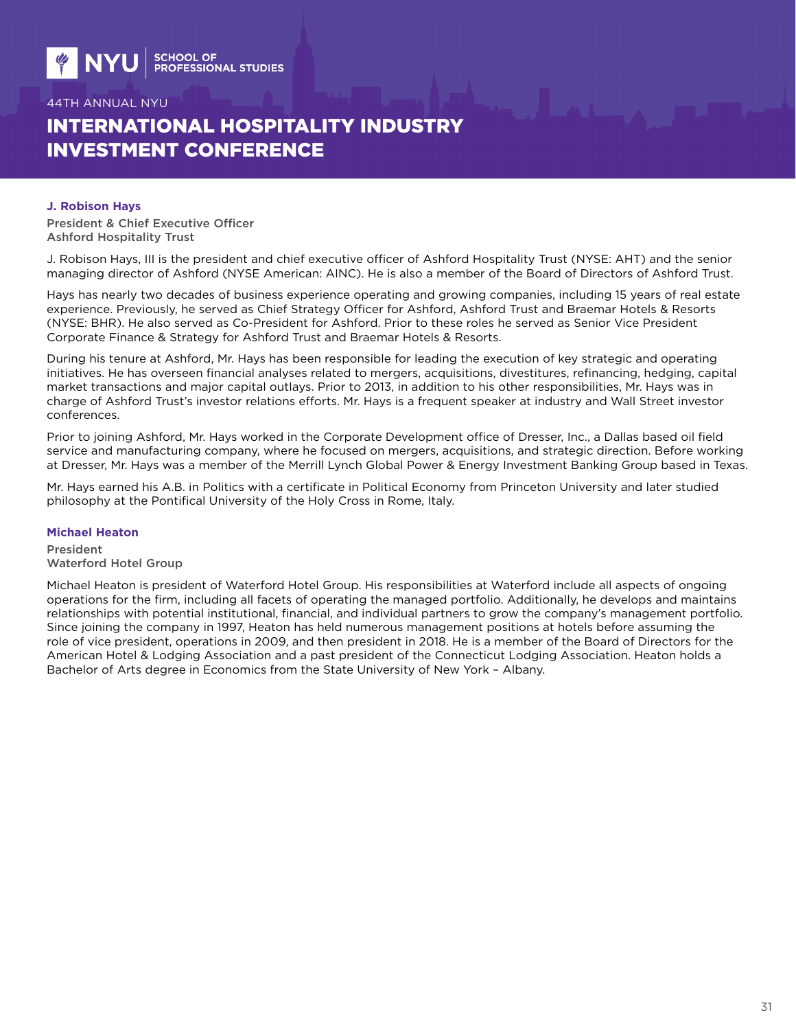### J. Robison Hays

**President & Chief Executive Officer**
**Ashford Hospitality Trust**

J. Robison Hays, III is the president and chief executive officer of Ashford Hospitality Trust (NYSE: AHT) and the senior managing director of Ashford (NYSE American: AINC). He is also a member of the Board of Directors of Ashford Trust.

Hays has nearly two decades of business experience operating and growing companies, including 15 years of real estate experience. Previously, he served as Chief Strategy Officer for Ashford, Ashford Trust and Braemar Hotels & Resorts (NYSE: BHR). He also served as Co-President for Ashford. Prior to these roles he served as Senior Vice President Corporate Finance & Strategy for Ashford Trust and Braemar Hotels & Resorts.

During his tenure at Ashford, Mr. Hays has been responsible for leading the execution of key strategic and operating initiatives. He has overseen financial analyses related to mergers, acquisitions, divestitures, refinancing, hedging, capital market transactions and major capital outlays. Prior to 2013, in addition to his other responsibilities, Mr. Hays was in charge of Ashford Trust's investor relations efforts. Mr. Hays is a frequent speaker at industry and Wall Street investor conferences.

Prior to joining Ashford, Mr. Hays worked in the Corporate Development office of Dresser, Inc., a Dallas based oil field service and manufacturing company, where he focused on mergers, acquisitions, and strategic direction. Before working at Dresser, Mr. Hays was a member of the Merrill Lynch Global Power & Energy Investment Banking Group based in Texas.

Mr. Hays earned his A.B. in Politics with a certificate in Political Economy from Princeton University and later studied philosophy at the Pontifical University of the Holy Cross in Rome, Italy.

### Michael Heaton

**President**
**Waterford Hotel Group**

Michael Heaton is president of Waterford Hotel Group. His responsibilities at Waterford include all aspects of ongoing operations for the firm, including all facets of operating the managed portfolio. Additionally, he develops and maintains relationships with potential institutional, financial, and individual partners to grow the company's management portfolio. Since joining the company in 1997, Heaton has held numerous management positions at hotels before assuming the role of vice president, operations in 2009, and then president in 2018. He is a member of the Board of Directors for the American Hotel & Lodging Association and a past president of the Connecticut Lodging Association. Heaton holds a Bachelor of Arts degree in Economics from the State University of New York – Albany.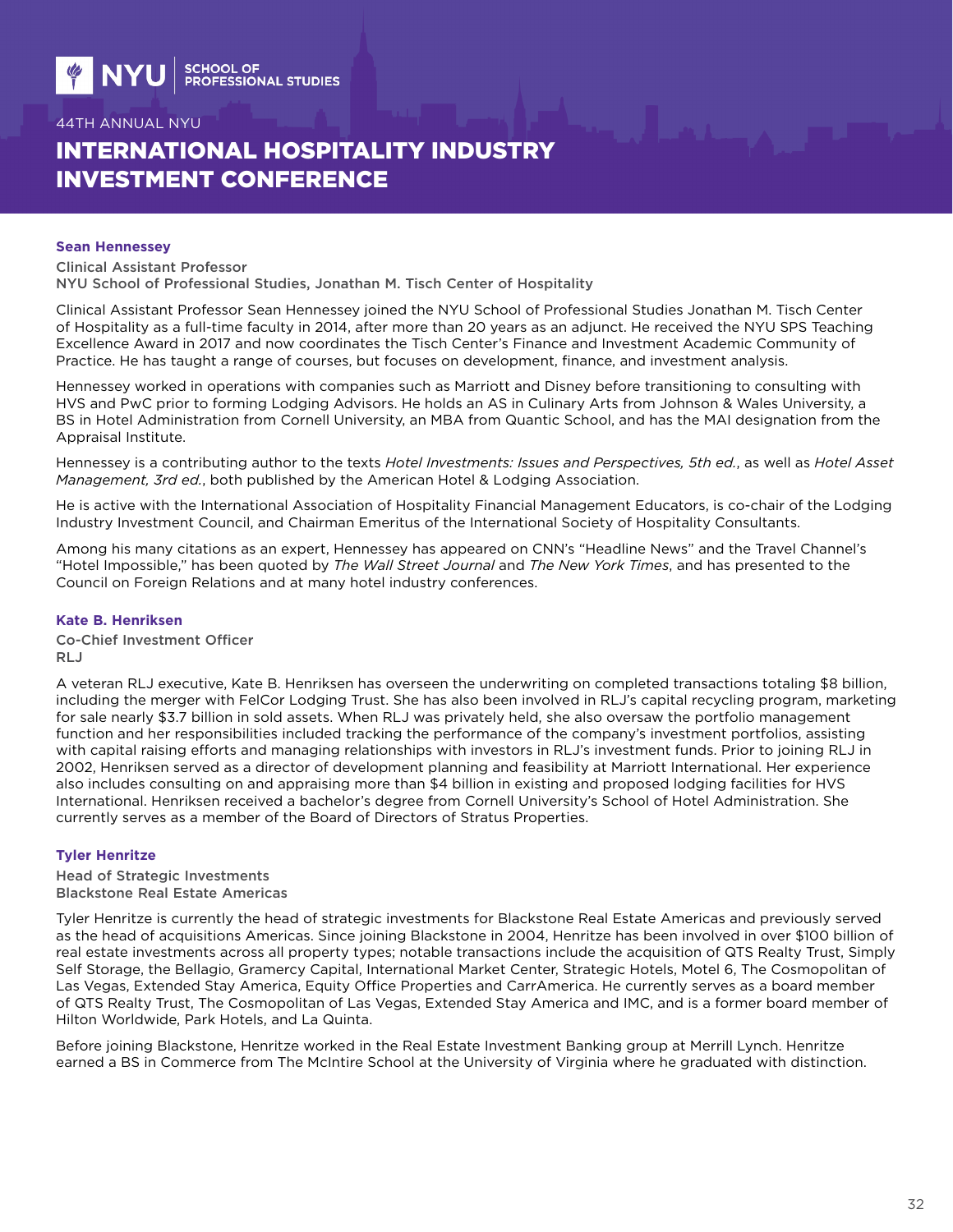### Sean Hennessey

**Clinical Assistant Professor**
**NYU School of Professional Studies, Jonathan M. Tisch Center of Hospitality**

Clinical Assistant Professor Sean Hennessey joined the NYU School of Professional Studies Jonathan M. Tisch Center of Hospitality as a full-time faculty in 2014, after more than 20 years as an adjunct. He received the NYU SPS Teaching Excellence Award in 2017 and now coordinates the Tisch Center's Finance and Investment Academic Community of Practice. He has taught a range of courses, but focuses on development, finance, and investment analysis.

Hennessey worked in operations with companies such as Marriott and Disney before transitioning to consulting with HVS and PwC prior to forming Lodging Advisors. He holds an AS in Culinary Arts from Johnson & Wales University, a BS in Hotel Administration from Cornell University, an MBA from Quantic School, and has the MAI designation from the Appraisal Institute.

Hennessey is a contributing author to the texts *Hotel Investments: Issues and Perspectives, 5th ed.*, as well as *Hotel Asset Management, 3rd ed.*, both published by the American Hotel & Lodging Association.

He is active with the International Association of Hospitality Financial Management Educators, is co-chair of the Lodging Industry Investment Council, and Chairman Emeritus of the International Society of Hospitality Consultants.

Among his many citations as an expert, Hennessey has appeared on CNN's "Headline News" and the Travel Channel's "Hotel Impossible," has been quoted by *The Wall Street Journal* and *The New York Times*, and has presented to the Council on Foreign Relations and at many hotel industry conferences.

### Kate B. Henriksen

**Co-Chief Investment Officer**
**RLJ**

A veteran RLJ executive, Kate B. Henriksen has overseen the underwriting on completed transactions totaling $8 billion, including the merger with FelCor Lodging Trust. She has also been involved in RLJ's capital recycling program, marketing for sale nearly $3.7 billion in sold assets. When RLJ was privately held, she also oversaw the portfolio management function and her responsibilities included tracking the performance of the company's investment portfolios, assisting with capital raising efforts and managing relationships with investors in RLJ's investment funds. Prior to joining RLJ in 2002, Henriksen served as a director of development planning and feasibility at Marriott International. Her experience also includes consulting on and appraising more than $4 billion in existing and proposed lodging facilities for HVS International. Henriksen received a bachelor's degree from Cornell University's School of Hotel Administration. She currently serves as a member of the Board of Directors of Stratus Properties.

### Tyler Henritze

**Head of Strategic Investments**
**Blackstone Real Estate Americas**

Tyler Henritze is currently the head of strategic investments for Blackstone Real Estate Americas and previously served as the head of acquisitions Americas. Since joining Blackstone in 2004, Henritze has been involved in over $100 billion of real estate investments across all property types; notable transactions include the acquisition of QTS Realty Trust, Simply Self Storage, the Bellagio, Gramercy Capital, International Market Center, Strategic Hotels, Motel 6, The Cosmopolitan of Las Vegas, Extended Stay America, Equity Office Properties and CarrAmerica. He currently serves as a board member of QTS Realty Trust, The Cosmopolitan of Las Vegas, Extended Stay America and IMC, and is a former board member of Hilton Worldwide, Park Hotels, and La Quinta.

Before joining Blackstone, Henritze worked in the Real Estate Investment Banking group at Merrill Lynch. Henritze earned a BS in Commerce from The McIntire School at the University of Virginia where he graduated with distinction.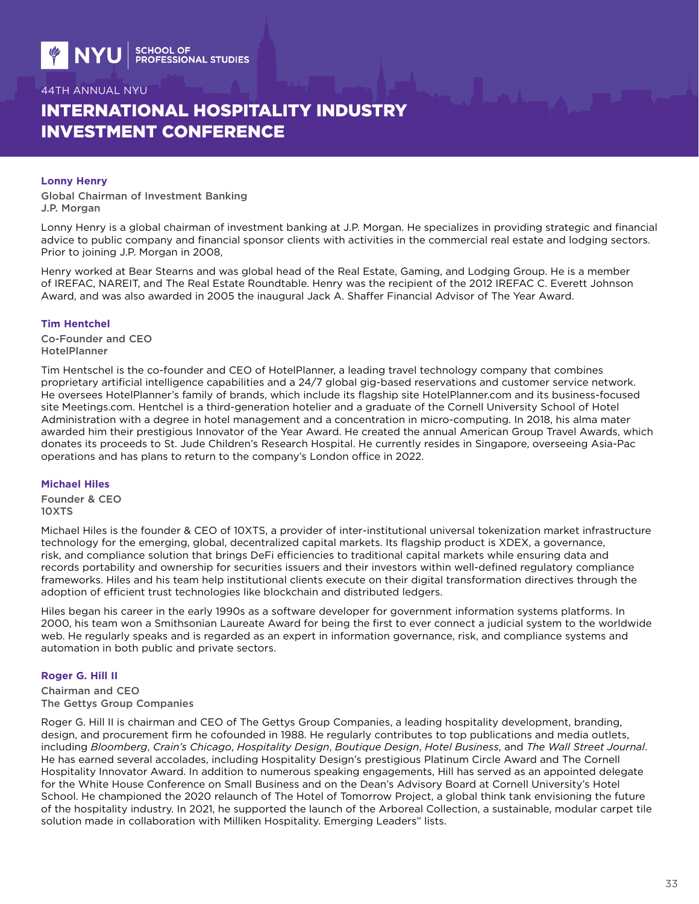### Lonny Henry

Global Chairman of Investment Banking
J.P. Morgan

Lonny Henry is a global chairman of investment banking at J.P. Morgan. He specializes in providing strategic and financial advice to public company and financial sponsor clients with activities in the commercial real estate and lodging sectors. Prior to joining J.P. Morgan in 2008,

Henry worked at Bear Stearns and was global head of the Real Estate, Gaming, and Lodging Group. He is a member of IREFAC, NAREIT, and The Real Estate Roundtable. Henry was the recipient of the 2012 IREFAC C. Everett Johnson Award, and was also awarded in 2005 the inaugural Jack A. Shaffer Financial Advisor of The Year Award.

### Tim Hentchel

Co-Founder and CEO
HotelPlanner

Tim Hentschel is the co-founder and CEO of HotelPlanner, a leading travel technology company that combines proprietary artificial intelligence capabilities and a 24/7 global gig-based reservations and customer service network. He oversees HotelPlanner's family of brands, which include its flagship site HotelPlanner.com and its business-focused site Meetings.com. Hentchel is a third-generation hotelier and a graduate of the Cornell University School of Hotel Administration with a degree in hotel management and a concentration in micro-computing. In 2018, his alma mater awarded him their prestigious Innovator of the Year Award. He created the annual American Group Travel Awards, which donates its proceeds to St. Jude Children's Research Hospital. He currently resides in Singapore, overseeing Asia-Pac operations and has plans to return to the company's London office in 2022.

### Michael Hiles

Founder & CEO
10XTS

Michael Hiles is the founder & CEO of 10XTS, a provider of inter-institutional universal tokenization market infrastructure technology for the emerging, global, decentralized capital markets. Its flagship product is XDEX, a governance, risk, and compliance solution that brings DeFi efficiencies to traditional capital markets while ensuring data and records portability and ownership for securities issuers and their investors within well-defined regulatory compliance frameworks. Hiles and his team help institutional clients execute on their digital transformation directives through the adoption of efficient trust technologies like blockchain and distributed ledgers.

Hiles began his career in the early 1990s as a software developer for government information systems platforms. In 2000, his team won a Smithsonian Laureate Award for being the first to ever connect a judicial system to the worldwide web. He regularly speaks and is regarded as an expert in information governance, risk, and compliance systems and automation in both public and private sectors.

### Roger G. Hill II

Chairman and CEO
The Gettys Group Companies

Roger G. Hill II is chairman and CEO of The Gettys Group Companies, a leading hospitality development, branding, design, and procurement firm he cofounded in 1988. He regularly contributes to top publications and media outlets, including *Bloomberg*, *Crain's Chicago*, *Hospitality Design*, *Boutique Design*, *Hotel Business*, and *The Wall Street Journal*. He has earned several accolades, including Hospitality Design's prestigious Platinum Circle Award and The Cornell Hospitality Innovator Award. In addition to numerous speaking engagements, Hill has served as an appointed delegate for the White House Conference on Small Business and on the Dean's Advisory Board at Cornell University's Hotel School. He championed the 2020 relaunch of The Hotel of Tomorrow Project, a global think tank envisioning the future of the hospitality industry. In 2021, he supported the launch of the Arboreal Collection, a sustainable, modular carpet tile solution made in collaboration with Milliken Hospitality. Emerging Leaders" lists.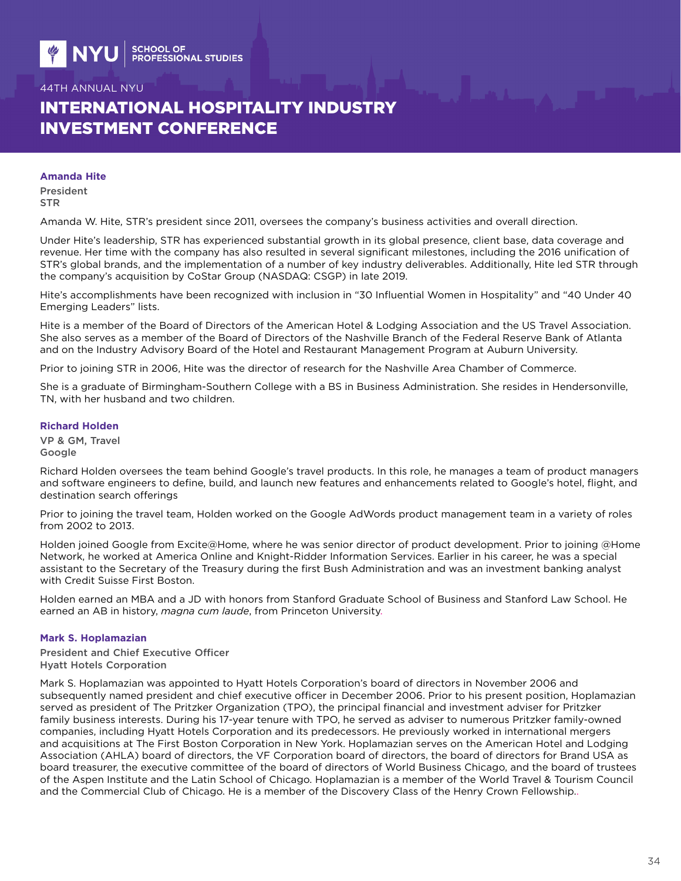# 44TH ANNUAL NYU

# INTERNATIONAL HOSPITALITY INDUSTRY INVESTMENT CONFERENCE

### Amanda Hite

**President**
**STR**

Amanda W. Hite, STR's president since 2011, oversees the company's business activities and overall direction.

Under Hite's leadership, STR has experienced substantial growth in its global presence, client base, data coverage and revenue. Her time with the company has also resulted in several significant milestones, including the 2016 unification of STR's global brands, and the implementation of a number of key industry deliverables. Additionally, Hite led STR through the company's acquisition by CoStar Group (NASDAQ: CSGP) in late 2019.

Hite's accomplishments have been recognized with inclusion in "30 Influential Women in Hospitality" and "40 Under 40 Emerging Leaders" lists.

Hite is a member of the Board of Directors of the American Hotel & Lodging Association and the US Travel Association. She also serves as a member of the Board of Directors of the Nashville Branch of the Federal Reserve Bank of Atlanta and on the Industry Advisory Board of the Hotel and Restaurant Management Program at Auburn University.

Prior to joining STR in 2006, Hite was the director of research for the Nashville Area Chamber of Commerce.

She is a graduate of Birmingham-Southern College with a BS in Business Administration. She resides in Hendersonville, TN, with her husband and two children.

### Richard Holden

**VP & GM, Travel**
**Google**

Richard Holden oversees the team behind Google's travel products. In this role, he manages a team of product managers and software engineers to define, build, and launch new features and enhancements related to Google's hotel, flight, and destination search offerings

Prior to joining the travel team, Holden worked on the Google AdWords product management team in a variety of roles from 2002 to 2013.

Holden joined Google from Excite@Home, where he was senior director of product development. Prior to joining @Home Network, he worked at America Online and Knight-Ridder Information Services. Earlier in his career, he was a special assistant to the Secretary of the Treasury during the first Bush Administration and was an investment banking analyst with Credit Suisse First Boston.

Holden earned an MBA and a JD with honors from Stanford Graduate School of Business and Stanford Law School. He earned an AB in history, *magna cum laude*, from Princeton University.

### Mark S. Hoplamazian

**President and Chief Executive Officer**
**Hyatt Hotels Corporation**

Mark S. Hoplamazian was appointed to Hyatt Hotels Corporation's board of directors in November 2006 and subsequently named president and chief executive officer in December 2006. Prior to his present position, Hoplamazian served as president of The Pritzker Organization (TPO), the principal financial and investment adviser for Pritzker family business interests. During his 17-year tenure with TPO, he served as adviser to numerous Pritzker family-owned companies, including Hyatt Hotels Corporation and its predecessors. He previously worked in international mergers and acquisitions at The First Boston Corporation in New York. Hoplamazian serves on the American Hotel and Lodging Association (AHLA) board of directors, the VF Corporation board of directors, the board of directors for Brand USA as board treasurer, the executive committee of the board of directors of World Business Chicago, and the board of trustees of the Aspen Institute and the Latin School of Chicago. Hoplamazian is a member of the World Travel & Tourism Council and the Commercial Club of Chicago. He is a member of the Discovery Class of the Henry Crown Fellowship..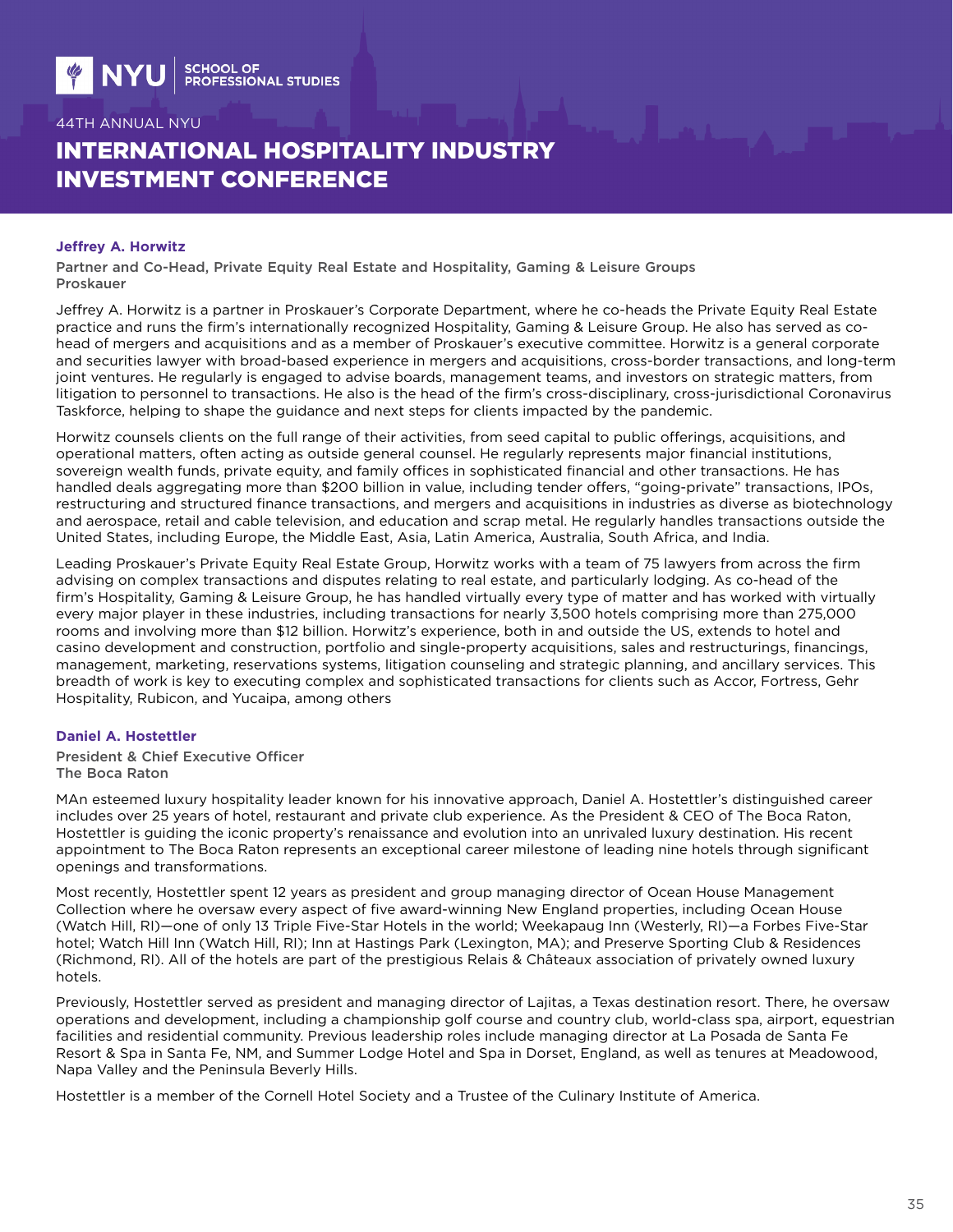## Jeffrey A. Horwitz

**Partner and Co-Head, Private Equity Real Estate and Hospitality, Gaming & Leisure Groups**
**Proskauer**

Jeffrey A. Horwitz is a partner in Proskauer's Corporate Department, where he co-heads the Private Equity Real Estate practice and runs the firm's internationally recognized Hospitality, Gaming & Leisure Group. He also has served as co-head of mergers and acquisitions and as a member of Proskauer's executive committee. Horwitz is a general corporate and securities lawyer with broad-based experience in mergers and acquisitions, cross-border transactions, and long-term joint ventures. He regularly is engaged to advise boards, management teams, and investors on strategic matters, from litigation to personnel to transactions. He also is the head of the firm's cross-disciplinary, cross-jurisdictional Coronavirus Taskforce, helping to shape the guidance and next steps for clients impacted by the pandemic.

Horwitz counsels clients on the full range of their activities, from seed capital to public offerings, acquisitions, and operational matters, often acting as outside general counsel. He regularly represents major financial institutions, sovereign wealth funds, private equity, and family offices in sophisticated financial and other transactions. He has handled deals aggregating more than $200 billion in value, including tender offers, "going-private" transactions, IPOs, restructuring and structured finance transactions, and mergers and acquisitions in industries as diverse as biotechnology and aerospace, retail and cable television, and education and scrap metal. He regularly handles transactions outside the United States, including Europe, the Middle East, Asia, Latin America, Australia, South Africa, and India.

Leading Proskauer's Private Equity Real Estate Group, Horwitz works with a team of 75 lawyers from across the firm advising on complex transactions and disputes relating to real estate, and particularly lodging. As co-head of the firm's Hospitality, Gaming & Leisure Group, he has handled virtually every type of matter and has worked with virtually every major player in these industries, including transactions for nearly 3,500 hotels comprising more than 275,000 rooms and involving more than $12 billion. Horwitz's experience, both in and outside the US, extends to hotel and casino development and construction, portfolio and single-property acquisitions, sales and restructurings, financings, management, marketing, reservations systems, litigation counseling and strategic planning, and ancillary services. This breadth of work is key to executing complex and sophisticated transactions for clients such as Accor, Fortress, Gehr Hospitality, Rubicon, and Yucaipa, among others

## Daniel A. Hostettler

**President & Chief Executive Officer**
**The Boca Raton**

MAn esteemed luxury hospitality leader known for his innovative approach, Daniel A. Hostettler's distinguished career includes over 25 years of hotel, restaurant and private club experience. As the President & CEO of The Boca Raton, Hostettler is guiding the iconic property's renaissance and evolution into an unrivaled luxury destination. His recent appointment to The Boca Raton represents an exceptional career milestone of leading nine hotels through significant openings and transformations.

Most recently, Hostettler spent 12 years as president and group managing director of Ocean House Management Collection where he oversaw every aspect of five award-winning New England properties, including Ocean House (Watch Hill, RI)—one of only 13 Triple Five-Star Hotels in the world; Weekapaug Inn (Westerly, RI)—a Forbes Five-Star hotel; Watch Hill Inn (Watch Hill, RI); Inn at Hastings Park (Lexington, MA); and Preserve Sporting Club & Residences (Richmond, RI). All of the hotels are part of the prestigious Relais & Châteaux association of privately owned luxury hotels.

Previously, Hostettler served as president and managing director of Lajitas, a Texas destination resort. There, he oversaw operations and development, including a championship golf course and country club, world-class spa, airport, equestrian facilities and residential community. Previous leadership roles include managing director at La Posada de Santa Fe Resort & Spa in Santa Fe, NM, and Summer Lodge Hotel and Spa in Dorset, England, as well as tenures at Meadowood, Napa Valley and the Peninsula Beverly Hills.

Hostettler is a member of the Cornell Hotel Society and a Trustee of the Culinary Institute of America.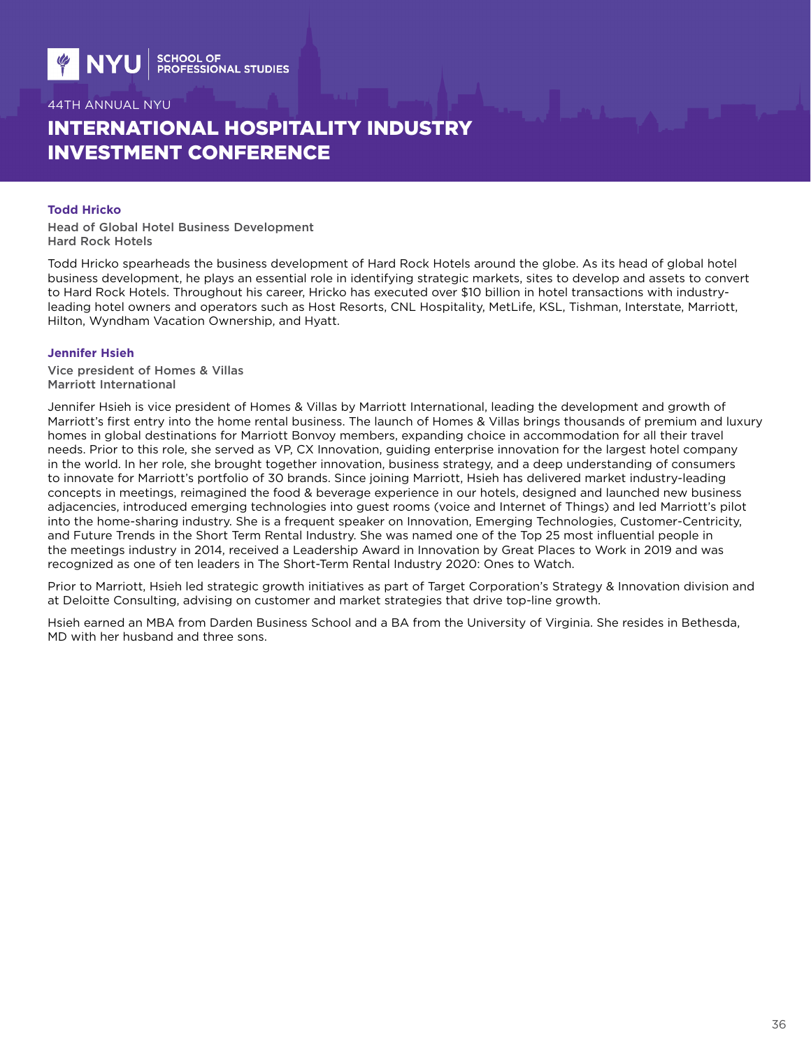### Todd Hricko

Head of Global Hotel Business Development
Hard Rock Hotels

Todd Hricko spearheads the business development of Hard Rock Hotels around the globe. As its head of global hotel business development, he plays an essential role in identifying strategic markets, sites to develop and assets to convert to Hard Rock Hotels. Throughout his career, Hricko has executed over $10 billion in hotel transactions with industry-leading hotel owners and operators such as Host Resorts, CNL Hospitality, MetLife, KSL, Tishman, Interstate, Marriott, Hilton, Wyndham Vacation Ownership, and Hyatt.

### Jennifer Hsieh

Vice president of Homes & Villas
Marriott International

Jennifer Hsieh is vice president of Homes & Villas by Marriott International, leading the development and growth of Marriott's first entry into the home rental business. The launch of Homes & Villas brings thousands of premium and luxury homes in global destinations for Marriott Bonvoy members, expanding choice in accommodation for all their travel needs. Prior to this role, she served as VP, CX Innovation, guiding enterprise innovation for the largest hotel company in the world. In her role, she brought together innovation, business strategy, and a deep understanding of consumers to innovate for Marriott's portfolio of 30 brands. Since joining Marriott, Hsieh has delivered market industry-leading concepts in meetings, reimagined the food & beverage experience in our hotels, designed and launched new business adjacencies, introduced emerging technologies into guest rooms (voice and Internet of Things) and led Marriott's pilot into the home-sharing industry. She is a frequent speaker on Innovation, Emerging Technologies, Customer-Centricity, and Future Trends in the Short Term Rental Industry. She was named one of the Top 25 most influential people in the meetings industry in 2014, received a Leadership Award in Innovation by Great Places to Work in 2019 and was recognized as one of ten leaders in The Short-Term Rental Industry 2020: Ones to Watch.

Prior to Marriott, Hsieh led strategic growth initiatives as part of Target Corporation's Strategy & Innovation division and at Deloitte Consulting, advising on customer and market strategies that drive top-line growth.

Hsieh earned an MBA from Darden Business School and a BA from the University of Virginia. She resides in Bethesda, MD with her husband and three sons.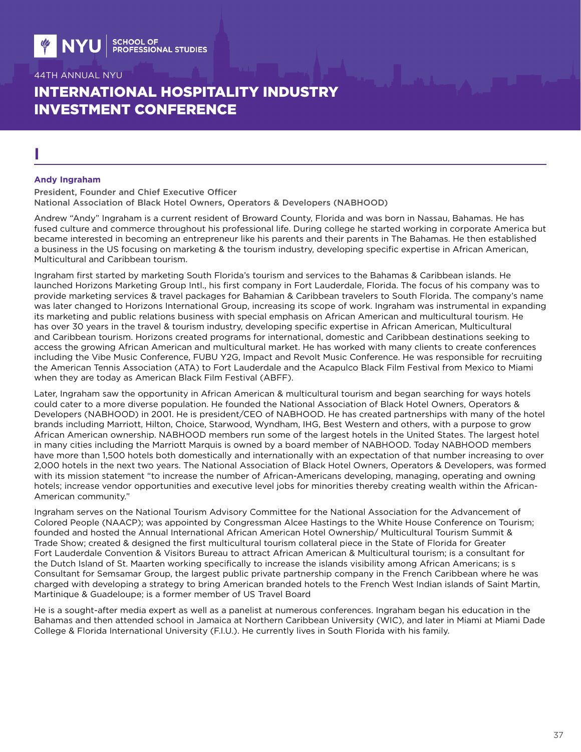# I

### Andy Ingraham

President, Founder and Chief Executive Officer
National Association of Black Hotel Owners, Operators & Developers (NABHOOD)

Andrew "Andy" Ingraham is a current resident of Broward County, Florida and was born in Nassau, Bahamas. He has fused culture and commerce throughout his professional life. During college he started working in corporate America but became interested in becoming an entrepreneur like his parents and their parents in The Bahamas. He then established a business in the US focusing on marketing & the tourism industry, developing specific expertise in African American, Multicultural and Caribbean tourism.

Ingraham first started by marketing South Florida's tourism and services to the Bahamas & Caribbean islands. He launched Horizons Marketing Group Intl., his first company in Fort Lauderdale, Florida. The focus of his company was to provide marketing services & travel packages for Bahamian & Caribbean travelers to South Florida. The company's name was later changed to Horizons International Group, increasing its scope of work. Ingraham was instrumental in expanding its marketing and public relations business with special emphasis on African American and multicultural tourism. He has over 30 years in the travel & tourism industry, developing specific expertise in African American, Multicultural and Caribbean tourism. Horizons created programs for international, domestic and Caribbean destinations seeking to access the growing African American and multicultural market. He has worked with many clients to create conferences including the Vibe Music Conference, FUBU Y2G, Impact and Revolt Music Conference. He was responsible for recruiting the American Tennis Association (ATA) to Fort Lauderdale and the Acapulco Black Film Festival from Mexico to Miami when they are today as American Black Film Festival (ABFF).

Later, Ingraham saw the opportunity in African American & multicultural tourism and began searching for ways hotels could cater to a more diverse population. He founded the National Association of Black Hotel Owners, Operators & Developers (NABHOOD) in 2001. He is president/CEO of NABHOOD. He has created partnerships with many of the hotel brands including Marriott, Hilton, Choice, Starwood, Wyndham, IHG, Best Western and others, with a purpose to grow African American ownership. NABHOOD members run some of the largest hotels in the United States. The largest hotel in many cities including the Marriott Marquis is owned by a board member of NABHOOD. Today NABHOOD members have more than 1,500 hotels both domestically and internationally with an expectation of that number increasing to over 2,000 hotels in the next two years. The National Association of Black Hotel Owners, Operators & Developers, was formed with its mission statement "to increase the number of African-Americans developing, managing, operating and owning hotels; increase vendor opportunities and executive level jobs for minorities thereby creating wealth within the African-American community."

Ingraham serves on the National Tourism Advisory Committee for the National Association for the Advancement of Colored People (NAACP); was appointed by Congressman Alcee Hastings to the White House Conference on Tourism; founded and hosted the Annual International African American Hotel Ownership/ Multicultural Tourism Summit & Trade Show; created & designed the first multicultural tourism collateral piece in the State of Florida for Greater Fort Lauderdale Convention & Visitors Bureau to attract African American & Multicultural tourism; is a consultant for the Dutch Island of St. Maarten working specifically to increase the islands visibility among African Americans; is s Consultant for Semsamar Group, the largest public private partnership company in the French Caribbean where he was charged with developing a strategy to bring American branded hotels to the French West Indian islands of Saint Martin, Martinique & Guadeloupe; is a former member of US Travel Board

He is a sought-after media expert as well as a panelist at numerous conferences. Ingraham began his education in the Bahamas and then attended school in Jamaica at Northern Caribbean University (WIC), and later in Miami at Miami Dade College & Florida International University (F.I.U.). He currently lives in South Florida with his family.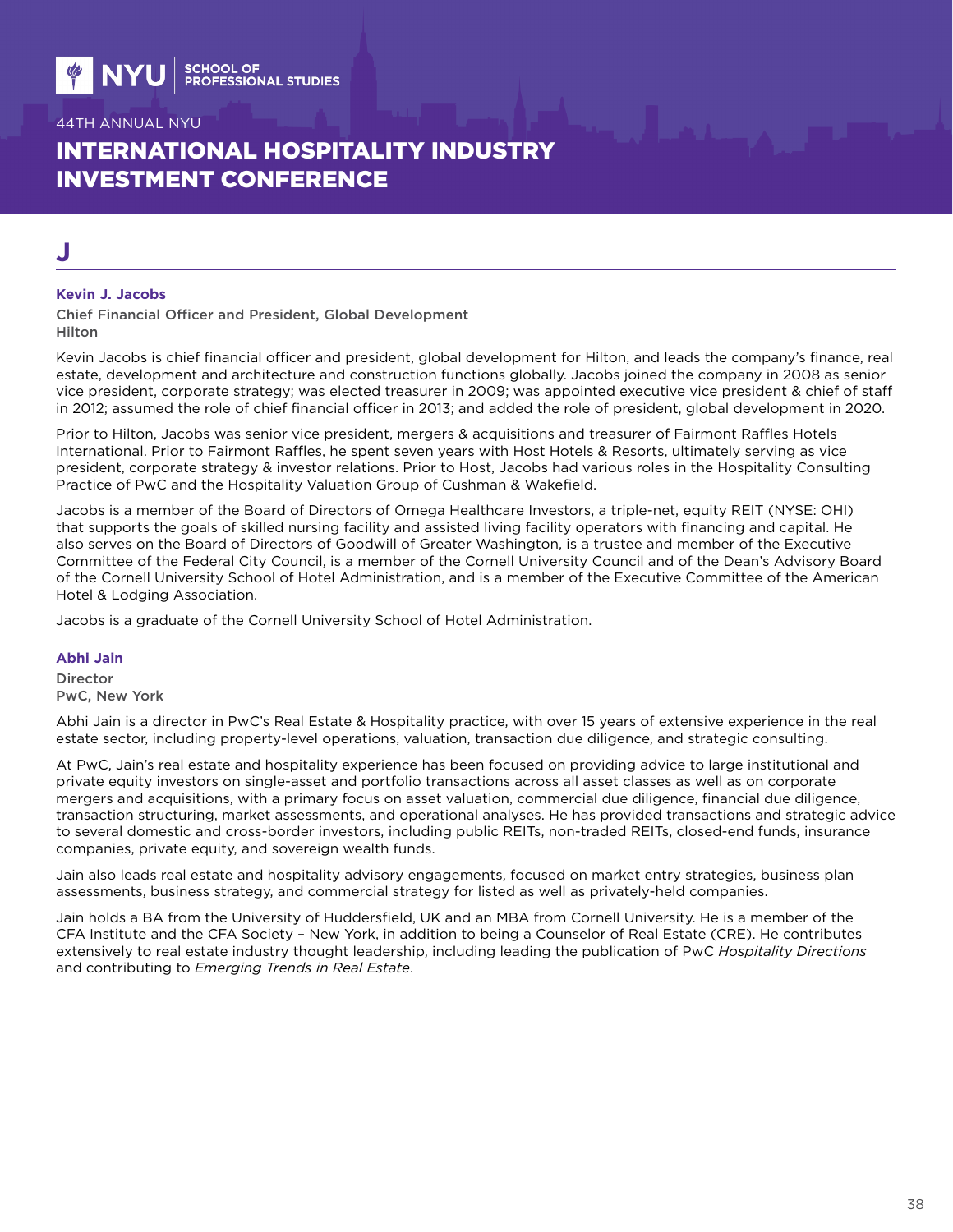## J

### Kevin J. Jacobs

Chief Financial Officer and President, Global Development
Hilton

Kevin Jacobs is chief financial officer and president, global development for Hilton, and leads the company's finance, real estate, development and architecture and construction functions globally. Jacobs joined the company in 2008 as senior vice president, corporate strategy; was elected treasurer in 2009; was appointed executive vice president & chief of staff in 2012; assumed the role of chief financial officer in 2013; and added the role of president, global development in 2020.

Prior to Hilton, Jacobs was senior vice president, mergers & acquisitions and treasurer of Fairmont Raffles Hotels International. Prior to Fairmont Raffles, he spent seven years with Host Hotels & Resorts, ultimately serving as vice president, corporate strategy & investor relations. Prior to Host, Jacobs had various roles in the Hospitality Consulting Practice of PwC and the Hospitality Valuation Group of Cushman & Wakefield.

Jacobs is a member of the Board of Directors of Omega Healthcare Investors, a triple-net, equity REIT (NYSE: OHI) that supports the goals of skilled nursing facility and assisted living facility operators with financing and capital. He also serves on the Board of Directors of Goodwill of Greater Washington, is a trustee and member of the Executive Committee of the Federal City Council, is a member of the Cornell University Council and of the Dean's Advisory Board of the Cornell University School of Hotel Administration, and is a member of the Executive Committee of the American Hotel & Lodging Association.

Jacobs is a graduate of the Cornell University School of Hotel Administration.

### Abhi Jain

Director
PwC, New York

Abhi Jain is a director in PwC's Real Estate & Hospitality practice, with over 15 years of extensive experience in the real estate sector, including property-level operations, valuation, transaction due diligence, and strategic consulting.

At PwC, Jain's real estate and hospitality experience has been focused on providing advice to large institutional and private equity investors on single-asset and portfolio transactions across all asset classes as well as on corporate mergers and acquisitions, with a primary focus on asset valuation, commercial due diligence, financial due diligence, transaction structuring, market assessments, and operational analyses. He has provided transactions and strategic advice to several domestic and cross-border investors, including public REITs, non-traded REITs, closed-end funds, insurance companies, private equity, and sovereign wealth funds.

Jain also leads real estate and hospitality advisory engagements, focused on market entry strategies, business plan assessments, business strategy, and commercial strategy for listed as well as privately-held companies.

Jain holds a BA from the University of Huddersfield, UK and an MBA from Cornell University. He is a member of the CFA Institute and the CFA Society – New York, in addition to being a Counselor of Real Estate (CRE). He contributes extensively to real estate industry thought leadership, including leading the publication of PwC *Hospitality Directions* and contributing to *Emerging Trends in Real Estate*.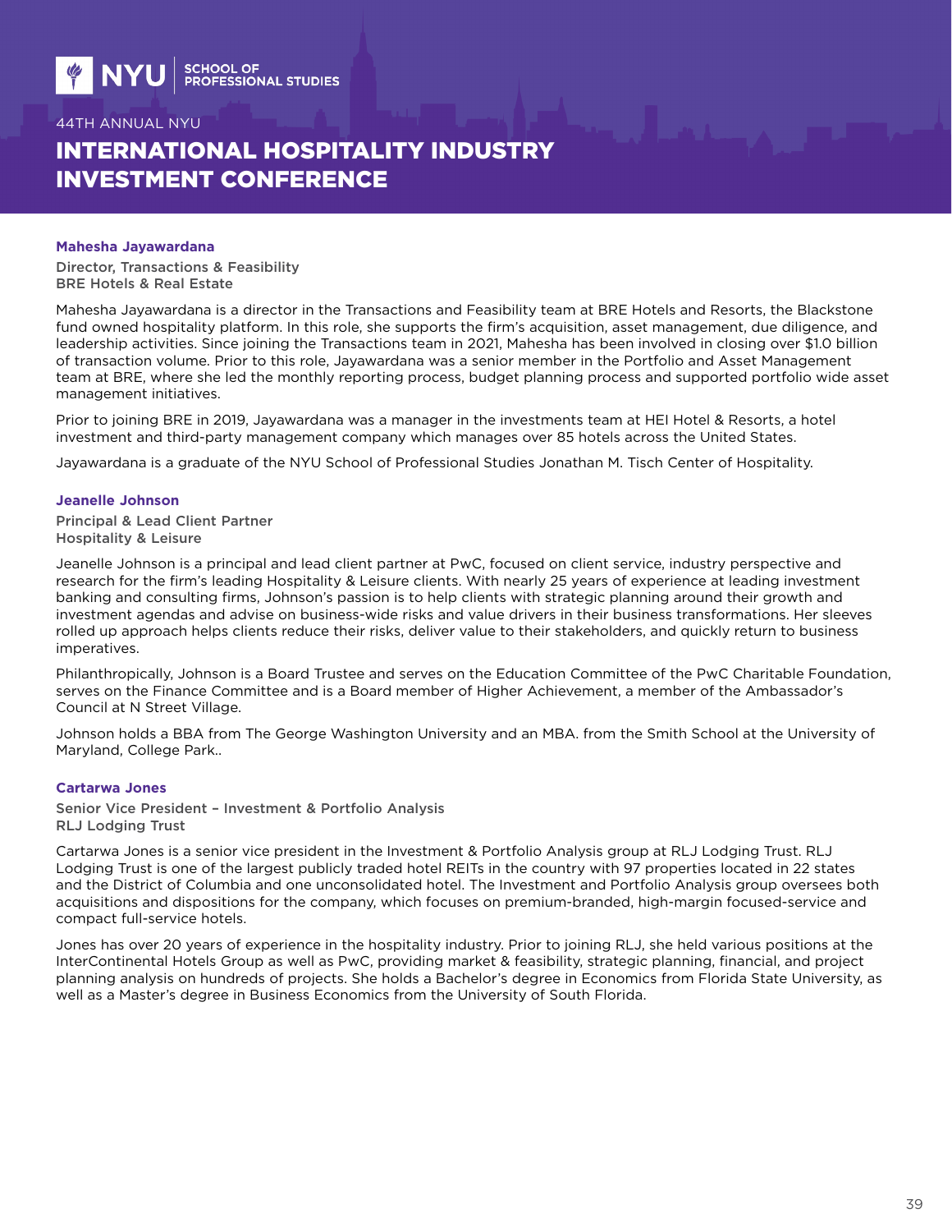### Mahesha Jayawardana

Director, Transactions & Feasibility
BRE Hotels & Real Estate

Mahesha Jayawardana is a director in the Transactions and Feasibility team at BRE Hotels and Resorts, the Blackstone fund owned hospitality platform. In this role, she supports the firm's acquisition, asset management, due diligence, and leadership activities. Since joining the Transactions team in 2021, Mahesha has been involved in closing over $1.0 billion of transaction volume. Prior to this role, Jayawardana was a senior member in the Portfolio and Asset Management team at BRE, where she led the monthly reporting process, budget planning process and supported portfolio wide asset management initiatives.

Prior to joining BRE in 2019, Jayawardana was a manager in the investments team at HEI Hotel & Resorts, a hotel investment and third-party management company which manages over 85 hotels across the United States.

Jayawardana is a graduate of the NYU School of Professional Studies Jonathan M. Tisch Center of Hospitality.

### Jeanelle Johnson

Principal & Lead Client Partner
Hospitality & Leisure

Jeanelle Johnson is a principal and lead client partner at PwC, focused on client service, industry perspective and research for the firm's leading Hospitality & Leisure clients. With nearly 25 years of experience at leading investment banking and consulting firms, Johnson's passion is to help clients with strategic planning around their growth and investment agendas and advise on business-wide risks and value drivers in their business transformations. Her sleeves rolled up approach helps clients reduce their risks, deliver value to their stakeholders, and quickly return to business imperatives.

Philanthropically, Johnson is a Board Trustee and serves on the Education Committee of the PwC Charitable Foundation, serves on the Finance Committee and is a Board member of Higher Achievement, a member of the Ambassador's Council at N Street Village.

Johnson holds a BBA from The George Washington University and an MBA. from the Smith School at the University of Maryland, College Park..

### Cartarwa Jones

Senior Vice President – Investment & Portfolio Analysis
RLJ Lodging Trust

Cartarwa Jones is a senior vice president in the Investment & Portfolio Analysis group at RLJ Lodging Trust. RLJ Lodging Trust is one of the largest publicly traded hotel REITs in the country with 97 properties located in 22 states and the District of Columbia and one unconsolidated hotel. The Investment and Portfolio Analysis group oversees both acquisitions and dispositions for the company, which focuses on premium-branded, high-margin focused-service and compact full-service hotels.

Jones has over 20 years of experience in the hospitality industry. Prior to joining RLJ, she held various positions at the InterContinental Hotels Group as well as PwC, providing market & feasibility, strategic planning, financial, and project planning analysis on hundreds of projects. She holds a Bachelor's degree in Economics from Florida State University, as well as a Master's degree in Business Economics from the University of South Florida.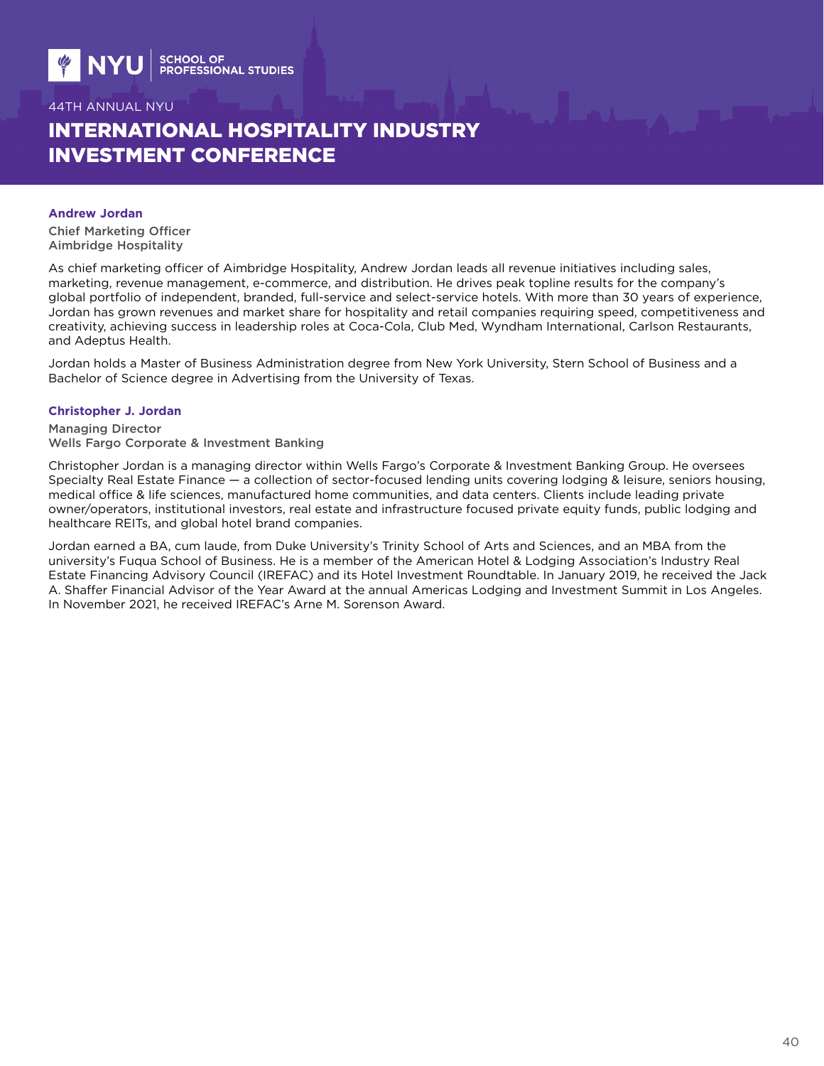### Andrew Jordan

Chief Marketing Officer
Aimbridge Hospitality

As chief marketing officer of Aimbridge Hospitality, Andrew Jordan leads all revenue initiatives including sales, marketing, revenue management, e-commerce, and distribution. He drives peak topline results for the company's global portfolio of independent, branded, full-service and select-service hotels. With more than 30 years of experience, Jordan has grown revenues and market share for hospitality and retail companies requiring speed, competitiveness and creativity, achieving success in leadership roles at Coca-Cola, Club Med, Wyndham International, Carlson Restaurants, and Adeptus Health.

Jordan holds a Master of Business Administration degree from New York University, Stern School of Business and a Bachelor of Science degree in Advertising from the University of Texas.

### Christopher J. Jordan

Managing Director
Wells Fargo Corporate & Investment Banking

Christopher Jordan is a managing director within Wells Fargo's Corporate & Investment Banking Group. He oversees Specialty Real Estate Finance — a collection of sector-focused lending units covering lodging & leisure, seniors housing, medical office & life sciences, manufactured home communities, and data centers. Clients include leading private owner/operators, institutional investors, real estate and infrastructure focused private equity funds, public lodging and healthcare REITs, and global hotel brand companies.

Jordan earned a BA, cum laude, from Duke University's Trinity School of Arts and Sciences, and an MBA from the university's Fuqua School of Business. He is a member of the American Hotel & Lodging Association's Industry Real Estate Financing Advisory Council (IREFAC) and its Hotel Investment Roundtable. In January 2019, he received the Jack A. Shaffer Financial Advisor of the Year Award at the annual Americas Lodging and Investment Summit in Los Angeles. In November 2021, he received IREFAC's Arne M. Sorenson Award.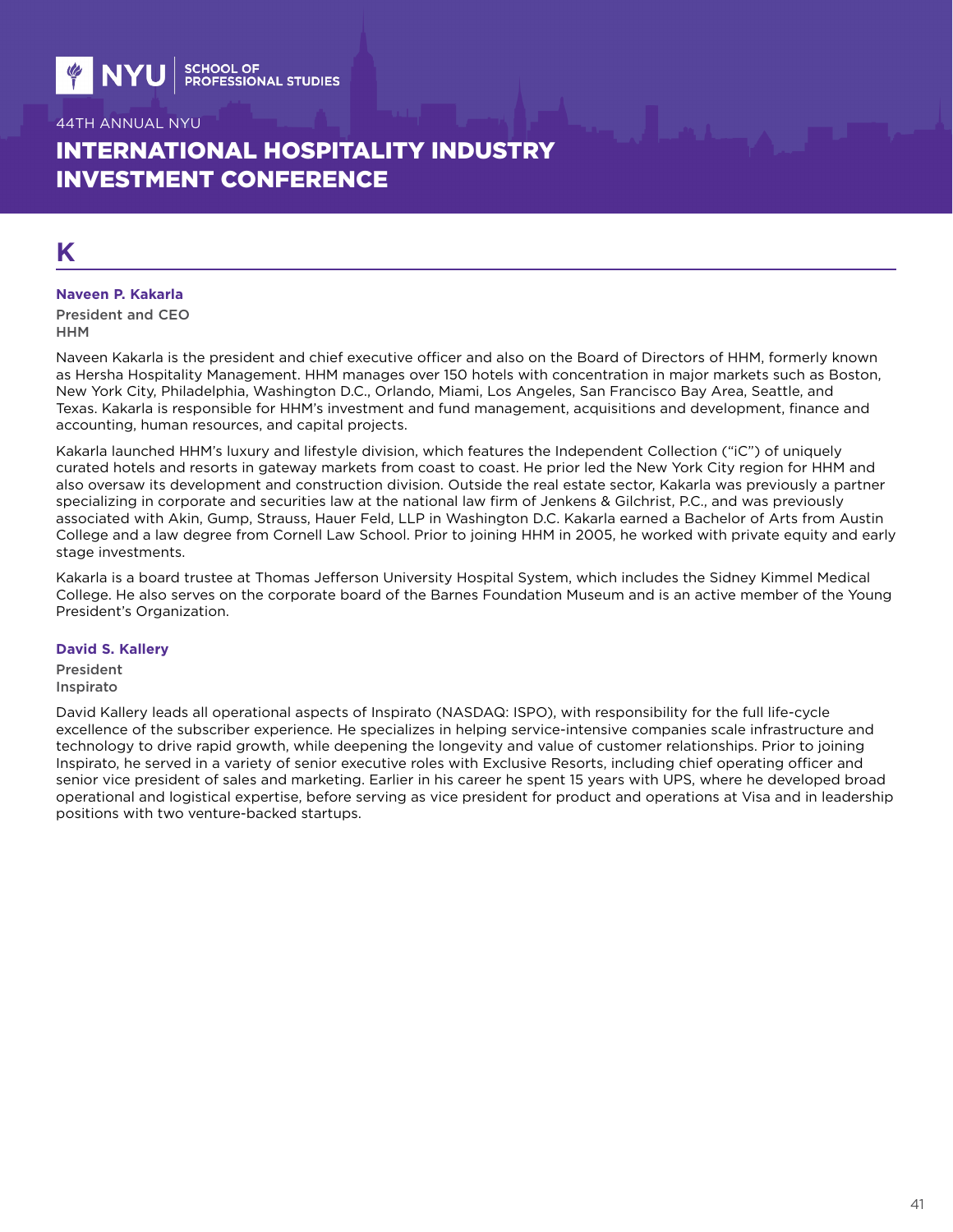## K

**Naveen P. Kakarla**

President and CEO
HHM

Naveen Kakarla is the president and chief executive officer and also on the Board of Directors of HHM, formerly known as Hersha Hospitality Management. HHM manages over 150 hotels with concentration in major markets such as Boston, New York City, Philadelphia, Washington D.C., Orlando, Miami, Los Angeles, San Francisco Bay Area, Seattle, and Texas. Kakarla is responsible for HHM's investment and fund management, acquisitions and development, finance and accounting, human resources, and capital projects.

Kakarla launched HHM's luxury and lifestyle division, which features the Independent Collection ("iC") of uniquely curated hotels and resorts in gateway markets from coast to coast. He prior led the New York City region for HHM and also oversaw its development and construction division. Outside the real estate sector, Kakarla was previously a partner specializing in corporate and securities law at the national law firm of Jenkens & Gilchrist, P.C., and was previously associated with Akin, Gump, Strauss, Hauer Feld, LLP in Washington D.C. Kakarla earned a Bachelor of Arts from Austin College and a law degree from Cornell Law School. Prior to joining HHM in 2005, he worked with private equity and early stage investments.

Kakarla is a board trustee at Thomas Jefferson University Hospital System, which includes the Sidney Kimmel Medical College. He also serves on the corporate board of the Barnes Foundation Museum and is an active member of the Young President's Organization.

**David S. Kallery**

President
Inspirato

David Kallery leads all operational aspects of Inspirato (NASDAQ: ISPO), with responsibility for the full life-cycle excellence of the subscriber experience. He specializes in helping service-intensive companies scale infrastructure and technology to drive rapid growth, while deepening the longevity and value of customer relationships. Prior to joining Inspirato, he served in a variety of senior executive roles with Exclusive Resorts, including chief operating officer and senior vice president of sales and marketing. Earlier in his career he spent 15 years with UPS, where he developed broad operational and logistical expertise, before serving as vice president for product and operations at Visa and in leadership positions with two venture-backed startups.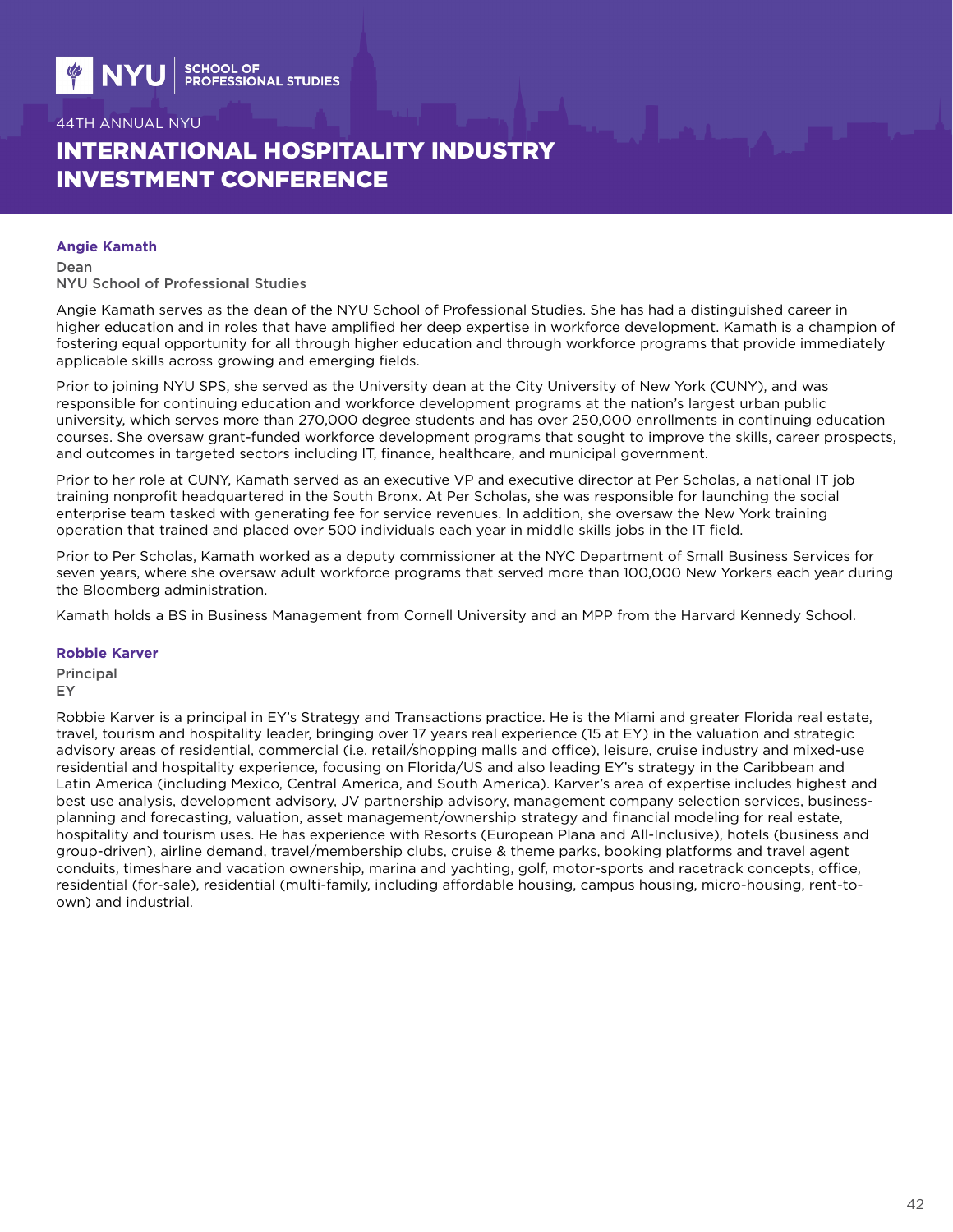## Angie Kamath

**Dean**
**NYU School of Professional Studies**

Angie Kamath serves as the dean of the NYU School of Professional Studies. She has had a distinguished career in higher education and in roles that have amplified her deep expertise in workforce development. Kamath is a champion of fostering equal opportunity for all through higher education and through workforce programs that provide immediately applicable skills across growing and emerging fields.

Prior to joining NYU SPS, she served as the University dean at the City University of New York (CUNY), and was responsible for continuing education and workforce development programs at the nation's largest urban public university, which serves more than 270,000 degree students and has over 250,000 enrollments in continuing education courses. She oversaw grant-funded workforce development programs that sought to improve the skills, career prospects, and outcomes in targeted sectors including IT, finance, healthcare, and municipal government.

Prior to her role at CUNY, Kamath served as an executive VP and executive director at Per Scholas, a national IT job training nonprofit headquartered in the South Bronx. At Per Scholas, she was responsible for launching the social enterprise team tasked with generating fee for service revenues. In addition, she oversaw the New York training operation that trained and placed over 500 individuals each year in middle skills jobs in the IT field.

Prior to Per Scholas, Kamath worked as a deputy commissioner at the NYC Department of Small Business Services for seven years, where she oversaw adult workforce programs that served more than 100,000 New Yorkers each year during the Bloomberg administration.

Kamath holds a BS in Business Management from Cornell University and an MPP from the Harvard Kennedy School.

## Robbie Karver

**Principal**
**EY**

Robbie Karver is a principal in EY's Strategy and Transactions practice. He is the Miami and greater Florida real estate, travel, tourism and hospitality leader, bringing over 17 years real experience (15 at EY) in the valuation and strategic advisory areas of residential, commercial (i.e. retail/shopping malls and office), leisure, cruise industry and mixed-use residential and hospitality experience, focusing on Florida/US and also leading EY's strategy in the Caribbean and Latin America (including Mexico, Central America, and South America). Karver's area of expertise includes highest and best use analysis, development advisory, JV partnership advisory, management company selection services, business-planning and forecasting, valuation, asset management/ownership strategy and financial modeling for real estate, hospitality and tourism uses. He has experience with Resorts (European Plana and All-Inclusive), hotels (business and group-driven), airline demand, travel/membership clubs, cruise & theme parks, booking platforms and travel agent conduits, timeshare and vacation ownership, marina and yachting, golf, motor-sports and racetrack concepts, office, residential (for-sale), residential (multi-family, including affordable housing, campus housing, micro-housing, rent-to-own) and industrial.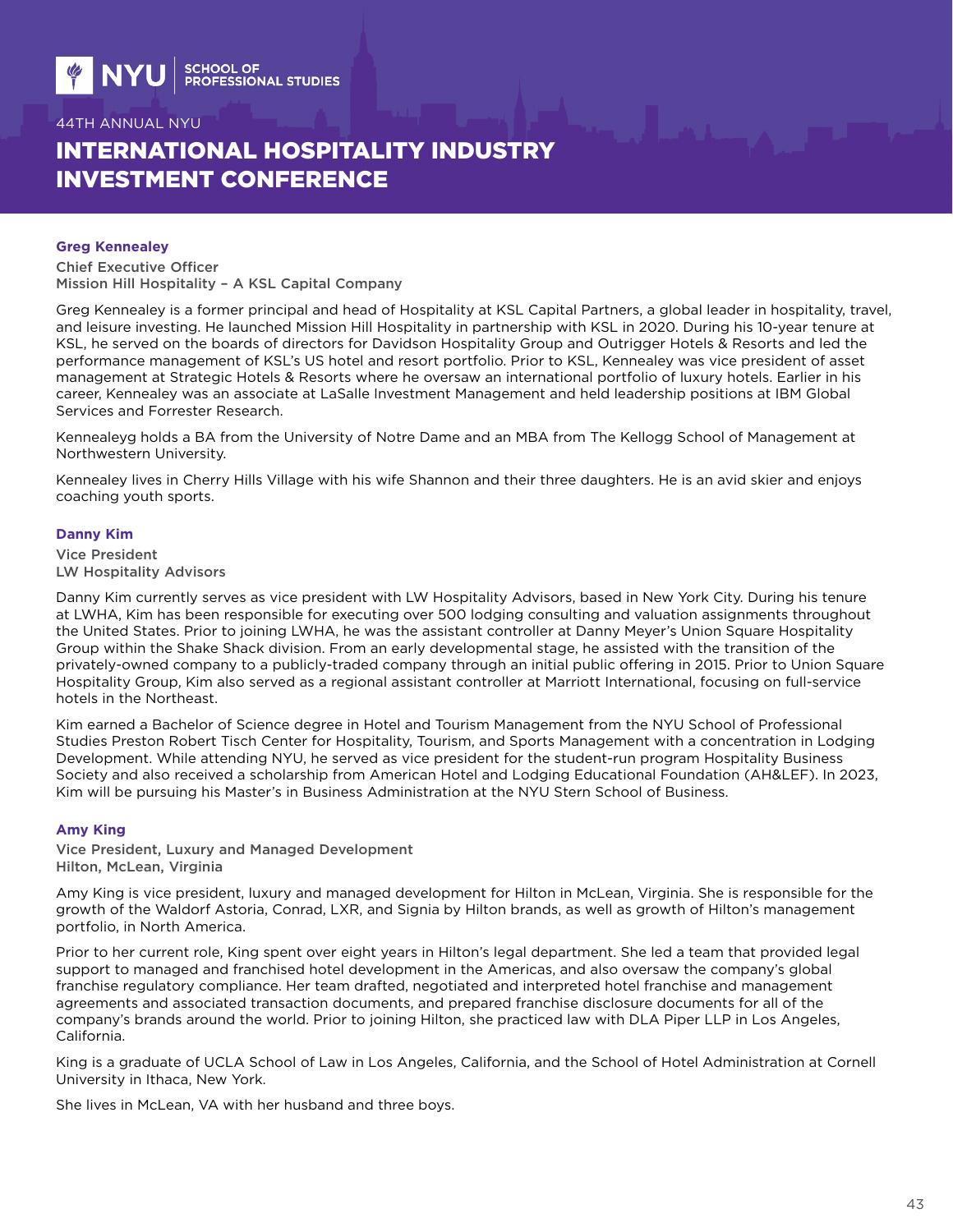### Greg Kennealey

Chief Executive Officer
Mission Hill Hospitality – A KSL Capital Company

Greg Kennealey is a former principal and head of Hospitality at KSL Capital Partners, a global leader in hospitality, travel, and leisure investing. He launched Mission Hill Hospitality in partnership with KSL in 2020. During his 10-year tenure at KSL, he served on the boards of directors for Davidson Hospitality Group and Outrigger Hotels & Resorts and led the performance management of KSL's US hotel and resort portfolio. Prior to KSL, Kennealey was vice president of asset management at Strategic Hotels & Resorts where he oversaw an international portfolio of luxury hotels. Earlier in his career, Kennealey was an associate at LaSalle Investment Management and held leadership positions at IBM Global Services and Forrester Research.

Kennealeyg holds a BA from the University of Notre Dame and an MBA from The Kellogg School of Management at Northwestern University.

Kennealey lives in Cherry Hills Village with his wife Shannon and their three daughters. He is an avid skier and enjoys coaching youth sports.

### Danny Kim

Vice President
LW Hospitality Advisors

Danny Kim currently serves as vice president with LW Hospitality Advisors, based in New York City. During his tenure at LWHA, Kim has been responsible for executing over 500 lodging consulting and valuation assignments throughout the United States. Prior to joining LWHA, he was the assistant controller at Danny Meyer's Union Square Hospitality Group within the Shake Shack division. From an early developmental stage, he assisted with the transition of the privately-owned company to a publicly-traded company through an initial public offering in 2015. Prior to Union Square Hospitality Group, Kim also served as a regional assistant controller at Marriott International, focusing on full-service hotels in the Northeast.

Kim earned a Bachelor of Science degree in Hotel and Tourism Management from the NYU School of Professional Studies Preston Robert Tisch Center for Hospitality, Tourism, and Sports Management with a concentration in Lodging Development. While attending NYU, he served as vice president for the student-run program Hospitality Business Society and also received a scholarship from American Hotel and Lodging Educational Foundation (AH&LEF). In 2023, Kim will be pursuing his Master's in Business Administration at the NYU Stern School of Business.

### Amy King

Vice President, Luxury and Managed Development
Hilton, McLean, Virginia

Amy King is vice president, luxury and managed development for Hilton in McLean, Virginia. She is responsible for the growth of the Waldorf Astoria, Conrad, LXR, and Signia by Hilton brands, as well as growth of Hilton's management portfolio, in North America.

Prior to her current role, King spent over eight years in Hilton's legal department. She led a team that provided legal support to managed and franchised hotel development in the Americas, and also oversaw the company's global franchise regulatory compliance. Her team drafted, negotiated and interpreted hotel franchise and management agreements and associated transaction documents, and prepared franchise disclosure documents for all of the company's brands around the world. Prior to joining Hilton, she practiced law with DLA Piper LLP in Los Angeles, California.

King is a graduate of UCLA School of Law in Los Angeles, California, and the School of Hotel Administration at Cornell University in Ithaca, New York.

She lives in McLean, VA with her husband and three boys.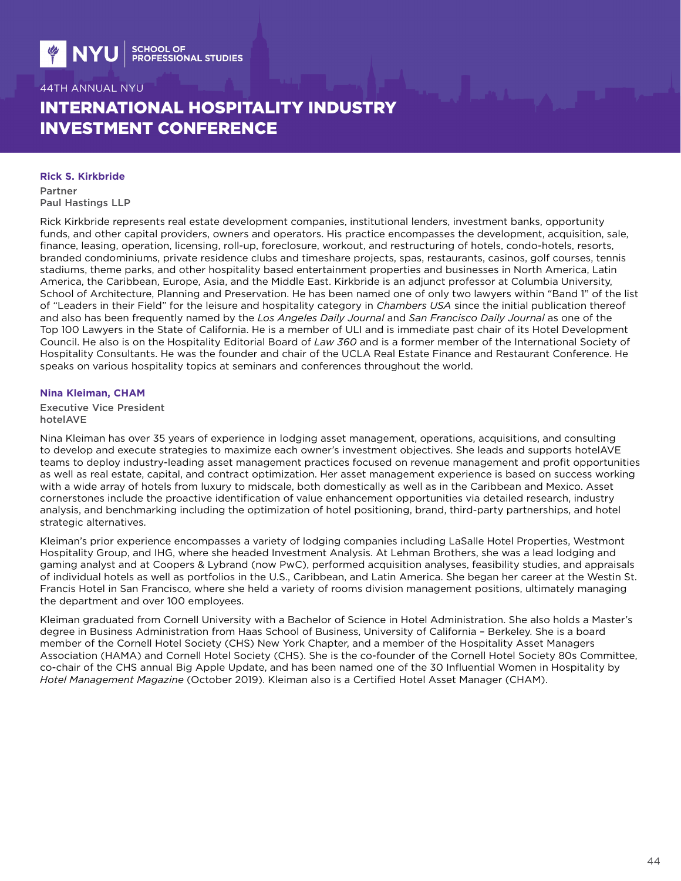### Rick S. Kirkbride

Partner
Paul Hastings LLP

Rick Kirkbride represents real estate development companies, institutional lenders, investment banks, opportunity funds, and other capital providers, owners and operators. His practice encompasses the development, acquisition, sale, finance, leasing, operation, licensing, roll-up, foreclosure, workout, and restructuring of hotels, condo-hotels, resorts, branded condominiums, private residence clubs and timeshare projects, spas, restaurants, casinos, golf courses, tennis stadiums, theme parks, and other hospitality based entertainment properties and businesses in North America, Latin America, the Caribbean, Europe, Asia, and the Middle East. Kirkbride is an adjunct professor at Columbia University, School of Architecture, Planning and Preservation. He has been named one of only two lawyers within "Band 1" of the list of "Leaders in their Field" for the leisure and hospitality category in *Chambers USA* since the initial publication thereof and also has been frequently named by the *Los Angeles Daily Journal* and *San Francisco Daily Journal* as one of the Top 100 Lawyers in the State of California. He is a member of ULI and is immediate past chair of its Hotel Development Council. He also is on the Hospitality Editorial Board of *Law 360* and is a former member of the International Society of Hospitality Consultants. He was the founder and chair of the UCLA Real Estate Finance and Restaurant Conference. He speaks on various hospitality topics at seminars and conferences throughout the world.

### Nina Kleiman, CHAM

Executive Vice President
hotelAVE

Nina Kleiman has over 35 years of experience in lodging asset management, operations, acquisitions, and consulting to develop and execute strategies to maximize each owner's investment objectives. She leads and supports hotelAVE teams to deploy industry-leading asset management practices focused on revenue management and profit opportunities as well as real estate, capital, and contract optimization. Her asset management experience is based on success working with a wide array of hotels from luxury to midscale, both domestically as well as in the Caribbean and Mexico. Asset cornerstones include the proactive identification of value enhancement opportunities via detailed research, industry analysis, and benchmarking including the optimization of hotel positioning, brand, third-party partnerships, and hotel strategic alternatives.

Kleiman's prior experience encompasses a variety of lodging companies including LaSalle Hotel Properties, Westmont Hospitality Group, and IHG, where she headed Investment Analysis. At Lehman Brothers, she was a lead lodging and gaming analyst and at Coopers & Lybrand (now PwC), performed acquisition analyses, feasibility studies, and appraisals of individual hotels as well as portfolios in the U.S., Caribbean, and Latin America. She began her career at the Westin St. Francis Hotel in San Francisco, where she held a variety of rooms division management positions, ultimately managing the department and over 100 employees.

Kleiman graduated from Cornell University with a Bachelor of Science in Hotel Administration. She also holds a Master's degree in Business Administration from Haas School of Business, University of California – Berkeley. She is a board member of the Cornell Hotel Society (CHS) New York Chapter, and a member of the Hospitality Asset Managers Association (HAMA) and Cornell Hotel Society (CHS). She is the co-founder of the Cornell Hotel Society 80s Committee, co-chair of the CHS annual Big Apple Update, and has been named one of the 30 Influential Women in Hospitality by *Hotel Management Magazine* (October 2019). Kleiman also is a Certified Hotel Asset Manager (CHAM).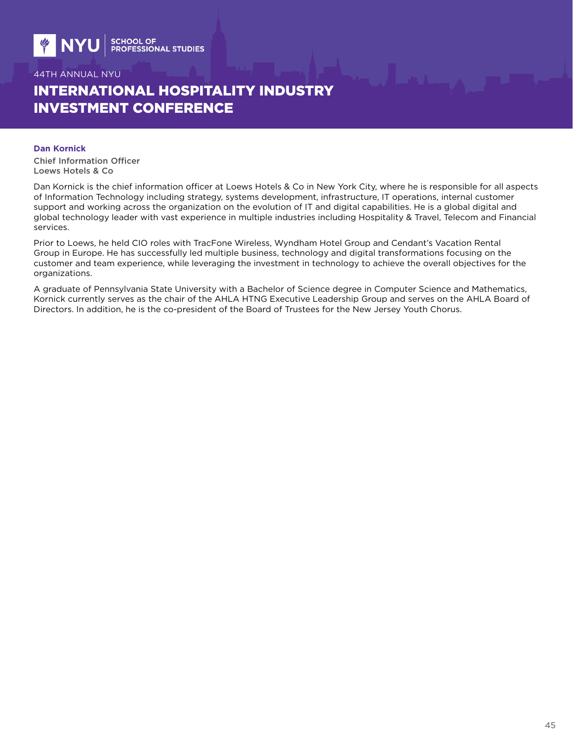**Dan Kornick**

Chief Information Officer
Loews Hotels & Co

Dan Kornick is the chief information officer at Loews Hotels & Co in New York City, where he is responsible for all aspects of Information Technology including strategy, systems development, infrastructure, IT operations, internal customer support and working across the organization on the evolution of IT and digital capabilities. He is a global digital and global technology leader with vast experience in multiple industries including Hospitality & Travel, Telecom and Financial services.

Prior to Loews, he held CIO roles with TracFone Wireless, Wyndham Hotel Group and Cendant's Vacation Rental Group in Europe. He has successfully led multiple business, technology and digital transformations focusing on the customer and team experience, while leveraging the investment in technology to achieve the overall objectives for the organizations.

A graduate of Pennsylvania State University with a Bachelor of Science degree in Computer Science and Mathematics, Kornick currently serves as the chair of the AHLA HTNG Executive Leadership Group and serves on the AHLA Board of Directors. In addition, he is the co-president of the Board of Trustees for the New Jersey Youth Chorus.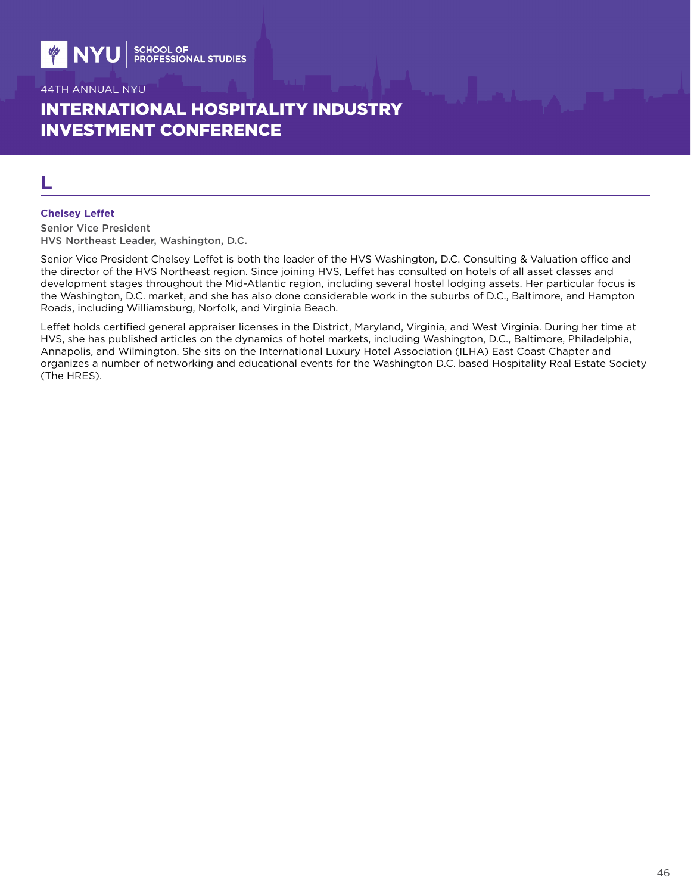## L

**Chelsey Leffet**

Senior Vice President
HVS Northeast Leader, Washington, D.C.

Senior Vice President Chelsey Leffet is both the leader of the HVS Washington, D.C. Consulting & Valuation office and the director of the HVS Northeast region. Since joining HVS, Leffet has consulted on hotels of all asset classes and development stages throughout the Mid-Atlantic region, including several hostel lodging assets. Her particular focus is the Washington, D.C. market, and she has also done considerable work in the suburbs of D.C., Baltimore, and Hampton Roads, including Williamsburg, Norfolk, and Virginia Beach.

Leffet holds certified general appraiser licenses in the District, Maryland, Virginia, and West Virginia. During her time at HVS, she has published articles on the dynamics of hotel markets, including Washington, D.C., Baltimore, Philadelphia, Annapolis, and Wilmington. She sits on the International Luxury Hotel Association (ILHA) East Coast Chapter and organizes a number of networking and educational events for the Washington D.C. based Hospitality Real Estate Society (The HRES).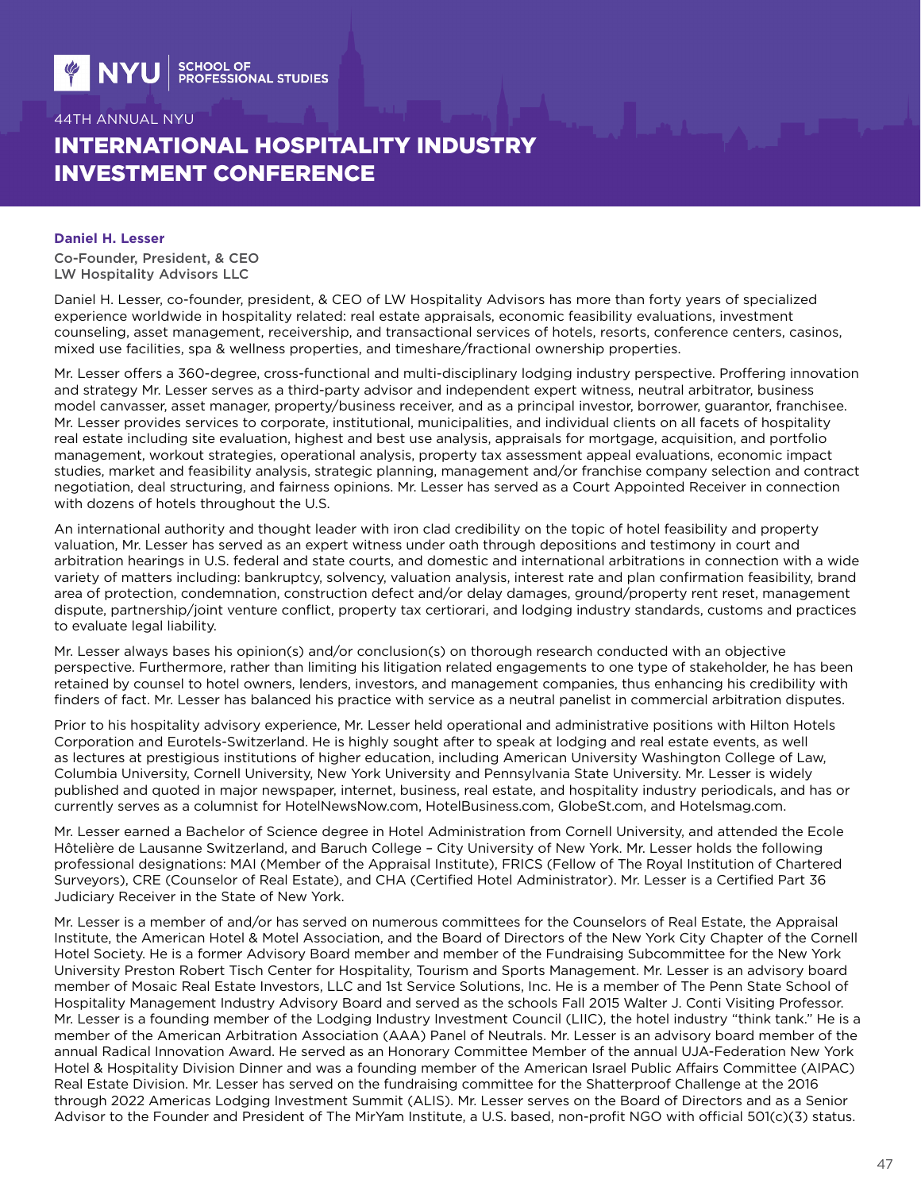# 44TH ANNUAL NYU

# INTERNATIONAL HOSPITALITY INDUSTRY INVESTMENT CONFERENCE

**Daniel H. Lesser**

Co-Founder, President, & CEO
LW Hospitality Advisors LLC

Daniel H. Lesser, co-founder, president, & CEO of LW Hospitality Advisors has more than forty years of specialized experience worldwide in hospitality related: real estate appraisals, economic feasibility evaluations, investment counseling, asset management, receivership, and transactional services of hotels, resorts, conference centers, casinos, mixed use facilities, spa & wellness properties, and timeshare/fractional ownership properties.

Mr. Lesser offers a 360-degree, cross-functional and multi-disciplinary lodging industry perspective. Proffering innovation and strategy Mr. Lesser serves as a third-party advisor and independent expert witness, neutral arbitrator, business model canvasser, asset manager, property/business receiver, and as a principal investor, borrower, guarantor, franchisee. Mr. Lesser provides services to corporate, institutional, municipalities, and individual clients on all facets of hospitality real estate including site evaluation, highest and best use analysis, appraisals for mortgage, acquisition, and portfolio management, workout strategies, operational analysis, property tax assessment appeal evaluations, economic impact studies, market and feasibility analysis, strategic planning, management and/or franchise company selection and contract negotiation, deal structuring, and fairness opinions. Mr. Lesser has served as a Court Appointed Receiver in connection with dozens of hotels throughout the U.S.

An international authority and thought leader with iron clad credibility on the topic of hotel feasibility and property valuation, Mr. Lesser has served as an expert witness under oath through depositions and testimony in court and arbitration hearings in U.S. federal and state courts, and domestic and international arbitrations in connection with a wide variety of matters including: bankruptcy, solvency, valuation analysis, interest rate and plan confirmation feasibility, brand area of protection, condemnation, construction defect and/or delay damages, ground/property rent reset, management dispute, partnership/joint venture conflict, property tax certiorari, and lodging industry standards, customs and practices to evaluate legal liability.

Mr. Lesser always bases his opinion(s) and/or conclusion(s) on thorough research conducted with an objective perspective. Furthermore, rather than limiting his litigation related engagements to one type of stakeholder, he has been retained by counsel to hotel owners, lenders, investors, and management companies, thus enhancing his credibility with finders of fact. Mr. Lesser has balanced his practice with service as a neutral panelist in commercial arbitration disputes.

Prior to his hospitality advisory experience, Mr. Lesser held operational and administrative positions with Hilton Hotels Corporation and Eurotels-Switzerland. He is highly sought after to speak at lodging and real estate events, as well as lectures at prestigious institutions of higher education, including American University Washington College of Law, Columbia University, Cornell University, New York University and Pennsylvania State University. Mr. Lesser is widely published and quoted in major newspaper, internet, business, real estate, and hospitality industry periodicals, and has or currently serves as a columnist for HotelNewsNow.com, HotelBusiness.com, GlobeSt.com, and Hotelsmag.com.

Mr. Lesser earned a Bachelor of Science degree in Hotel Administration from Cornell University, and attended the Ecole Hôtelière de Lausanne Switzerland, and Baruch College – City University of New York. Mr. Lesser holds the following professional designations: MAI (Member of the Appraisal Institute), FRICS (Fellow of The Royal Institution of Chartered Surveyors), CRE (Counselor of Real Estate), and CHA (Certified Hotel Administrator). Mr. Lesser is a Certified Part 36 Judiciary Receiver in the State of New York.

Mr. Lesser is a member of and/or has served on numerous committees for the Counselors of Real Estate, the Appraisal Institute, the American Hotel & Motel Association, and the Board of Directors of the New York City Chapter of the Cornell Hotel Society. He is a former Advisory Board member and member of the Fundraising Subcommittee for the New York University Preston Robert Tisch Center for Hospitality, Tourism and Sports Management. Mr. Lesser is an advisory board member of Mosaic Real Estate Investors, LLC and 1st Service Solutions, Inc. He is a member of The Penn State School of Hospitality Management Industry Advisory Board and served as the schools Fall 2015 Walter J. Conti Visiting Professor. Mr. Lesser is a founding member of the Lodging Industry Investment Council (LIIC), the hotel industry "think tank." He is a member of the American Arbitration Association (AAA) Panel of Neutrals. Mr. Lesser is an advisory board member of the annual Radical Innovation Award. He served as an Honorary Committee Member of the annual UJA-Federation New York Hotel & Hospitality Division Dinner and was a founding member of the American Israel Public Affairs Committee (AIPAC) Real Estate Division. Mr. Lesser has served on the fundraising committee for the Shatterproof Challenge at the 2016 through 2022 Americas Lodging Investment Summit (ALIS). Mr. Lesser serves on the Board of Directors and as a Senior Advisor to the Founder and President of The MirYam Institute, a U.S. based, non-profit NGO with official 501(c)(3) status.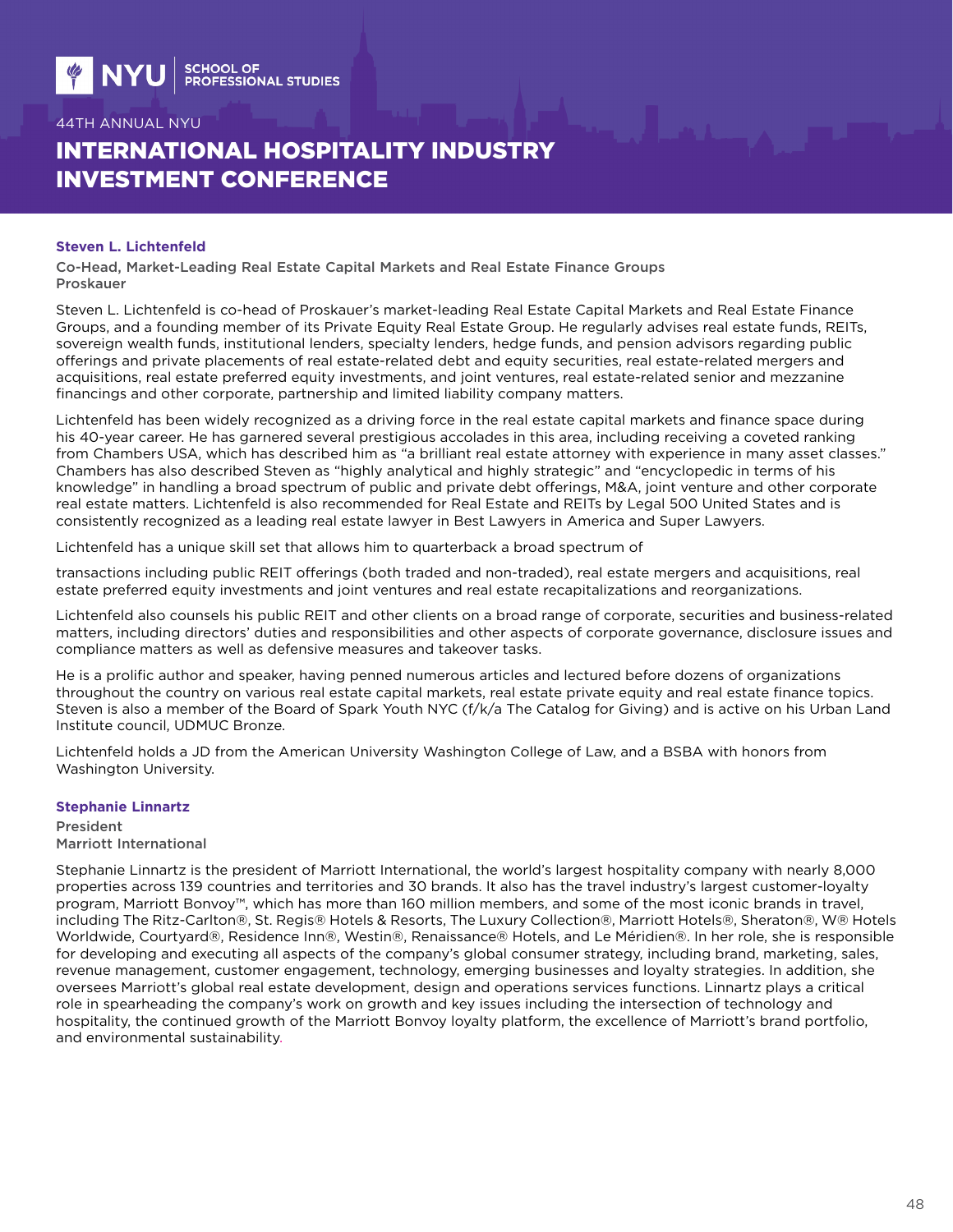### Steven L. Lichtenfeld

Co-Head, Market-Leading Real Estate Capital Markets and Real Estate Finance Groups
**Proskauer**

Steven L. Lichtenfeld is co-head of Proskauer's market-leading Real Estate Capital Markets and Real Estate Finance Groups, and a founding member of its Private Equity Real Estate Group. He regularly advises real estate funds, REITs, sovereign wealth funds, institutional lenders, specialty lenders, hedge funds, and pension advisors regarding public offerings and private placements of real estate-related debt and equity securities, real estate-related mergers and acquisitions, real estate preferred equity investments, and joint ventures, real estate-related senior and mezzanine financings and other corporate, partnership and limited liability company matters.

Lichtenfeld has been widely recognized as a driving force in the real estate capital markets and finance space during his 40-year career. He has garnered several prestigious accolades in this area, including receiving a coveted ranking from Chambers USA, which has described him as "a brilliant real estate attorney with experience in many asset classes." Chambers has also described Steven as "highly analytical and highly strategic" and "encyclopedic in terms of his knowledge" in handling a broad spectrum of public and private debt offerings, M&A, joint venture and other corporate real estate matters. Lichtenfeld is also recommended for Real Estate and REITs by Legal 500 United States and is consistently recognized as a leading real estate lawyer in Best Lawyers in America and Super Lawyers.

Lichtenfeld has a unique skill set that allows him to quarterback a broad spectrum of

transactions including public REIT offerings (both traded and non-traded), real estate mergers and acquisitions, real estate preferred equity investments and joint ventures and real estate recapitalizations and reorganizations.

Lichtenfeld also counsels his public REIT and other clients on a broad range of corporate, securities and business-related matters, including directors' duties and responsibilities and other aspects of corporate governance, disclosure issues and compliance matters as well as defensive measures and takeover tasks.

He is a prolific author and speaker, having penned numerous articles and lectured before dozens of organizations throughout the country on various real estate capital markets, real estate private equity and real estate finance topics. Steven is also a member of the Board of Spark Youth NYC (f/k/a The Catalog for Giving) and is active on his Urban Land Institute council, UDMUC Bronze.

Lichtenfeld holds a JD from the American University Washington College of Law, and a BSBA with honors from Washington University.

### Stephanie Linnartz

**President**
**Marriott International**

Stephanie Linnartz is the president of Marriott International, the world's largest hospitality company with nearly 8,000 properties across 139 countries and territories and 30 brands. It also has the travel industry's largest customer-loyalty program, Marriott Bonvoy™, which has more than 160 million members, and some of the most iconic brands in travel, including The Ritz-Carlton®, St. Regis® Hotels & Resorts, The Luxury Collection®, Marriott Hotels®, Sheraton®, W® Hotels Worldwide, Courtyard®, Residence Inn®, Westin®, Renaissance® Hotels, and Le Méridien®. In her role, she is responsible for developing and executing all aspects of the company's global consumer strategy, including brand, marketing, sales, revenue management, customer engagement, technology, emerging businesses and loyalty strategies. In addition, she oversees Marriott's global real estate development, design and operations services functions. Linnartz plays a critical role in spearheading the company's work on growth and key issues including the intersection of technology and hospitality, the continued growth of the Marriott Bonvoy loyalty platform, the excellence of Marriott's brand portfolio, and environmental sustainability.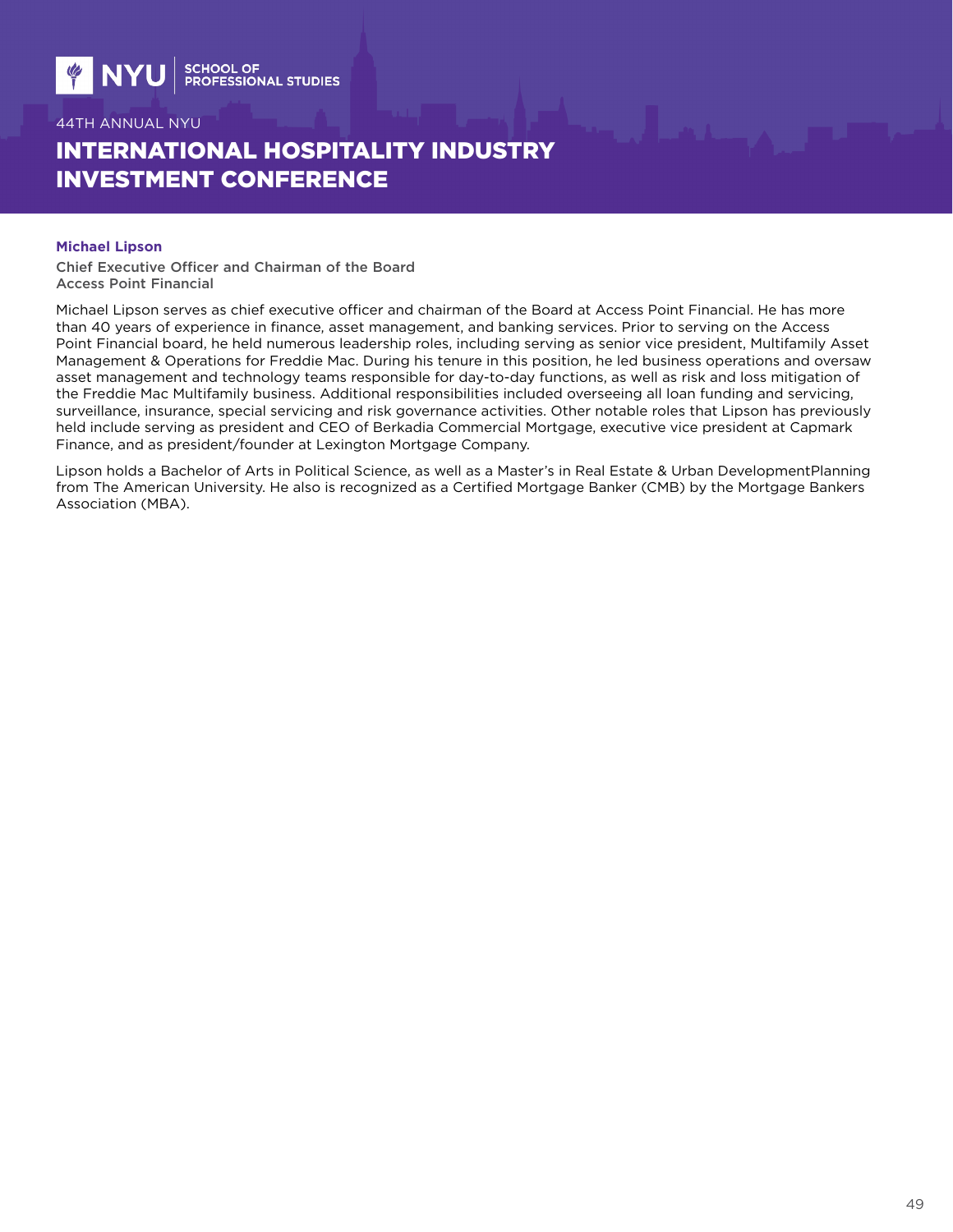**Michael Lipson**

Chief Executive Officer and Chairman of the Board
Access Point Financial

Michael Lipson serves as chief executive officer and chairman of the Board at Access Point Financial. He has more than 40 years of experience in finance, asset management, and banking services. Prior to serving on the Access Point Financial board, he held numerous leadership roles, including serving as senior vice president, Multifamily Asset Management & Operations for Freddie Mac. During his tenure in this position, he led business operations and oversaw asset management and technology teams responsible for day-to-day functions, as well as risk and loss mitigation of the Freddie Mac Multifamily business. Additional responsibilities included overseeing all loan funding and servicing, surveillance, insurance, special servicing and risk governance activities. Other notable roles that Lipson has previously held include serving as president and CEO of Berkadia Commercial Mortgage, executive vice president at Capmark Finance, and as president/founder at Lexington Mortgage Company.

Lipson holds a Bachelor of Arts in Political Science, as well as a Master's in Real Estate & Urban DevelopmentPlanning from The American University. He also is recognized as a Certified Mortgage Banker (CMB) by the Mortgage Bankers Association (MBA).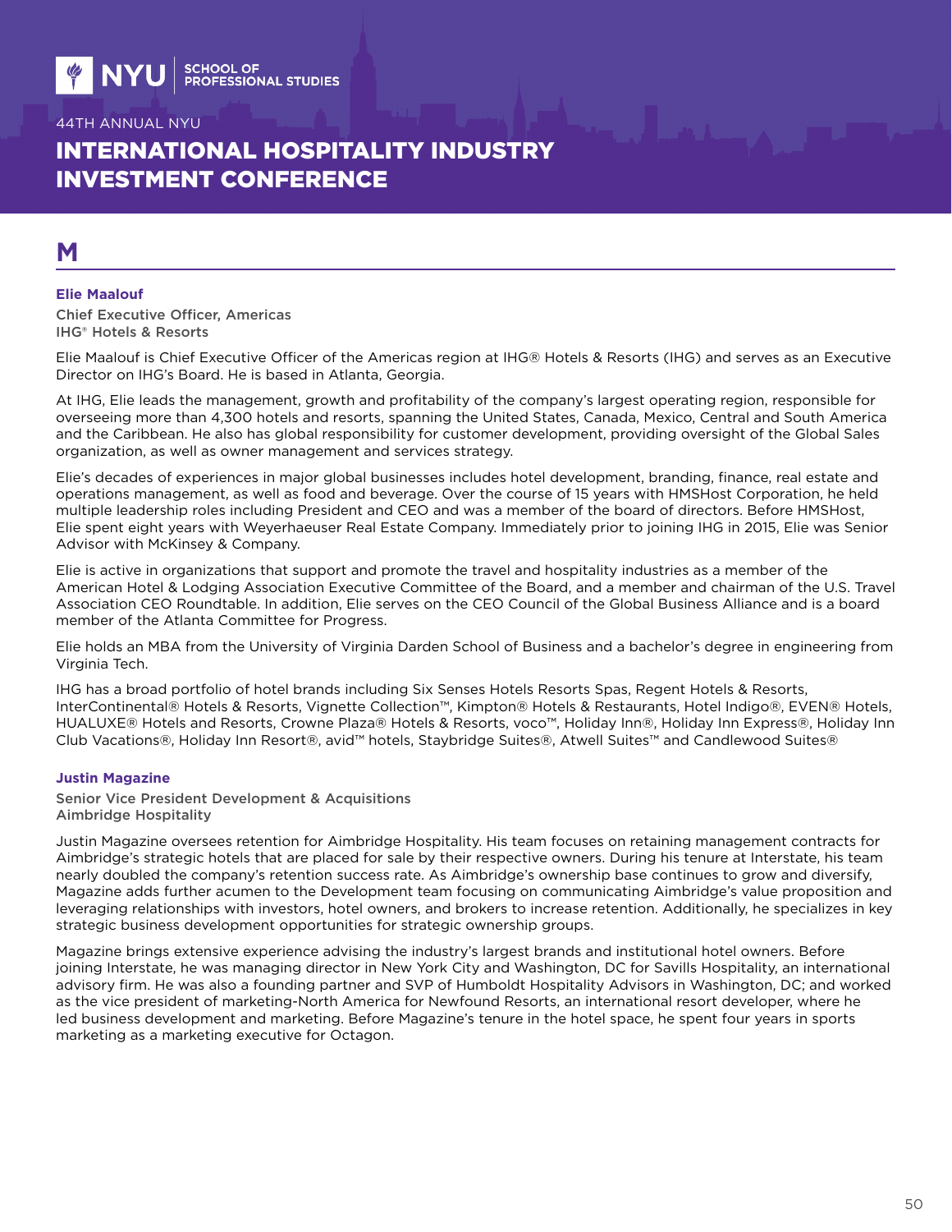## M

### Elie Maalouf

Chief Executive Officer, Americas
IHG® Hotels & Resorts

Elie Maalouf is Chief Executive Officer of the Americas region at IHG® Hotels & Resorts (IHG) and serves as an Executive Director on IHG's Board. He is based in Atlanta, Georgia.

At IHG, Elie leads the management, growth and profitability of the company's largest operating region, responsible for overseeing more than 4,300 hotels and resorts, spanning the United States, Canada, Mexico, Central and South America and the Caribbean. He also has global responsibility for customer development, providing oversight of the Global Sales organization, as well as owner management and services strategy.

Elie's decades of experiences in major global businesses includes hotel development, branding, finance, real estate and operations management, as well as food and beverage. Over the course of 15 years with HMSHost Corporation, he held multiple leadership roles including President and CEO and was a member of the board of directors. Before HMSHost, Elie spent eight years with Weyerhaeuser Real Estate Company. Immediately prior to joining IHG in 2015, Elie was Senior Advisor with McKinsey & Company.

Elie is active in organizations that support and promote the travel and hospitality industries as a member of the American Hotel & Lodging Association Executive Committee of the Board, and a member and chairman of the U.S. Travel Association CEO Roundtable. In addition, Elie serves on the CEO Council of the Global Business Alliance and is a board member of the Atlanta Committee for Progress.

Elie holds an MBA from the University of Virginia Darden School of Business and a bachelor's degree in engineering from Virginia Tech.

IHG has a broad portfolio of hotel brands including Six Senses Hotels Resorts Spas, Regent Hotels & Resorts, InterContinental® Hotels & Resorts, Vignette Collection™, Kimpton® Hotels & Restaurants, Hotel Indigo®, EVEN® Hotels, HUALUXE® Hotels and Resorts, Crowne Plaza® Hotels & Resorts, voco™, Holiday Inn®, Holiday Inn Express®, Holiday Inn Club Vacations®, Holiday Inn Resort®, avid™ hotels, Staybridge Suites®, Atwell Suites™ and Candlewood Suites®

### Justin Magazine

Senior Vice President Development & Acquisitions
Aimbridge Hospitality

Justin Magazine oversees retention for Aimbridge Hospitality. His team focuses on retaining management contracts for Aimbridge's strategic hotels that are placed for sale by their respective owners. During his tenure at Interstate, his team nearly doubled the company's retention success rate. As Aimbridge's ownership base continues to grow and diversify, Magazine adds further acumen to the Development team focusing on communicating Aimbridge's value proposition and leveraging relationships with investors, hotel owners, and brokers to increase retention. Additionally, he specializes in key strategic business development opportunities for strategic ownership groups.

Magazine brings extensive experience advising the industry's largest brands and institutional hotel owners. Before joining Interstate, he was managing director in New York City and Washington, DC for Savills Hospitality, an international advisory firm. He was also a founding partner and SVP of Humboldt Hospitality Advisors in Washington, DC; and worked as the vice president of marketing-North America for Newfound Resorts, an international resort developer, where he led business development and marketing. Before Magazine's tenure in the hotel space, he spent four years in sports marketing as a marketing executive for Octagon.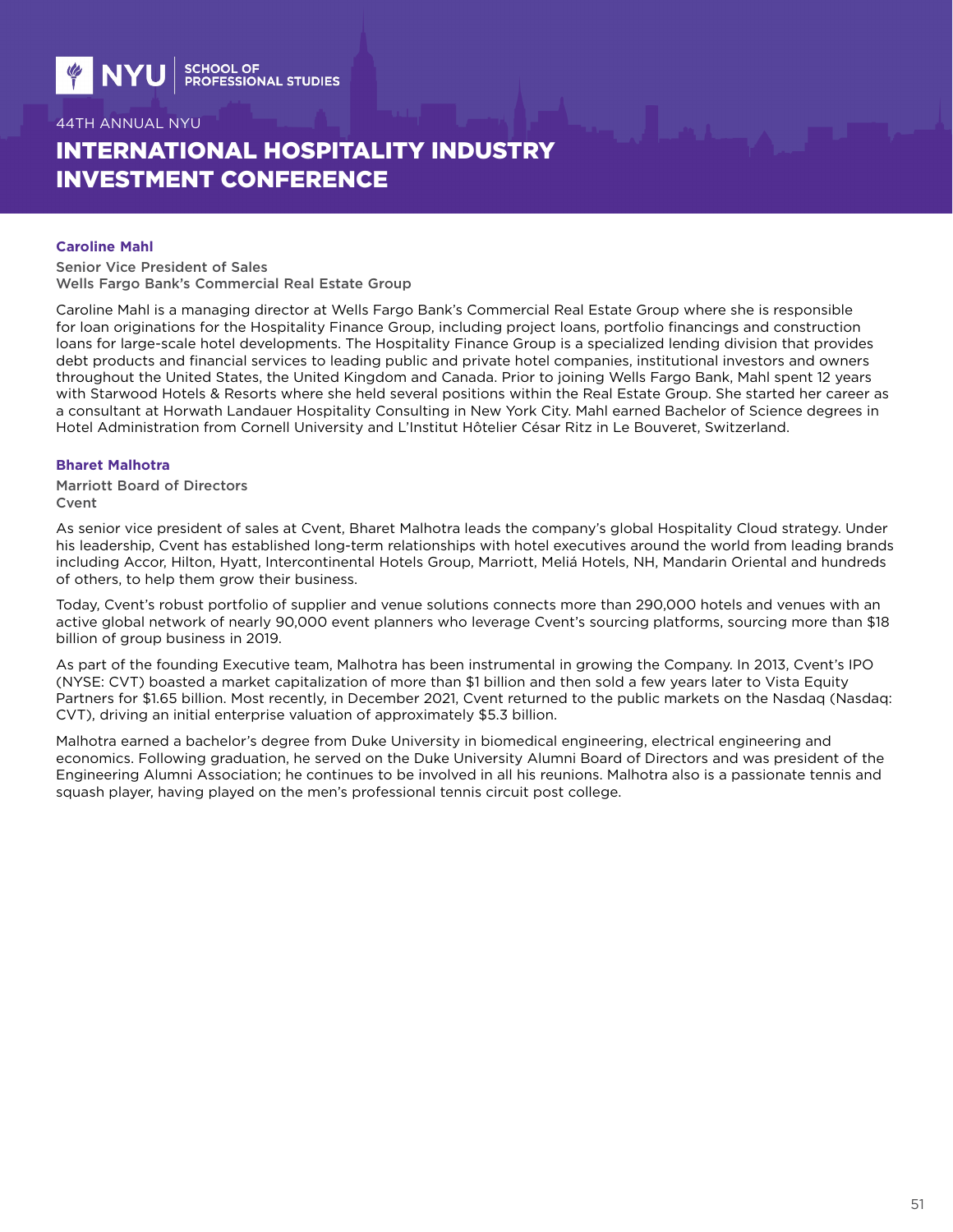### Caroline Mahl

Senior Vice President of Sales
Wells Fargo Bank's Commercial Real Estate Group

Caroline Mahl is a managing director at Wells Fargo Bank's Commercial Real Estate Group where she is responsible for loan originations for the Hospitality Finance Group, including project loans, portfolio financings and construction loans for large-scale hotel developments. The Hospitality Finance Group is a specialized lending division that provides debt products and financial services to leading public and private hotel companies, institutional investors and owners throughout the United States, the United Kingdom and Canada. Prior to joining Wells Fargo Bank, Mahl spent 12 years with Starwood Hotels & Resorts where she held several positions within the Real Estate Group. She started her career as a consultant at Horwath Landauer Hospitality Consulting in New York City. Mahl earned Bachelor of Science degrees in Hotel Administration from Cornell University and L'Institut Hôtelier César Ritz in Le Bouveret, Switzerland.

### Bharet Malhotra

Marriott Board of Directors
Cvent

As senior vice president of sales at Cvent, Bharet Malhotra leads the company's global Hospitality Cloud strategy. Under his leadership, Cvent has established long-term relationships with hotel executives around the world from leading brands including Accor, Hilton, Hyatt, Intercontinental Hotels Group, Marriott, Meliá Hotels, NH, Mandarin Oriental and hundreds of others, to help them grow their business.

Today, Cvent's robust portfolio of supplier and venue solutions connects more than 290,000 hotels and venues with an active global network of nearly 90,000 event planners who leverage Cvent's sourcing platforms, sourcing more than $18 billion of group business in 2019.

As part of the founding Executive team, Malhotra has been instrumental in growing the Company. In 2013, Cvent's IPO (NYSE: CVT) boasted a market capitalization of more than $1 billion and then sold a few years later to Vista Equity Partners for $1.65 billion. Most recently, in December 2021, Cvent returned to the public markets on the Nasdaq (Nasdaq: CVT), driving an initial enterprise valuation of approximately $5.3 billion.

Malhotra earned a bachelor's degree from Duke University in biomedical engineering, electrical engineering and economics. Following graduation, he served on the Duke University Alumni Board of Directors and was president of the Engineering Alumni Association; he continues to be involved in all his reunions. Malhotra also is a passionate tennis and squash player, having played on the men's professional tennis circuit post college.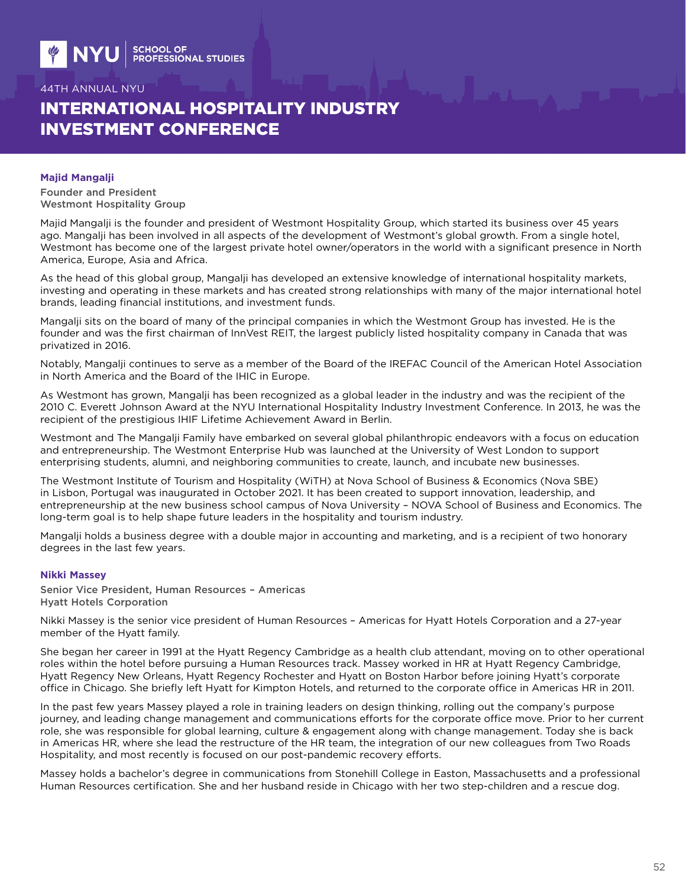**Majid Mangalji**

Founder and President
Westmont Hospitality Group

Majid Mangalji is the founder and president of Westmont Hospitality Group, which started its business over 45 years ago. Mangalji has been involved in all aspects of the development of Westmont's global growth. From a single hotel, Westmont has become one of the largest private hotel owner/operators in the world with a significant presence in North America, Europe, Asia and Africa.

As the head of this global group, Mangalji has developed an extensive knowledge of international hospitality markets, investing and operating in these markets and has created strong relationships with many of the major international hotel brands, leading financial institutions, and investment funds.

Mangalji sits on the board of many of the principal companies in which the Westmont Group has invested. He is the founder and was the first chairman of InnVest REIT, the largest publicly listed hospitality company in Canada that was privatized in 2016.

Notably, Mangalji continues to serve as a member of the Board of the IREFAC Council of the American Hotel Association in North America and the Board of the IHIC in Europe.

As Westmont has grown, Mangalji has been recognized as a global leader in the industry and was the recipient of the 2010 C. Everett Johnson Award at the NYU International Hospitality Industry Investment Conference. In 2013, he was the recipient of the prestigious IHIF Lifetime Achievement Award in Berlin.

Westmont and The Mangalji Family have embarked on several global philanthropic endeavors with a focus on education and entrepreneurship. The Westmont Enterprise Hub was launched at the University of West London to support enterprising students, alumni, and neighboring communities to create, launch, and incubate new businesses.

The Westmont Institute of Tourism and Hospitality (WiTH) at Nova School of Business & Economics (Nova SBE) in Lisbon, Portugal was inaugurated in October 2021. It has been created to support innovation, leadership, and entrepreneurship at the new business school campus of Nova University – NOVA School of Business and Economics. The long-term goal is to help shape future leaders in the hospitality and tourism industry.

Mangalji holds a business degree with a double major in accounting and marketing, and is a recipient of two honorary degrees in the last few years.

**Nikki Massey**

Senior Vice President, Human Resources – Americas
Hyatt Hotels Corporation

Nikki Massey is the senior vice president of Human Resources – Americas for Hyatt Hotels Corporation and a 27-year member of the Hyatt family.

She began her career in 1991 at the Hyatt Regency Cambridge as a health club attendant, moving on to other operational roles within the hotel before pursuing a Human Resources track. Massey worked in HR at Hyatt Regency Cambridge, Hyatt Regency New Orleans, Hyatt Regency Rochester and Hyatt on Boston Harbor before joining Hyatt's corporate office in Chicago. She briefly left Hyatt for Kimpton Hotels, and returned to the corporate office in Americas HR in 2011.

In the past few years Massey played a role in training leaders on design thinking, rolling out the company's purpose journey, and leading change management and communications efforts for the corporate office move. Prior to her current role, she was responsible for global learning, culture & engagement along with change management. Today she is back in Americas HR, where she lead the restructure of the HR team, the integration of our new colleagues from Two Roads Hospitality, and most recently is focused on our post-pandemic recovery efforts.

Massey holds a bachelor's degree in communications from Stonehill College in Easton, Massachusetts and a professional Human Resources certification. She and her husband reside in Chicago with her two step-children and a rescue dog.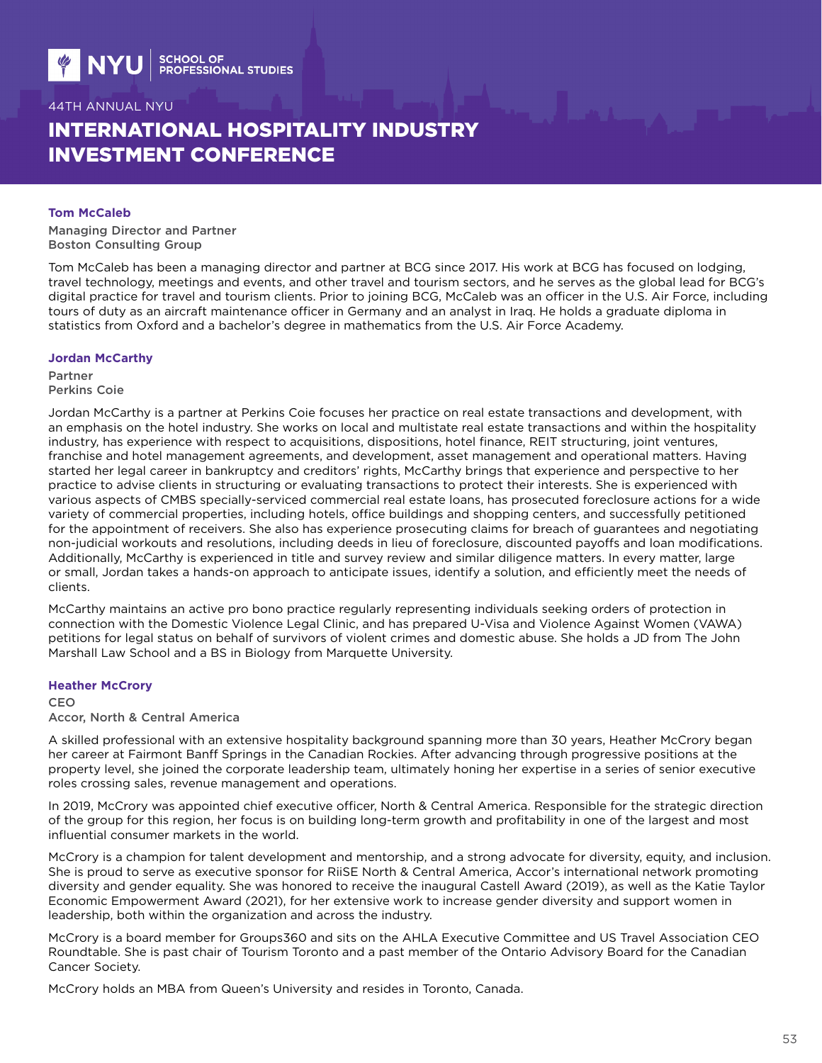## Tom McCaleb

**Managing Director and Partner**
**Boston Consulting Group**

Tom McCaleb has been a managing director and partner at BCG since 2017. His work at BCG has focused on lodging, travel technology, meetings and events, and other travel and tourism sectors, and he serves as the global lead for BCG's digital practice for travel and tourism clients. Prior to joining BCG, McCaleb was an officer in the U.S. Air Force, including tours of duty as an aircraft maintenance officer in Germany and an analyst in Iraq. He holds a graduate diploma in statistics from Oxford and a bachelor's degree in mathematics from the U.S. Air Force Academy.

## Jordan McCarthy

**Partner**
**Perkins Coie**

Jordan McCarthy is a partner at Perkins Coie focuses her practice on real estate transactions and development, with an emphasis on the hotel industry. She works on local and multistate real estate transactions and within the hospitality industry, has experience with respect to acquisitions, dispositions, hotel finance, REIT structuring, joint ventures, franchise and hotel management agreements, and development, asset management and operational matters. Having started her legal career in bankruptcy and creditors' rights, McCarthy brings that experience and perspective to her practice to advise clients in structuring or evaluating transactions to protect their interests. She is experienced with various aspects of CMBS specially-serviced commercial real estate loans, has prosecuted foreclosure actions for a wide variety of commercial properties, including hotels, office buildings and shopping centers, and successfully petitioned for the appointment of receivers. She also has experience prosecuting claims for breach of guarantees and negotiating non-judicial workouts and resolutions, including deeds in lieu of foreclosure, discounted payoffs and loan modifications. Additionally, McCarthy is experienced in title and survey review and similar diligence matters. In every matter, large or small, Jordan takes a hands-on approach to anticipate issues, identify a solution, and efficiently meet the needs of clients.

McCarthy maintains an active pro bono practice regularly representing individuals seeking orders of protection in connection with the Domestic Violence Legal Clinic, and has prepared U-Visa and Violence Against Women (VAWA) petitions for legal status on behalf of survivors of violent crimes and domestic abuse. She holds a JD from The John Marshall Law School and a BS in Biology from Marquette University.

## Heather McCrory

**CEO**
**Accor, North & Central America**

A skilled professional with an extensive hospitality background spanning more than 30 years, Heather McCrory began her career at Fairmont Banff Springs in the Canadian Rockies. After advancing through progressive positions at the property level, she joined the corporate leadership team, ultimately honing her expertise in a series of senior executive roles crossing sales, revenue management and operations.

In 2019, McCrory was appointed chief executive officer, North & Central America. Responsible for the strategic direction of the group for this region, her focus is on building long-term growth and profitability in one of the largest and most influential consumer markets in the world.

McCrory is a champion for talent development and mentorship, and a strong advocate for diversity, equity, and inclusion. She is proud to serve as executive sponsor for RiiSE North & Central America, Accor's international network promoting diversity and gender equality. She was honored to receive the inaugural Castell Award (2019), as well as the Katie Taylor Economic Empowerment Award (2021), for her extensive work to increase gender diversity and support women in leadership, both within the organization and across the industry.

McCrory is a board member for Groups360 and sits on the AHLA Executive Committee and US Travel Association CEO Roundtable. She is past chair of Tourism Toronto and a past member of the Ontario Advisory Board for the Canadian Cancer Society.

McCrory holds an MBA from Queen's University and resides in Toronto, Canada.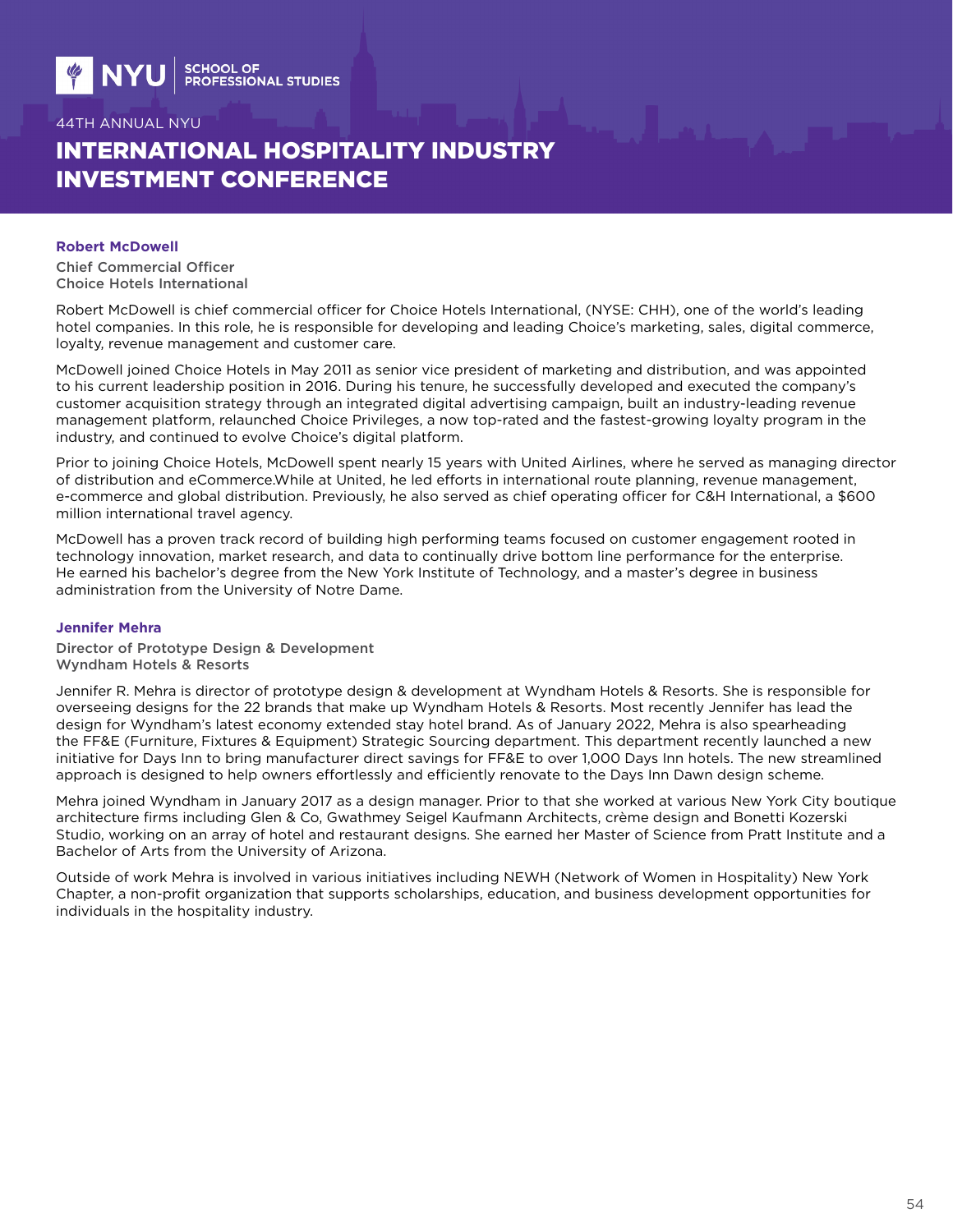### Robert McDowell

Chief Commercial Officer
Choice Hotels International

Robert McDowell is chief commercial officer for Choice Hotels International, (NYSE: CHH), one of the world's leading hotel companies. In this role, he is responsible for developing and leading Choice's marketing, sales, digital commerce, loyalty, revenue management and customer care.

McDowell joined Choice Hotels in May 2011 as senior vice president of marketing and distribution, and was appointed to his current leadership position in 2016. During his tenure, he successfully developed and executed the company's customer acquisition strategy through an integrated digital advertising campaign, built an industry-leading revenue management platform, relaunched Choice Privileges, a now top-rated and the fastest-growing loyalty program in the industry, and continued to evolve Choice's digital platform.

Prior to joining Choice Hotels, McDowell spent nearly 15 years with United Airlines, where he served as managing director of distribution and eCommerce.While at United, he led efforts in international route planning, revenue management, e-commerce and global distribution. Previously, he also served as chief operating officer for C&H International, a $600 million international travel agency.

McDowell has a proven track record of building high performing teams focused on customer engagement rooted in technology innovation, market research, and data to continually drive bottom line performance for the enterprise. He earned his bachelor's degree from the New York Institute of Technology, and a master's degree in business administration from the University of Notre Dame.

### Jennifer Mehra

Director of Prototype Design & Development
Wyndham Hotels & Resorts

Jennifer R. Mehra is director of prototype design & development at Wyndham Hotels & Resorts. She is responsible for overseeing designs for the 22 brands that make up Wyndham Hotels & Resorts. Most recently Jennifer has lead the design for Wyndham's latest economy extended stay hotel brand. As of January 2022, Mehra is also spearheading the FF&E (Furniture, Fixtures & Equipment) Strategic Sourcing department. This department recently launched a new initiative for Days Inn to bring manufacturer direct savings for FF&E to over 1,000 Days Inn hotels. The new streamlined approach is designed to help owners effortlessly and efficiently renovate to the Days Inn Dawn design scheme.

Mehra joined Wyndham in January 2017 as a design manager. Prior to that she worked at various New York City boutique architecture firms including Glen & Co, Gwathmey Seigel Kaufmann Architects, crème design and Bonetti Kozerski Studio, working on an array of hotel and restaurant designs. She earned her Master of Science from Pratt Institute and a Bachelor of Arts from the University of Arizona.

Outside of work Mehra is involved in various initiatives including NEWH (Network of Women in Hospitality) New York Chapter, a non-profit organization that supports scholarships, education, and business development opportunities for individuals in the hospitality industry.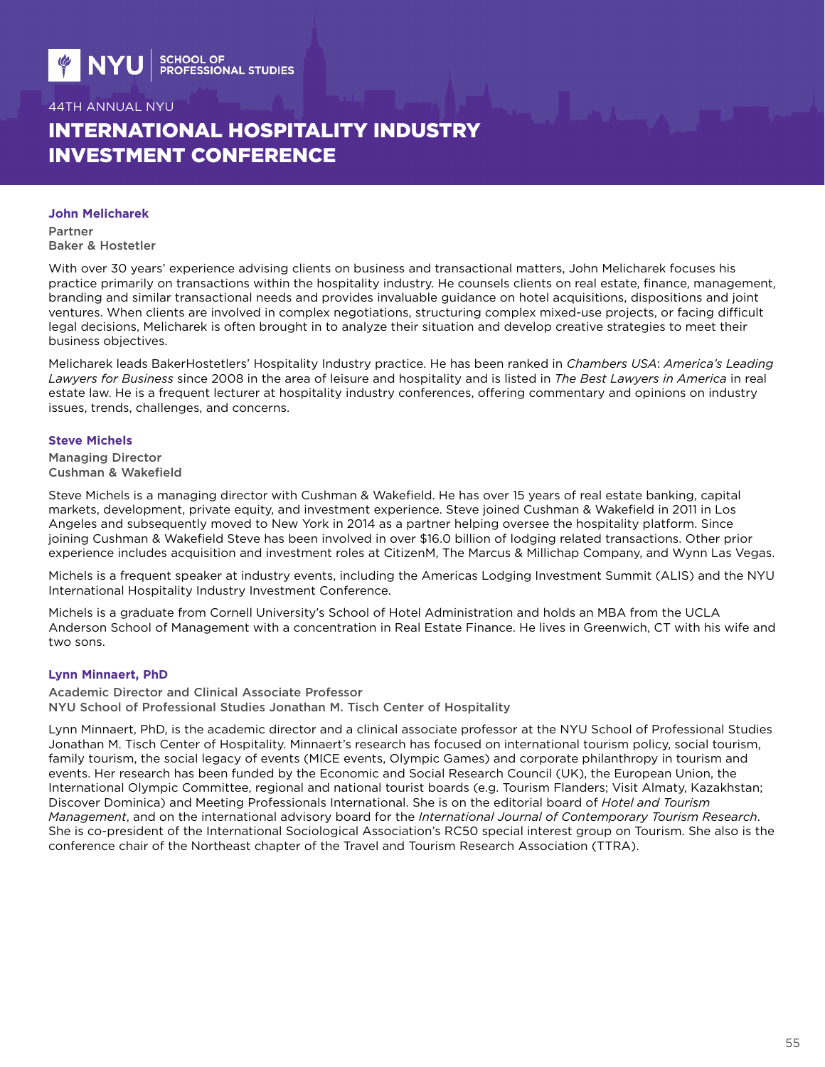## John Melicharek

Partner
Baker & Hostetler

With over 30 years' experience advising clients on business and transactional matters, John Melicharek focuses his practice primarily on transactions within the hospitality industry. He counsels clients on real estate, finance, management, branding and similar transactional needs and provides invaluable guidance on hotel acquisitions, dispositions and joint ventures. When clients are involved in complex negotiations, structuring complex mixed-use projects, or facing difficult legal decisions, Melicharek is often brought in to analyze their situation and develop creative strategies to meet their business objectives.

Melicharek leads BakerHostetlers' Hospitality Industry practice. He has been ranked in *Chambers USA*: *America's Leading Lawyers for Business* since 2008 in the area of leisure and hospitality and is listed in *The Best Lawyers in America* in real estate law. He is a frequent lecturer at hospitality industry conferences, offering commentary and opinions on industry issues, trends, challenges, and concerns.

## Steve Michels

Managing Director
Cushman & Wakefield

Steve Michels is a managing director with Cushman & Wakefield. He has over 15 years of real estate banking, capital markets, development, private equity, and investment experience. Steve joined Cushman & Wakefield in 2011 in Los Angeles and subsequently moved to New York in 2014 as a partner helping oversee the hospitality platform. Since joining Cushman & Wakefield Steve has been involved in over $16.0 billion of lodging related transactions. Other prior experience includes acquisition and investment roles at CitizenM, The Marcus & Millichap Company, and Wynn Las Vegas.

Michels is a frequent speaker at industry events, including the Americas Lodging Investment Summit (ALIS) and the NYU International Hospitality Industry Investment Conference.

Michels is a graduate from Cornell University's School of Hotel Administration and holds an MBA from the UCLA Anderson School of Management with a concentration in Real Estate Finance. He lives in Greenwich, CT with his wife and two sons.

## Lynn Minnaert, PhD

Academic Director and Clinical Associate Professor
NYU School of Professional Studies Jonathan M. Tisch Center of Hospitality

Lynn Minnaert, PhD, is the academic director and a clinical associate professor at the NYU School of Professional Studies Jonathan M. Tisch Center of Hospitality. Minnaert's research has focused on international tourism policy, social tourism, family tourism, the social legacy of events (MICE events, Olympic Games) and corporate philanthropy in tourism and events. Her research has been funded by the Economic and Social Research Council (UK), the European Union, the International Olympic Committee, regional and national tourist boards (e.g. Tourism Flanders; Visit Almaty, Kazakhstan; Discover Dominica) and Meeting Professionals International. She is on the editorial board of *Hotel and Tourism Management*, and on the international advisory board for the *International Journal of Contemporary Tourism Research*. She is co-president of the International Sociological Association's RC50 special interest group on Tourism. She also is the conference chair of the Northeast chapter of the Travel and Tourism Research Association (TTRA).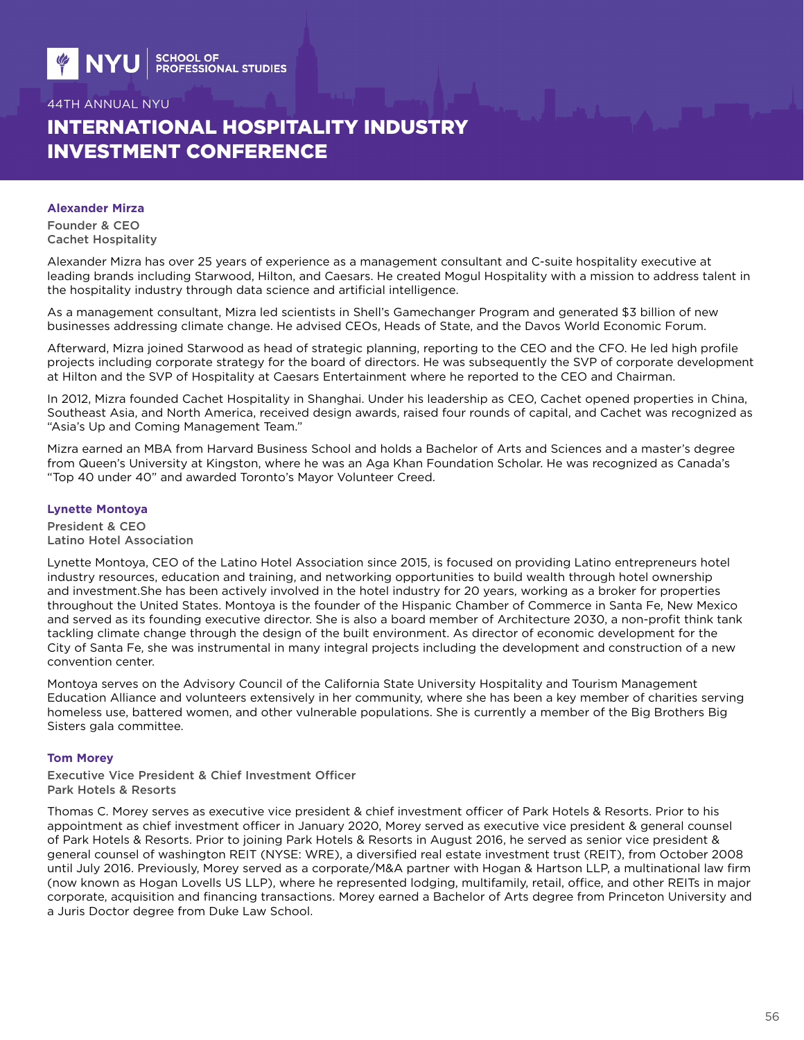### Alexander Mirza

Founder & CEO
Cachet Hospitality

Alexander Mizra has over 25 years of experience as a management consultant and C-suite hospitality executive at leading brands including Starwood, Hilton, and Caesars. He created Mogul Hospitality with a mission to address talent in the hospitality industry through data science and artificial intelligence.

As a management consultant, Mizra led scientists in Shell's Gamechanger Program and generated $3 billion of new businesses addressing climate change. He advised CEOs, Heads of State, and the Davos World Economic Forum.

Afterward, Mizra joined Starwood as head of strategic planning, reporting to the CEO and the CFO. He led high profile projects including corporate strategy for the board of directors. He was subsequently the SVP of corporate development at Hilton and the SVP of Hospitality at Caesars Entertainment where he reported to the CEO and Chairman.

In 2012, Mizra founded Cachet Hospitality in Shanghai. Under his leadership as CEO, Cachet opened properties in China, Southeast Asia, and North America, received design awards, raised four rounds of capital, and Cachet was recognized as "Asia's Up and Coming Management Team."

Mizra earned an MBA from Harvard Business School and holds a Bachelor of Arts and Sciences and a master's degree from Queen's University at Kingston, where he was an Aga Khan Foundation Scholar. He was recognized as Canada's "Top 40 under 40" and awarded Toronto's Mayor Volunteer Creed.

### Lynette Montoya

President & CEO
Latino Hotel Association

Lynette Montoya, CEO of the Latino Hotel Association since 2015, is focused on providing Latino entrepreneurs hotel industry resources, education and training, and networking opportunities to build wealth through hotel ownership and investment.She has been actively involved in the hotel industry for 20 years, working as a broker for properties throughout the United States. Montoya is the founder of the Hispanic Chamber of Commerce in Santa Fe, New Mexico and served as its founding executive director. She is also a board member of Architecture 2030, a non-profit think tank tackling climate change through the design of the built environment. As director of economic development for the City of Santa Fe, she was instrumental in many integral projects including the development and construction of a new convention center.

Montoya serves on the Advisory Council of the California State University Hospitality and Tourism Management Education Alliance and volunteers extensively in her community, where she has been a key member of charities serving homeless use, battered women, and other vulnerable populations. She is currently a member of the Big Brothers Big Sisters gala committee.

### Tom Morey

Executive Vice President & Chief Investment Officer
Park Hotels & Resorts

Thomas C. Morey serves as executive vice president & chief investment officer of Park Hotels & Resorts. Prior to his appointment as chief investment officer in January 2020, Morey served as executive vice president & general counsel of Park Hotels & Resorts. Prior to joining Park Hotels & Resorts in August 2016, he served as senior vice president & general counsel of washington REIT (NYSE: WRE), a diversified real estate investment trust (REIT), from October 2008 until July 2016. Previously, Morey served as a corporate/M&A partner with Hogan & Hartson LLP, a multinational law firm (now known as Hogan Lovells US LLP), where he represented lodging, multifamily, retail, office, and other REITs in major corporate, acquisition and financing transactions. Morey earned a Bachelor of Arts degree from Princeton University and a Juris Doctor degree from Duke Law School.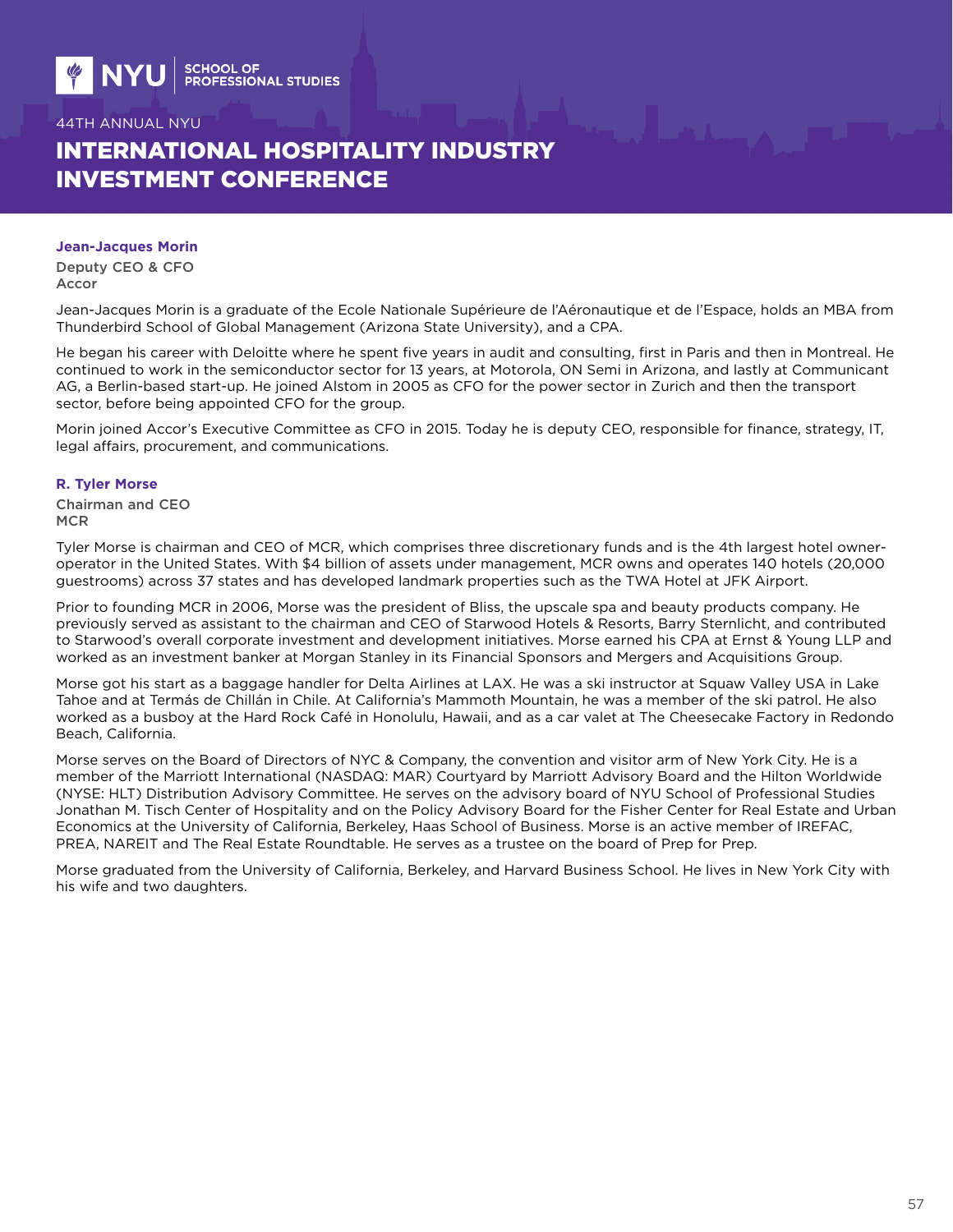### Jean-Jacques Morin

Deputy CEO & CFO
Accor

Jean-Jacques Morin is a graduate of the Ecole Nationale Supérieure de l'Aéronautique et de l'Espace, holds an MBA from Thunderbird School of Global Management (Arizona State University), and a CPA.

He began his career with Deloitte where he spent five years in audit and consulting, first in Paris and then in Montreal. He continued to work in the semiconductor sector for 13 years, at Motorola, ON Semi in Arizona, and lastly at Communicant AG, a Berlin-based start-up. He joined Alstom in 2005 as CFO for the power sector in Zurich and then the transport sector, before being appointed CFO for the group.

Morin joined Accor's Executive Committee as CFO in 2015. Today he is deputy CEO, responsible for finance, strategy, IT, legal affairs, procurement, and communications.

### R. Tyler Morse

Chairman and CEO
MCR

Tyler Morse is chairman and CEO of MCR, which comprises three discretionary funds and is the 4th largest hotel owner-operator in the United States. With $4 billion of assets under management, MCR owns and operates 140 hotels (20,000 guestrooms) across 37 states and has developed landmark properties such as the TWA Hotel at JFK Airport.

Prior to founding MCR in 2006, Morse was the president of Bliss, the upscale spa and beauty products company. He previously served as assistant to the chairman and CEO of Starwood Hotels & Resorts, Barry Sternlicht, and contributed to Starwood's overall corporate investment and development initiatives. Morse earned his CPA at Ernst & Young LLP and worked as an investment banker at Morgan Stanley in its Financial Sponsors and Mergers and Acquisitions Group.

Morse got his start as a baggage handler for Delta Airlines at LAX. He was a ski instructor at Squaw Valley USA in Lake Tahoe and at Termás de Chillán in Chile. At California's Mammoth Mountain, he was a member of the ski patrol. He also worked as a busboy at the Hard Rock Café in Honolulu, Hawaii, and as a car valet at The Cheesecake Factory in Redondo Beach, California.

Morse serves on the Board of Directors of NYC & Company, the convention and visitor arm of New York City. He is a member of the Marriott International (NASDAQ: MAR) Courtyard by Marriott Advisory Board and the Hilton Worldwide (NYSE: HLT) Distribution Advisory Committee. He serves on the advisory board of NYU School of Professional Studies Jonathan M. Tisch Center of Hospitality and on the Policy Advisory Board for the Fisher Center for Real Estate and Urban Economics at the University of California, Berkeley, Haas School of Business. Morse is an active member of IREFAC, PREA, NAREIT and The Real Estate Roundtable. He serves as a trustee on the board of Prep for Prep.

Morse graduated from the University of California, Berkeley, and Harvard Business School. He lives in New York City with his wife and two daughters.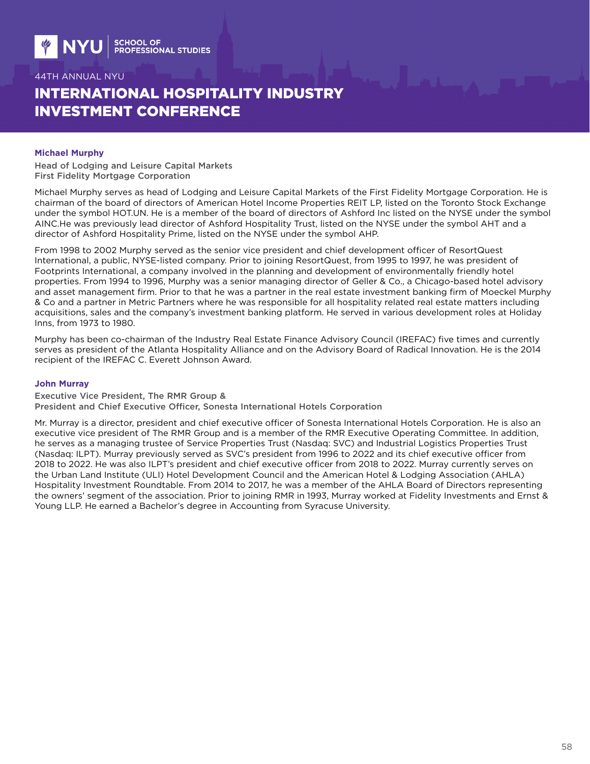### Michael Murphy

**Head of Lodging and Leisure Capital Markets**
**First Fidelity Mortgage Corporation**

Michael Murphy serves as head of Lodging and Leisure Capital Markets of the First Fidelity Mortgage Corporation. He is chairman of the board of directors of American Hotel Income Properties REIT LP, listed on the Toronto Stock Exchange under the symbol HOT.UN. He is a member of the board of directors of Ashford Inc listed on the NYSE under the symbol AINC.He was previously lead director of Ashford Hospitality Trust, listed on the NYSE under the symbol AHT and a director of Ashford Hospitality Prime, listed on the NYSE under the symbol AHP.

From 1998 to 2002 Murphy served as the senior vice president and chief development officer of ResortQuest International, a public, NYSE-listed company. Prior to joining ResortQuest, from 1995 to 1997, he was president of Footprints International, a company involved in the planning and development of environmentally friendly hotel properties. From 1994 to 1996, Murphy was a senior managing director of Geller & Co., a Chicago-based hotel advisory and asset management firm. Prior to that he was a partner in the real estate investment banking firm of Moeckel Murphy & Co and a partner in Metric Partners where he was responsible for all hospitality related real estate matters including acquisitions, sales and the company's investment banking platform. He served in various development roles at Holiday Inns, from 1973 to 1980.

Murphy has been co-chairman of the Industry Real Estate Finance Advisory Council (IREFAC) five times and currently serves as president of the Atlanta Hospitality Alliance and on the Advisory Board of Radical Innovation. He is the 2014 recipient of the IREFAC C. Everett Johnson Award.

### John Murray

**Executive Vice President, The RMR Group &**
**President and Chief Executive Officer, Sonesta International Hotels Corporation**

Mr. Murray is a director, president and chief executive officer of Sonesta International Hotels Corporation. He is also an executive vice president of The RMR Group and is a member of the RMR Executive Operating Committee. In addition, he serves as a managing trustee of Service Properties Trust (Nasdaq: SVC) and Industrial Logistics Properties Trust (Nasdaq: ILPT). Murray previously served as SVC's president from 1996 to 2022 and its chief executive officer from 2018 to 2022. He was also ILPT's president and chief executive officer from 2018 to 2022. Murray currently serves on the Urban Land Institute (ULI) Hotel Development Council and the American Hotel & Lodging Association (AHLA) Hospitality Investment Roundtable. From 2014 to 2017, he was a member of the AHLA Board of Directors representing the owners' segment of the association. Prior to joining RMR in 1993, Murray worked at Fidelity Investments and Ernst & Young LLP. He earned a Bachelor's degree in Accounting from Syracuse University.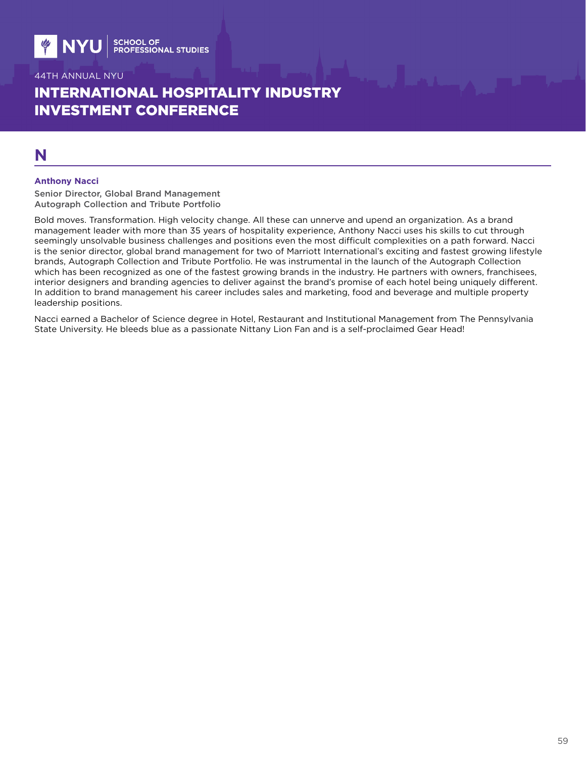## N

**Anthony Nacci**

Senior Director, Global Brand Management
Autograph Collection and Tribute Portfolio

Bold moves. Transformation. High velocity change. All these can unnerve and upend an organization. As a brand management leader with more than 35 years of hospitality experience, Anthony Nacci uses his skills to cut through seemingly unsolvable business challenges and positions even the most difficult complexities on a path forward. Nacci is the senior director, global brand management for two of Marriott International's exciting and fastest growing lifestyle brands, Autograph Collection and Tribute Portfolio. He was instrumental in the launch of the Autograph Collection which has been recognized as one of the fastest growing brands in the industry. He partners with owners, franchisees, interior designers and branding agencies to deliver against the brand's promise of each hotel being uniquely different. In addition to brand management his career includes sales and marketing, food and beverage and multiple property leadership positions.

Nacci earned a Bachelor of Science degree in Hotel, Restaurant and Institutional Management from The Pennsylvania State University. He bleeds blue as a passionate Nittany Lion Fan and is a self-proclaimed Gear Head!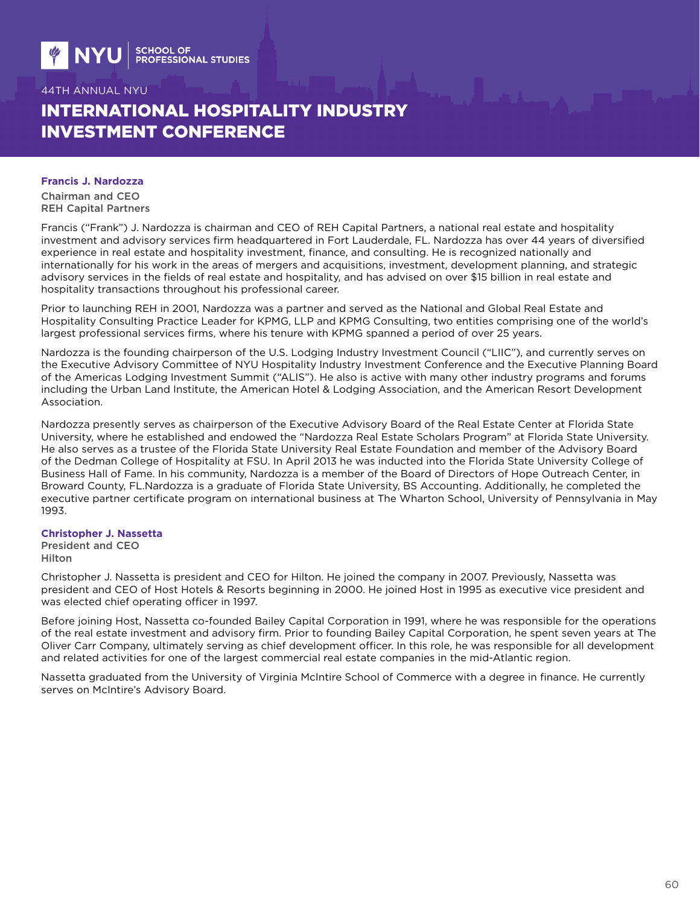### Francis J. Nardozza

**Chairman and CEO**
**REH Capital Partners**

Francis ("Frank") J. Nardozza is chairman and CEO of REH Capital Partners, a national real estate and hospitality investment and advisory services firm headquartered in Fort Lauderdale, FL. Nardozza has over 44 years of diversified experience in real estate and hospitality investment, finance, and consulting. He is recognized nationally and internationally for his work in the areas of mergers and acquisitions, investment, development planning, and strategic advisory services in the fields of real estate and hospitality, and has advised on over $15 billion in real estate and hospitality transactions throughout his professional career.

Prior to launching REH in 2001, Nardozza was a partner and served as the National and Global Real Estate and Hospitality Consulting Practice Leader for KPMG, LLP and KPMG Consulting, two entities comprising one of the world's largest professional services firms, where his tenure with KPMG spanned a period of over 25 years.

Nardozza is the founding chairperson of the U.S. Lodging Industry Investment Council ("LIIC"), and currently serves on the Executive Advisory Committee of NYU Hospitality Industry Investment Conference and the Executive Planning Board of the Americas Lodging Investment Summit ("ALIS"). He also is active with many other industry programs and forums including the Urban Land Institute, the American Hotel & Lodging Association, and the American Resort Development Association.

Nardozza presently serves as chairperson of the Executive Advisory Board of the Real Estate Center at Florida State University, where he established and endowed the "Nardozza Real Estate Scholars Program" at Florida State University. He also serves as a trustee of the Florida State University Real Estate Foundation and member of the Advisory Board of the Dedman College of Hospitality at FSU. In April 2013 he was inducted into the Florida State University College of Business Hall of Fame. In his community, Nardozza is a member of the Board of Directors of Hope Outreach Center, in Broward County, FL.Nardozza is a graduate of Florida State University, BS Accounting. Additionally, he completed the executive partner certificate program on international business at The Wharton School, University of Pennsylvania in May 1993.

### Christopher J. Nassetta

**President and CEO**
**Hilton**

Christopher J. Nassetta is president and CEO for Hilton. He joined the company in 2007. Previously, Nassetta was president and CEO of Host Hotels & Resorts beginning in 2000. He joined Host in 1995 as executive vice president and was elected chief operating officer in 1997.

Before joining Host, Nassetta co-founded Bailey Capital Corporation in 1991, where he was responsible for the operations of the real estate investment and advisory firm. Prior to founding Bailey Capital Corporation, he spent seven years at The Oliver Carr Company, ultimately serving as chief development officer. In this role, he was responsible for all development and related activities for one of the largest commercial real estate companies in the mid-Atlantic region.

Nassetta graduated from the University of Virginia McIntire School of Commerce with a degree in finance. He currently serves on McIntire's Advisory Board.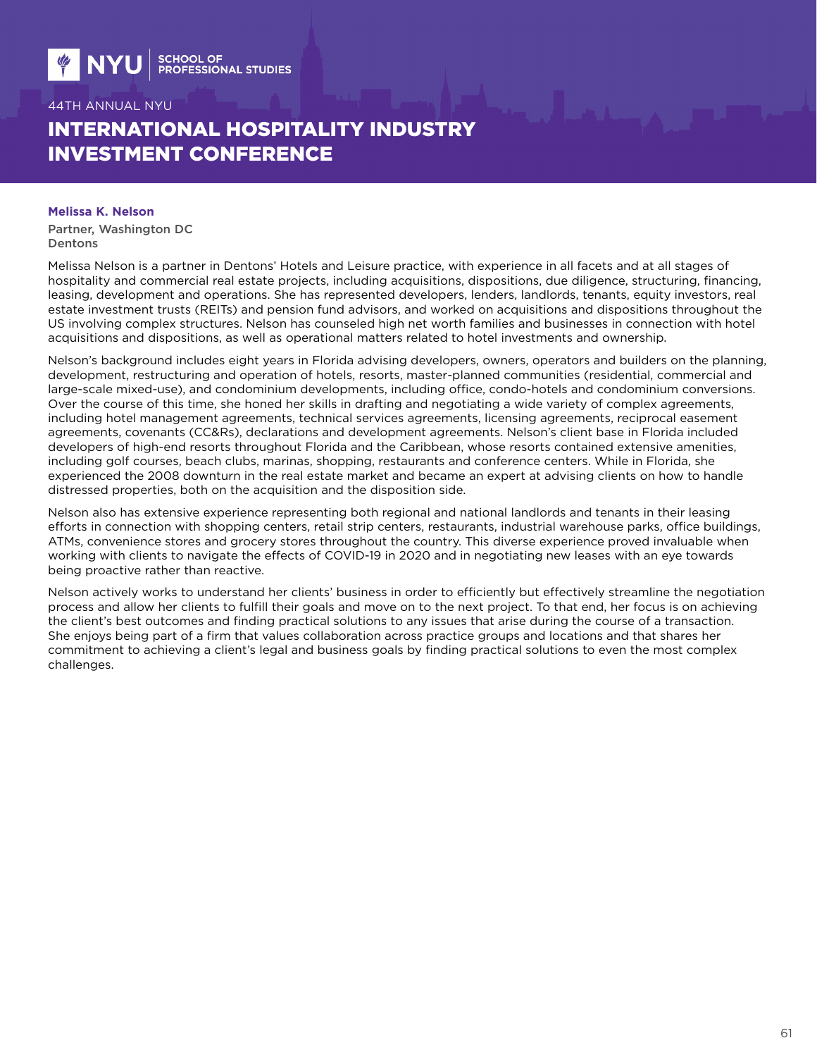**Melissa K. Nelson**

Partner, Washington DC
Dentons

Melissa Nelson is a partner in Dentons' Hotels and Leisure practice, with experience in all facets and at all stages of hospitality and commercial real estate projects, including acquisitions, dispositions, due diligence, structuring, financing, leasing, development and operations. She has represented developers, lenders, landlords, tenants, equity investors, real estate investment trusts (REITs) and pension fund advisors, and worked on acquisitions and dispositions throughout the US involving complex structures. Nelson has counseled high net worth families and businesses in connection with hotel acquisitions and dispositions, as well as operational matters related to hotel investments and ownership.

Nelson's background includes eight years in Florida advising developers, owners, operators and builders on the planning, development, restructuring and operation of hotels, resorts, master-planned communities (residential, commercial and large-scale mixed-use), and condominium developments, including office, condo-hotels and condominium conversions. Over the course of this time, she honed her skills in drafting and negotiating a wide variety of complex agreements, including hotel management agreements, technical services agreements, licensing agreements, reciprocal easement agreements, covenants (CC&Rs), declarations and development agreements. Nelson's client base in Florida included developers of high-end resorts throughout Florida and the Caribbean, whose resorts contained extensive amenities, including golf courses, beach clubs, marinas, shopping, restaurants and conference centers. While in Florida, she experienced the 2008 downturn in the real estate market and became an expert at advising clients on how to handle distressed properties, both on the acquisition and the disposition side.

Nelson also has extensive experience representing both regional and national landlords and tenants in their leasing efforts in connection with shopping centers, retail strip centers, restaurants, industrial warehouse parks, office buildings, ATMs, convenience stores and grocery stores throughout the country. This diverse experience proved invaluable when working with clients to navigate the effects of COVID-19 in 2020 and in negotiating new leases with an eye towards being proactive rather than reactive.

Nelson actively works to understand her clients' business in order to efficiently but effectively streamline the negotiation process and allow her clients to fulfill their goals and move on to the next project. To that end, her focus is on achieving the client's best outcomes and finding practical solutions to any issues that arise during the course of a transaction. She enjoys being part of a firm that values collaboration across practice groups and locations and that shares her commitment to achieving a client's legal and business goals by finding practical solutions to even the most complex challenges.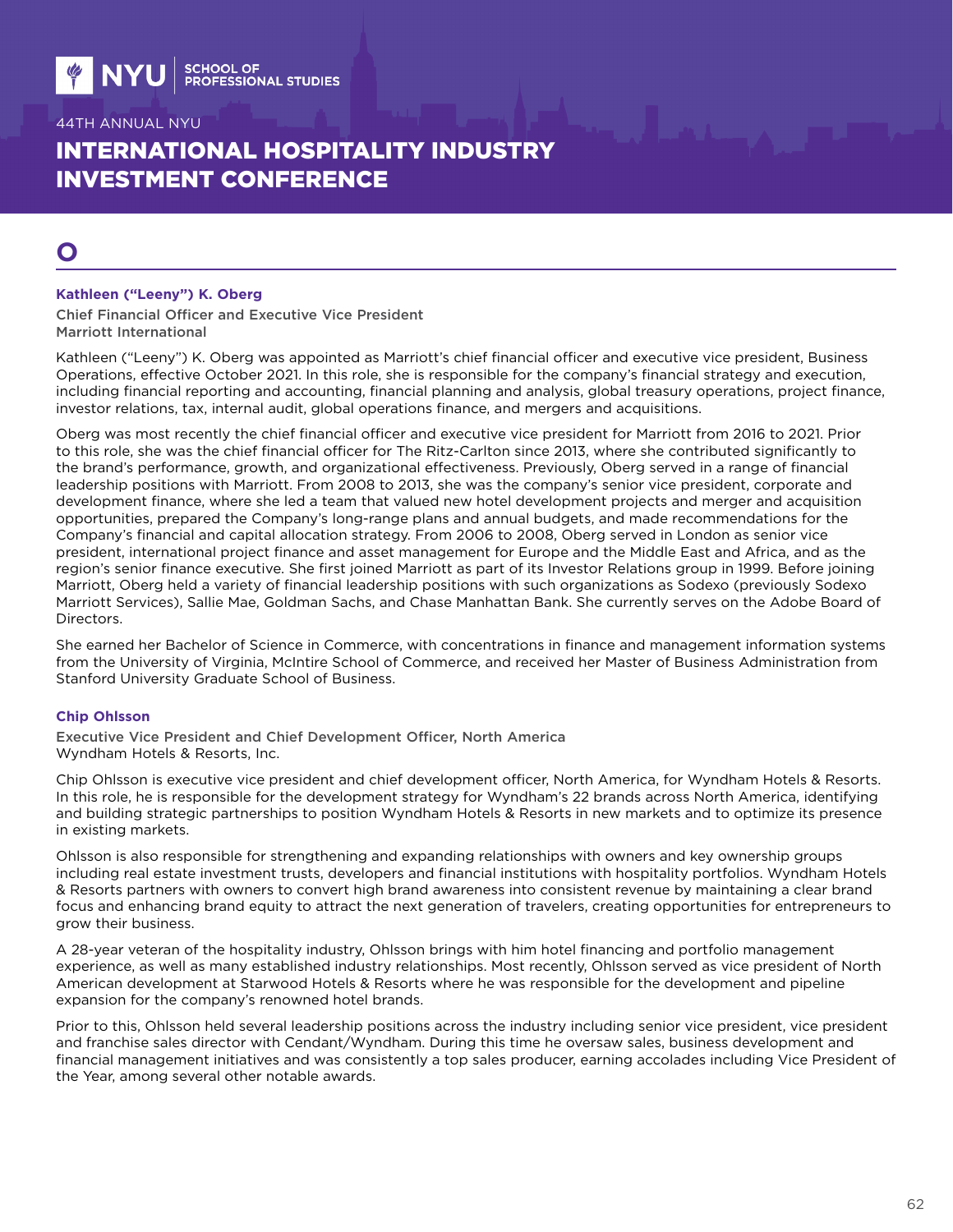# O

### Kathleen ("Leeny") K. Oberg

**Chief Financial Officer and Executive Vice President**
**Marriott International**

Kathleen ("Leeny") K. Oberg was appointed as Marriott's chief financial officer and executive vice president, Business Operations, effective October 2021. In this role, she is responsible for the company's financial strategy and execution, including financial reporting and accounting, financial planning and analysis, global treasury operations, project finance, investor relations, tax, internal audit, global operations finance, and mergers and acquisitions.

Oberg was most recently the chief financial officer and executive vice president for Marriott from 2016 to 2021. Prior to this role, she was the chief financial officer for The Ritz-Carlton since 2013, where she contributed significantly to the brand's performance, growth, and organizational effectiveness. Previously, Oberg served in a range of financial leadership positions with Marriott. From 2008 to 2013, she was the company's senior vice president, corporate and development finance, where she led a team that valued new hotel development projects and merger and acquisition opportunities, prepared the Company's long-range plans and annual budgets, and made recommendations for the Company's financial and capital allocation strategy. From 2006 to 2008, Oberg served in London as senior vice president, international project finance and asset management for Europe and the Middle East and Africa, and as the region's senior finance executive. She first joined Marriott as part of its Investor Relations group in 1999. Before joining Marriott, Oberg held a variety of financial leadership positions with such organizations as Sodexo (previously Sodexo Marriott Services), Sallie Mae, Goldman Sachs, and Chase Manhattan Bank. She currently serves on the Adobe Board of Directors.

She earned her Bachelor of Science in Commerce, with concentrations in finance and management information systems from the University of Virginia, McIntire School of Commerce, and received her Master of Business Administration from Stanford University Graduate School of Business.

### Chip Ohlsson

**Executive Vice President and Chief Development Officer, North America**
Wyndham Hotels & Resorts, Inc.

Chip Ohlsson is executive vice president and chief development officer, North America, for Wyndham Hotels & Resorts. In this role, he is responsible for the development strategy for Wyndham's 22 brands across North America, identifying and building strategic partnerships to position Wyndham Hotels & Resorts in new markets and to optimize its presence in existing markets.

Ohlsson is also responsible for strengthening and expanding relationships with owners and key ownership groups including real estate investment trusts, developers and financial institutions with hospitality portfolios. Wyndham Hotels & Resorts partners with owners to convert high brand awareness into consistent revenue by maintaining a clear brand focus and enhancing brand equity to attract the next generation of travelers, creating opportunities for entrepreneurs to grow their business.

A 28-year veteran of the hospitality industry, Ohlsson brings with him hotel financing and portfolio management experience, as well as many established industry relationships. Most recently, Ohlsson served as vice president of North American development at Starwood Hotels & Resorts where he was responsible for the development and pipeline expansion for the company's renowned hotel brands.

Prior to this, Ohlsson held several leadership positions across the industry including senior vice president, vice president and franchise sales director with Cendant/Wyndham. During this time he oversaw sales, business development and financial management initiatives and was consistently a top sales producer, earning accolades including Vice President of the Year, among several other notable awards.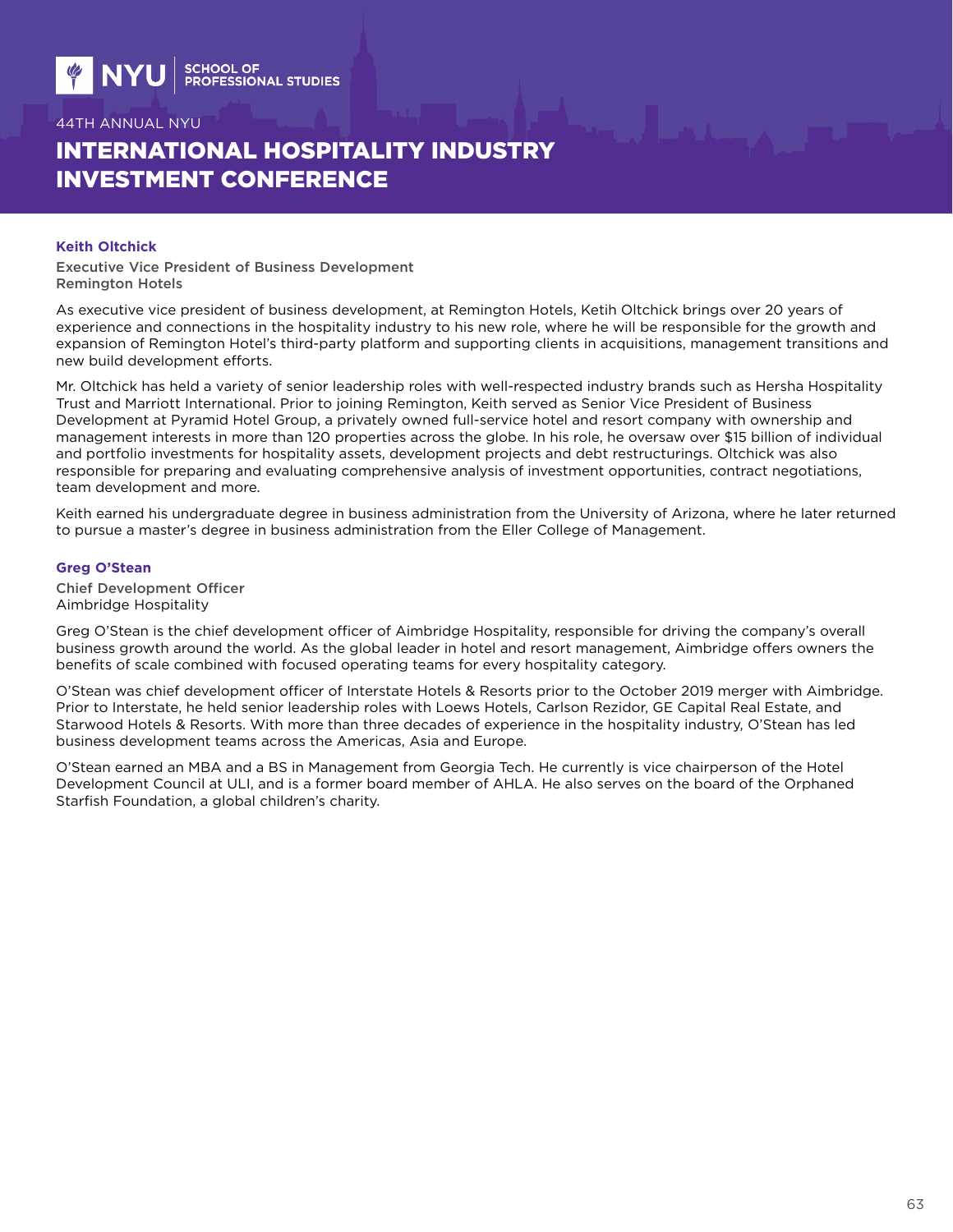### Keith Oltchick

Executive Vice President of Business Development
Remington Hotels

As executive vice president of business development, at Remington Hotels, Ketih Oltchick brings over 20 years of experience and connections in the hospitality industry to his new role, where he will be responsible for the growth and expansion of Remington Hotel's third-party platform and supporting clients in acquisitions, management transitions and new build development efforts.

Mr. Oltchick has held a variety of senior leadership roles with well-respected industry brands such as Hersha Hospitality Trust and Marriott International. Prior to joining Remington, Keith served as Senior Vice President of Business Development at Pyramid Hotel Group, a privately owned full-service hotel and resort company with ownership and management interests in more than 120 properties across the globe. In his role, he oversaw over $15 billion of individual and portfolio investments for hospitality assets, development projects and debt restructurings. Oltchick was also responsible for preparing and evaluating comprehensive analysis of investment opportunities, contract negotiations, team development and more.

Keith earned his undergraduate degree in business administration from the University of Arizona, where he later returned to pursue a master's degree in business administration from the Eller College of Management.

### Greg O'Stean

Chief Development Officer
Aimbridge Hospitality

Greg O'Stean is the chief development officer of Aimbridge Hospitality, responsible for driving the company's overall business growth around the world. As the global leader in hotel and resort management, Aimbridge offers owners the benefits of scale combined with focused operating teams for every hospitality category.

O'Stean was chief development officer of Interstate Hotels & Resorts prior to the October 2019 merger with Aimbridge. Prior to Interstate, he held senior leadership roles with Loews Hotels, Carlson Rezidor, GE Capital Real Estate, and Starwood Hotels & Resorts. With more than three decades of experience in the hospitality industry, O'Stean has led business development teams across the Americas, Asia and Europe.

O'Stean earned an MBA and a BS in Management from Georgia Tech. He currently is vice chairperson of the Hotel Development Council at ULI, and is a former board member of AHLA. He also serves on the board of the Orphaned Starfish Foundation, a global children's charity.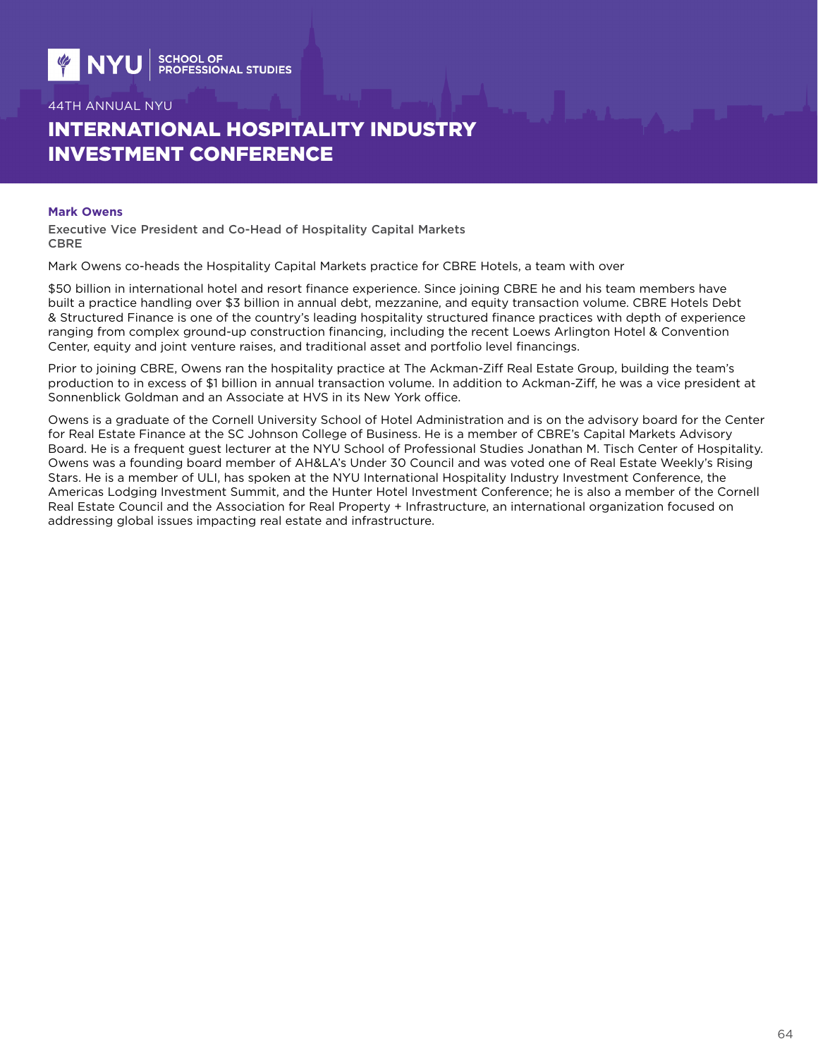**Mark Owens**

Executive Vice President and Co-Head of Hospitality Capital Markets
CBRE

Mark Owens co-heads the Hospitality Capital Markets practice for CBRE Hotels, a team with over

$50 billion in international hotel and resort finance experience. Since joining CBRE he and his team members have built a practice handling over $3 billion in annual debt, mezzanine, and equity transaction volume. CBRE Hotels Debt & Structured Finance is one of the country's leading hospitality structured finance practices with depth of experience ranging from complex ground-up construction financing, including the recent Loews Arlington Hotel & Convention Center, equity and joint venture raises, and traditional asset and portfolio level financings.

Prior to joining CBRE, Owens ran the hospitality practice at The Ackman-Ziff Real Estate Group, building the team's production to in excess of $1 billion in annual transaction volume. In addition to Ackman-Ziff, he was a vice president at Sonnenblick Goldman and an Associate at HVS in its New York office.

Owens is a graduate of the Cornell University School of Hotel Administration and is on the advisory board for the Center for Real Estate Finance at the SC Johnson College of Business. He is a member of CBRE's Capital Markets Advisory Board. He is a frequent guest lecturer at the NYU School of Professional Studies Jonathan M. Tisch Center of Hospitality. Owens was a founding board member of AH&LA's Under 30 Council and was voted one of Real Estate Weekly's Rising Stars. He is a member of ULI, has spoken at the NYU International Hospitality Industry Investment Conference, the Americas Lodging Investment Summit, and the Hunter Hotel Investment Conference; he is also a member of the Cornell Real Estate Council and the Association for Real Property + Infrastructure, an international organization focused on addressing global issues impacting real estate and infrastructure.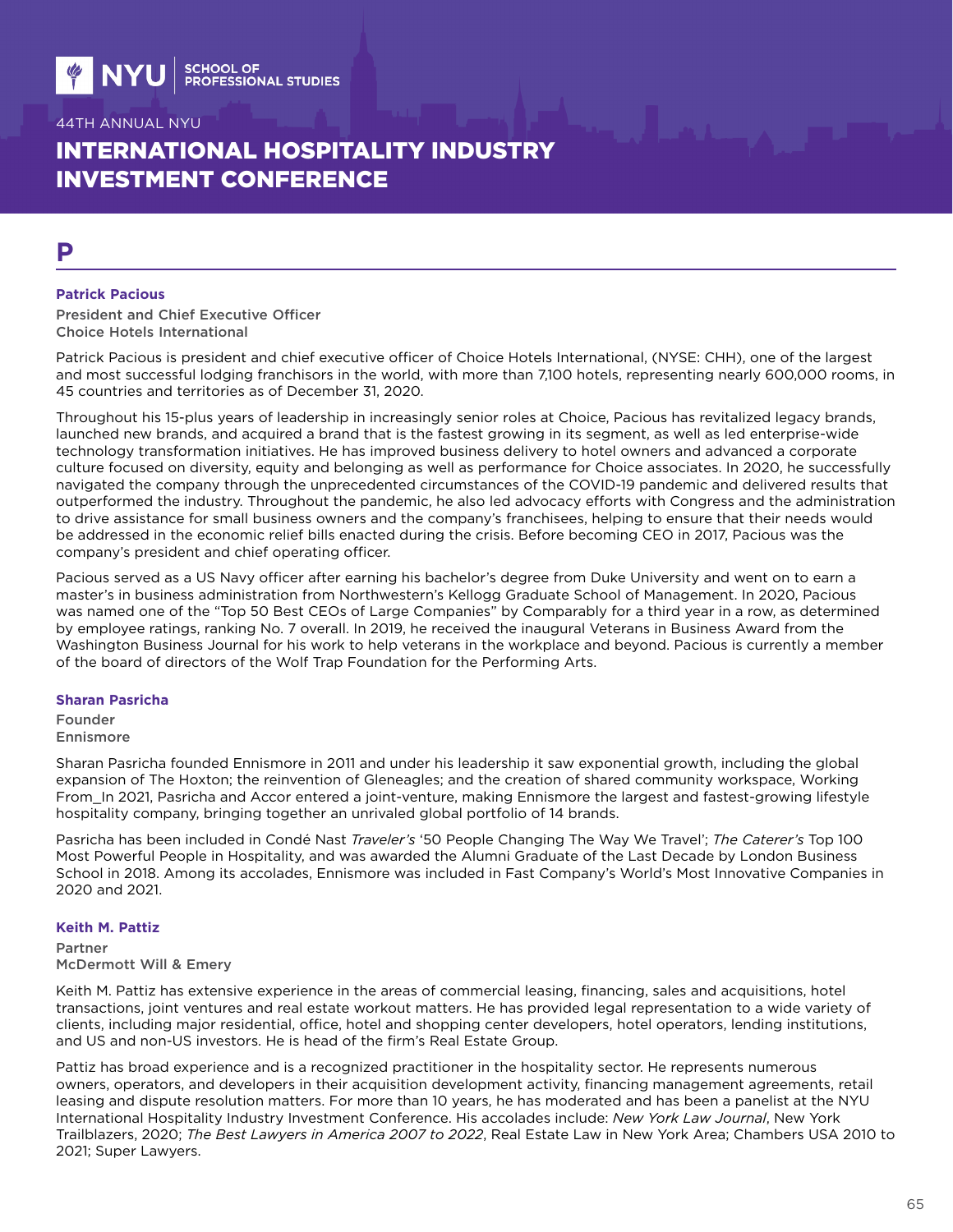# P

### Patrick Pacious

**President and Chief Executive Officer**
**Choice Hotels International**

Patrick Pacious is president and chief executive officer of Choice Hotels International, (NYSE: CHH), one of the largest and most successful lodging franchisors in the world, with more than 7,100 hotels, representing nearly 600,000 rooms, in 45 countries and territories as of December 31, 2020.

Throughout his 15-plus years of leadership in increasingly senior roles at Choice, Pacious has revitalized legacy brands, launched new brands, and acquired a brand that is the fastest growing in its segment, as well as led enterprise-wide technology transformation initiatives. He has improved business delivery to hotel owners and advanced a corporate culture focused on diversity, equity and belonging as well as performance for Choice associates. In 2020, he successfully navigated the company through the unprecedented circumstances of the COVID-19 pandemic and delivered results that outperformed the industry. Throughout the pandemic, he also led advocacy efforts with Congress and the administration to drive assistance for small business owners and the company's franchisees, helping to ensure that their needs would be addressed in the economic relief bills enacted during the crisis. Before becoming CEO in 2017, Pacious was the company's president and chief operating officer.

Pacious served as a US Navy officer after earning his bachelor's degree from Duke University and went on to earn a master's in business administration from Northwestern's Kellogg Graduate School of Management. In 2020, Pacious was named one of the "Top 50 Best CEOs of Large Companies" by Comparably for a third year in a row, as determined by employee ratings, ranking No. 7 overall. In 2019, he received the inaugural Veterans in Business Award from the Washington Business Journal for his work to help veterans in the workplace and beyond. Pacious is currently a member of the board of directors of the Wolf Trap Foundation for the Performing Arts.

### Sharan Pasricha

**Founder**
**Ennismore**

Sharan Pasricha founded Ennismore in 2011 and under his leadership it saw exponential growth, including the global expansion of The Hoxton; the reinvention of Gleneagles; and the creation of shared community workspace, Working From_In 2021, Pasricha and Accor entered a joint-venture, making Ennismore the largest and fastest-growing lifestyle hospitality company, bringing together an unrivaled global portfolio of 14 brands.

Pasricha has been included in Condé Nast *Traveler's* '50 People Changing The Way We Travel'; *The Caterer's* Top 100 Most Powerful People in Hospitality, and was awarded the Alumni Graduate of the Last Decade by London Business School in 2018. Among its accolades, Ennismore was included in Fast Company's World's Most Innovative Companies in 2020 and 2021.

### Keith M. Pattiz

**Partner**
**McDermott Will & Emery**

Keith M. Pattiz has extensive experience in the areas of commercial leasing, financing, sales and acquisitions, hotel transactions, joint ventures and real estate workout matters. He has provided legal representation to a wide variety of clients, including major residential, office, hotel and shopping center developers, hotel operators, lending institutions, and US and non-US investors. He is head of the firm's Real Estate Group.

Pattiz has broad experience and is a recognized practitioner in the hospitality sector. He represents numerous owners, operators, and developers in their acquisition development activity, financing management agreements, retail leasing and dispute resolution matters. For more than 10 years, he has moderated and has been a panelist at the NYU International Hospitality Industry Investment Conference. His accolades include: *New York Law Journal*, New York Trailblazers, 2020; *The Best Lawyers in America 2007 to 2022*, Real Estate Law in New York Area; Chambers USA 2010 to 2021; Super Lawyers.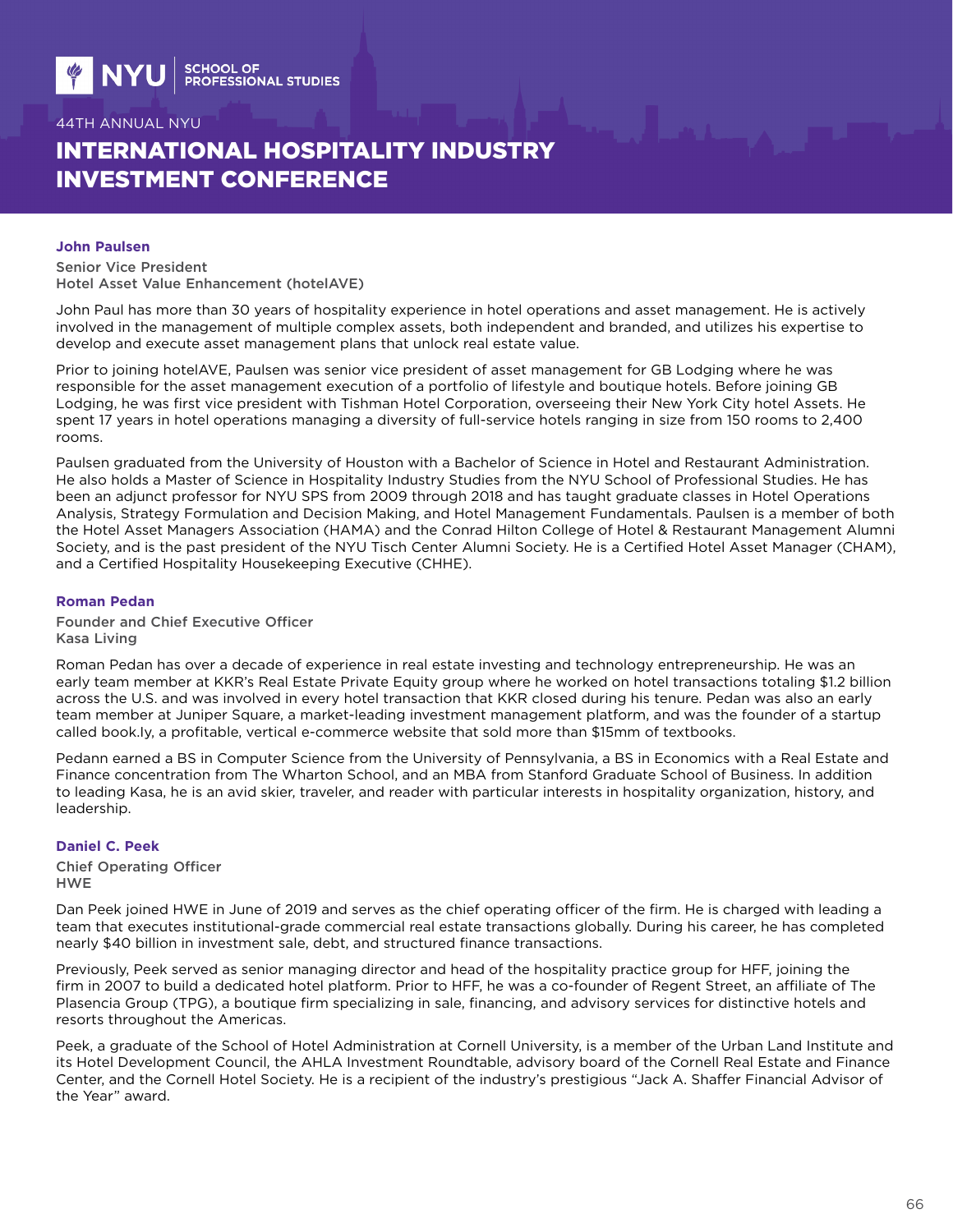John Paulsen

Senior Vice President
Hotel Asset Value Enhancement (hotelAVE)

John Paul has more than 30 years of hospitality experience in hotel operations and asset management. He is actively involved in the management of multiple complex assets, both independent and branded, and utilizes his expertise to develop and execute asset management plans that unlock real estate value.

Prior to joining hotelAVE, Paulsen was senior vice president of asset management for GB Lodging where he was responsible for the asset management execution of a portfolio of lifestyle and boutique hotels. Before joining GB Lodging, he was first vice president with Tishman Hotel Corporation, overseeing their New York City hotel Assets. He spent 17 years in hotel operations managing a diversity of full-service hotels ranging in size from 150 rooms to 2,400 rooms.

Paulsen graduated from the University of Houston with a Bachelor of Science in Hotel and Restaurant Administration. He also holds a Master of Science in Hospitality Industry Studies from the NYU School of Professional Studies. He has been an adjunct professor for NYU SPS from 2009 through 2018 and has taught graduate classes in Hotel Operations Analysis, Strategy Formulation and Decision Making, and Hotel Management Fundamentals. Paulsen is a member of both the Hotel Asset Managers Association (HAMA) and the Conrad Hilton College of Hotel & Restaurant Management Alumni Society, and is the past president of the NYU Tisch Center Alumni Society. He is a Certified Hotel Asset Manager (CHAM), and a Certified Hospitality Housekeeping Executive (CHHE).

Roman Pedan

Founder and Chief Executive Officer
Kasa Living

Roman Pedan has over a decade of experience in real estate investing and technology entrepreneurship. He was an early team member at KKR's Real Estate Private Equity group where he worked on hotel transactions totaling $1.2 billion across the U.S. and was involved in every hotel transaction that KKR closed during his tenure. Pedan was also an early team member at Juniper Square, a market-leading investment management platform, and was the founder of a startup called book.ly, a profitable, vertical e-commerce website that sold more than $15mm of textbooks.

Pedann earned a BS in Computer Science from the University of Pennsylvania, a BS in Economics with a Real Estate and Finance concentration from The Wharton School, and an MBA from Stanford Graduate School of Business. In addition to leading Kasa, he is an avid skier, traveler, and reader with particular interests in hospitality organization, history, and leadership.

Daniel C. Peek

Chief Operating Officer
HWE

Dan Peek joined HWE in June of 2019 and serves as the chief operating officer of the firm. He is charged with leading a team that executes institutional-grade commercial real estate transactions globally. During his career, he has completed nearly $40 billion in investment sale, debt, and structured finance transactions.

Previously, Peek served as senior managing director and head of the hospitality practice group for HFF, joining the firm in 2007 to build a dedicated hotel platform. Prior to HFF, he was a co-founder of Regent Street, an affiliate of The Plasencia Group (TPG), a boutique firm specializing in sale, financing, and advisory services for distinctive hotels and resorts throughout the Americas.

Peek, a graduate of the School of Hotel Administration at Cornell University, is a member of the Urban Land Institute and its Hotel Development Council, the AHLA Investment Roundtable, advisory board of the Cornell Real Estate and Finance Center, and the Cornell Hotel Society. He is a recipient of the industry's prestigious "Jack A. Shaffer Financial Advisor of the Year" award.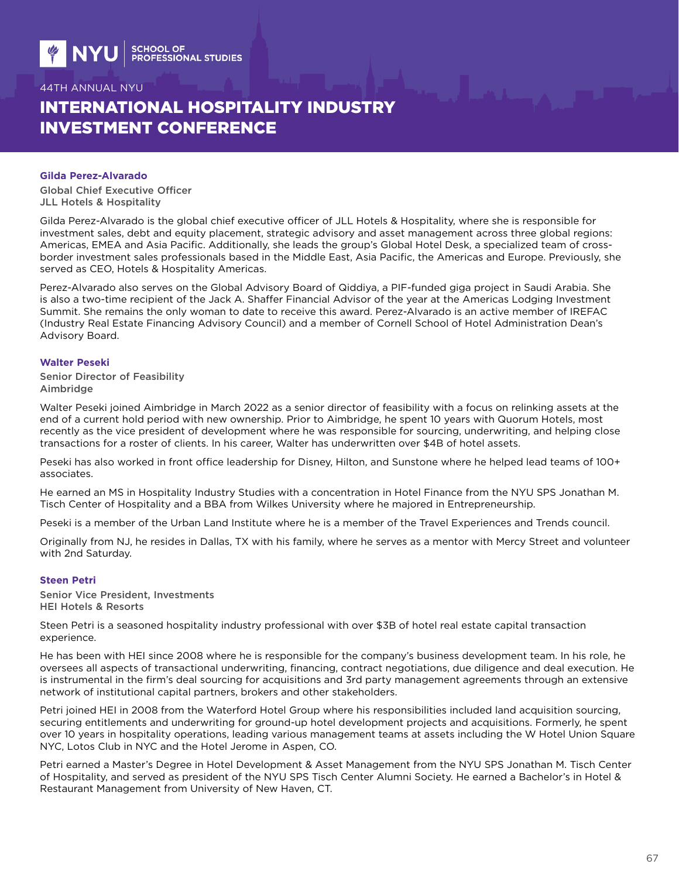### Gilda Perez-Alvarado

Global Chief Executive Officer
JLL Hotels & Hospitality

Gilda Perez-Alvarado is the global chief executive officer of JLL Hotels & Hospitality, where she is responsible for investment sales, debt and equity placement, strategic advisory and asset management across three global regions: Americas, EMEA and Asia Pacific. Additionally, she leads the group's Global Hotel Desk, a specialized team of cross-border investment sales professionals based in the Middle East, Asia Pacific, the Americas and Europe. Previously, she served as CEO, Hotels & Hospitality Americas.

Perez-Alvarado also serves on the Global Advisory Board of Qiddiya, a PIF-funded giga project in Saudi Arabia. She is also a two-time recipient of the Jack A. Shaffer Financial Advisor of the year at the Americas Lodging Investment Summit. She remains the only woman to date to receive this award. Perez-Alvarado is an active member of IREFAC (Industry Real Estate Financing Advisory Council) and a member of Cornell School of Hotel Administration Dean's Advisory Board.

### Walter Peseki

Senior Director of Feasibility
Aimbridge

Walter Peseki joined Aimbridge in March 2022 as a senior director of feasibility with a focus on relinking assets at the end of a current hold period with new ownership. Prior to Aimbridge, he spent 10 years with Quorum Hotels, most recently as the vice president of development where he was responsible for sourcing, underwriting, and helping close transactions for a roster of clients. In his career, Walter has underwritten over $4B of hotel assets.

Peseki has also worked in front office leadership for Disney, Hilton, and Sunstone where he helped lead teams of 100+ associates.

He earned an MS in Hospitality Industry Studies with a concentration in Hotel Finance from the NYU SPS Jonathan M. Tisch Center of Hospitality and a BBA from Wilkes University where he majored in Entrepreneurship.

Peseki is a member of the Urban Land Institute where he is a member of the Travel Experiences and Trends council.

Originally from NJ, he resides in Dallas, TX with his family, where he serves as a mentor with Mercy Street and volunteer with 2nd Saturday.

### Steen Petri

Senior Vice President, Investments
HEI Hotels & Resorts

Steen Petri is a seasoned hospitality industry professional with over $3B of hotel real estate capital transaction experience.

He has been with HEI since 2008 where he is responsible for the company's business development team. In his role, he oversees all aspects of transactional underwriting, financing, contract negotiations, due diligence and deal execution. He is instrumental in the firm's deal sourcing for acquisitions and 3rd party management agreements through an extensive network of institutional capital partners, brokers and other stakeholders.

Petri joined HEI in 2008 from the Waterford Hotel Group where his responsibilities included land acquisition sourcing, securing entitlements and underwriting for ground-up hotel development projects and acquisitions. Formerly, he spent over 10 years in hospitality operations, leading various management teams at assets including the W Hotel Union Square NYC, Lotos Club in NYC and the Hotel Jerome in Aspen, CO.

Petri earned a Master's Degree in Hotel Development & Asset Management from the NYU SPS Jonathan M. Tisch Center of Hospitality, and served as president of the NYU SPS Tisch Center Alumni Society. He earned a Bachelor's in Hotel & Restaurant Management from University of New Haven, CT.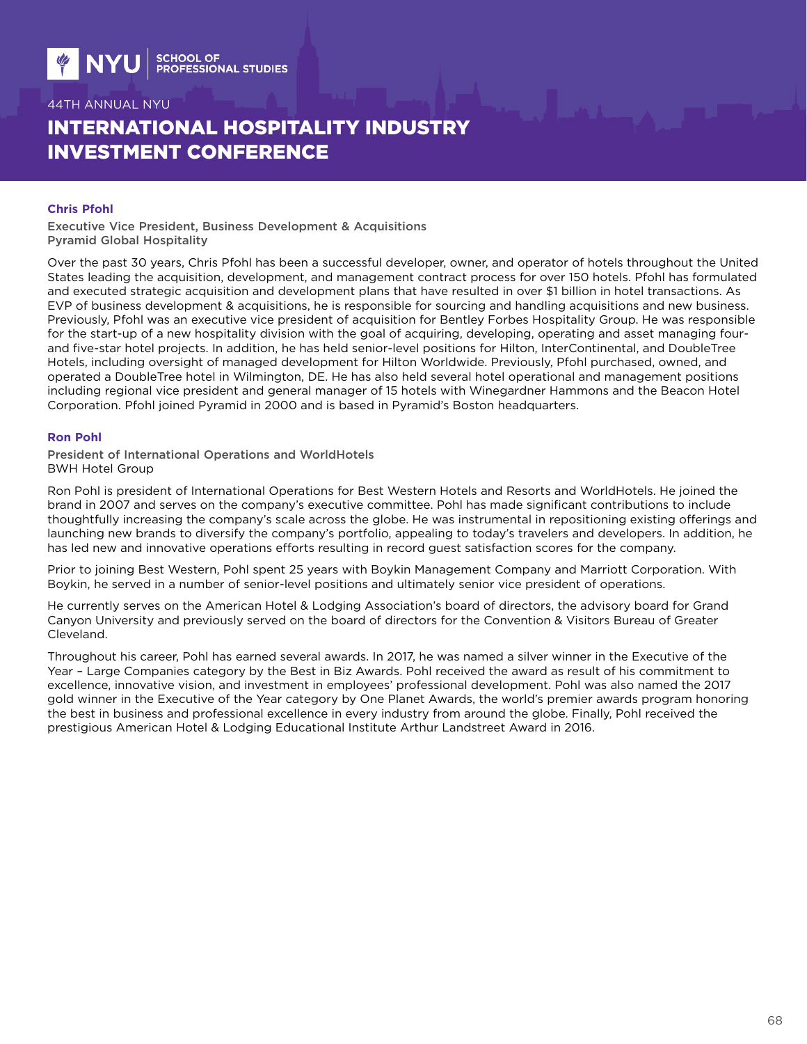### Chris Pfohl

Executive Vice President, Business Development & Acquisitions
Pyramid Global Hospitality

Over the past 30 years, Chris Pfohl has been a successful developer, owner, and operator of hotels throughout the United States leading the acquisition, development, and management contract process for over 150 hotels. Pfohl has formulated and executed strategic acquisition and development plans that have resulted in over $1 billion in hotel transactions. As EVP of business development & acquisitions, he is responsible for sourcing and handling acquisitions and new business. Previously, Pfohl was an executive vice president of acquisition for Bentley Forbes Hospitality Group. He was responsible for the start-up of a new hospitality division with the goal of acquiring, developing, operating and asset managing four- and five-star hotel projects. In addition, he has held senior-level positions for Hilton, InterContinental, and DoubleTree Hotels, including oversight of managed development for Hilton Worldwide. Previously, Pfohl purchased, owned, and operated a DoubleTree hotel in Wilmington, DE. He has also held several hotel operational and management positions including regional vice president and general manager of 15 hotels with Winegardner Hammons and the Beacon Hotel Corporation. Pfohl joined Pyramid in 2000 and is based in Pyramid's Boston headquarters.

### Ron Pohl

President of International Operations and WorldHotels
BWH Hotel Group

Ron Pohl is president of International Operations for Best Western Hotels and Resorts and WorldHotels. He joined the brand in 2007 and serves on the company's executive committee. Pohl has made significant contributions to include thoughtfully increasing the company's scale across the globe. He was instrumental in repositioning existing offerings and launching new brands to diversify the company's portfolio, appealing to today's travelers and developers. In addition, he has led new and innovative operations efforts resulting in record guest satisfaction scores for the company.

Prior to joining Best Western, Pohl spent 25 years with Boykin Management Company and Marriott Corporation. With Boykin, he served in a number of senior-level positions and ultimately senior vice president of operations.

He currently serves on the American Hotel & Lodging Association's board of directors, the advisory board for Grand Canyon University and previously served on the board of directors for the Convention & Visitors Bureau of Greater Cleveland.

Throughout his career, Pohl has earned several awards. In 2017, he was named a silver winner in the Executive of the Year – Large Companies category by the Best in Biz Awards. Pohl received the award as result of his commitment to excellence, innovative vision, and investment in employees' professional development. Pohl was also named the 2017 gold winner in the Executive of the Year category by One Planet Awards, the world's premier awards program honoring the best in business and professional excellence in every industry from around the globe. Finally, Pohl received the prestigious American Hotel & Lodging Educational Institute Arthur Landstreet Award in 2016.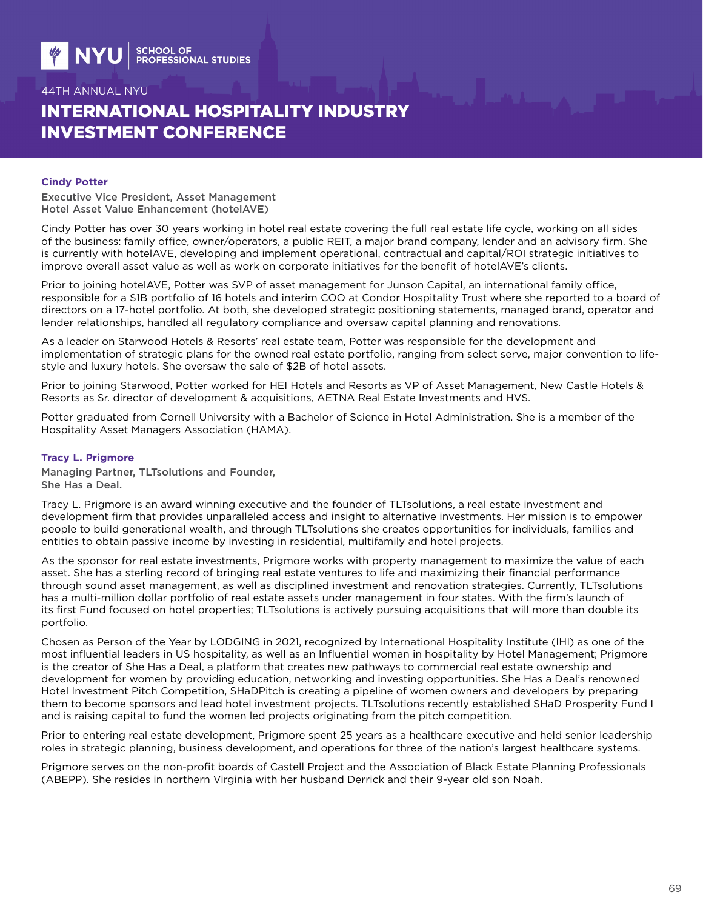## Cindy Potter

**Executive Vice President, Asset Management**
**Hotel Asset Value Enhancement (hotelAVE)**

Cindy Potter has over 30 years working in hotel real estate covering the full real estate life cycle, working on all sides of the business: family office, owner/operators, a public REIT, a major brand company, lender and an advisory firm. She is currently with hotelAVE, developing and implement operational, contractual and capital/ROI strategic initiatives to improve overall asset value as well as work on corporate initiatives for the benefit of hotelAVE's clients.

Prior to joining hotelAVE, Potter was SVP of asset management for Junson Capital, an international family office, responsible for a $1B portfolio of 16 hotels and interim COO at Condor Hospitality Trust where she reported to a board of directors on a 17-hotel portfolio. At both, she developed strategic positioning statements, managed brand, operator and lender relationships, handled all regulatory compliance and oversaw capital planning and renovations.

As a leader on Starwood Hotels & Resorts' real estate team, Potter was responsible for the development and implementation of strategic plans for the owned real estate portfolio, ranging from select serve, major convention to life-style and luxury hotels. She oversaw the sale of $2B of hotel assets.

Prior to joining Starwood, Potter worked for HEI Hotels and Resorts as VP of Asset Management, New Castle Hotels & Resorts as Sr. director of development & acquisitions, AETNA Real Estate Investments and HVS.

Potter graduated from Cornell University with a Bachelor of Science in Hotel Administration. She is a member of the Hospitality Asset Managers Association (HAMA).

## Tracy L. Prigmore

**Managing Partner, TLTsolutions and Founder,**
**She Has a Deal.**

Tracy L. Prigmore is an award winning executive and the founder of TLTsolutions, a real estate investment and development firm that provides unparalleled access and insight to alternative investments. Her mission is to empower people to build generational wealth, and through TLTsolutions she creates opportunities for individuals, families and entities to obtain passive income by investing in residential, multifamily and hotel projects.

As the sponsor for real estate investments, Prigmore works with property management to maximize the value of each asset. She has a sterling record of bringing real estate ventures to life and maximizing their financial performance through sound asset management, as well as disciplined investment and renovation strategies. Currently, TLTsolutions has a multi-million dollar portfolio of real estate assets under management in four states. With the firm's launch of its first Fund focused on hotel properties; TLTsolutions is actively pursuing acquisitions that will more than double its portfolio.

Chosen as Person of the Year by LODGING in 2021, recognized by International Hospitality Institute (IHI) as one of the most influential leaders in US hospitality, as well as an Influential woman in hospitality by Hotel Management; Prigmore is the creator of She Has a Deal, a platform that creates new pathways to commercial real estate ownership and development for women by providing education, networking and investing opportunities. She Has a Deal's renowned Hotel Investment Pitch Competition, SHaDPitch is creating a pipeline of women owners and developers by preparing them to become sponsors and lead hotel investment projects. TLTsolutions recently established SHaD Prosperity Fund I and is raising capital to fund the women led projects originating from the pitch competition.

Prior to entering real estate development, Prigmore spent 25 years as a healthcare executive and held senior leadership roles in strategic planning, business development, and operations for three of the nation's largest healthcare systems.

Prigmore serves on the non-profit boards of Castell Project and the Association of Black Estate Planning Professionals (ABEPP). She resides in northern Virginia with her husband Derrick and their 9-year old son Noah.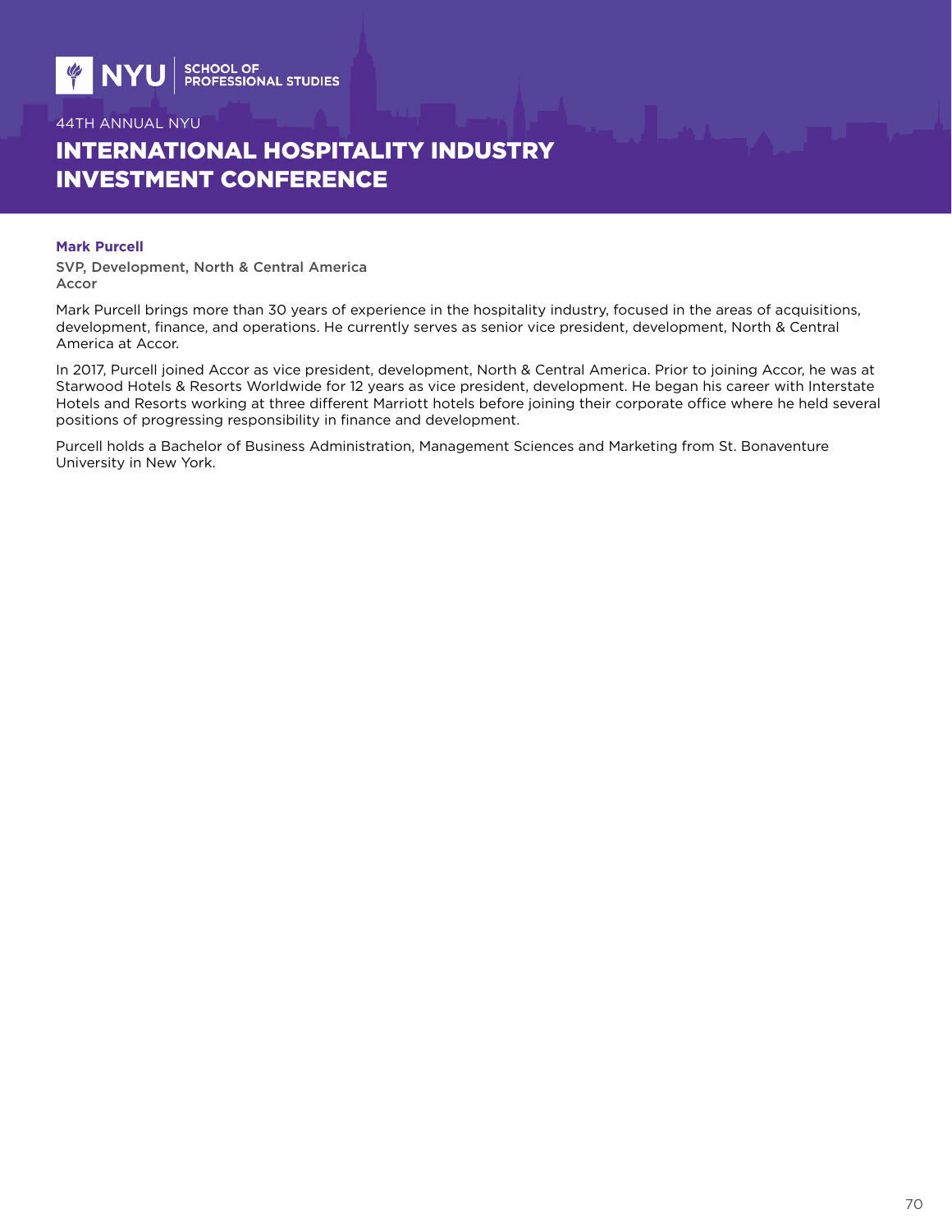**Mark Purcell**

SVP, Development, North & Central America
Accor

Mark Purcell brings more than 30 years of experience in the hospitality industry, focused in the areas of acquisitions, development, finance, and operations. He currently serves as senior vice president, development, North & Central America at Accor.

In 2017, Purcell joined Accor as vice president, development, North & Central America. Prior to joining Accor, he was at Starwood Hotels & Resorts Worldwide for 12 years as vice president, development. He began his career with Interstate Hotels and Resorts working at three different Marriott hotels before joining their corporate office where he held several positions of progressing responsibility in finance and development.

Purcell holds a Bachelor of Business Administration, Management Sciences and Marketing from St. Bonaventure University in New York.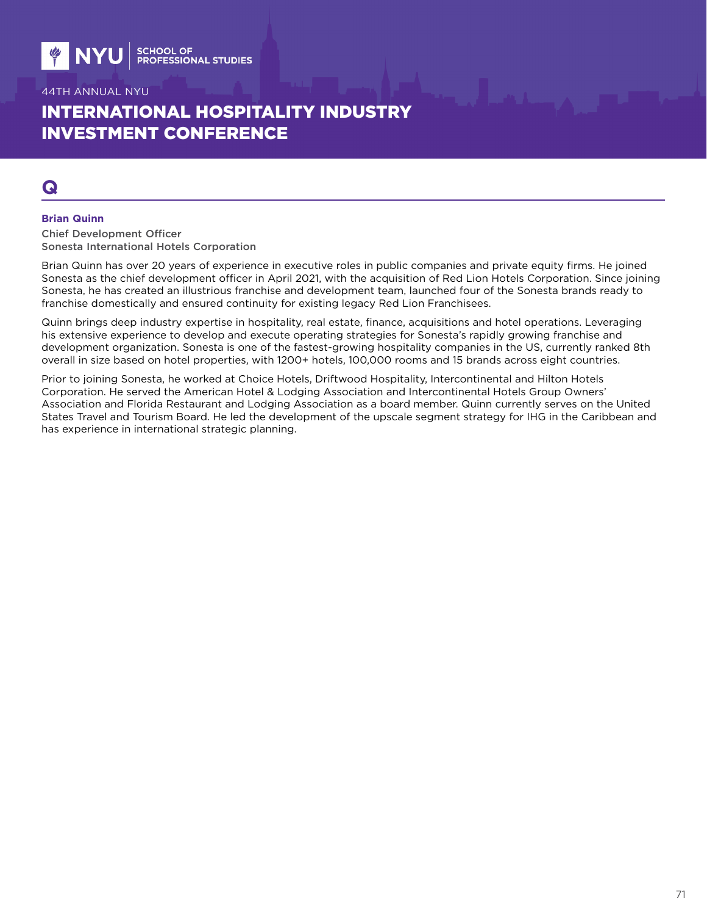# Q

**Brian Quinn**

Chief Development Officer
Sonesta International Hotels Corporation

Brian Quinn has over 20 years of experience in executive roles in public companies and private equity firms. He joined Sonesta as the chief development officer in April 2021, with the acquisition of Red Lion Hotels Corporation. Since joining Sonesta, he has created an illustrious franchise and development team, launched four of the Sonesta brands ready to franchise domestically and ensured continuity for existing legacy Red Lion Franchisees.

Quinn brings deep industry expertise in hospitality, real estate, finance, acquisitions and hotel operations. Leveraging his extensive experience to develop and execute operating strategies for Sonesta's rapidly growing franchise and development organization. Sonesta is one of the fastest-growing hospitality companies in the US, currently ranked 8th overall in size based on hotel properties, with 1200+ hotels, 100,000 rooms and 15 brands across eight countries.

Prior to joining Sonesta, he worked at Choice Hotels, Driftwood Hospitality, Intercontinental and Hilton Hotels Corporation. He served the American Hotel & Lodging Association and Intercontinental Hotels Group Owners' Association and Florida Restaurant and Lodging Association as a board member. Quinn currently serves on the United States Travel and Tourism Board. He led the development of the upscale segment strategy for IHG in the Caribbean and has experience in international strategic planning.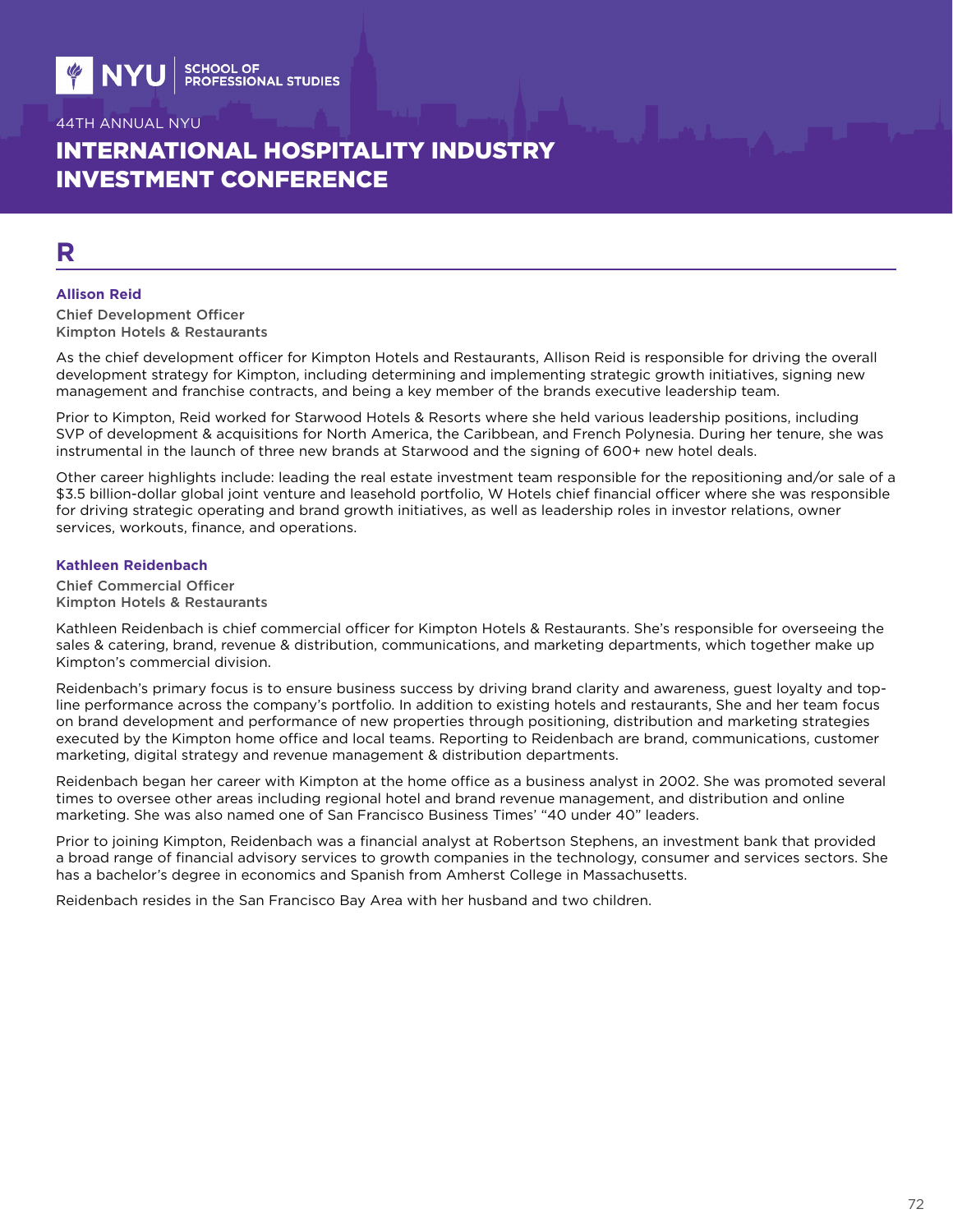# R

### Allison Reid

Chief Development Officer
Kimpton Hotels & Restaurants

As the chief development officer for Kimpton Hotels and Restaurants, Allison Reid is responsible for driving the overall development strategy for Kimpton, including determining and implementing strategic growth initiatives, signing new management and franchise contracts, and being a key member of the brands executive leadership team.

Prior to Kimpton, Reid worked for Starwood Hotels & Resorts where she held various leadership positions, including SVP of development & acquisitions for North America, the Caribbean, and French Polynesia. During her tenure, she was instrumental in the launch of three new brands at Starwood and the signing of 600+ new hotel deals.

Other career highlights include: leading the real estate investment team responsible for the repositioning and/or sale of a $3.5 billion-dollar global joint venture and leasehold portfolio, W Hotels chief financial officer where she was responsible for driving strategic operating and brand growth initiatives, as well as leadership roles in investor relations, owner services, workouts, finance, and operations.

### Kathleen Reidenbach

Chief Commercial Officer
Kimpton Hotels & Restaurants

Kathleen Reidenbach is chief commercial officer for Kimpton Hotels & Restaurants. She's responsible for overseeing the sales & catering, brand, revenue & distribution, communications, and marketing departments, which together make up Kimpton's commercial division.

Reidenbach's primary focus is to ensure business success by driving brand clarity and awareness, guest loyalty and top-line performance across the company's portfolio. In addition to existing hotels and restaurants, She and her team focus on brand development and performance of new properties through positioning, distribution and marketing strategies executed by the Kimpton home office and local teams. Reporting to Reidenbach are brand, communications, customer marketing, digital strategy and revenue management & distribution departments.

Reidenbach began her career with Kimpton at the home office as a business analyst in 2002. She was promoted several times to oversee other areas including regional hotel and brand revenue management, and distribution and online marketing. She was also named one of San Francisco Business Times' "40 under 40" leaders.

Prior to joining Kimpton, Reidenbach was a financial analyst at Robertson Stephens, an investment bank that provided a broad range of financial advisory services to growth companies in the technology, consumer and services sectors. She has a bachelor's degree in economics and Spanish from Amherst College in Massachusetts.

Reidenbach resides in the San Francisco Bay Area with her husband and two children.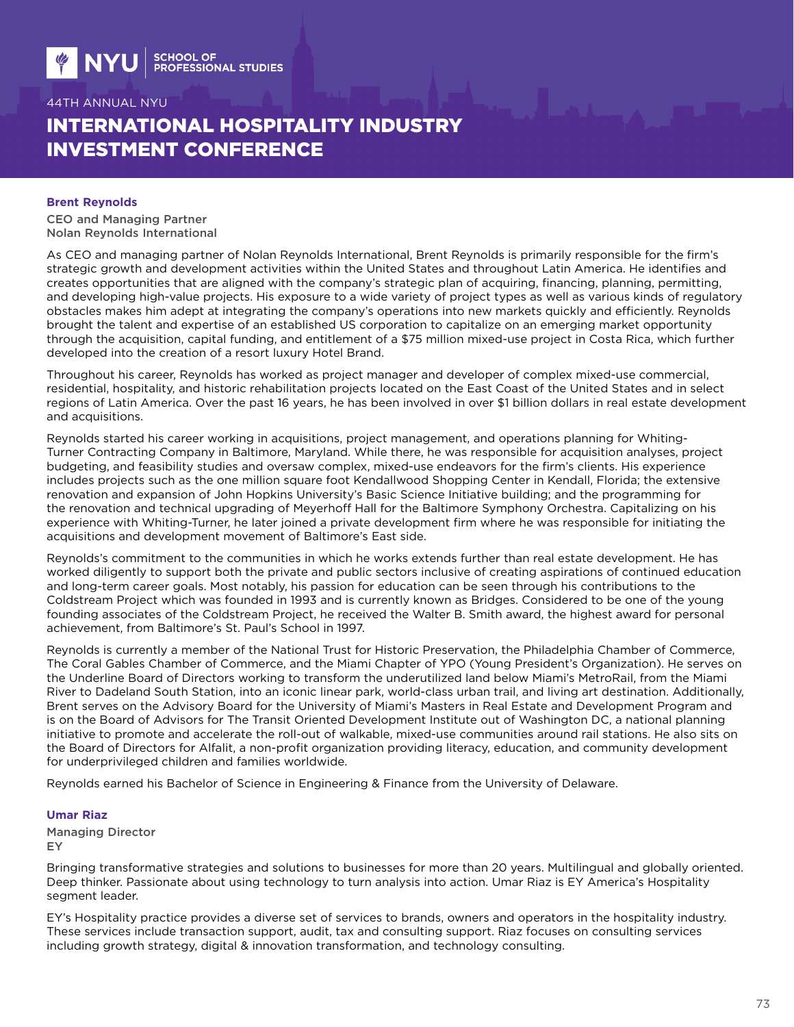**Brent Reynolds**

CEO and Managing Partner
Nolan Reynolds International

As CEO and managing partner of Nolan Reynolds International, Brent Reynolds is primarily responsible for the firm's strategic growth and development activities within the United States and throughout Latin America. He identifies and creates opportunities that are aligned with the company's strategic plan of acquiring, financing, planning, permitting, and developing high-value projects. His exposure to a wide variety of project types as well as various kinds of regulatory obstacles makes him adept at integrating the company's operations into new markets quickly and efficiently. Reynolds brought the talent and expertise of an established US corporation to capitalize on an emerging market opportunity through the acquisition, capital funding, and entitlement of a $75 million mixed-use project in Costa Rica, which further developed into the creation of a resort luxury Hotel Brand.

Throughout his career, Reynolds has worked as project manager and developer of complex mixed-use commercial, residential, hospitality, and historic rehabilitation projects located on the East Coast of the United States and in select regions of Latin America. Over the past 16 years, he has been involved in over $1 billion dollars in real estate development and acquisitions.

Reynolds started his career working in acquisitions, project management, and operations planning for Whiting-Turner Contracting Company in Baltimore, Maryland. While there, he was responsible for acquisition analyses, project budgeting, and feasibility studies and oversaw complex, mixed-use endeavors for the firm's clients. His experience includes projects such as the one million square foot Kendallwood Shopping Center in Kendall, Florida; the extensive renovation and expansion of John Hopkins University's Basic Science Initiative building; and the programming for the renovation and technical upgrading of Meyerhoff Hall for the Baltimore Symphony Orchestra. Capitalizing on his experience with Whiting-Turner, he later joined a private development firm where he was responsible for initiating the acquisitions and development movement of Baltimore's East side.

Reynolds's commitment to the communities in which he works extends further than real estate development. He has worked diligently to support both the private and public sectors inclusive of creating aspirations of continued education and long-term career goals. Most notably, his passion for education can be seen through his contributions to the Coldstream Project which was founded in 1993 and is currently known as Bridges. Considered to be one of the young founding associates of the Coldstream Project, he received the Walter B. Smith award, the highest award for personal achievement, from Baltimore's St. Paul's School in 1997.

Reynolds is currently a member of the National Trust for Historic Preservation, the Philadelphia Chamber of Commerce, The Coral Gables Chamber of Commerce, and the Miami Chapter of YPO (Young President's Organization). He serves on the Underline Board of Directors working to transform the underutilized land below Miami's MetroRail, from the Miami River to Dadeland South Station, into an iconic linear park, world-class urban trail, and living art destination. Additionally, Brent serves on the Advisory Board for the University of Miami's Masters in Real Estate and Development Program and is on the Board of Advisors for The Transit Oriented Development Institute out of Washington DC, a national planning initiative to promote and accelerate the roll-out of walkable, mixed-use communities around rail stations. He also sits on the Board of Directors for Alfalit, a non-profit organization providing literacy, education, and community development for underprivileged children and families worldwide.

Reynolds earned his Bachelor of Science in Engineering & Finance from the University of Delaware.

**Umar Riaz**

Managing Director
EY

Bringing transformative strategies and solutions to businesses for more than 20 years. Multilingual and globally oriented. Deep thinker. Passionate about using technology to turn analysis into action. Umar Riaz is EY America's Hospitality segment leader.

EY's Hospitality practice provides a diverse set of services to brands, owners and operators in the hospitality industry. These services include transaction support, audit, tax and consulting support. Riaz focuses on consulting services including growth strategy, digital & innovation transformation, and technology consulting.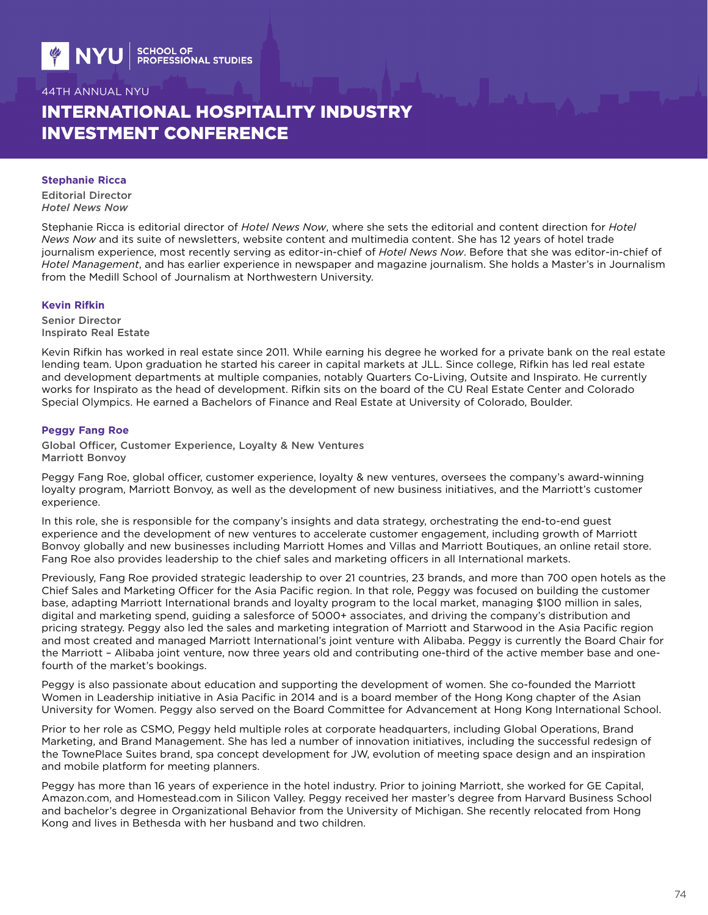### Stephanie Ricca

Editorial Director
*Hotel News Now*

Stephanie Ricca is editorial director of *Hotel News Now*, where she sets the editorial and content direction for *Hotel News Now* and its suite of newsletters, website content and multimedia content. She has 12 years of hotel trade journalism experience, most recently serving as editor-in-chief of *Hotel News Now*. Before that she was editor-in-chief of *Hotel Management*, and has earlier experience in newspaper and magazine journalism. She holds a Master's in Journalism from the Medill School of Journalism at Northwestern University.

### Kevin Rifkin

Senior Director
Inspirato Real Estate

Kevin Rifkin has worked in real estate since 2011. While earning his degree he worked for a private bank on the real estate lending team. Upon graduation he started his career in capital markets at JLL. Since college, Rifkin has led real estate and development departments at multiple companies, notably Quarters Co-Living, Outsite and Inspirato. He currently works for Inspirato as the head of development. Rifkin sits on the board of the CU Real Estate Center and Colorado Special Olympics. He earned a Bachelors of Finance and Real Estate at University of Colorado, Boulder.

### Peggy Fang Roe

Global Officer, Customer Experience, Loyalty & New Ventures
Marriott Bonvoy

Peggy Fang Roe, global officer, customer experience, loyalty & new ventures, oversees the company's award-winning loyalty program, Marriott Bonvoy, as well as the development of new business initiatives, and the Marriott's customer experience.

In this role, she is responsible for the company's insights and data strategy, orchestrating the end-to-end guest experience and the development of new ventures to accelerate customer engagement, including growth of Marriott Bonvoy globally and new businesses including Marriott Homes and Villas and Marriott Boutiques, an online retail store. Fang Roe also provides leadership to the chief sales and marketing officers in all International markets.

Previously, Fang Roe provided strategic leadership to over 21 countries, 23 brands, and more than 700 open hotels as the Chief Sales and Marketing Officer for the Asia Pacific region. In that role, Peggy was focused on building the customer base, adapting Marriott International brands and loyalty program to the local market, managing $100 million in sales, digital and marketing spend, guiding a salesforce of 5000+ associates, and driving the company's distribution and pricing strategy. Peggy also led the sales and marketing integration of Marriott and Starwood in the Asia Pacific region and most created and managed Marriott International's joint venture with Alibaba. Peggy is currently the Board Chair for the Marriott – Alibaba joint venture, now three years old and contributing one-third of the active member base and one-fourth of the market's bookings.

Peggy is also passionate about education and supporting the development of women. She co-founded the Marriott Women in Leadership initiative in Asia Pacific in 2014 and is a board member of the Hong Kong chapter of the Asian University for Women. Peggy also served on the Board Committee for Advancement at Hong Kong International School.

Prior to her role as CSMO, Peggy held multiple roles at corporate headquarters, including Global Operations, Brand Marketing, and Brand Management. She has led a number of innovation initiatives, including the successful redesign of the TownePlace Suites brand, spa concept development for JW, evolution of meeting space design and an inspiration and mobile platform for meeting planners.

Peggy has more than 16 years of experience in the hotel industry. Prior to joining Marriott, she worked for GE Capital, Amazon.com, and Homestead.com in Silicon Valley. Peggy received her master's degree from Harvard Business School and bachelor's degree in Organizational Behavior from the University of Michigan. She recently relocated from Hong Kong and lives in Bethesda with her husband and two children.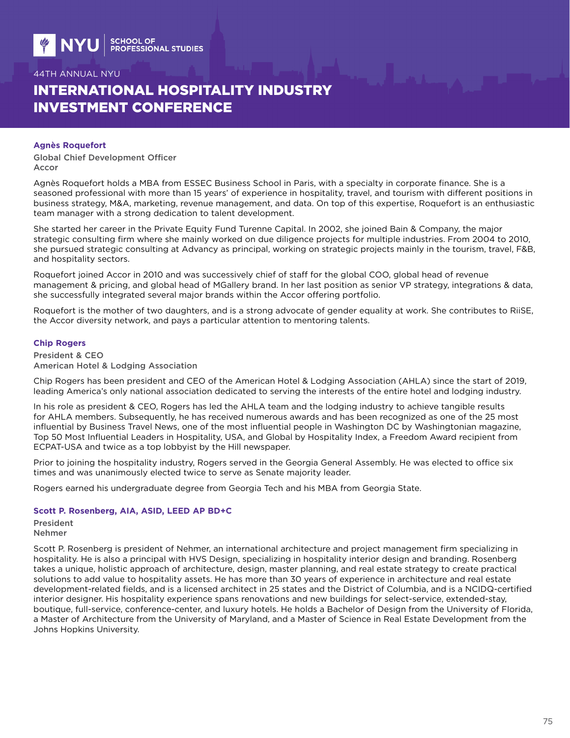### Agnès Roquefort

**Global Chief Development Officer**
**Accor**

Agnès Roquefort holds a MBA from ESSEC Business School in Paris, with a specialty in corporate finance. She is a seasoned professional with more than 15 years' of experience in hospitality, travel, and tourism with different positions in business strategy, M&A, marketing, revenue management, and data. On top of this expertise, Roquefort is an enthusiastic team manager with a strong dedication to talent development.

She started her career in the Private Equity Fund Turenne Capital. In 2002, she joined Bain & Company, the major strategic consulting firm where she mainly worked on due diligence projects for multiple industries. From 2004 to 2010, she pursued strategic consulting at Advancy as principal, working on strategic projects mainly in the tourism, travel, F&B, and hospitality sectors.

Roquefort joined Accor in 2010 and was successively chief of staff for the global COO, global head of revenue management & pricing, and global head of MGallery brand. In her last position as senior VP strategy, integrations & data, she successfully integrated several major brands within the Accor offering portfolio.

Roquefort is the mother of two daughters, and is a strong advocate of gender equality at work. She contributes to RiiSE, the Accor diversity network, and pays a particular attention to mentoring talents.

### Chip Rogers

**President & CEO**
**American Hotel & Lodging Association**

Chip Rogers has been president and CEO of the American Hotel & Lodging Association (AHLA) since the start of 2019, leading America's only national association dedicated to serving the interests of the entire hotel and lodging industry.

In his role as president & CEO, Rogers has led the AHLA team and the lodging industry to achieve tangible results for AHLA members. Subsequently, he has received numerous awards and has been recognized as one of the 25 most influential by Business Travel News, one of the most influential people in Washington DC by Washingtonian magazine, Top 50 Most Influential Leaders in Hospitality, USA, and Global by Hospitality Index, a Freedom Award recipient from ECPAT-USA and twice as a top lobbyist by the Hill newspaper.

Prior to joining the hospitality industry, Rogers served in the Georgia General Assembly. He was elected to office six times and was unanimously elected twice to serve as Senate majority leader.

Rogers earned his undergraduate degree from Georgia Tech and his MBA from Georgia State.

### Scott P. Rosenberg, AIA, ASID, LEED AP BD+C

**President**
**Nehmer**

Scott P. Rosenberg is president of Nehmer, an international architecture and project management firm specializing in hospitality. He is also a principal with HVS Design, specializing in hospitality interior design and branding. Rosenberg takes a unique, holistic approach of architecture, design, master planning, and real estate strategy to create practical solutions to add value to hospitality assets. He has more than 30 years of experience in architecture and real estate development-related fields, and is a licensed architect in 25 states and the District of Columbia, and is a NCIDQ-certified interior designer. His hospitality experience spans renovations and new buildings for select-service, extended-stay, boutique, full-service, conference-center, and luxury hotels. He holds a Bachelor of Design from the University of Florida, a Master of Architecture from the University of Maryland, and a Master of Science in Real Estate Development from the Johns Hopkins University.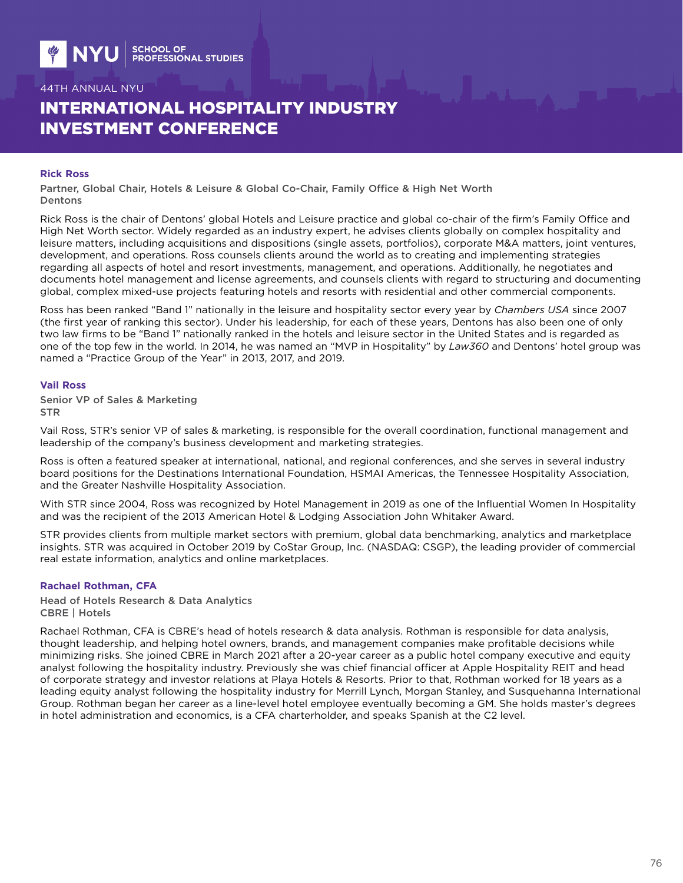### Rick Ross

Partner, Global Chair, Hotels & Leisure & Global Co-Chair, Family Office & High Net Worth
Dentons

Rick Ross is the chair of Dentons' global Hotels and Leisure practice and global co-chair of the firm's Family Office and High Net Worth sector. Widely regarded as an industry expert, he advises clients globally on complex hospitality and leisure matters, including acquisitions and dispositions (single assets, portfolios), corporate M&A matters, joint ventures, development, and operations. Ross counsels clients around the world as to creating and implementing strategies regarding all aspects of hotel and resort investments, management, and operations. Additionally, he negotiates and documents hotel management and license agreements, and counsels clients with regard to structuring and documenting global, complex mixed-use projects featuring hotels and resorts with residential and other commercial components.

Ross has been ranked "Band 1" nationally in the leisure and hospitality sector every year by *Chambers USA* since 2007 (the first year of ranking this sector). Under his leadership, for each of these years, Dentons has also been one of only two law firms to be "Band 1" nationally ranked in the hotels and leisure sector in the United States and is regarded as one of the top few in the world. In 2014, he was named an "MVP in Hospitality" by *Law360* and Dentons' hotel group was named a "Practice Group of the Year" in 2013, 2017, and 2019.

### Vail Ross

Senior VP of Sales & Marketing
STR

Vail Ross, STR's senior VP of sales & marketing, is responsible for the overall coordination, functional management and leadership of the company's business development and marketing strategies.

Ross is often a featured speaker at international, national, and regional conferences, and she serves in several industry board positions for the Destinations International Foundation, HSMAI Americas, the Tennessee Hospitality Association, and the Greater Nashville Hospitality Association.

With STR since 2004, Ross was recognized by Hotel Management in 2019 as one of the Influential Women In Hospitality and was the recipient of the 2013 American Hotel & Lodging Association John Whitaker Award.

STR provides clients from multiple market sectors with premium, global data benchmarking, analytics and marketplace insights. STR was acquired in October 2019 by CoStar Group, Inc. (NASDAQ: CSGP), the leading provider of commercial real estate information, analytics and online marketplaces.

### Rachael Rothman, CFA

Head of Hotels Research & Data Analytics
CBRE | Hotels

Rachael Rothman, CFA is CBRE's head of hotels research & data analysis. Rothman is responsible for data analysis, thought leadership, and helping hotel owners, brands, and management companies make profitable decisions while minimizing risks. She joined CBRE in March 2021 after a 20-year career as a public hotel company executive and equity analyst following the hospitality industry. Previously she was chief financial officer at Apple Hospitality REIT and head of corporate strategy and investor relations at Playa Hotels & Resorts. Prior to that, Rothman worked for 18 years as a leading equity analyst following the hospitality industry for Merrill Lynch, Morgan Stanley, and Susquehanna International Group. Rothman began her career as a line-level hotel employee eventually becoming a GM. She holds master's degrees in hotel administration and economics, is a CFA charterholder, and speaks Spanish at the C2 level.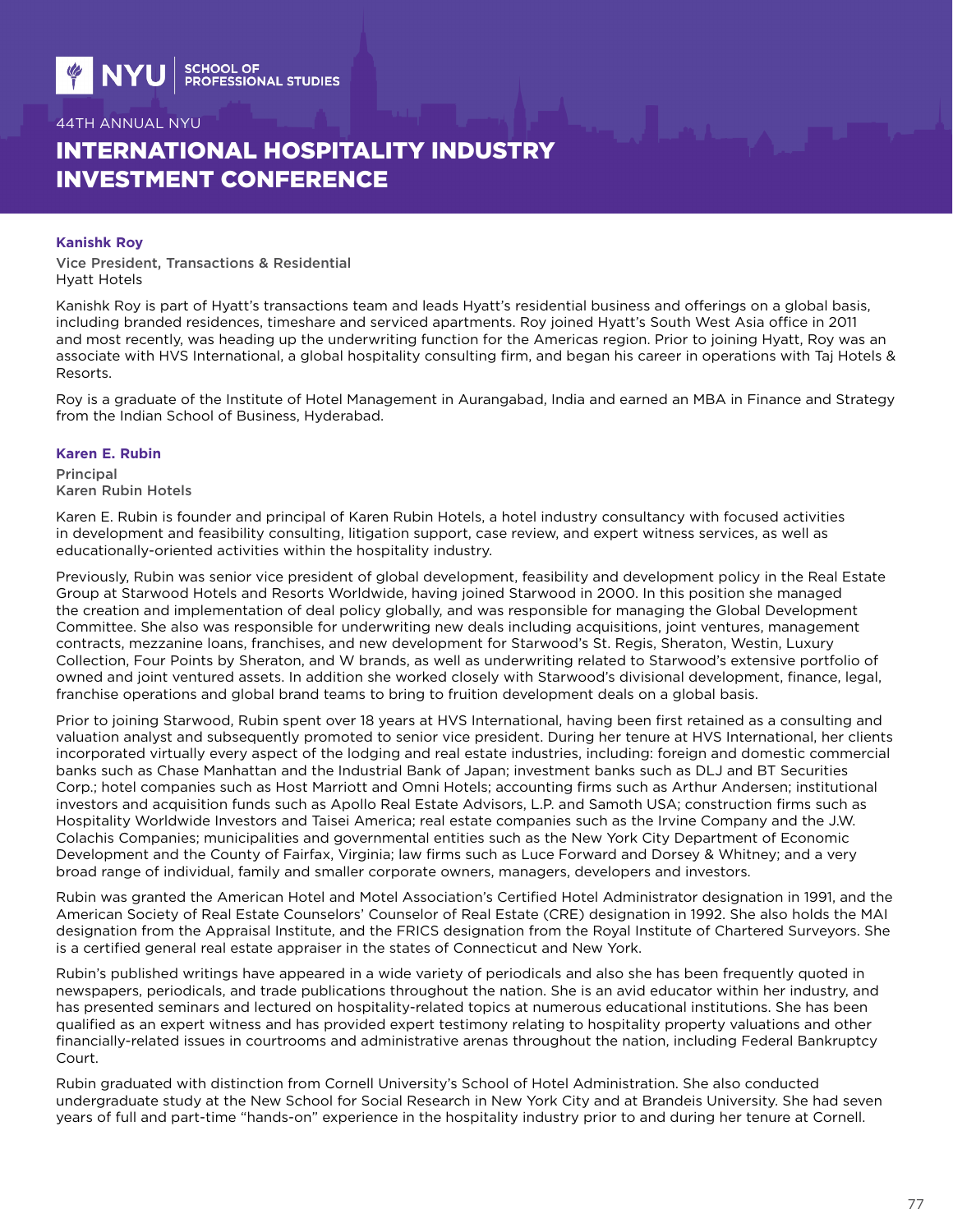**Kanishk Roy**

Vice President, Transactions & Residential
Hyatt Hotels

Kanishk Roy is part of Hyatt's transactions team and leads Hyatt's residential business and offerings on a global basis, including branded residences, timeshare and serviced apartments. Roy joined Hyatt's South West Asia office in 2011 and most recently, was heading up the underwriting function for the Americas region. Prior to joining Hyatt, Roy was an associate with HVS International, a global hospitality consulting firm, and began his career in operations with Taj Hotels & Resorts.

Roy is a graduate of the Institute of Hotel Management in Aurangabad, India and earned an MBA in Finance and Strategy from the Indian School of Business, Hyderabad.

**Karen E. Rubin**

Principal
Karen Rubin Hotels

Karen E. Rubin is founder and principal of Karen Rubin Hotels, a hotel industry consultancy with focused activities in development and feasibility consulting, litigation support, case review, and expert witness services, as well as educationally-oriented activities within the hospitality industry.

Previously, Rubin was senior vice president of global development, feasibility and development policy in the Real Estate Group at Starwood Hotels and Resorts Worldwide, having joined Starwood in 2000. In this position she managed the creation and implementation of deal policy globally, and was responsible for managing the Global Development Committee. She also was responsible for underwriting new deals including acquisitions, joint ventures, management contracts, mezzanine loans, franchises, and new development for Starwood's St. Regis, Sheraton, Westin, Luxury Collection, Four Points by Sheraton, and W brands, as well as underwriting related to Starwood's extensive portfolio of owned and joint ventured assets. In addition she worked closely with Starwood's divisional development, finance, legal, franchise operations and global brand teams to bring to fruition development deals on a global basis.

Prior to joining Starwood, Rubin spent over 18 years at HVS International, having been first retained as a consulting and valuation analyst and subsequently promoted to senior vice president. During her tenure at HVS International, her clients incorporated virtually every aspect of the lodging and real estate industries, including: foreign and domestic commercial banks such as Chase Manhattan and the Industrial Bank of Japan; investment banks such as DLJ and BT Securities Corp.; hotel companies such as Host Marriott and Omni Hotels; accounting firms such as Arthur Andersen; institutional investors and acquisition funds such as Apollo Real Estate Advisors, L.P. and Samoth USA; construction firms such as Hospitality Worldwide Investors and Taisei America; real estate companies such as the Irvine Company and the J.W. Colachis Companies; municipalities and governmental entities such as the New York City Department of Economic Development and the County of Fairfax, Virginia; law firms such as Luce Forward and Dorsey & Whitney; and a very broad range of individual, family and smaller corporate owners, managers, developers and investors.

Rubin was granted the American Hotel and Motel Association's Certified Hotel Administrator designation in 1991, and the American Society of Real Estate Counselors' Counselor of Real Estate (CRE) designation in 1992. She also holds the MAI designation from the Appraisal Institute, and the FRICS designation from the Royal Institute of Chartered Surveyors. She is a certified general real estate appraiser in the states of Connecticut and New York.

Rubin's published writings have appeared in a wide variety of periodicals and also she has been frequently quoted in newspapers, periodicals, and trade publications throughout the nation. She is an avid educator within her industry, and has presented seminars and lectured on hospitality-related topics at numerous educational institutions. She has been qualified as an expert witness and has provided expert testimony relating to hospitality property valuations and other financially-related issues in courtrooms and administrative arenas throughout the nation, including Federal Bankruptcy Court.

Rubin graduated with distinction from Cornell University's School of Hotel Administration. She also conducted undergraduate study at the New School for Social Research in New York City and at Brandeis University. She had seven years of full and part-time "hands-on" experience in the hospitality industry prior to and during her tenure at Cornell.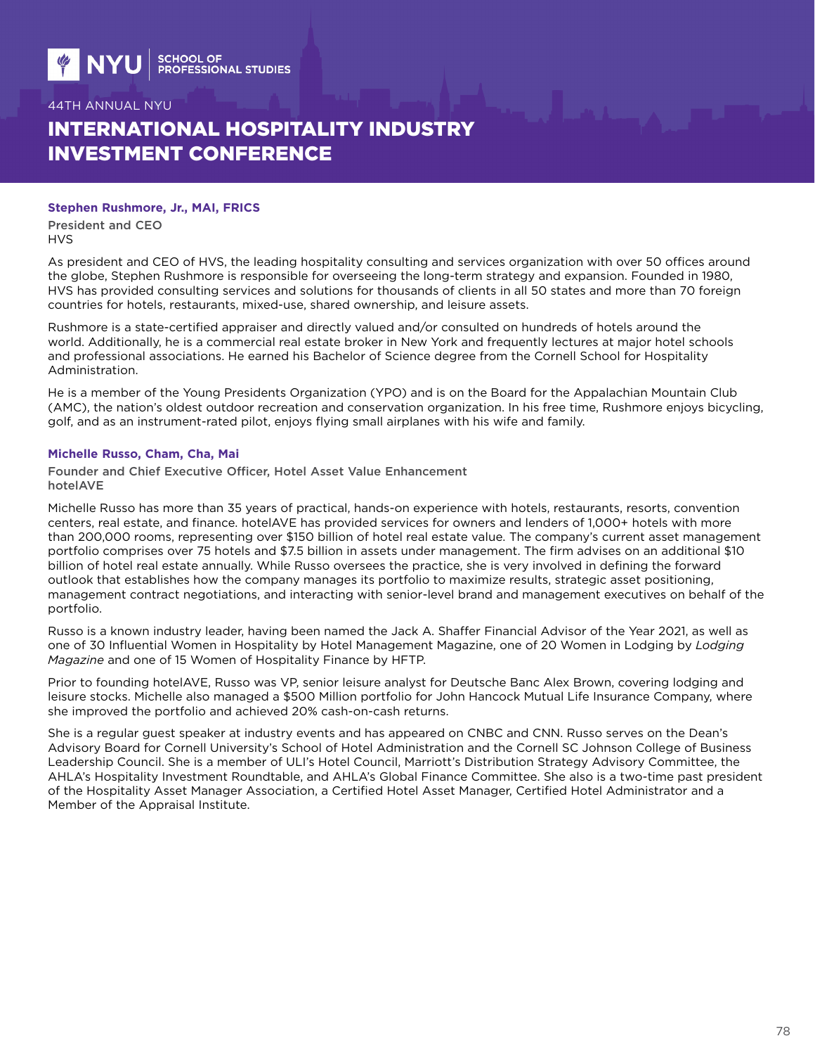**Stephen Rushmore, Jr., MAI, FRICS**

President and CEO
HVS

As president and CEO of HVS, the leading hospitality consulting and services organization with over 50 offices around the globe, Stephen Rushmore is responsible for overseeing the long-term strategy and expansion. Founded in 1980, HVS has provided consulting services and solutions for thousands of clients in all 50 states and more than 70 foreign countries for hotels, restaurants, mixed-use, shared ownership, and leisure assets.

Rushmore is a state-certified appraiser and directly valued and/or consulted on hundreds of hotels around the world. Additionally, he is a commercial real estate broker in New York and frequently lectures at major hotel schools and professional associations. He earned his Bachelor of Science degree from the Cornell School for Hospitality Administration.

He is a member of the Young Presidents Organization (YPO) and is on the Board for the Appalachian Mountain Club (AMC), the nation's oldest outdoor recreation and conservation organization. In his free time, Rushmore enjoys bicycling, golf, and as an instrument-rated pilot, enjoys flying small airplanes with his wife and family.

**Michelle Russo, Cham, Cha, Mai**

Founder and Chief Executive Officer, Hotel Asset Value Enhancement
hotelAVE

Michelle Russo has more than 35 years of practical, hands-on experience with hotels, restaurants, resorts, convention centers, real estate, and finance. hotelAVE has provided services for owners and lenders of 1,000+ hotels with more than 200,000 rooms, representing over $150 billion of hotel real estate value. The company's current asset management portfolio comprises over 75 hotels and $7.5 billion in assets under management. The firm advises on an additional $10 billion of hotel real estate annually. While Russo oversees the practice, she is very involved in defining the forward outlook that establishes how the company manages its portfolio to maximize results, strategic asset positioning, management contract negotiations, and interacting with senior-level brand and management executives on behalf of the portfolio.

Russo is a known industry leader, having been named the Jack A. Shaffer Financial Advisor of the Year 2021, as well as one of 30 Influential Women in Hospitality by Hotel Management Magazine, one of 20 Women in Lodging by *Lodging Magazine* and one of 15 Women of Hospitality Finance by HFTP.

Prior to founding hotelAVE, Russo was VP, senior leisure analyst for Deutsche Banc Alex Brown, covering lodging and leisure stocks. Michelle also managed a $500 Million portfolio for John Hancock Mutual Life Insurance Company, where she improved the portfolio and achieved 20% cash-on-cash returns.

She is a regular guest speaker at industry events and has appeared on CNBC and CNN. Russo serves on the Dean's Advisory Board for Cornell University's School of Hotel Administration and the Cornell SC Johnson College of Business Leadership Council. She is a member of ULI's Hotel Council, Marriott's Distribution Strategy Advisory Committee, the AHLA's Hospitality Investment Roundtable, and AHLA's Global Finance Committee. She also is a two-time past president of the Hospitality Asset Manager Association, a Certified Hotel Asset Manager, Certified Hotel Administrator and a Member of the Appraisal Institute.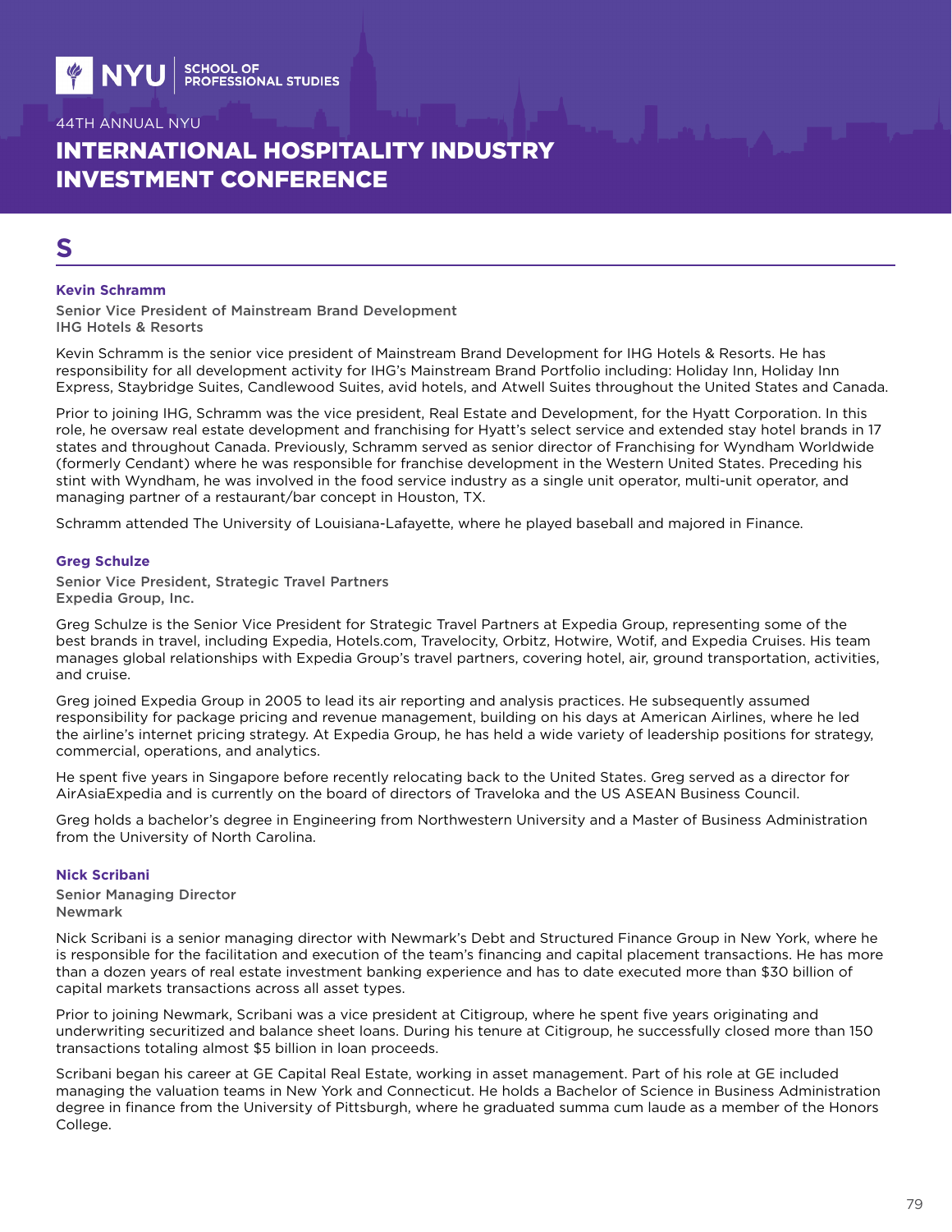# S

### Kevin Schramm

**Senior Vice President of Mainstream Brand Development**
**IHG Hotels & Resorts**

Kevin Schramm is the senior vice president of Mainstream Brand Development for IHG Hotels & Resorts. He has responsibility for all development activity for IHG's Mainstream Brand Portfolio including: Holiday Inn, Holiday Inn Express, Staybridge Suites, Candlewood Suites, avid hotels, and Atwell Suites throughout the United States and Canada.

Prior to joining IHG, Schramm was the vice president, Real Estate and Development, for the Hyatt Corporation. In this role, he oversaw real estate development and franchising for Hyatt's select service and extended stay hotel brands in 17 states and throughout Canada. Previously, Schramm served as senior director of Franchising for Wyndham Worldwide (formerly Cendant) where he was responsible for franchise development in the Western United States. Preceding his stint with Wyndham, he was involved in the food service industry as a single unit operator, multi-unit operator, and managing partner of a restaurant/bar concept in Houston, TX.

Schramm attended The University of Louisiana-Lafayette, where he played baseball and majored in Finance.

### Greg Schulze

**Senior Vice President, Strategic Travel Partners**
**Expedia Group, Inc.**

Greg Schulze is the Senior Vice President for Strategic Travel Partners at Expedia Group, representing some of the best brands in travel, including Expedia, Hotels.com, Travelocity, Orbitz, Hotwire, Wotif, and Expedia Cruises. His team manages global relationships with Expedia Group's travel partners, covering hotel, air, ground transportation, activities, and cruise.

Greg joined Expedia Group in 2005 to lead its air reporting and analysis practices. He subsequently assumed responsibility for package pricing and revenue management, building on his days at American Airlines, where he led the airline's internet pricing strategy. At Expedia Group, he has held a wide variety of leadership positions for strategy, commercial, operations, and analytics.

He spent five years in Singapore before recently relocating back to the United States. Greg served as a director for AirAsiaExpedia and is currently on the board of directors of Traveloka and the US ASEAN Business Council.

Greg holds a bachelor's degree in Engineering from Northwestern University and a Master of Business Administration from the University of North Carolina.

### Nick Scribani

**Senior Managing Director**
**Newmark**

Nick Scribani is a senior managing director with Newmark's Debt and Structured Finance Group in New York, where he is responsible for the facilitation and execution of the team's financing and capital placement transactions. He has more than a dozen years of real estate investment banking experience and has to date executed more than $30 billion of capital markets transactions across all asset types.

Prior to joining Newmark, Scribani was a vice president at Citigroup, where he spent five years originating and underwriting securitized and balance sheet loans. During his tenure at Citigroup, he successfully closed more than 150 transactions totaling almost $5 billion in loan proceeds.

Scribani began his career at GE Capital Real Estate, working in asset management. Part of his role at GE included managing the valuation teams in New York and Connecticut. He holds a Bachelor of Science in Business Administration degree in finance from the University of Pittsburgh, where he graduated summa cum laude as a member of the Honors College.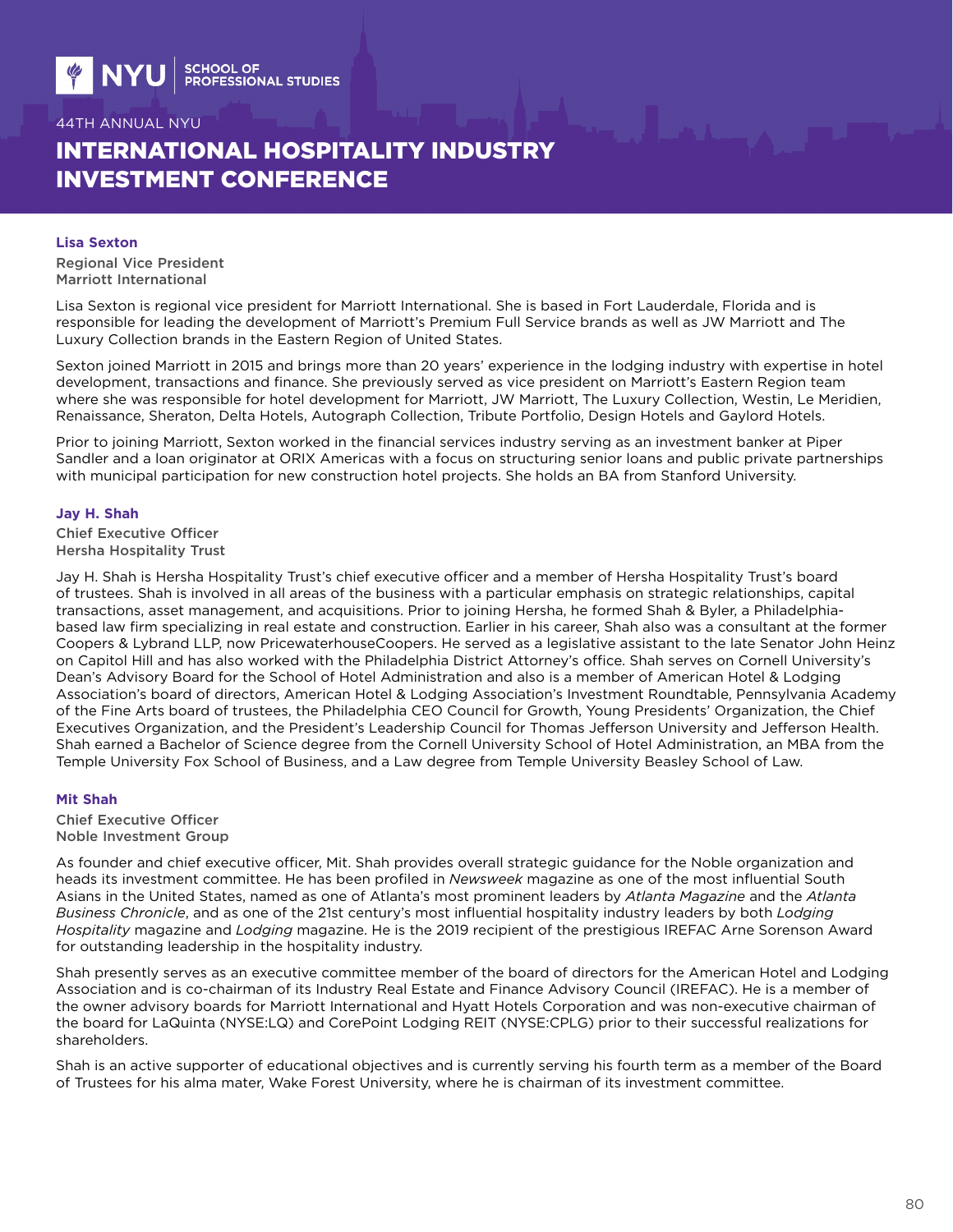### Lisa Sexton

**Regional Vice President**
**Marriott International**

Lisa Sexton is regional vice president for Marriott International. She is based in Fort Lauderdale, Florida and is responsible for leading the development of Marriott's Premium Full Service brands as well as JW Marriott and The Luxury Collection brands in the Eastern Region of United States.

Sexton joined Marriott in 2015 and brings more than 20 years' experience in the lodging industry with expertise in hotel development, transactions and finance. She previously served as vice president on Marriott's Eastern Region team where she was responsible for hotel development for Marriott, JW Marriott, The Luxury Collection, Westin, Le Meridien, Renaissance, Sheraton, Delta Hotels, Autograph Collection, Tribute Portfolio, Design Hotels and Gaylord Hotels.

Prior to joining Marriott, Sexton worked in the financial services industry serving as an investment banker at Piper Sandler and a loan originator at ORIX Americas with a focus on structuring senior loans and public private partnerships with municipal participation for new construction hotel projects. She holds an BA from Stanford University.

### Jay H. Shah

**Chief Executive Officer**
**Hersha Hospitality Trust**

Jay H. Shah is Hersha Hospitality Trust's chief executive officer and a member of Hersha Hospitality Trust's board of trustees. Shah is involved in all areas of the business with a particular emphasis on strategic relationships, capital transactions, asset management, and acquisitions. Prior to joining Hersha, he formed Shah & Byler, a Philadelphia-based law firm specializing in real estate and construction. Earlier in his career, Shah also was a consultant at the former Coopers & Lybrand LLP, now PricewaterhouseCoopers. He served as a legislative assistant to the late Senator John Heinz on Capitol Hill and has also worked with the Philadelphia District Attorney's office. Shah serves on Cornell University's Dean's Advisory Board for the School of Hotel Administration and also is a member of American Hotel & Lodging Association's board of directors, American Hotel & Lodging Association's Investment Roundtable, Pennsylvania Academy of the Fine Arts board of trustees, the Philadelphia CEO Council for Growth, Young Presidents' Organization, the Chief Executives Organization, and the President's Leadership Council for Thomas Jefferson University and Jefferson Health. Shah earned a Bachelor of Science degree from the Cornell University School of Hotel Administration, an MBA from the Temple University Fox School of Business, and a Law degree from Temple University Beasley School of Law.

### Mit Shah

**Chief Executive Officer**
**Noble Investment Group**

As founder and chief executive officer, Mit. Shah provides overall strategic guidance for the Noble organization and heads its investment committee. He has been profiled in *Newsweek* magazine as one of the most influential South Asians in the United States, named as one of Atlanta's most prominent leaders by *Atlanta Magazine* and the *Atlanta Business Chronicle*, and as one of the 21st century's most influential hospitality industry leaders by both *Lodging Hospitality* magazine and *Lodging* magazine. He is the 2019 recipient of the prestigious IREFAC Arne Sorenson Award for outstanding leadership in the hospitality industry.

Shah presently serves as an executive committee member of the board of directors for the American Hotel and Lodging Association and is co-chairman of its Industry Real Estate and Finance Advisory Council (IREFAC). He is a member of the owner advisory boards for Marriott International and Hyatt Hotels Corporation and was non-executive chairman of the board for LaQuinta (NYSE:LQ) and CorePoint Lodging REIT (NYSE:CPLG) prior to their successful realizations for shareholders.

Shah is an active supporter of educational objectives and is currently serving his fourth term as a member of the Board of Trustees for his alma mater, Wake Forest University, where he is chairman of its investment committee.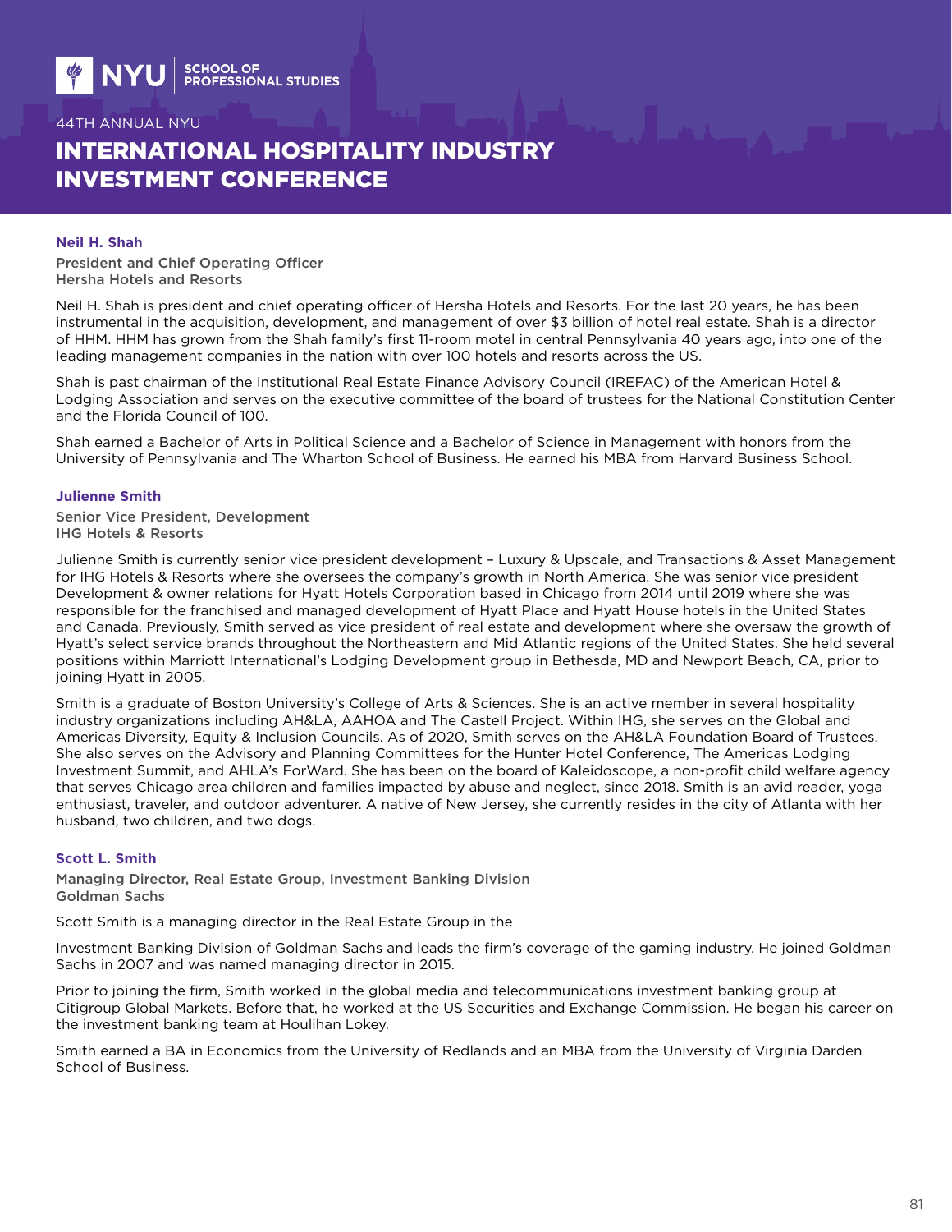### Neil H. Shah

**President and Chief Operating Officer**
**Hersha Hotels and Resorts**

Neil H. Shah is president and chief operating officer of Hersha Hotels and Resorts. For the last 20 years, he has been instrumental in the acquisition, development, and management of over $3 billion of hotel real estate. Shah is a director of HHM. HHM has grown from the Shah family's first 11-room motel in central Pennsylvania 40 years ago, into one of the leading management companies in the nation with over 100 hotels and resorts across the US.

Shah is past chairman of the Institutional Real Estate Finance Advisory Council (IREFAC) of the American Hotel & Lodging Association and serves on the executive committee of the board of trustees for the National Constitution Center and the Florida Council of 100.

Shah earned a Bachelor of Arts in Political Science and a Bachelor of Science in Management with honors from the University of Pennsylvania and The Wharton School of Business. He earned his MBA from Harvard Business School.

### Julienne Smith

**Senior Vice President, Development**
**IHG Hotels & Resorts**

Julienne Smith is currently senior vice president development – Luxury & Upscale, and Transactions & Asset Management for IHG Hotels & Resorts where she oversees the company's growth in North America. She was senior vice president Development & owner relations for Hyatt Hotels Corporation based in Chicago from 2014 until 2019 where she was responsible for the franchised and managed development of Hyatt Place and Hyatt House hotels in the United States and Canada. Previously, Smith served as vice president of real estate and development where she oversaw the growth of Hyatt's select service brands throughout the Northeastern and Mid Atlantic regions of the United States. She held several positions within Marriott International's Lodging Development group in Bethesda, MD and Newport Beach, CA, prior to joining Hyatt in 2005.

Smith is a graduate of Boston University's College of Arts & Sciences. She is an active member in several hospitality industry organizations including AH&LA, AAHOA and The Castell Project. Within IHG, she serves on the Global and Americas Diversity, Equity & Inclusion Councils. As of 2020, Smith serves on the AH&LA Foundation Board of Trustees. She also serves on the Advisory and Planning Committees for the Hunter Hotel Conference, The Americas Lodging Investment Summit, and AHLA's ForWard. She has been on the board of Kaleidoscope, a non-profit child welfare agency that serves Chicago area children and families impacted by abuse and neglect, since 2018. Smith is an avid reader, yoga enthusiast, traveler, and outdoor adventurer. A native of New Jersey, she currently resides in the city of Atlanta with her husband, two children, and two dogs.

### Scott L. Smith

**Managing Director, Real Estate Group, Investment Banking Division**
**Goldman Sachs**

Scott Smith is a managing director in the Real Estate Group in the

Investment Banking Division of Goldman Sachs and leads the firm's coverage of the gaming industry. He joined Goldman Sachs in 2007 and was named managing director in 2015.

Prior to joining the firm, Smith worked in the global media and telecommunications investment banking group at Citigroup Global Markets. Before that, he worked at the US Securities and Exchange Commission. He began his career on the investment banking team at Houlihan Lokey.

Smith earned a BA in Economics from the University of Redlands and an MBA from the University of Virginia Darden School of Business.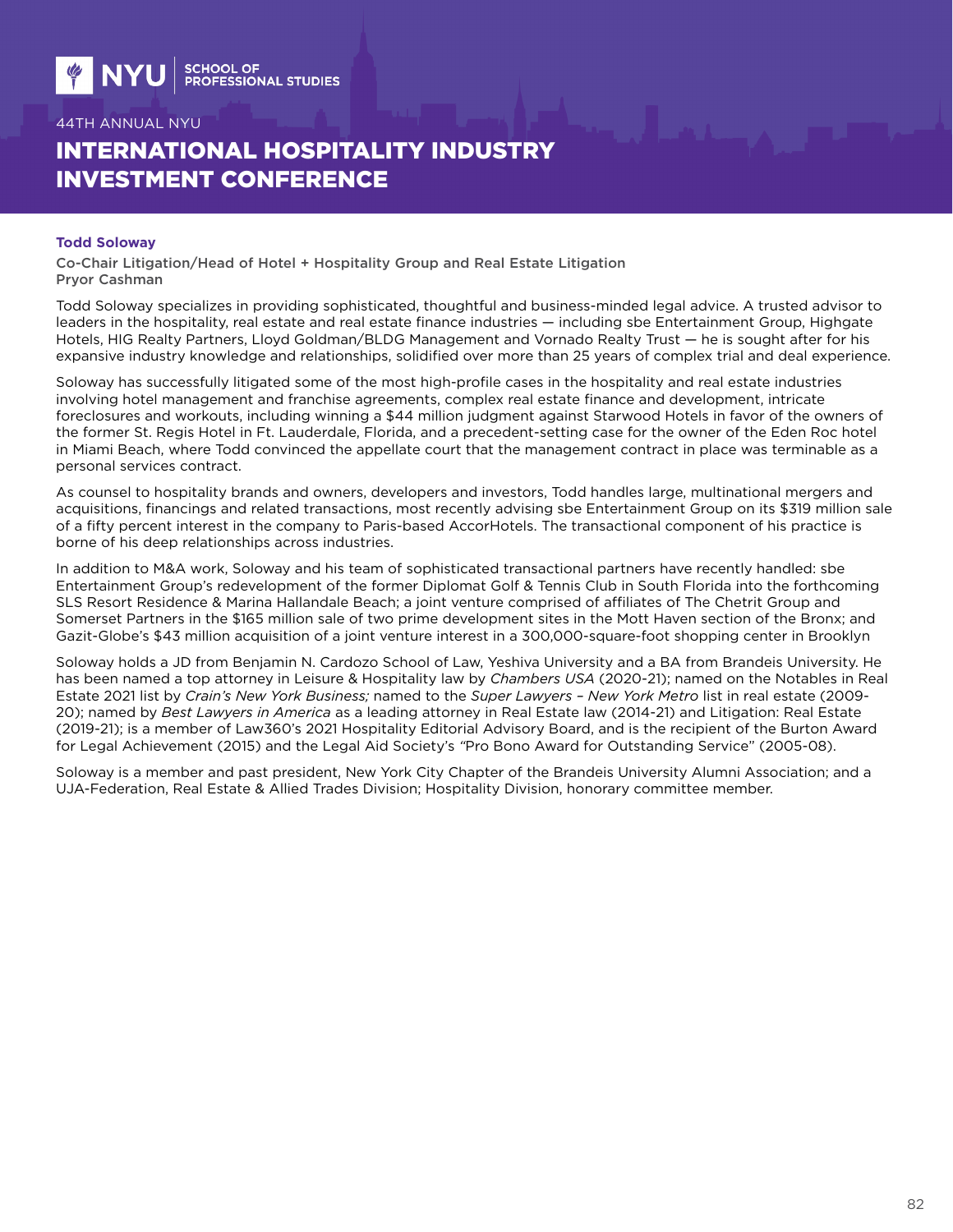**Todd Soloway**

Co-Chair Litigation/Head of Hotel + Hospitality Group and Real Estate Litigation
Pryor Cashman

Todd Soloway specializes in providing sophisticated, thoughtful and business-minded legal advice. A trusted advisor to leaders in the hospitality, real estate and real estate finance industries — including sbe Entertainment Group, Highgate Hotels, HIG Realty Partners, Lloyd Goldman/BLDG Management and Vornado Realty Trust — he is sought after for his expansive industry knowledge and relationships, solidified over more than 25 years of complex trial and deal experience.

Soloway has successfully litigated some of the most high-profile cases in the hospitality and real estate industries involving hotel management and franchise agreements, complex real estate finance and development, intricate foreclosures and workouts, including winning a $44 million judgment against Starwood Hotels in favor of the owners of the former St. Regis Hotel in Ft. Lauderdale, Florida, and a precedent-setting case for the owner of the Eden Roc hotel in Miami Beach, where Todd convinced the appellate court that the management contract in place was terminable as a personal services contract.

As counsel to hospitality brands and owners, developers and investors, Todd handles large, multinational mergers and acquisitions, financings and related transactions, most recently advising sbe Entertainment Group on its $319 million sale of a fifty percent interest in the company to Paris-based AccorHotels. The transactional component of his practice is borne of his deep relationships across industries.

In addition to M&A work, Soloway and his team of sophisticated transactional partners have recently handled: sbe Entertainment Group's redevelopment of the former Diplomat Golf & Tennis Club in South Florida into the forthcoming SLS Resort Residence & Marina Hallandale Beach; a joint venture comprised of affiliates of The Chetrit Group and Somerset Partners in the $165 million sale of two prime development sites in the Mott Haven section of the Bronx; and Gazit-Globe's $43 million acquisition of a joint venture interest in a 300,000-square-foot shopping center in Brooklyn

Soloway holds a JD from Benjamin N. Cardozo School of Law, Yeshiva University and a BA from Brandeis University. He has been named a top attorney in Leisure & Hospitality law by *Chambers USA* (2020-21); named on the Notables in Real Estate 2021 list by *Crain's New York Business;* named to the *Super Lawyers – New York Metro* list in real estate (2009-20); named by *Best Lawyers in America* as a leading attorney in Real Estate law (2014-21) and Litigation: Real Estate (2019-21); is a member of Law360's 2021 Hospitality Editorial Advisory Board, and is the recipient of the Burton Award for Legal Achievement (2015) and the Legal Aid Society's "Pro Bono Award for Outstanding Service" (2005-08).

Soloway is a member and past president, New York City Chapter of the Brandeis University Alumni Association; and a UJA-Federation, Real Estate & Allied Trades Division; Hospitality Division, honorary committee member.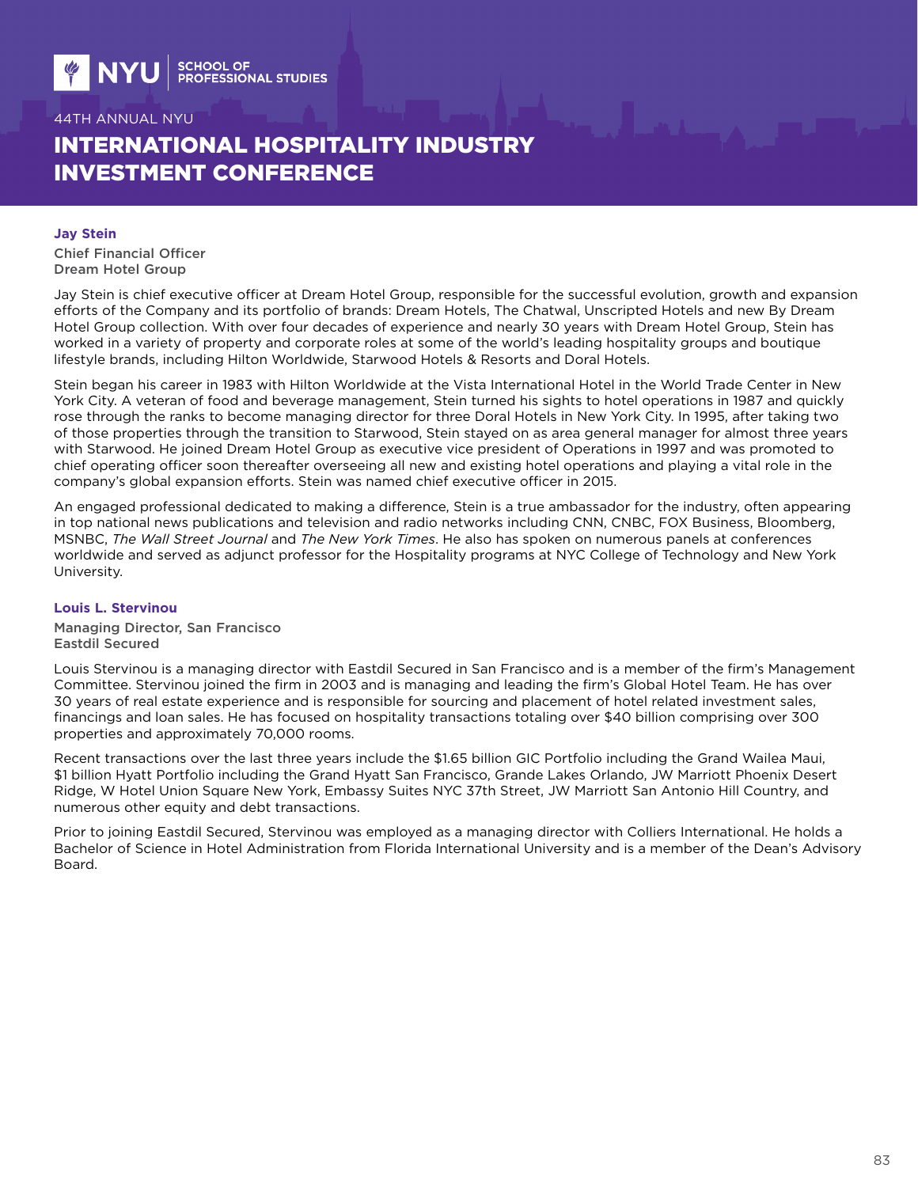### Jay Stein

Chief Financial Officer
Dream Hotel Group

Jay Stein is chief executive officer at Dream Hotel Group, responsible for the successful evolution, growth and expansion efforts of the Company and its portfolio of brands: Dream Hotels, The Chatwal, Unscripted Hotels and new By Dream Hotel Group collection. With over four decades of experience and nearly 30 years with Dream Hotel Group, Stein has worked in a variety of property and corporate roles at some of the world's leading hospitality groups and boutique lifestyle brands, including Hilton Worldwide, Starwood Hotels & Resorts and Doral Hotels.

Stein began his career in 1983 with Hilton Worldwide at the Vista International Hotel in the World Trade Center in New York City. A veteran of food and beverage management, Stein turned his sights to hotel operations in 1987 and quickly rose through the ranks to become managing director for three Doral Hotels in New York City. In 1995, after taking two of those properties through the transition to Starwood, Stein stayed on as area general manager for almost three years with Starwood. He joined Dream Hotel Group as executive vice president of Operations in 1997 and was promoted to chief operating officer soon thereafter overseeing all new and existing hotel operations and playing a vital role in the company's global expansion efforts. Stein was named chief executive officer in 2015.

An engaged professional dedicated to making a difference, Stein is a true ambassador for the industry, often appearing in top national news publications and television and radio networks including CNN, CNBC, FOX Business, Bloomberg, MSNBC, *The Wall Street Journal* and *The New York Times*. He also has spoken on numerous panels at conferences worldwide and served as adjunct professor for the Hospitality programs at NYC College of Technology and New York University.

### Louis L. Stervinou

Managing Director, San Francisco
Eastdil Secured

Louis Stervinou is a managing director with Eastdil Secured in San Francisco and is a member of the firm's Management Committee. Stervinou joined the firm in 2003 and is managing and leading the firm's Global Hotel Team. He has over 30 years of real estate experience and is responsible for sourcing and placement of hotel related investment sales, financings and loan sales. He has focused on hospitality transactions totaling over $40 billion comprising over 300 properties and approximately 70,000 rooms.

Recent transactions over the last three years include the $1.65 billion GIC Portfolio including the Grand Wailea Maui, $1 billion Hyatt Portfolio including the Grand Hyatt San Francisco, Grande Lakes Orlando, JW Marriott Phoenix Desert Ridge, W Hotel Union Square New York, Embassy Suites NYC 37th Street, JW Marriott San Antonio Hill Country, and numerous other equity and debt transactions.

Prior to joining Eastdil Secured, Stervinou was employed as a managing director with Colliers International. He holds a Bachelor of Science in Hotel Administration from Florida International University and is a member of the Dean's Advisory Board.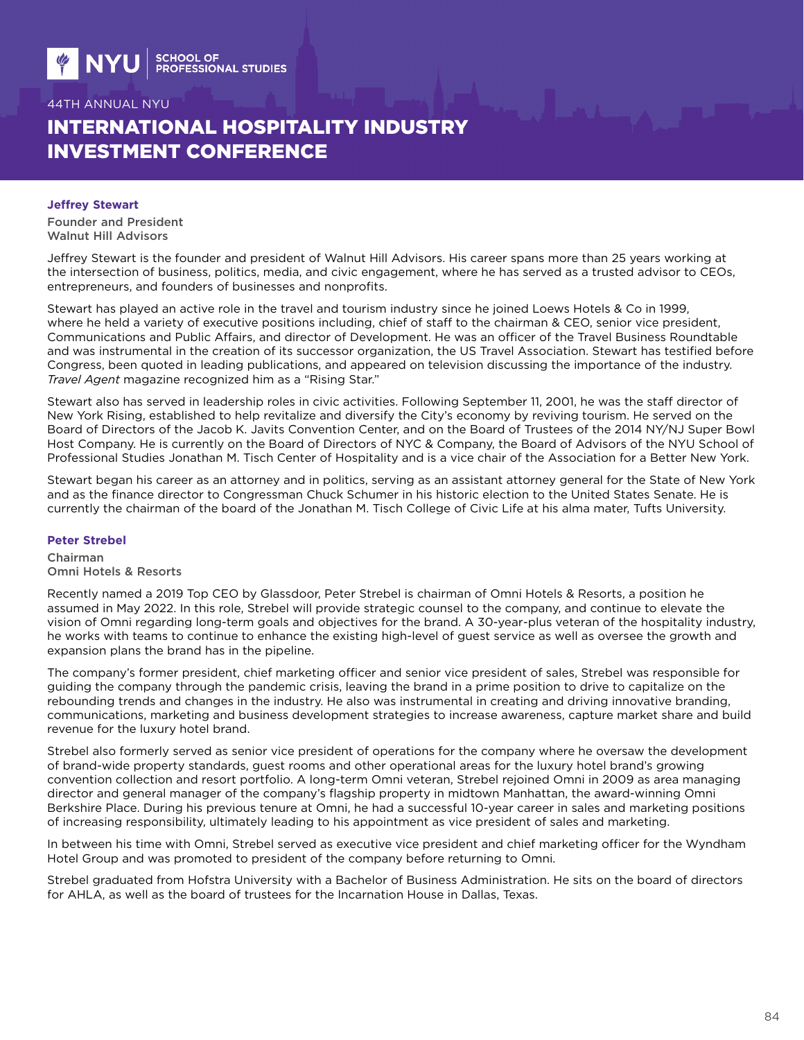### Jeffrey Stewart

Founder and President
Walnut Hill Advisors

Jeffrey Stewart is the founder and president of Walnut Hill Advisors. His career spans more than 25 years working at the intersection of business, politics, media, and civic engagement, where he has served as a trusted advisor to CEOs, entrepreneurs, and founders of businesses and nonprofits.

Stewart has played an active role in the travel and tourism industry since he joined Loews Hotels & Co in 1999, where he held a variety of executive positions including, chief of staff to the chairman & CEO, senior vice president, Communications and Public Affairs, and director of Development. He was an officer of the Travel Business Roundtable and was instrumental in the creation of its successor organization, the US Travel Association. Stewart has testified before Congress, been quoted in leading publications, and appeared on television discussing the importance of the industry. *Travel Agent* magazine recognized him as a "Rising Star."

Stewart also has served in leadership roles in civic activities. Following September 11, 2001, he was the staff director of New York Rising, established to help revitalize and diversify the City's economy by reviving tourism. He served on the Board of Directors of the Jacob K. Javits Convention Center, and on the Board of Trustees of the 2014 NY/NJ Super Bowl Host Company. He is currently on the Board of Directors of NYC & Company, the Board of Advisors of the NYU School of Professional Studies Jonathan M. Tisch Center of Hospitality and is a vice chair of the Association for a Better New York.

Stewart began his career as an attorney and in politics, serving as an assistant attorney general for the State of New York and as the finance director to Congressman Chuck Schumer in his historic election to the United States Senate. He is currently the chairman of the board of the Jonathan M. Tisch College of Civic Life at his alma mater, Tufts University.

### Peter Strebel

Chairman
Omni Hotels & Resorts

Recently named a 2019 Top CEO by Glassdoor, Peter Strebel is chairman of Omni Hotels & Resorts, a position he assumed in May 2022. In this role, Strebel will provide strategic counsel to the company, and continue to elevate the vision of Omni regarding long-term goals and objectives for the brand. A 30-year-plus veteran of the hospitality industry, he works with teams to continue to enhance the existing high-level of guest service as well as oversee the growth and expansion plans the brand has in the pipeline.

The company's former president, chief marketing officer and senior vice president of sales, Strebel was responsible for guiding the company through the pandemic crisis, leaving the brand in a prime position to drive to capitalize on the rebounding trends and changes in the industry. He also was instrumental in creating and driving innovative branding, communications, marketing and business development strategies to increase awareness, capture market share and build revenue for the luxury hotel brand.

Strebel also formerly served as senior vice president of operations for the company where he oversaw the development of brand-wide property standards, guest rooms and other operational areas for the luxury hotel brand's growing convention collection and resort portfolio. A long-term Omni veteran, Strebel rejoined Omni in 2009 as area managing director and general manager of the company's flagship property in midtown Manhattan, the award-winning Omni Berkshire Place. During his previous tenure at Omni, he had a successful 10-year career in sales and marketing positions of increasing responsibility, ultimately leading to his appointment as vice president of sales and marketing.

In between his time with Omni, Strebel served as executive vice president and chief marketing officer for the Wyndham Hotel Group and was promoted to president of the company before returning to Omni.

Strebel graduated from Hofstra University with a Bachelor of Business Administration. He sits on the board of directors for AHLA, as well as the board of trustees for the Incarnation House in Dallas, Texas.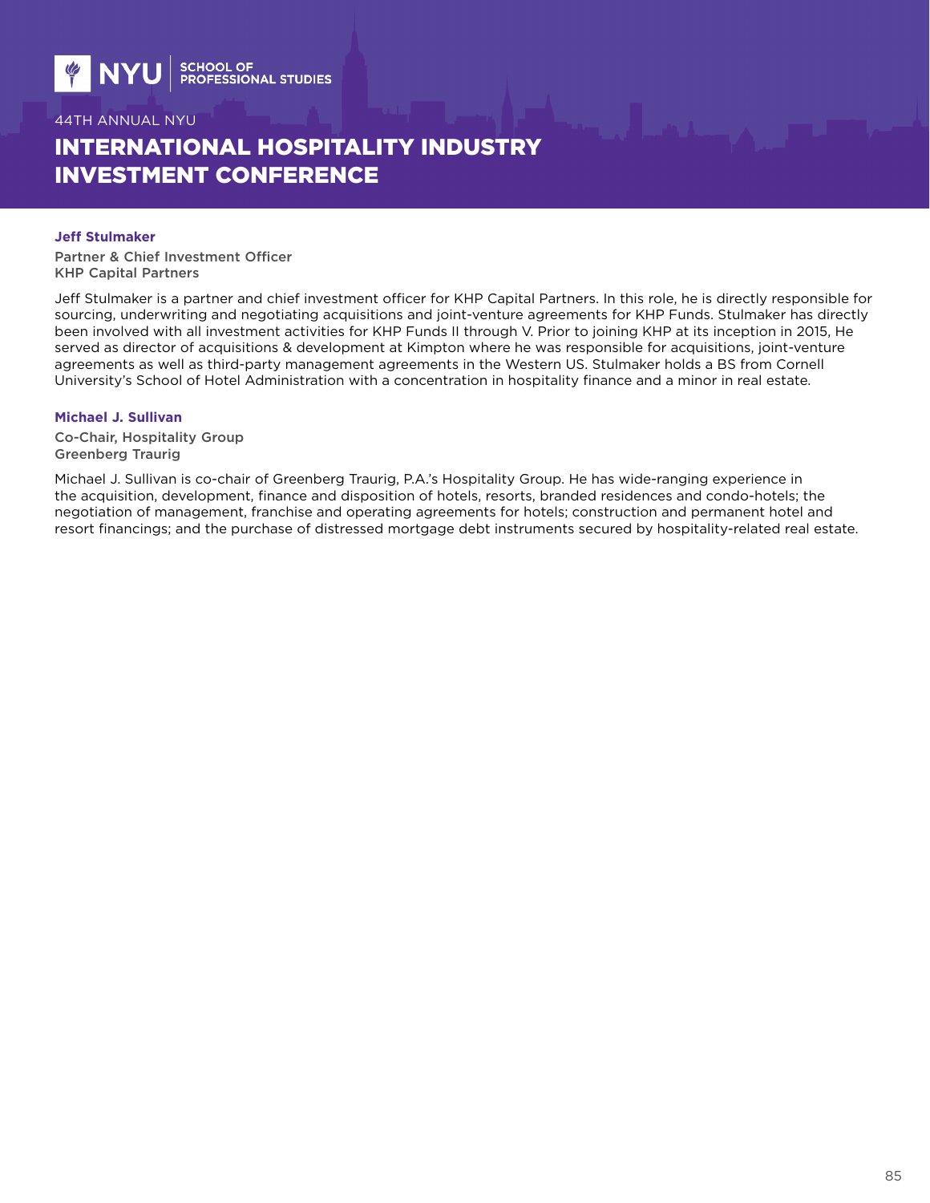**Jeff Stulmaker**

Partner & Chief Investment Officer
KHP Capital Partners

Jeff Stulmaker is a partner and chief investment officer for KHP Capital Partners. In this role, he is directly responsible for sourcing, underwriting and negotiating acquisitions and joint-venture agreements for KHP Funds. Stulmaker has directly been involved with all investment activities for KHP Funds II through V. Prior to joining KHP at its inception in 2015, He served as director of acquisitions & development at Kimpton where he was responsible for acquisitions, joint-venture agreements as well as third-party management agreements in the Western US. Stulmaker holds a BS from Cornell University's School of Hotel Administration with a concentration in hospitality finance and a minor in real estate.

**Michael J. Sullivan**

Co-Chair, Hospitality Group
Greenberg Traurig

Michael J. Sullivan is co-chair of Greenberg Traurig, P.A.'s Hospitality Group. He has wide-ranging experience in the acquisition, development, finance and disposition of hotels, resorts, branded residences and condo-hotels; the negotiation of management, franchise and operating agreements for hotels; construction and permanent hotel and resort financings; and the purchase of distressed mortgage debt instruments secured by hospitality-related real estate.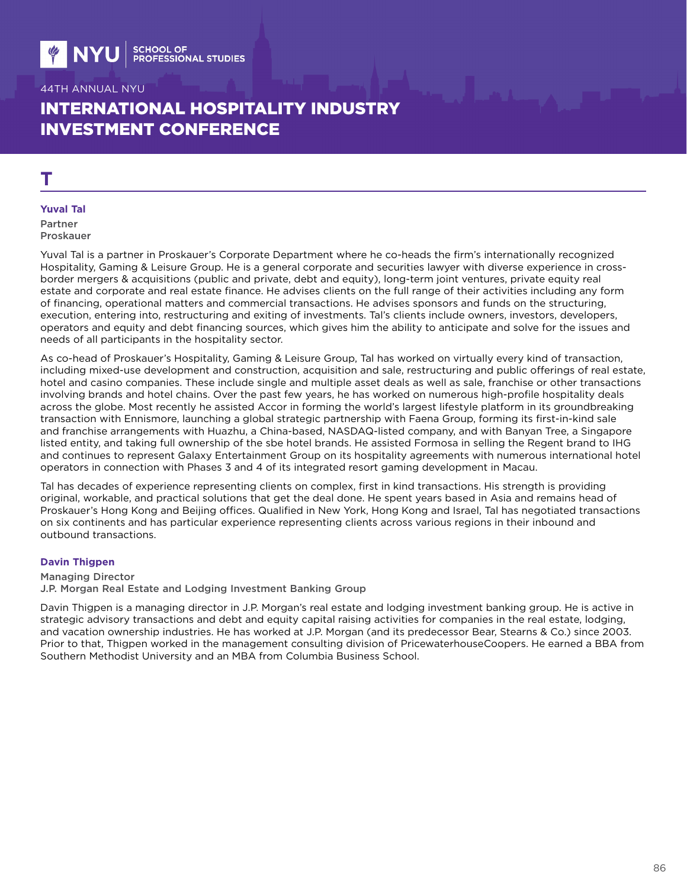# T

### Yuval Tal

Partner
Proskauer

Yuval Tal is a partner in Proskauer's Corporate Department where he co-heads the firm's internationally recognized Hospitality, Gaming & Leisure Group. He is a general corporate and securities lawyer with diverse experience in cross-border mergers & acquisitions (public and private, debt and equity), long-term joint ventures, private equity real estate and corporate and real estate finance. He advises clients on the full range of their activities including any form of financing, operational matters and commercial transactions. He advises sponsors and funds on the structuring, execution, entering into, restructuring and exiting of investments. Tal's clients include owners, investors, developers, operators and equity and debt financing sources, which gives him the ability to anticipate and solve for the issues and needs of all participants in the hospitality sector.

As co-head of Proskauer's Hospitality, Gaming & Leisure Group, Tal has worked on virtually every kind of transaction, including mixed-use development and construction, acquisition and sale, restructuring and public offerings of real estate, hotel and casino companies. These include single and multiple asset deals as well as sale, franchise or other transactions involving brands and hotel chains. Over the past few years, he has worked on numerous high-profile hospitality deals across the globe. Most recently he assisted Accor in forming the world's largest lifestyle platform in its groundbreaking transaction with Ennismore, launching a global strategic partnership with Faena Group, forming its first-in-kind sale and franchise arrangements with Huazhu, a China-based, NASDAQ-listed company, and with Banyan Tree, a Singapore listed entity, and taking full ownership of the sbe hotel brands. He assisted Formosa in selling the Regent brand to IHG and continues to represent Galaxy Entertainment Group on its hospitality agreements with numerous international hotel operators in connection with Phases 3 and 4 of its integrated resort gaming development in Macau.

Tal has decades of experience representing clients on complex, first in kind transactions. His strength is providing original, workable, and practical solutions that get the deal done. He spent years based in Asia and remains head of Proskauer's Hong Kong and Beijing offices. Qualified in New York, Hong Kong and Israel, Tal has negotiated transactions on six continents and has particular experience representing clients across various regions in their inbound and outbound transactions.

### Davin Thigpen

Managing Director
J.P. Morgan Real Estate and Lodging Investment Banking Group

Davin Thigpen is a managing director in J.P. Morgan's real estate and lodging investment banking group. He is active in strategic advisory transactions and debt and equity capital raising activities for companies in the real estate, lodging, and vacation ownership industries. He has worked at J.P. Morgan (and its predecessor Bear, Stearns & Co.) since 2003. Prior to that, Thigpen worked in the management consulting division of PricewaterhouseCoopers. He earned a BBA from Southern Methodist University and an MBA from Columbia Business School.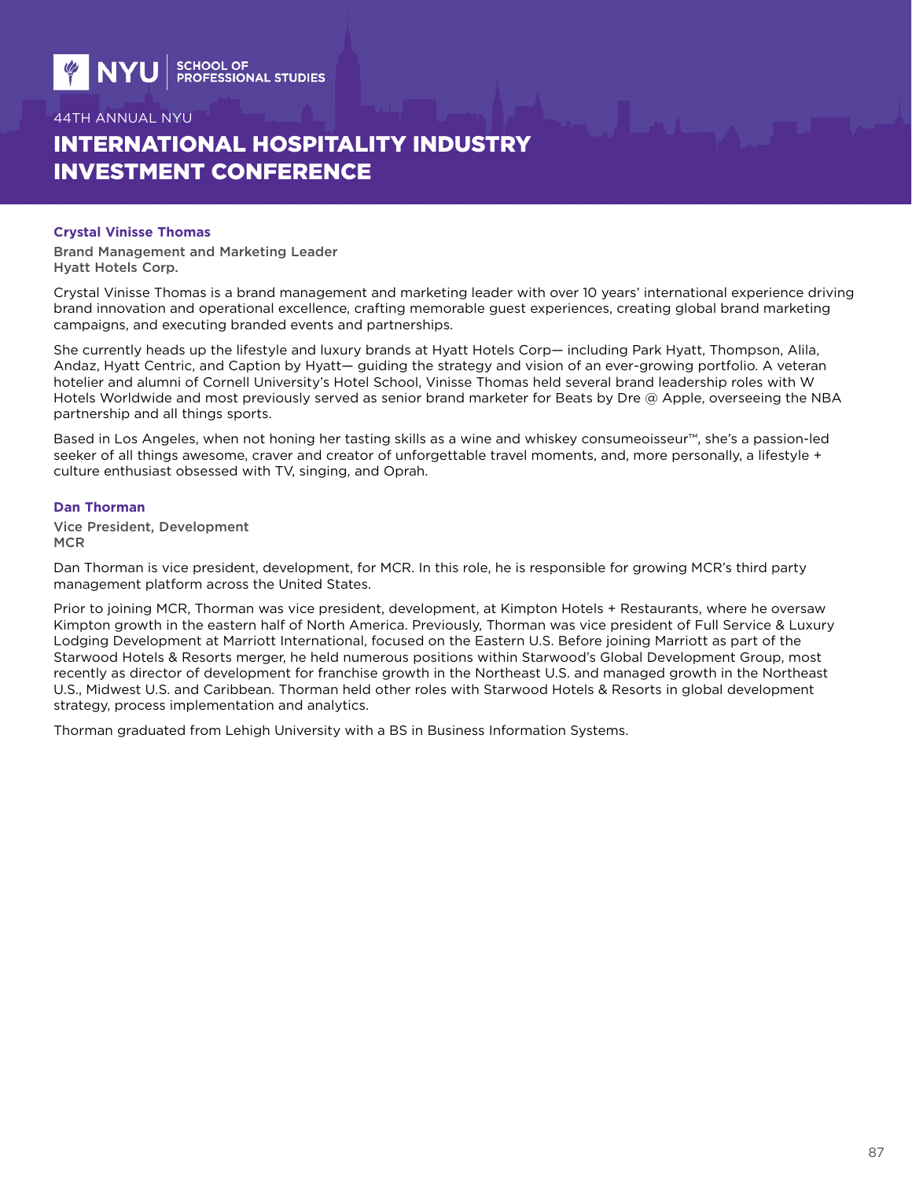### Crystal Vinisse Thomas

**Brand Management and Marketing Leader**
**Hyatt Hotels Corp.**

Crystal Vinisse Thomas is a brand management and marketing leader with over 10 years' international experience driving brand innovation and operational excellence, crafting memorable guest experiences, creating global brand marketing campaigns, and executing branded events and partnerships.

She currently heads up the lifestyle and luxury brands at Hyatt Hotels Corp— including Park Hyatt, Thompson, Alila, Andaz, Hyatt Centric, and Caption by Hyatt— guiding the strategy and vision of an ever-growing portfolio. A veteran hotelier and alumni of Cornell University's Hotel School, Vinisse Thomas held several brand leadership roles with W Hotels Worldwide and most previously served as senior brand marketer for Beats by Dre @ Apple, overseeing the NBA partnership and all things sports.

Based in Los Angeles, when not honing her tasting skills as a wine and whiskey consumeoisseur™, she's a passion-led seeker of all things awesome, craver and creator of unforgettable travel moments, and, more personally, a lifestyle + culture enthusiast obsessed with TV, singing, and Oprah.

### Dan Thorman

**Vice President, Development**
**MCR**

Dan Thorman is vice president, development, for MCR. In this role, he is responsible for growing MCR's third party management platform across the United States.

Prior to joining MCR, Thorman was vice president, development, at Kimpton Hotels + Restaurants, where he oversaw Kimpton growth in the eastern half of North America. Previously, Thorman was vice president of Full Service & Luxury Lodging Development at Marriott International, focused on the Eastern U.S. Before joining Marriott as part of the Starwood Hotels & Resorts merger, he held numerous positions within Starwood's Global Development Group, most recently as director of development for franchise growth in the Northeast U.S. and managed growth in the Northeast U.S., Midwest U.S. and Caribbean. Thorman held other roles with Starwood Hotels & Resorts in global development strategy, process implementation and analytics.

Thorman graduated from Lehigh University with a BS in Business Information Systems.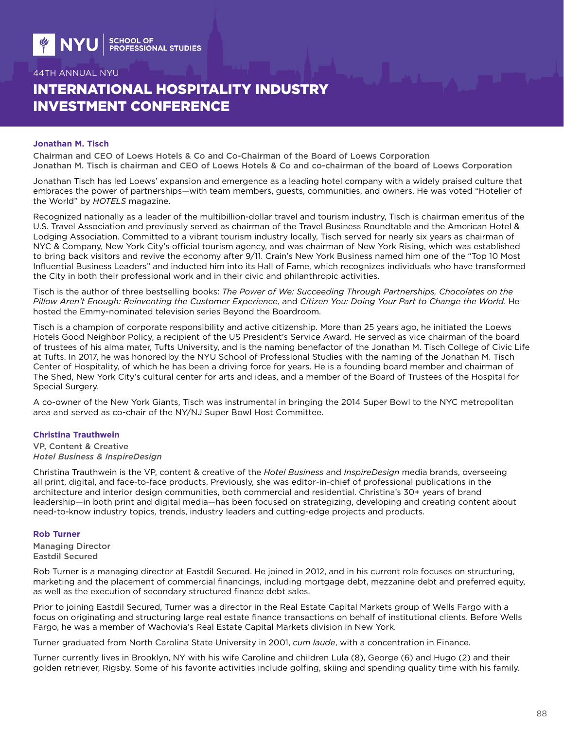### Jonathan M. Tisch

Chairman and CEO of Loews Hotels & Co and Co-Chairman of the Board of Loews Corporation
Jonathan M. Tisch is chairman and CEO of Loews Hotels & Co and co-chairman of the board of Loews Corporation

Jonathan Tisch has led Loews' expansion and emergence as a leading hotel company with a widely praised culture that embraces the power of partnerships—with team members, guests, communities, and owners. He was voted "Hotelier of the World" by *HOTELS* magazine.

Recognized nationally as a leader of the multibillion-dollar travel and tourism industry, Tisch is chairman emeritus of the U.S. Travel Association and previously served as chairman of the Travel Business Roundtable and the American Hotel & Lodging Association. Committed to a vibrant tourism industry locally, Tisch served for nearly six years as chairman of NYC & Company, New York City's official tourism agency, and was chairman of New York Rising, which was established to bring back visitors and revive the economy after 9/11. Crain's New York Business named him one of the "Top 10 Most Influential Business Leaders" and inducted him into its Hall of Fame, which recognizes individuals who have transformed the City in both their professional work and in their civic and philanthropic activities.

Tisch is the author of three bestselling books: *The Power of We: Succeeding Through Partnerships, Chocolates on the Pillow Aren't Enough: Reinventing the Customer Experience*, and *Citizen You: Doing Your Part to Change the World*. He hosted the Emmy-nominated television series Beyond the Boardroom.

Tisch is a champion of corporate responsibility and active citizenship. More than 25 years ago, he initiated the Loews Hotels Good Neighbor Policy, a recipient of the US President's Service Award. He served as vice chairman of the board of trustees of his alma mater, Tufts University, and is the naming benefactor of the Jonathan M. Tisch College of Civic Life at Tufts. In 2017, he was honored by the NYU School of Professional Studies with the naming of the Jonathan M. Tisch Center of Hospitality, of which he has been a driving force for years. He is a founding board member and chairman of The Shed, New York City's cultural center for arts and ideas, and a member of the Board of Trustees of the Hospital for Special Surgery.

A co-owner of the New York Giants, Tisch was instrumental in bringing the 2014 Super Bowl to the NYC metropolitan area and served as co-chair of the NY/NJ Super Bowl Host Committee.

### Christina Trauthwein

VP, Content & Creative
*Hotel Business & InspireDesign*

Christina Trauthwein is the VP, content & creative of the *Hotel Business* and *InspireDesign* media brands, overseeing all print, digital, and face-to-face products. Previously, she was editor-in-chief of professional publications in the architecture and interior design communities, both commercial and residential. Christina's 30+ years of brand leadership—in both print and digital media—has been focused on strategizing, developing and creating content about need-to-know industry topics, trends, industry leaders and cutting-edge projects and products.

### Rob Turner

Managing Director
Eastdil Secured

Rob Turner is a managing director at Eastdil Secured. He joined in 2012, and in his current role focuses on structuring, marketing and the placement of commercial financings, including mortgage debt, mezzanine debt and preferred equity, as well as the execution of secondary structured finance debt sales.

Prior to joining Eastdil Secured, Turner was a director in the Real Estate Capital Markets group of Wells Fargo with a focus on originating and structuring large real estate finance transactions on behalf of institutional clients. Before Wells Fargo, he was a member of Wachovia's Real Estate Capital Markets division in New York.

Turner graduated from North Carolina State University in 2001, *cum laude*, with a concentration in Finance.

Turner currently lives in Brooklyn, NY with his wife Caroline and children Lula (8), George (6) and Hugo (2) and their golden retriever, Rigsby. Some of his favorite activities include golfing, skiing and spending quality time with his family.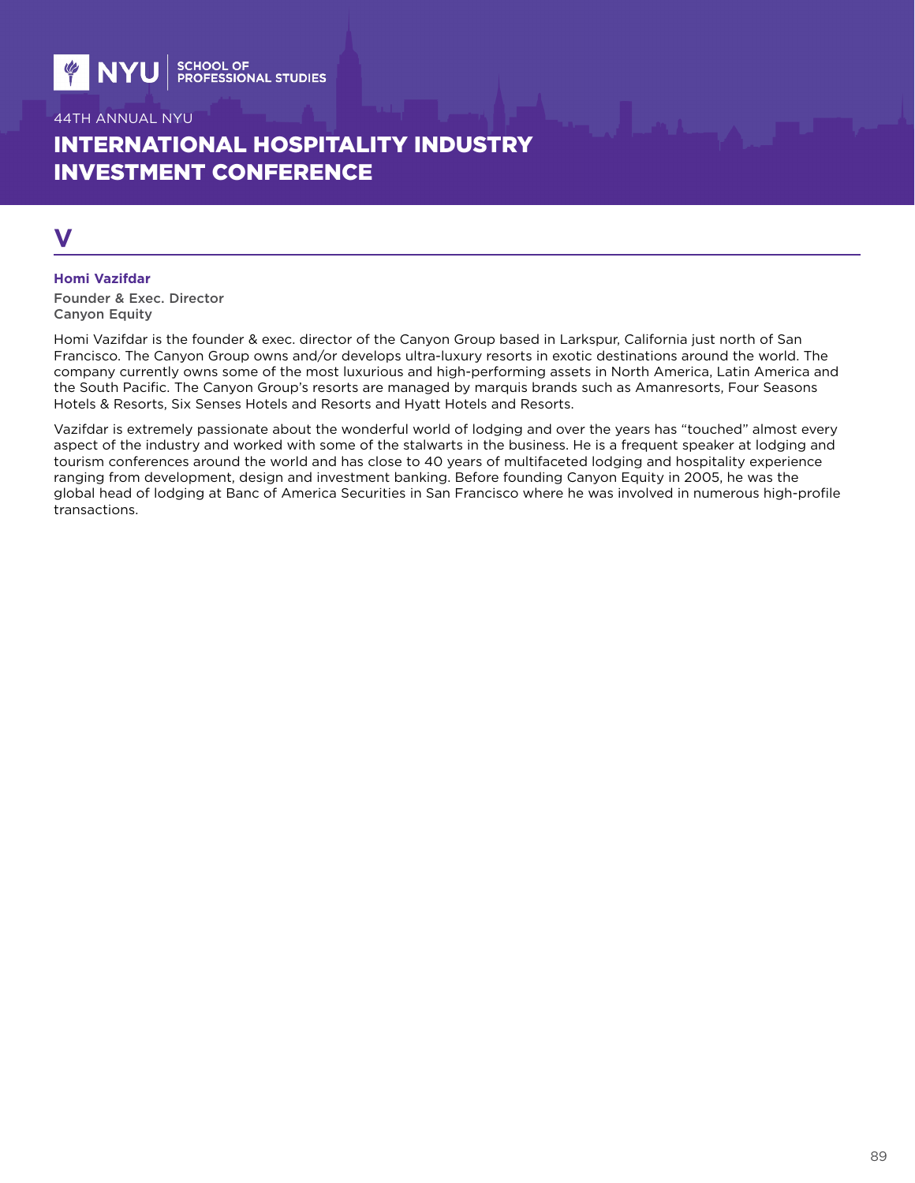# V

### Homi Vazifdar

Founder & Exec. Director
Canyon Equity

Homi Vazifdar is the founder & exec. director of the Canyon Group based in Larkspur, California just north of San Francisco. The Canyon Group owns and/or develops ultra-luxury resorts in exotic destinations around the world. The company currently owns some of the most luxurious and high-performing assets in North America, Latin America and the South Pacific. The Canyon Group's resorts are managed by marquis brands such as Amanresorts, Four Seasons Hotels & Resorts, Six Senses Hotels and Resorts and Hyatt Hotels and Resorts.

Vazifdar is extremely passionate about the wonderful world of lodging and over the years has "touched" almost every aspect of the industry and worked with some of the stalwarts in the business. He is a frequent speaker at lodging and tourism conferences around the world and has close to 40 years of multifaceted lodging and hospitality experience ranging from development, design and investment banking. Before founding Canyon Equity in 2005, he was the global head of lodging at Banc of America Securities in San Francisco where he was involved in numerous high-profile transactions.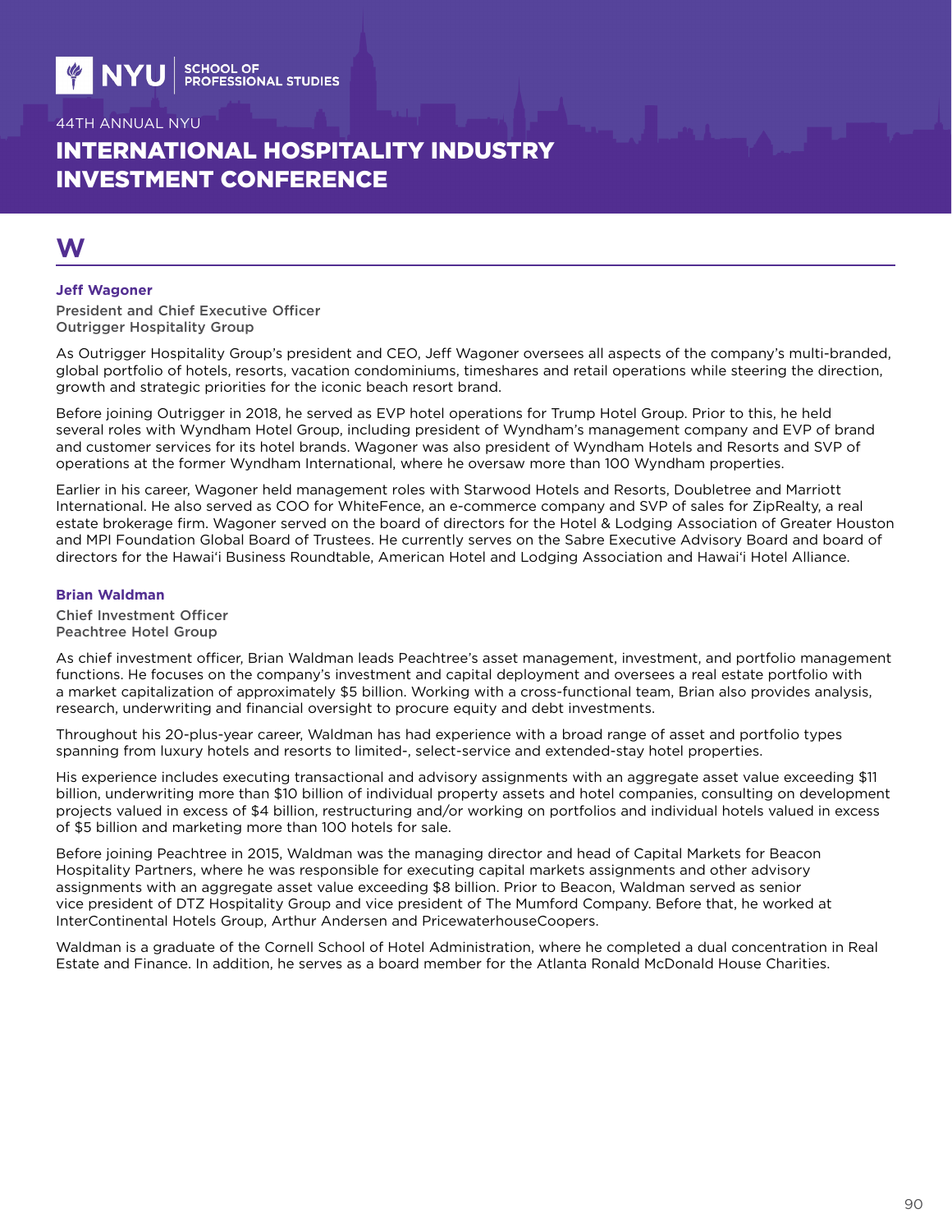# W

### Jeff Wagoner

President and Chief Executive Officer
Outrigger Hospitality Group

As Outrigger Hospitality Group's president and CEO, Jeff Wagoner oversees all aspects of the company's multi-branded, global portfolio of hotels, resorts, vacation condominiums, timeshares and retail operations while steering the direction, growth and strategic priorities for the iconic beach resort brand.

Before joining Outrigger in 2018, he served as EVP hotel operations for Trump Hotel Group. Prior to this, he held several roles with Wyndham Hotel Group, including president of Wyndham's management company and EVP of brand and customer services for its hotel brands. Wagoner was also president of Wyndham Hotels and Resorts and SVP of operations at the former Wyndham International, where he oversaw more than 100 Wyndham properties.

Earlier in his career, Wagoner held management roles with Starwood Hotels and Resorts, Doubletree and Marriott International. He also served as COO for WhiteFence, an e-commerce company and SVP of sales for ZipRealty, a real estate brokerage firm. Wagoner served on the board of directors for the Hotel & Lodging Association of Greater Houston and MPI Foundation Global Board of Trustees. He currently serves on the Sabre Executive Advisory Board and board of directors for the Hawai'i Business Roundtable, American Hotel and Lodging Association and Hawai'i Hotel Alliance.

### Brian Waldman

Chief Investment Officer
Peachtree Hotel Group

As chief investment officer, Brian Waldman leads Peachtree's asset management, investment, and portfolio management functions. He focuses on the company's investment and capital deployment and oversees a real estate portfolio with a market capitalization of approximately $5 billion. Working with a cross-functional team, Brian also provides analysis, research, underwriting and financial oversight to procure equity and debt investments.

Throughout his 20-plus-year career, Waldman has had experience with a broad range of asset and portfolio types spanning from luxury hotels and resorts to limited-, select-service and extended-stay hotel properties.

His experience includes executing transactional and advisory assignments with an aggregate asset value exceeding $11 billion, underwriting more than $10 billion of individual property assets and hotel companies, consulting on development projects valued in excess of $4 billion, restructuring and/or working on portfolios and individual hotels valued in excess of $5 billion and marketing more than 100 hotels for sale.

Before joining Peachtree in 2015, Waldman was the managing director and head of Capital Markets for Beacon Hospitality Partners, where he was responsible for executing capital markets assignments and other advisory assignments with an aggregate asset value exceeding $8 billion. Prior to Beacon, Waldman served as senior vice president of DTZ Hospitality Group and vice president of The Mumford Company. Before that, he worked at InterContinental Hotels Group, Arthur Andersen and PricewaterhouseCoopers.

Waldman is a graduate of the Cornell School of Hotel Administration, where he completed a dual concentration in Real Estate and Finance. In addition, he serves as a board member for the Atlanta Ronald McDonald House Charities.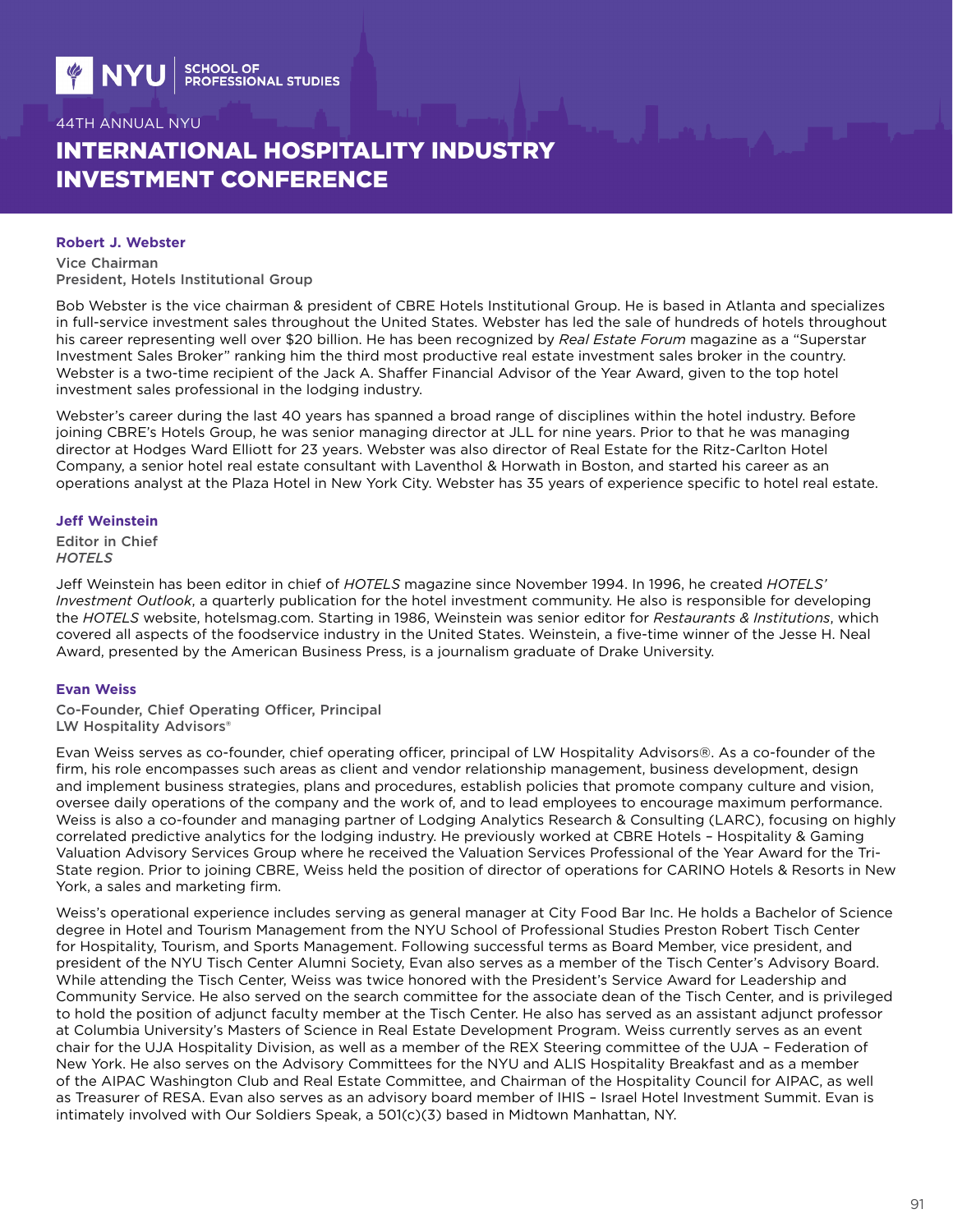**Robert J. Webster**

Vice Chairman
President, Hotels Institutional Group

Bob Webster is the vice chairman & president of CBRE Hotels Institutional Group. He is based in Atlanta and specializes in full-service investment sales throughout the United States. Webster has led the sale of hundreds of hotels throughout his career representing well over $20 billion. He has been recognized by *Real Estate Forum* magazine as a "Superstar Investment Sales Broker" ranking him the third most productive real estate investment sales broker in the country. Webster is a two-time recipient of the Jack A. Shaffer Financial Advisor of the Year Award, given to the top hotel investment sales professional in the lodging industry.

Webster's career during the last 40 years has spanned a broad range of disciplines within the hotel industry. Before joining CBRE's Hotels Group, he was senior managing director at JLL for nine years. Prior to that he was managing director at Hodges Ward Elliott for 23 years. Webster was also director of Real Estate for the Ritz-Carlton Hotel Company, a senior hotel real estate consultant with Laventhol & Horwath in Boston, and started his career as an operations analyst at the Plaza Hotel in New York City. Webster has 35 years of experience specific to hotel real estate.

**Jeff Weinstein**

Editor in Chief
*HOTELS*

Jeff Weinstein has been editor in chief of *HOTELS* magazine since November 1994. In 1996, he created *HOTELS' Investment Outlook*, a quarterly publication for the hotel investment community. He also is responsible for developing the *HOTELS* website, hotelsmag.com. Starting in 1986, Weinstein was senior editor for *Restaurants & Institutions*, which covered all aspects of the foodservice industry in the United States. Weinstein, a five-time winner of the Jesse H. Neal Award, presented by the American Business Press, is a journalism graduate of Drake University.

**Evan Weiss**

Co-Founder, Chief Operating Officer, Principal
LW Hospitality Advisors®

Evan Weiss serves as co-founder, chief operating officer, principal of LW Hospitality Advisors®. As a co-founder of the firm, his role encompasses such areas as client and vendor relationship management, business development, design and implement business strategies, plans and procedures, establish policies that promote company culture and vision, oversee daily operations of the company and the work of, and to lead employees to encourage maximum performance. Weiss is also a co-founder and managing partner of Lodging Analytics Research & Consulting (LARC), focusing on highly correlated predictive analytics for the lodging industry. He previously worked at CBRE Hotels – Hospitality & Gaming Valuation Advisory Services Group where he received the Valuation Services Professional of the Year Award for the Tri-State region. Prior to joining CBRE, Weiss held the position of director of operations for CARINO Hotels & Resorts in New York, a sales and marketing firm.

Weiss's operational experience includes serving as general manager at City Food Bar Inc. He holds a Bachelor of Science degree in Hotel and Tourism Management from the NYU School of Professional Studies Preston Robert Tisch Center for Hospitality, Tourism, and Sports Management. Following successful terms as Board Member, vice president, and president of the NYU Tisch Center Alumni Society, Evan also serves as a member of the Tisch Center's Advisory Board. While attending the Tisch Center, Weiss was twice honored with the President's Service Award for Leadership and Community Service. He also served on the search committee for the associate dean of the Tisch Center, and is privileged to hold the position of adjunct faculty member at the Tisch Center. He also has served as an assistant adjunct professor at Columbia University's Masters of Science in Real Estate Development Program. Weiss currently serves as an event chair for the UJA Hospitality Division, as well as a member of the REX Steering committee of the UJA – Federation of New York. He also serves on the Advisory Committees for the NYU and ALIS Hospitality Breakfast and as a member of the AIPAC Washington Club and Real Estate Committee, and Chairman of the Hospitality Council for AIPAC, as well as Treasurer of RESA. Evan also serves as an advisory board member of IHIS – Israel Hotel Investment Summit. Evan is intimately involved with Our Soldiers Speak, a 501(c)(3) based in Midtown Manhattan, NY.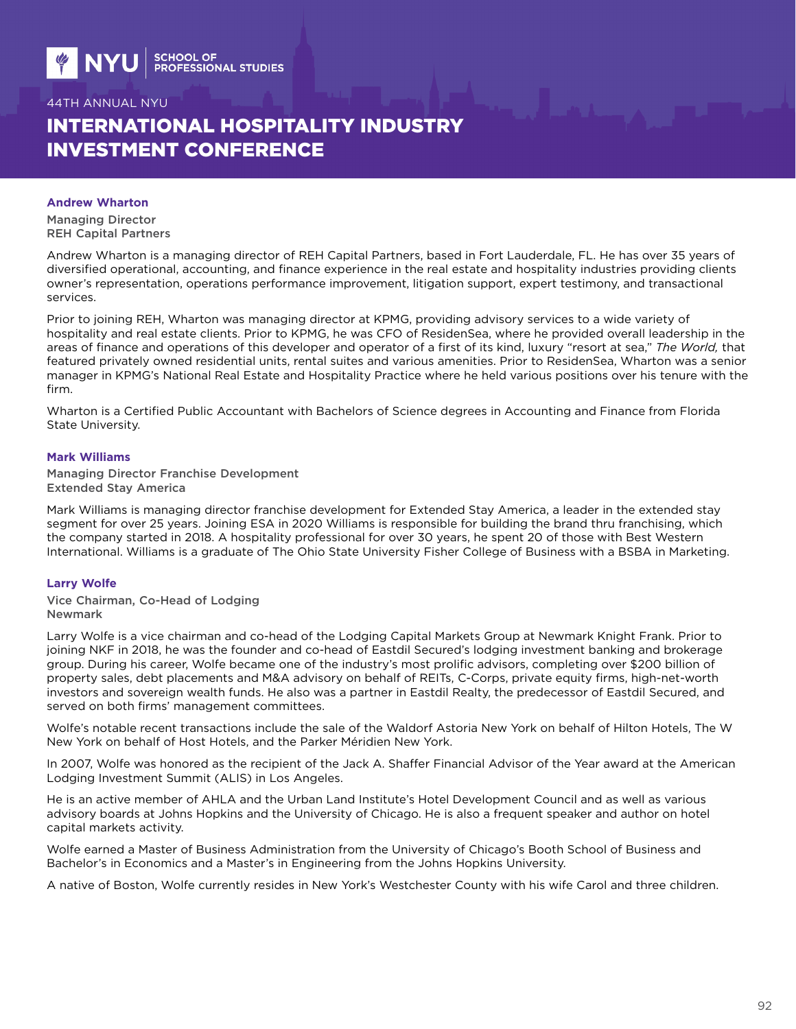### Andrew Wharton

Managing Director
REH Capital Partners

Andrew Wharton is a managing director of REH Capital Partners, based in Fort Lauderdale, FL. He has over 35 years of diversified operational, accounting, and finance experience in the real estate and hospitality industries providing clients owner's representation, operations performance improvement, litigation support, expert testimony, and transactional services.

Prior to joining REH, Wharton was managing director at KPMG, providing advisory services to a wide variety of hospitality and real estate clients. Prior to KPMG, he was CFO of ResidenSea, where he provided overall leadership in the areas of finance and operations of this developer and operator of a first of its kind, luxury "resort at sea," *The World,* that featured privately owned residential units, rental suites and various amenities. Prior to ResidenSea, Wharton was a senior manager in KPMG's National Real Estate and Hospitality Practice where he held various positions over his tenure with the firm.

Wharton is a Certified Public Accountant with Bachelors of Science degrees in Accounting and Finance from Florida State University.

### Mark Williams

Managing Director Franchise Development
Extended Stay America

Mark Williams is managing director franchise development for Extended Stay America, a leader in the extended stay segment for over 25 years. Joining ESA in 2020 Williams is responsible for building the brand thru franchising, which the company started in 2018. A hospitality professional for over 30 years, he spent 20 of those with Best Western International. Williams is a graduate of The Ohio State University Fisher College of Business with a BSBA in Marketing.

### Larry Wolfe

Vice Chairman, Co-Head of Lodging
Newmark

Larry Wolfe is a vice chairman and co-head of the Lodging Capital Markets Group at Newmark Knight Frank. Prior to joining NKF in 2018, he was the founder and co-head of Eastdil Secured's lodging investment banking and brokerage group. During his career, Wolfe became one of the industry's most prolific advisors, completing over $200 billion of property sales, debt placements and M&A advisory on behalf of REITs, C-Corps, private equity firms, high-net-worth investors and sovereign wealth funds. He also was a partner in Eastdil Realty, the predecessor of Eastdil Secured, and served on both firms' management committees.

Wolfe's notable recent transactions include the sale of the Waldorf Astoria New York on behalf of Hilton Hotels, The W New York on behalf of Host Hotels, and the Parker Méridien New York.

In 2007, Wolfe was honored as the recipient of the Jack A. Shaffer Financial Advisor of the Year award at the American Lodging Investment Summit (ALIS) in Los Angeles.

He is an active member of AHLA and the Urban Land Institute's Hotel Development Council and as well as various advisory boards at Johns Hopkins and the University of Chicago. He is also a frequent speaker and author on hotel capital markets activity.

Wolfe earned a Master of Business Administration from the University of Chicago's Booth School of Business and Bachelor's in Economics and a Master's in Engineering from the Johns Hopkins University.

A native of Boston, Wolfe currently resides in New York's Westchester County with his wife Carol and three children.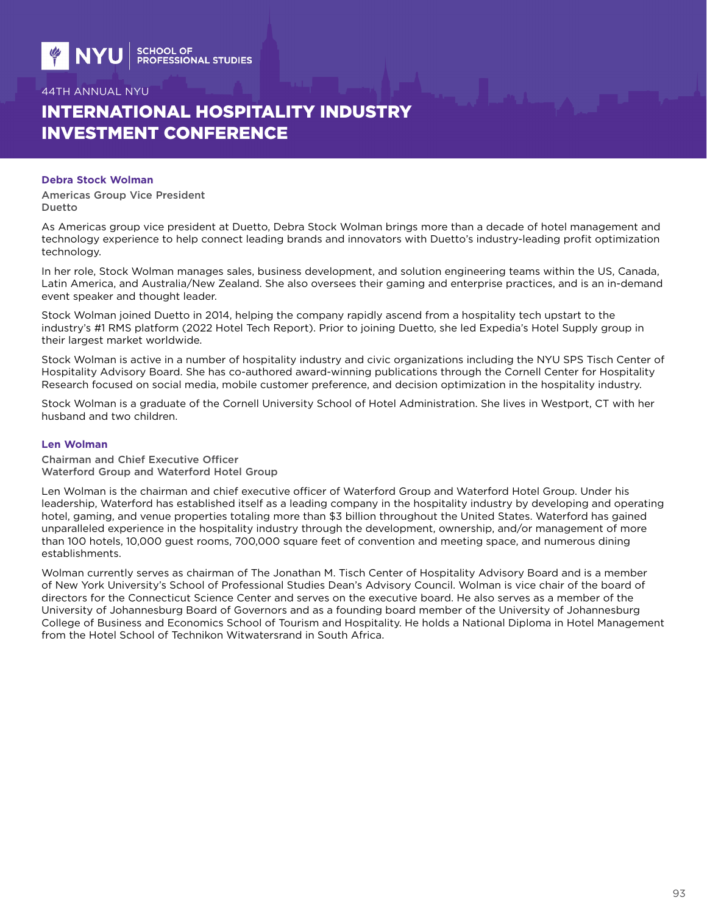**Debra Stock Wolman**

Americas Group Vice President
Duetto

As Americas group vice president at Duetto, Debra Stock Wolman brings more than a decade of hotel management and technology experience to help connect leading brands and innovators with Duetto's industry-leading profit optimization technology.

In her role, Stock Wolman manages sales, business development, and solution engineering teams within the US, Canada, Latin America, and Australia/New Zealand. She also oversees their gaming and enterprise practices, and is an in-demand event speaker and thought leader.

Stock Wolman joined Duetto in 2014, helping the company rapidly ascend from a hospitality tech upstart to the industry's #1 RMS platform (2022 Hotel Tech Report). Prior to joining Duetto, she led Expedia's Hotel Supply group in their largest market worldwide.

Stock Wolman is active in a number of hospitality industry and civic organizations including the NYU SPS Tisch Center of Hospitality Advisory Board. She has co-authored award-winning publications through the Cornell Center for Hospitality Research focused on social media, mobile customer preference, and decision optimization in the hospitality industry.

Stock Wolman is a graduate of the Cornell University School of Hotel Administration. She lives in Westport, CT with her husband and two children.

**Len Wolman**

Chairman and Chief Executive Officer
Waterford Group and Waterford Hotel Group

Len Wolman is the chairman and chief executive officer of Waterford Group and Waterford Hotel Group. Under his leadership, Waterford has established itself as a leading company in the hospitality industry by developing and operating hotel, gaming, and venue properties totaling more than $3 billion throughout the United States. Waterford has gained unparalleled experience in the hospitality industry through the development, ownership, and/or management of more than 100 hotels, 10,000 guest rooms, 700,000 square feet of convention and meeting space, and numerous dining establishments.

Wolman currently serves as chairman of The Jonathan M. Tisch Center of Hospitality Advisory Board and is a member of New York University's School of Professional Studies Dean's Advisory Council. Wolman is vice chair of the board of directors for the Connecticut Science Center and serves on the executive board. He also serves as a member of the University of Johannesburg Board of Governors and as a founding board member of the University of Johannesburg College of Business and Economics School of Tourism and Hospitality. He holds a National Diploma in Hotel Management from the Hotel School of Technikon Witwatersrand in South Africa.